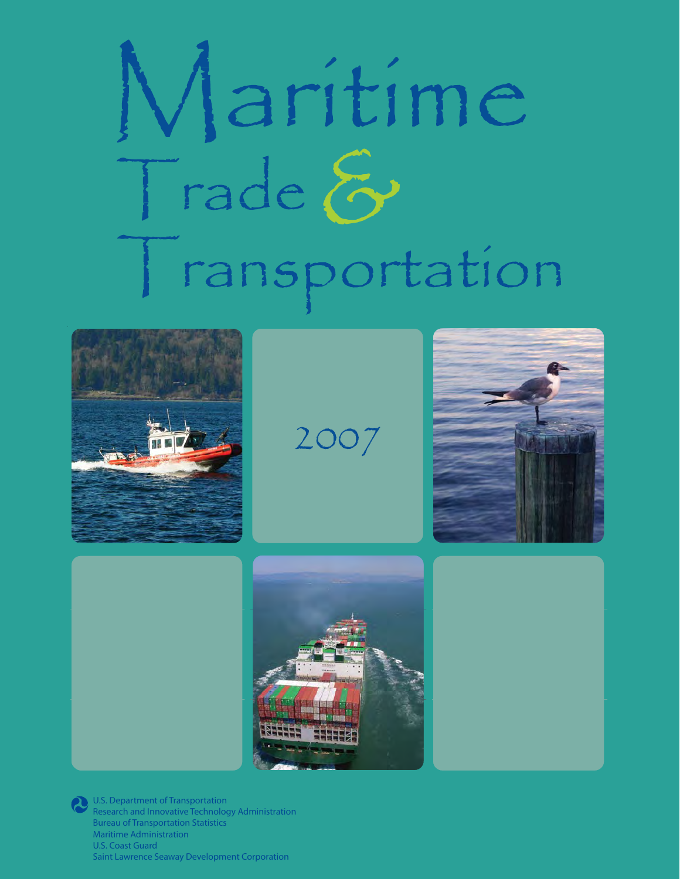# Maritime Trade & Transportation

2007

U.S. Department of Transportation
Research and Innovative Technology Administration
Bureau of Transportation Statistics
Maritime Administration
U.S. Coast Guard
Saint Lawrence Seaway Development Corporation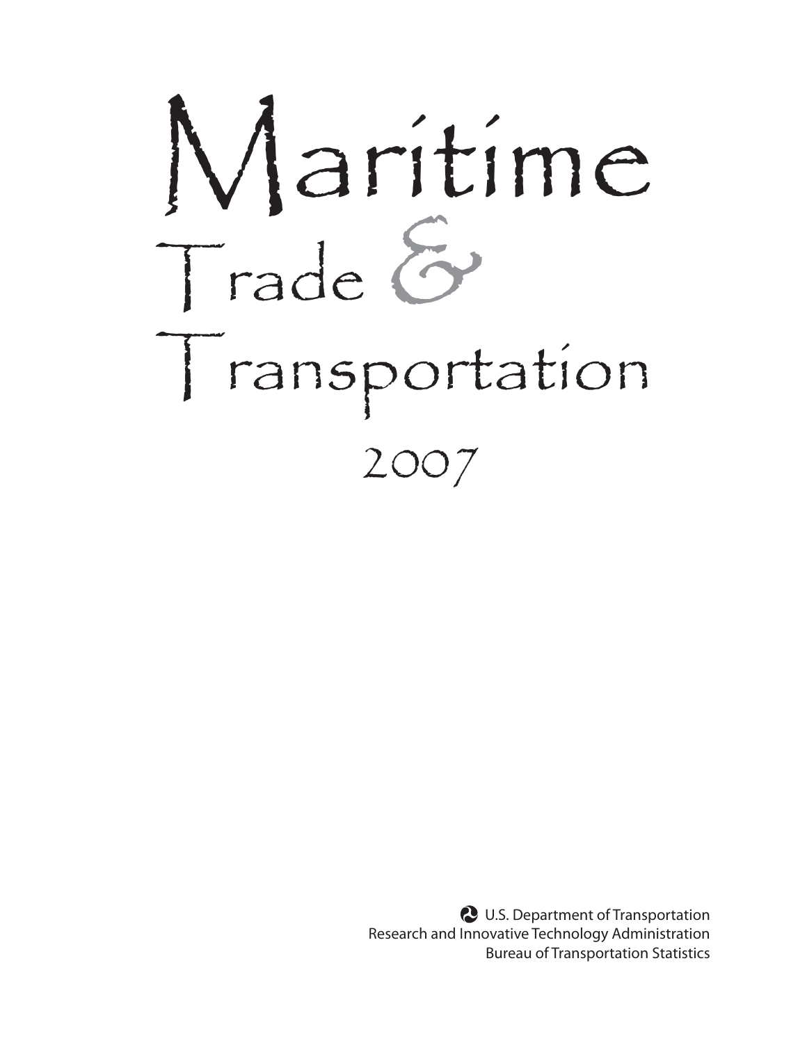# Maritime Trade & Transportation 2007

U.S. Department of Transportation
Research and Innovative Technology Administration
Bureau of Transportation Statistics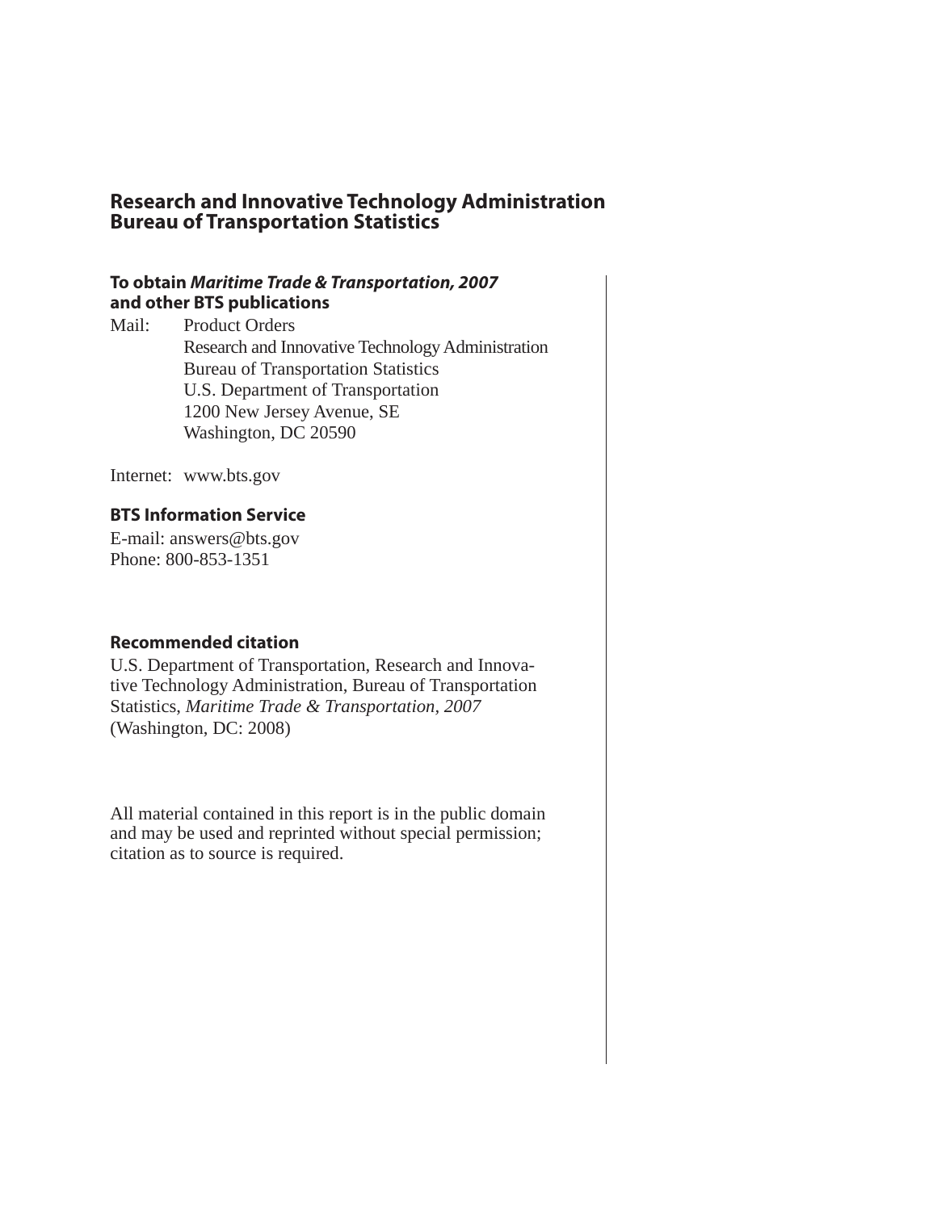## Research and Innovative Technology Administration
## Bureau of Transportation Statistics

**To obtain *Maritime Trade & Transportation, 2007* and other BTS publications**

Mail: Product Orders
Research and Innovative Technology Administration
Bureau of Transportation Statistics
U.S. Department of Transportation
1200 New Jersey Avenue, SE
Washington, DC 20590

Internet: www.bts.gov

**BTS Information Service**

E-mail: answers@bts.gov
Phone: 800-853-1351

**Recommended citation**

U.S. Department of Transportation, Research and Innovative Technology Administration, Bureau of Transportation Statistics, *Maritime Trade & Transportation, 2007* (Washington, DC: 2008)

All material contained in this report is in the public domain and may be used and reprinted without special permission; citation as to source is required.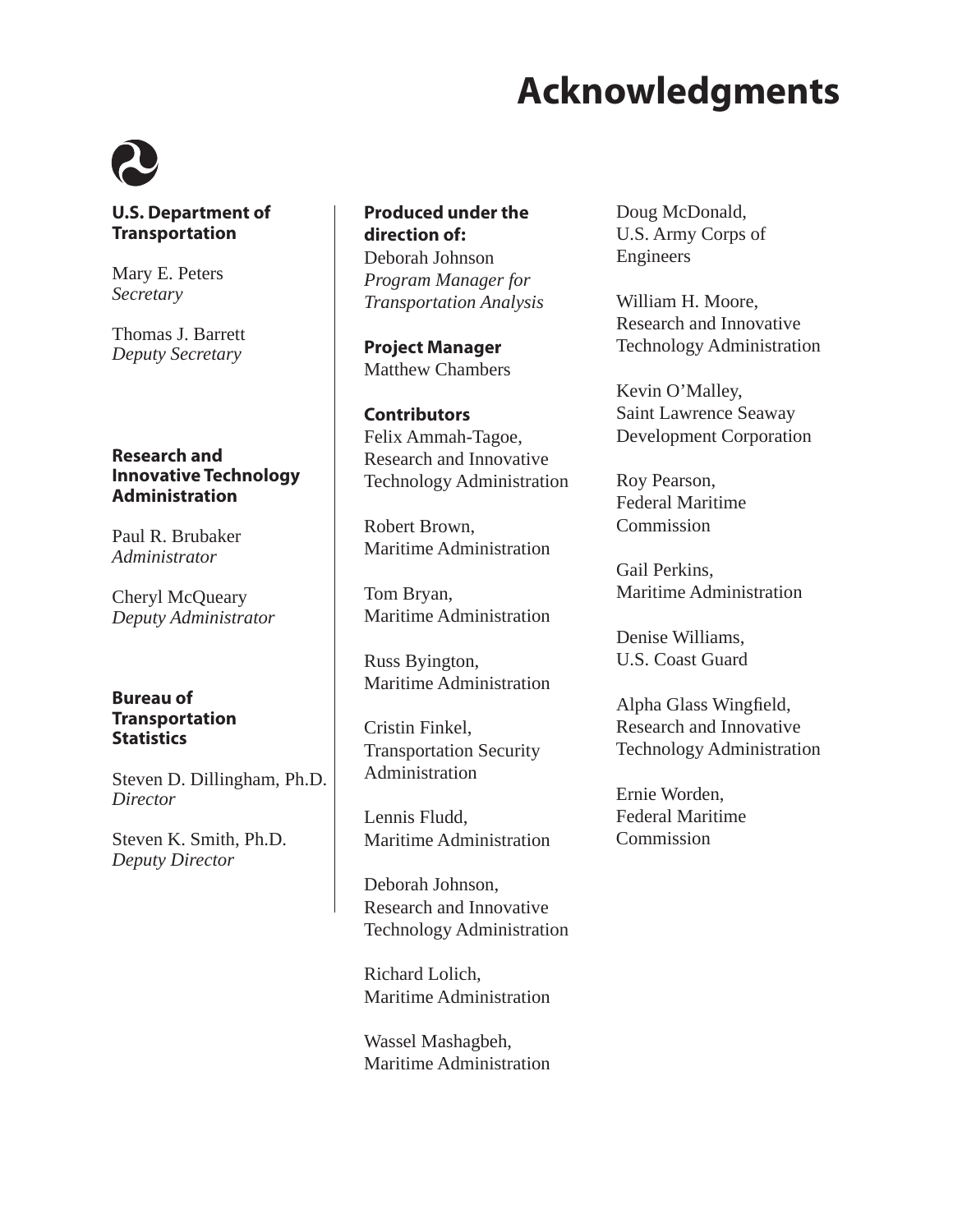# Acknowledgments

**U.S. Department of Transportation**

Mary E. Peters
*Secretary*

Thomas J. Barrett
*Deputy Secretary*

**Research and Innovative Technology Administration**

Paul R. Brubaker
*Administrator*

Cheryl McQueary
*Deputy Administrator*

**Bureau of Transportation Statistics**

Steven D. Dillingham, Ph.D.
*Director*

Steven K. Smith, Ph.D.
*Deputy Director*

**Produced under the direction of:**
Deborah Johnson
*Program Manager for Transportation Analysis*

**Project Manager**
Matthew Chambers

**Contributors**

Felix Ammah-Tagoe,
Research and Innovative Technology Administration

Robert Brown,
Maritime Administration

Tom Bryan,
Maritime Administration

Russ Byington,
Maritime Administration

Cristin Finkel,
Transportation Security Administration

Lennis Fludd,
Maritime Administration

Deborah Johnson,
Research and Innovative Technology Administration

Richard Lolich,
Maritime Administration

Wassel Mashagbeh,
Maritime Administration

Doug McDonald,
U.S. Army Corps of Engineers

William H. Moore,
Research and Innovative Technology Administration

Kevin O'Malley,
Saint Lawrence Seaway Development Corporation

Roy Pearson,
Federal Maritime Commission

Gail Perkins,
Maritime Administration

Denise Williams,
U.S. Coast Guard

Alpha Glass Wingfield,
Research and Innovative Technology Administration

Ernie Worden,
Federal Maritime Commission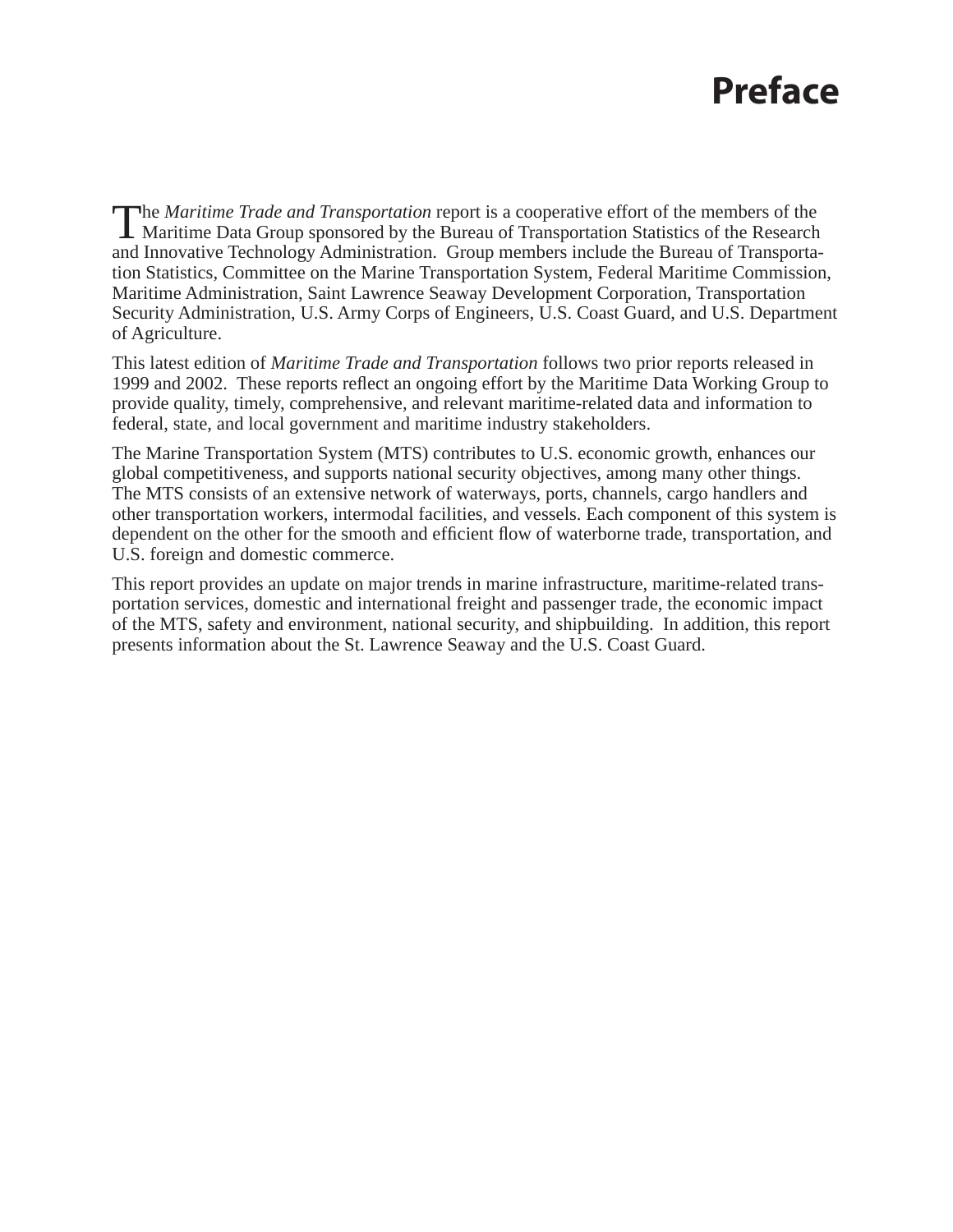# Preface

The *Maritime Trade and Transportation* report is a cooperative effort of the members of the Maritime Data Group sponsored by the Bureau of Transportation Statistics of the Research and Innovative Technology Administration. Group members include the Bureau of Transportation Statistics, Committee on the Marine Transportation System, Federal Maritime Commission, Maritime Administration, Saint Lawrence Seaway Development Corporation, Transportation Security Administration, U.S. Army Corps of Engineers, U.S. Coast Guard, and U.S. Department of Agriculture.

This latest edition of *Maritime Trade and Transportation* follows two prior reports released in 1999 and 2002. These reports reflect an ongoing effort by the Maritime Data Working Group to provide quality, timely, comprehensive, and relevant maritime-related data and information to federal, state, and local government and maritime industry stakeholders.

The Marine Transportation System (MTS) contributes to U.S. economic growth, enhances our global competitiveness, and supports national security objectives, among many other things. The MTS consists of an extensive network of waterways, ports, channels, cargo handlers and other transportation workers, intermodal facilities, and vessels. Each component of this system is dependent on the other for the smooth and efficient flow of waterborne trade, transportation, and U.S. foreign and domestic commerce.

This report provides an update on major trends in marine infrastructure, maritime-related transportation services, domestic and international freight and passenger trade, the economic impact of the MTS, safety and environment, national security, and shipbuilding. In addition, this report presents information about the St. Lawrence Seaway and the U.S. Coast Guard.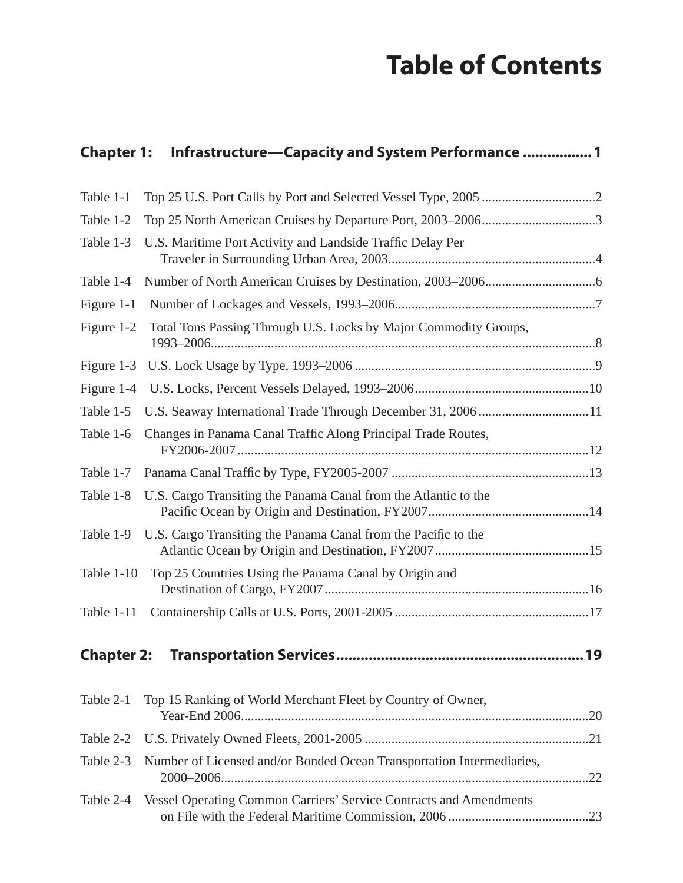# Table of Contents

## Chapter 1: Infrastructure—Capacity and System Performance ................ 1

Table 1-1 Top 25 U.S. Port Calls by Port and Selected Vessel Type, 2005 ..................................2

Table 1-2 Top 25 North American Cruises by Departure Port, 2003–2006..................................3

Table 1-3 U.S. Maritime Port Activity and Landside Traffic Delay Per Traveler in Surrounding Urban Area, 2003..............................................................4

Table 1-4 Number of North American Cruises by Destination, 2003–2006.................................6

Figure 1-1 Number of Lockages and Vessels, 1993–2006............................................................7

Figure 1-2 Total Tons Passing Through U.S. Locks by Major Commodity Groups, 1993–2006...................................................................................................................8

Figure 1-3 U.S. Lock Usage by Type, 1993–2006 ........................................................................9

Figure 1-4 U.S. Locks, Percent Vessels Delayed, 1993–2006....................................................10

Table 1-5 U.S. Seaway International Trade Through December 31, 2006 .................................11

Table 1-6 Changes in Panama Canal Traffic Along Principal Trade Routes, FY2006-2007 .........................................................................................................12

Table 1-7 Panama Canal Traffic by Type, FY2005-2007 ...........................................................13

Table 1-8 U.S. Cargo Transiting the Panama Canal from the Atlantic to the Pacific Ocean by Origin and Destination, FY2007................................................14

Table 1-9 U.S. Cargo Transiting the Panama Canal from the Pacific to the Atlantic Ocean by Origin and Destination, FY2007..............................................15

Table 1-10 Top 25 Countries Using the Panama Canal by Origin and Destination of Cargo, FY2007...............................................................................16

Table 1-11 Containership Calls at U.S. Ports, 2001-2005 ..........................................................17

## Chapter 2: Transportation Services............................................................19

Table 2-1 Top 15 Ranking of World Merchant Fleet by Country of Owner, Year-End 2006........................................................................................................20

Table 2-2 U.S. Privately Owned Fleets, 2001-2005 ...................................................................21

Table 2-3 Number of Licensed and/or Bonded Ocean Transportation Intermediaries, 2000–2006..............................................................................................................22

Table 2-4 Vessel Operating Common Carriers' Service Contracts and Amendments on File with the Federal Maritime Commission, 2006 ..........................................23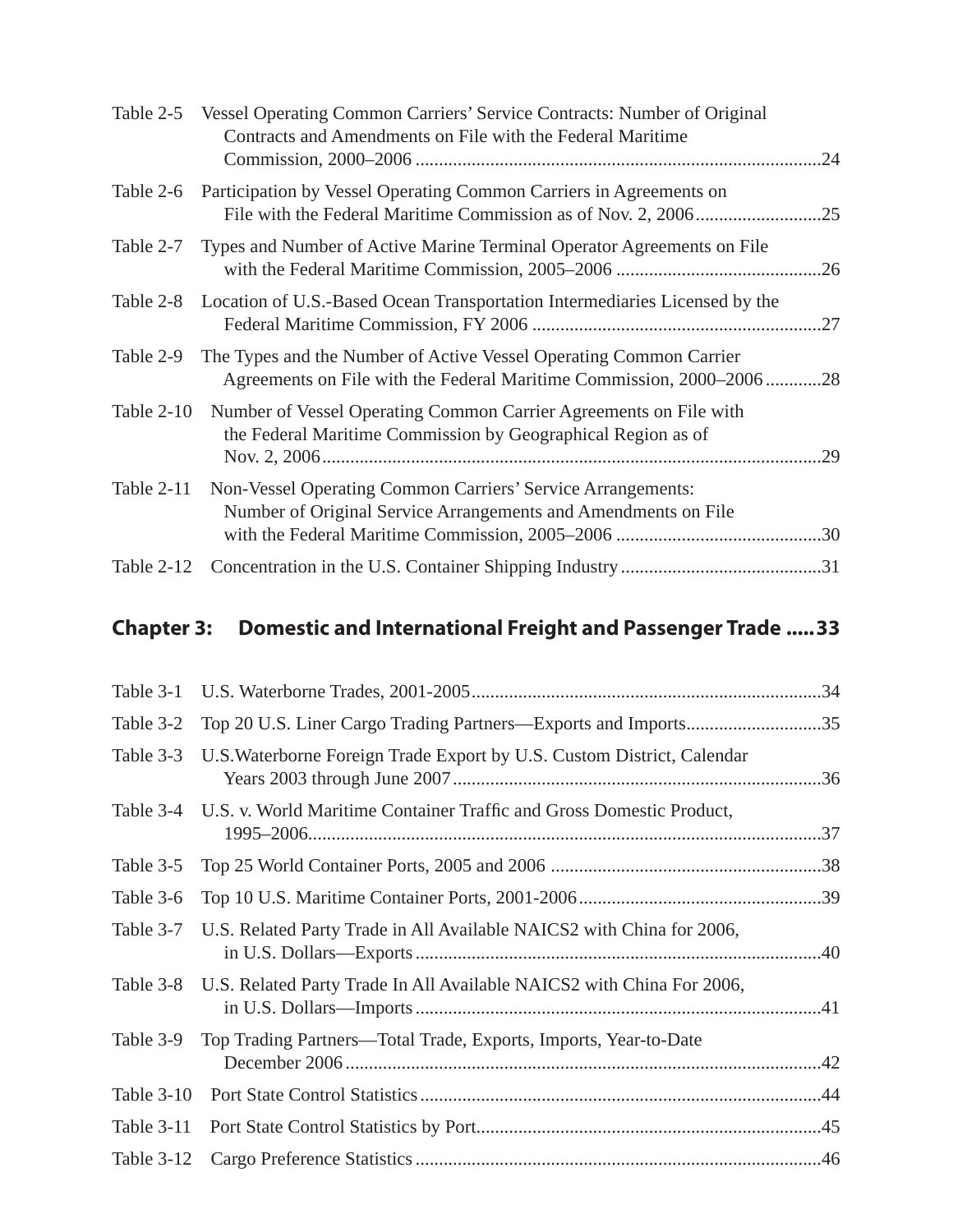Table 2-5 Vessel Operating Common Carriers' Service Contracts: Number of Original Contracts and Amendments on File with the Federal Maritime Commission, 2000–2006 ....................................................................................24

Table 2-6 Participation by Vessel Operating Common Carriers in Agreements on File with the Federal Maritime Commission as of Nov. 2, 2006...........................25

Table 2-7 Types and Number of Active Marine Terminal Operator Agreements on File with the Federal Maritime Commission, 2005–2006 ............................................26

Table 2-8 Location of U.S.-Based Ocean Transportation Intermediaries Licensed by the Federal Maritime Commission, FY 2006 .............................................................27

Table 2-9 The Types and the Number of Active Vessel Operating Common Carrier Agreements on File with the Federal Maritime Commission, 2000–2006 ............28

Table 2-10 Number of Vessel Operating Common Carrier Agreements on File with the Federal Maritime Commission by Geographical Region as of Nov. 2, 2006..........................................................................................................29

Table 2-11 Non-Vessel Operating Common Carriers' Service Arrangements: Number of Original Service Arrangements and Amendments on File with the Federal Maritime Commission, 2005–2006 ............................................30

Table 2-12 Concentration in the U.S. Container Shipping Industry...........................................31

## Chapter 3: Domestic and International Freight and Passenger Trade .....33

Table 3-1 U.S. Waterborne Trades, 2001-2005..........................................................................34

Table 3-2 Top 20 U.S. Liner Cargo Trading Partners—Exports and Imports.............................35

Table 3-3 U.S.Waterborne Foreign Trade Export by U.S. Custom District, Calendar Years 2003 through June 2007...............................................................................36

Table 3-4 U.S. v. World Maritime Container Traffic and Gross Domestic Product, 1995–2006.............................................................................................................37

Table 3-5 Top 25 World Container Ports, 2005 and 2006 ..........................................................38

Table 3-6 Top 10 U.S. Maritime Container Ports, 2001-2006....................................................39

Table 3-7 U.S. Related Party Trade in All Available NAICS2 with China for 2006, in U.S. Dollars—Exports......................................................................................40

Table 3-8 U.S. Related Party Trade In All Available NAICS2 with China For 2006, in U.S. Dollars—Imports......................................................................................41

Table 3-9 Top Trading Partners—Total Trade, Exports, Imports, Year-to-Date December 2006.....................................................................................................42

Table 3-10 Port State Control Statistics......................................................................................44

Table 3-11 Port State Control Statistics by Port..........................................................................45

Table 3-12 Cargo Preference Statistics......................................................................................46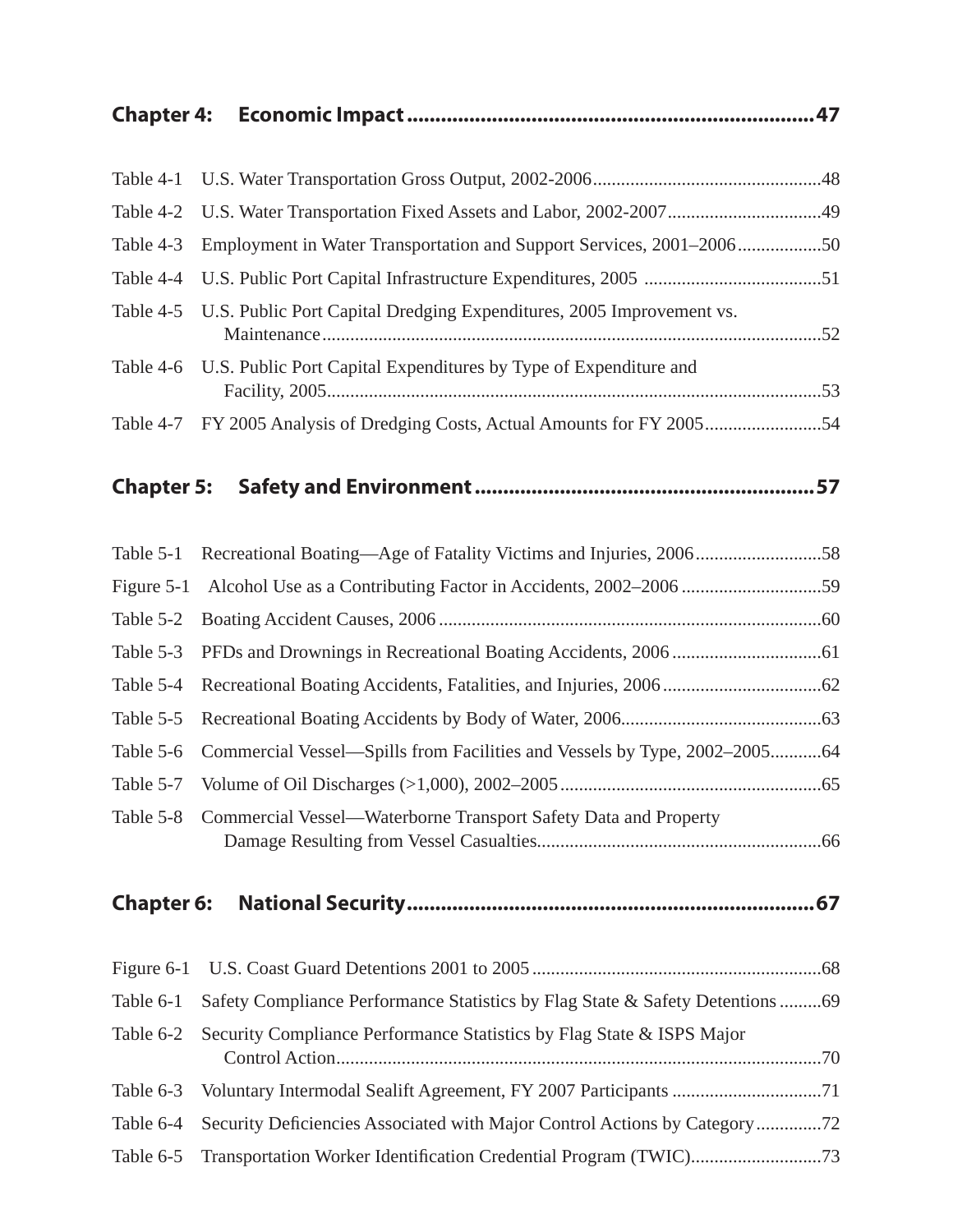## Chapter 4: Economic Impact ........................................................................47

Table 4-1 U.S. Water Transportation Gross Output, 2002-2006.................................................48

Table 4-2 U.S. Water Transportation Fixed Assets and Labor, 2002-2007.................................49

Table 4-3 Employment in Water Transportation and Support Services, 2001–2006..................50

Table 4-4 U.S. Public Port Capital Infrastructure Expenditures, 2005 ......................................51

Table 4-5 U.S. Public Port Capital Dredging Expenditures, 2005 Improvement vs. Maintenance...........................................................................................................52

Table 4-6 U.S. Public Port Capital Expenditures by Type of Expenditure and Facility, 2005.........................................................................................................53

Table 4-7 FY 2005 Analysis of Dredging Costs, Actual Amounts for FY 2005.........................54

## Chapter 5: Safety and Environment ............................................................57

Table 5-1 Recreational Boating—Age of Fatality Victims and Injuries, 2006...........................58

Figure 5-1 Alcohol Use as a Contributing Factor in Accidents, 2002–2006 ..............................59

Table 5-2 Boating Accident Causes, 2006 ..................................................................................60

Table 5-3 PFDs and Drownings in Recreational Boating Accidents, 2006 ................................61

Table 5-4 Recreational Boating Accidents, Fatalities, and Injuries, 2006 ..................................62

Table 5-5 Recreational Boating Accidents by Body of Water, 2006...........................................63

Table 5-6 Commercial Vessel—Spills from Facilities and Vessels by Type, 2002–2005...........64

Table 5-7 Volume of Oil Discharges (>1,000), 2002–2005........................................................65

Table 5-8 Commercial Vessel—Waterborne Transport Safety Data and Property Damage Resulting from Vessel Casualties............................................................66

## Chapter 6: National Security........................................................................67

Figure 6-1 U.S. Coast Guard Detentions 2001 to 2005..............................................................68

Table 6-1 Safety Compliance Performance Statistics by Flag State & Safety Detentions .........69

Table 6-2 Security Compliance Performance Statistics by Flag State & ISPS Major Control Action........................................................................................................70

Table 6-3 Voluntary Intermodal Sealift Agreement, FY 2007 Participants ................................71

Table 6-4 Security Deficiencies Associated with Major Control Actions by Category..............72

Table 6-5 Transportation Worker Identification Credential Program (TWIC)............................73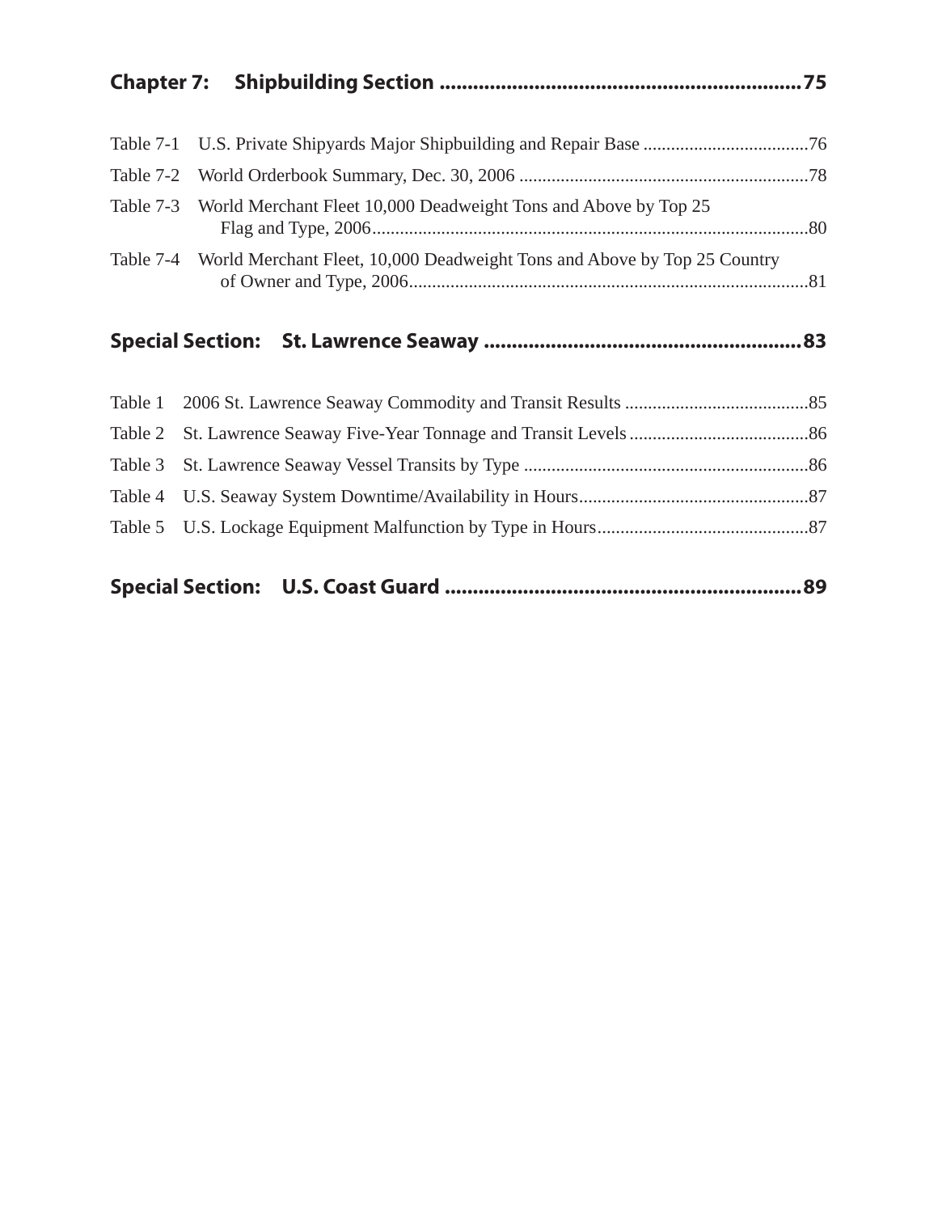**Chapter 7: Shipbuilding Section .................................................................75**

Table 7-1 U.S. Private Shipyards Major Shipbuilding and Repair Base ....................................76

Table 7-2 World Orderbook Summary, Dec. 30, 2006 ...............................................................78

Table 7-3 World Merchant Fleet 10,000 Deadweight Tons and Above by Top 25 Flag and Type, 2006...............................................................................................80

Table 7-4 World Merchant Fleet, 10,000 Deadweight Tons and Above by Top 25 Country of Owner and Type, 2006.......................................................................................81

**Special Section: St. Lawrence Seaway .........................................................83**

Table 1 2006 St. Lawrence Seaway Commodity and Transit Results ........................................85

Table 2 St. Lawrence Seaway Five-Year Tonnage and Transit Levels.......................................86

Table 3 St. Lawrence Seaway Vessel Transits by Type .............................................................86

Table 4 U.S. Seaway System Downtime/Availability in Hours..................................................87

Table 5 U.S. Lockage Equipment Malfunction by Type in Hours..............................................87

**Special Section: U.S. Coast Guard ................................................................89**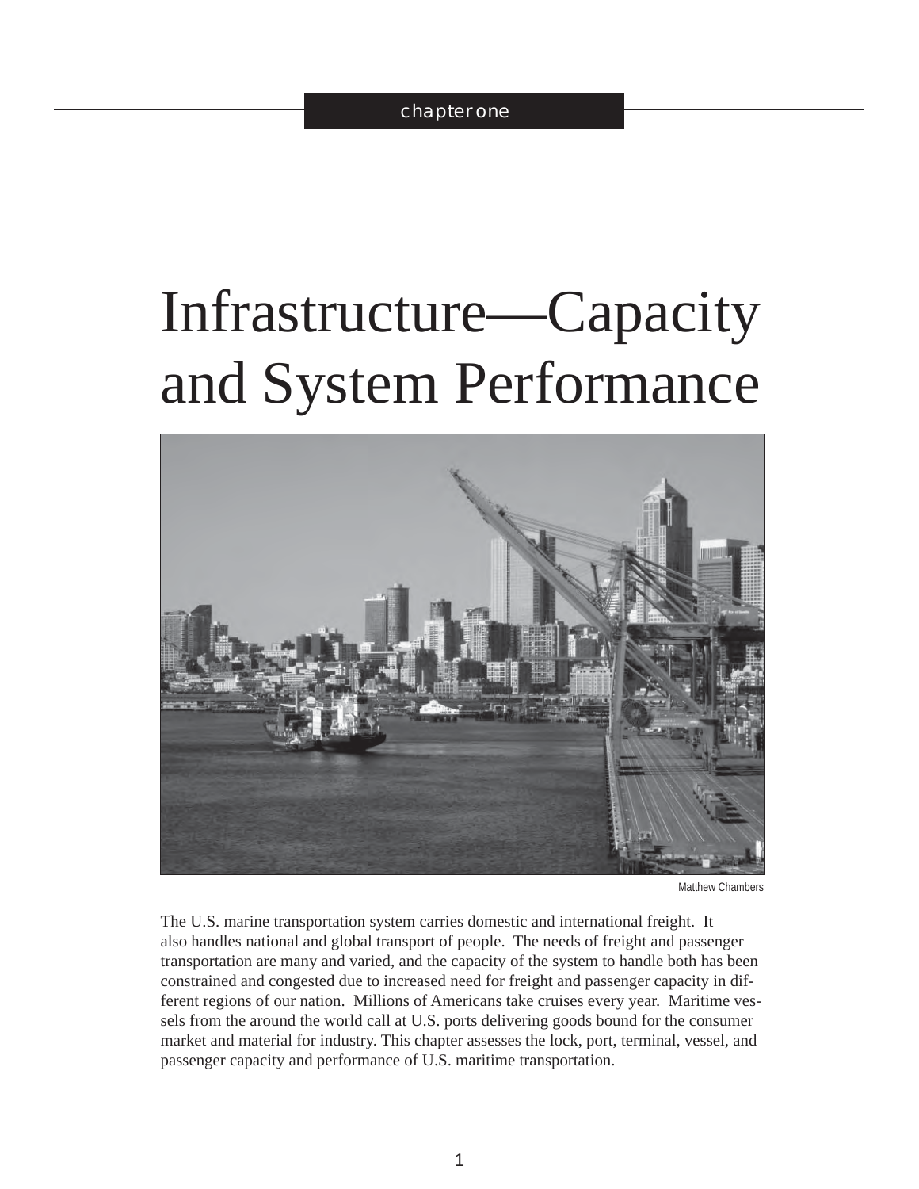chapter one

# Infrastructure—Capacity and System Performance

Matthew Chambers

The U.S. marine transportation system carries domestic and international freight. It also handles national and global transport of people. The needs of freight and passenger transportation are many and varied, and the capacity of the system to handle both has been constrained and congested due to increased need for freight and passenger capacity in different regions of our nation. Millions of Americans take cruises every year. Maritime vessels from the around the world call at U.S. ports delivering goods bound for the consumer market and material for industry. This chapter assesses the lock, port, terminal, vessel, and passenger capacity and performance of U.S. maritime transportation.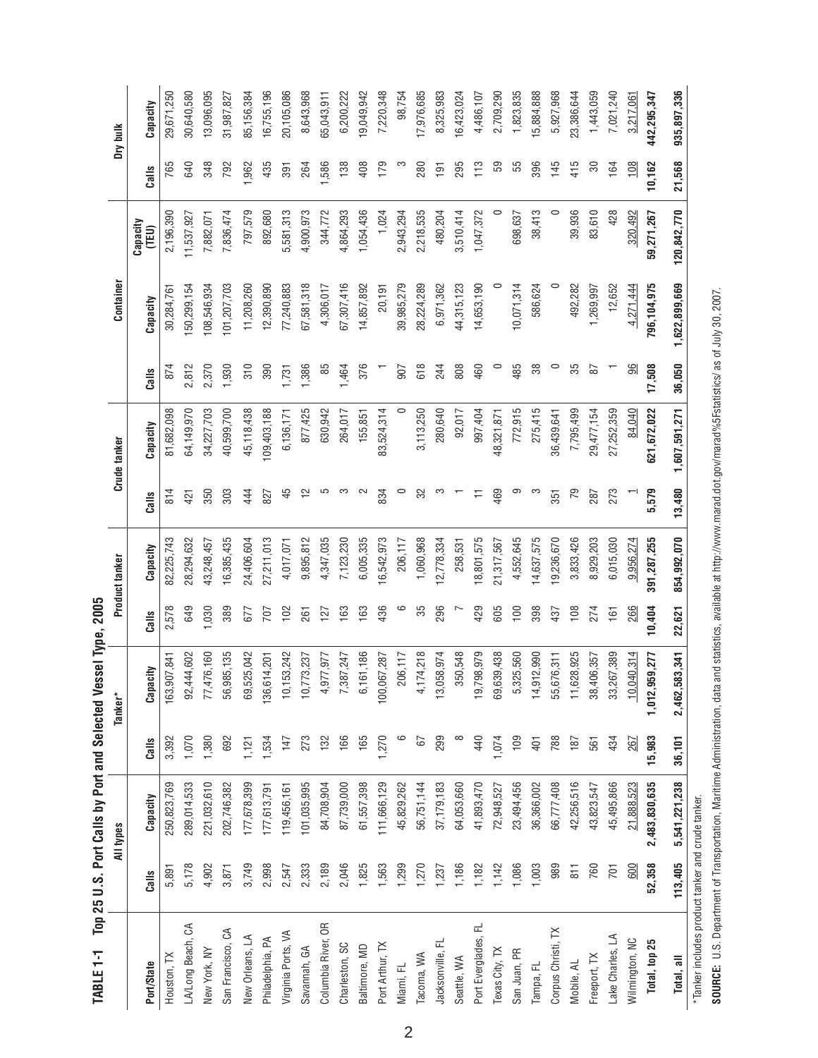**TABLE 1-1 Top 25 U.S. Port Calls by Port and Selected Vessel Type, 2005**

| Port/State | All types | | Tanker* | | Product tanker | | Crude tanker | | Container | | | Dry bulk | |
|---|---|---|---|---|---|---|---|---|---|---|---|---|---|
| | Calls | Capacity | Calls | Capacity | Calls | Capacity | Calls | Capacity | Calls | Capacity | Capacity (TEU) | Calls | Capacity |
| Houston, TX | 5,891 | 250,823,769 | 3,392 | 163,907,841 | 2,578 | 82,225,743 | 814 | 81,682,098 | 874 | 30,284,761 | 2,196,390 | 765 | 29,671,250 |
| LA/Long Beach, CA | 5,178 | 289,014,533 | 1,070 | 92,444,602 | 649 | 28,294,632 | 421 | 64,149,970 | 2,812 | 150,299,154 | 11,537,927 | 640 | 30,640,580 |
| New York, NY | 4,902 | 221,032,610 | 1,380 | 77,476,160 | 1,030 | 43,248,457 | 350 | 34,227,703 | 2,370 | 108,546,934 | 7,882,071 | 348 | 13,096,095 |
| San Francisco, CA | 3,871 | 202,746,382 | 692 | 56,985,135 | 389 | 16,385,435 | 303 | 40,599,700 | 1,930 | 101,207,703 | 7,836,474 | 792 | 31,987,827 |
| New Orleans, LA | 3,749 | 177,678,399 | 1,121 | 69,525,042 | 677 | 24,406,604 | 444 | 45,118,438 | 310 | 11,208,260 | 797,579 | 1,962 | 85,156,384 |
| Philadelphia, PA | 2,998 | 177,613,791 | 1,534 | 136,614,201 | 707 | 27,211,013 | 827 | 109,403,188 | 390 | 12,390,890 | 892,680 | 435 | 16,755,196 |
| Virginia Ports, VA | 2,547 | 119,456,161 | 147 | 10,153,242 | 102 | 4,017,071 | 45 | 6,136,171 | 1,731 | 77,240,883 | 5,581,313 | 391 | 20,105,086 |
| Savannah, GA | 2,333 | 101,035,995 | 273 | 10,773,237 | 261 | 9,895,812 | 12 | 877,425 | 1,386 | 67,581,318 | 4,900,973 | 264 | 8,643,968 |
| Columbia River, OR | 2,189 | 84,708,904 | 132 | 4,977,977 | 127 | 4,347,035 | 5 | 630,942 | 85 | 4,306,017 | 344,772 | 1,586 | 65,043,911 |
| Charleston, SC | 2,046 | 87,739,000 | 166 | 7,387,247 | 163 | 7,123,230 | 3 | 264,017 | 1,464 | 67,307,416 | 4,864,293 | 138 | 6,200,222 |
| Baltimore, MD | 1,825 | 61,557,398 | 165 | 6,161,186 | 163 | 6,005,335 | 2 | 155,851 | 376 | 14,857,892 | 1,054,436 | 408 | 19,049,942 |
| Port Arthur, TX | 1,563 | 111,666,129 | 1,270 | 100,067,287 | 436 | 16,542,973 | 834 | 83,524,314 | 1 | 20,191 | 1,024 | 179 | 7,220,348 |
| Miami, FL | 1,299 | 45,829,262 | 6 | 206,117 | 6 | 206,117 | 0 | 0 | 907 | 39,985,279 | 2,943,294 | 3 | 98,754 |
| Tacoma, WA | 1,270 | 56,751,144 | 67 | 4,174,218 | 35 | 1,060,968 | 32 | 3,113,250 | 618 | 28,224,289 | 2,218,535 | 280 | 17,976,685 |
| Jacksonville, FL | 1,237 | 37,179,183 | 299 | 13,058,974 | 296 | 12,778,334 | 3 | 280,640 | 244 | 6,971,362 | 480,204 | 191 | 8,325,983 |
| Seattle, WA | 1,186 | 64,053,660 | 8 | 350,548 | 7 | 258,531 | 1 | 92,017 | 808 | 44,315,123 | 3,510,414 | 295 | 16,423,024 |
| Port Everglades, FL | 1,182 | 41,893,470 | 440 | 19,798,979 | 429 | 18,801,575 | 11 | 997,404 | 460 | 14,653,190 | 1,047,372 | 113 | 4,486,107 |
| Texas City, TX | 1,142 | 72,948,527 | 1,074 | 69,639,438 | 605 | 21,317,567 | 469 | 48,321,871 | 0 | 0 | 0 | 59 | 2,709,290 |
| San Juan, PR | 1,086 | 23,494,456 | 109 | 5,325,560 | 100 | 4,552,645 | 9 | 772,915 | 485 | 10,071,314 | 698,637 | 55 | 1,823,835 |
| Tampa, FL | 1,003 | 36,366,002 | 401 | 14,912,990 | 398 | 14,637,575 | 3 | 275,415 | 38 | 586,624 | 38,413 | 396 | 15,884,888 |
| Corpus Christi, TX | 989 | 66,777,408 | 788 | 55,676,311 | 437 | 19,236,670 | 351 | 36,439,641 | 0 | 0 | 0 | 145 | 5,927,968 |
| Mobile, AL | 811 | 42,256,516 | 187 | 11,628,925 | 108 | 3,833,426 | 79 | 7,795,499 | 35 | 492,282 | 39,936 | 415 | 23,386,644 |
| Freeport, TX | 760 | 43,823,547 | 561 | 38,406,357 | 274 | 8,929,203 | 287 | 29,477,154 | 87 | 1,269,997 | 83,610 | 30 | 1,443,059 |
| Lake Charles, LA | 701 | 45,495,866 | 434 | 33,267,389 | 161 | 6,015,030 | 273 | 27,252,359 | 1 | 12,652 | 428 | 164 | 7,021,240 |
| Wilmington, NC | 600 | 21,888,523 | 267 | 10,040,314 | 266 | 9,956,274 | 1 | 84,040 | 96 | 4,271,444 | 320,492 | 108 | 3,217,061 |
| **Total, top 25** | **52,358** | **2,483,830,635** | **15,983** | **1,012,959,277** | **10,404** | **391,287,255** | **5,579** | **621,672,022** | **17,508** | **796,104,975** | **59,271,267** | **10,162** | **442,295,347** |
| **Total, all** | **113,405** | **5,541,221,238** | **36,101** | **2,462,583,341** | **22,621** | **854,992,070** | **13,480** | **1,607,591,271** | **36,050** | **1,622,899,669** | **120,842,770** | **21,568** | **935,897,336** |

*Tanker includes product tanker and crude tanker.

**SOURCE:** U.S. Department of Transportation, Maritime Administration, data and statistics, available at http://www.marad.dot.gov/marad%5Fstatistics/ as of July 30, 2007.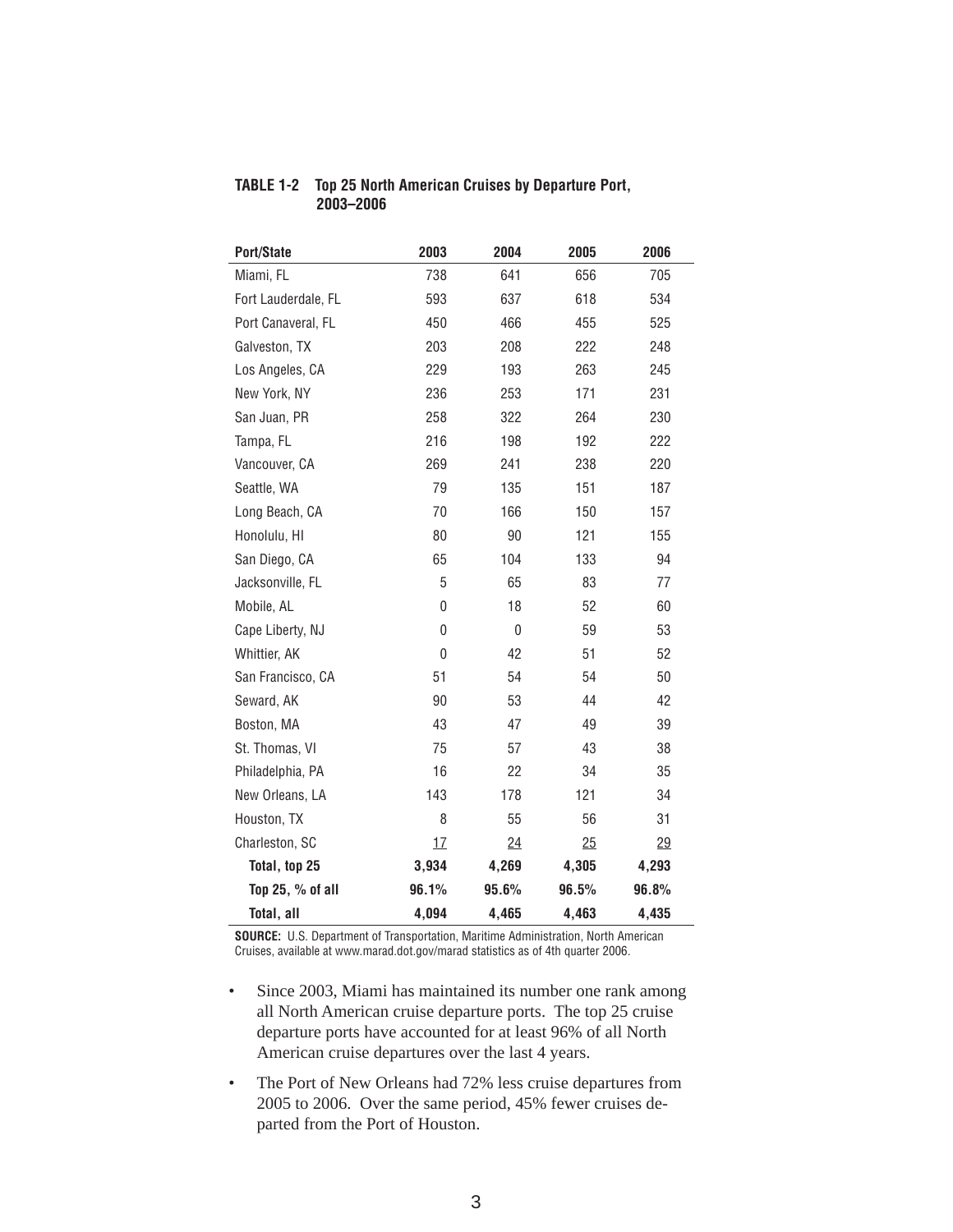**TABLE 1-2 Top 25 North American Cruises by Departure Port, 2003–2006**

| Port/State | 2003 | 2004 | 2005 | 2006 |
|---|---|---|---|---|
| Miami, FL | 738 | 641 | 656 | 705 |
| Fort Lauderdale, FL | 593 | 637 | 618 | 534 |
| Port Canaveral, FL | 450 | 466 | 455 | 525 |
| Galveston, TX | 203 | 208 | 222 | 248 |
| Los Angeles, CA | 229 | 193 | 263 | 245 |
| New York, NY | 236 | 253 | 171 | 231 |
| San Juan, PR | 258 | 322 | 264 | 230 |
| Tampa, FL | 216 | 198 | 192 | 222 |
| Vancouver, CA | 269 | 241 | 238 | 220 |
| Seattle, WA | 79 | 135 | 151 | 187 |
| Long Beach, CA | 70 | 166 | 150 | 157 |
| Honolulu, HI | 80 | 90 | 121 | 155 |
| San Diego, CA | 65 | 104 | 133 | 94 |
| Jacksonville, FL | 5 | 65 | 83 | 77 |
| Mobile, AL | 0 | 18 | 52 | 60 |
| Cape Liberty, NJ | 0 | 0 | 59 | 53 |
| Whittier, AK | 0 | 42 | 51 | 52 |
| San Francisco, CA | 51 | 54 | 54 | 50 |
| Seward, AK | 90 | 53 | 44 | 42 |
| Boston, MA | 43 | 47 | 49 | 39 |
| St. Thomas, VI | 75 | 57 | 43 | 38 |
| Philadelphia, PA | 16 | 22 | 34 | 35 |
| New Orleans, LA | 143 | 178 | 121 | 34 |
| Houston, TX | 8 | 55 | 56 | 31 |
| Charleston, SC | 17 | 24 | 25 | 29 |
| **Total, top 25** | **3,934** | **4,269** | **4,305** | **4,293** |
| **Top 25, % of all** | **96.1%** | **95.6%** | **96.5%** | **96.8%** |
| **Total, all** | **4,094** | **4,465** | **4,463** | **4,435** |

**SOURCE:** U.S. Department of Transportation, Maritime Administration, North American Cruises, available at www.marad.dot.gov/marad statistics as of 4th quarter 2006.

- Since 2003, Miami has maintained its number one rank among all North American cruise departure ports. The top 25 cruise departure ports have accounted for at least 96% of all North American cruise departures over the last 4 years.
- The Port of New Orleans had 72% less cruise departures from 2005 to 2006. Over the same period, 45% fewer cruises departed from the Port of Houston.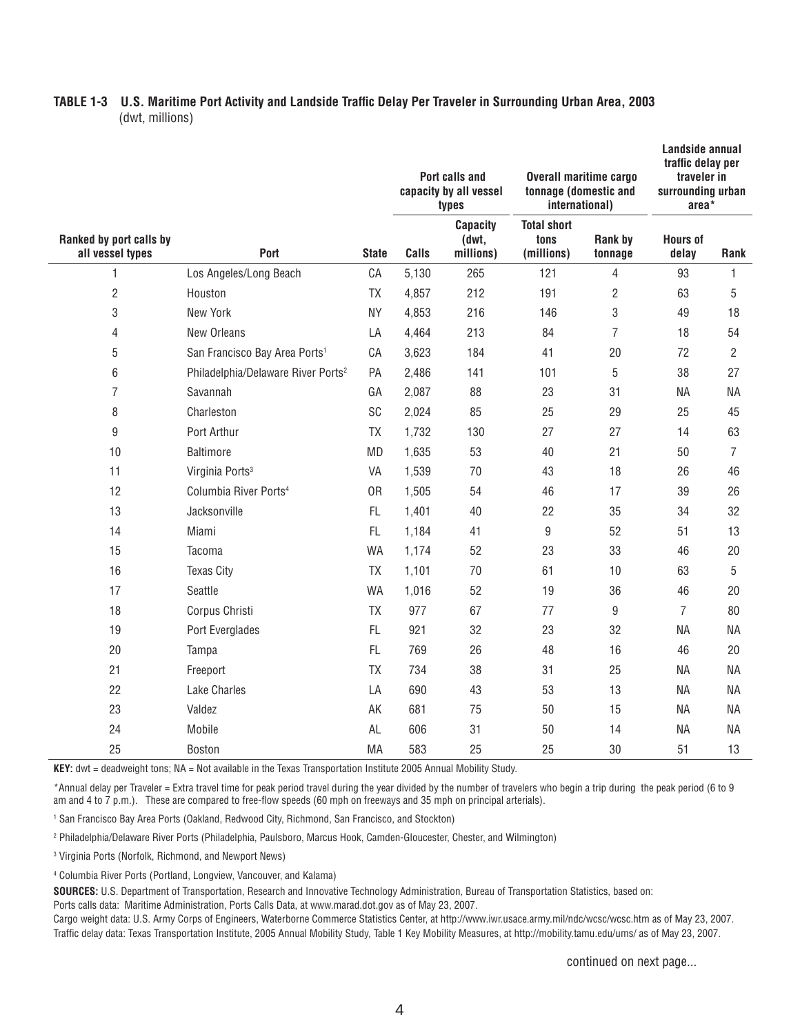**TABLE 1-3 U.S. Maritime Port Activity and Landside Traffic Delay Per Traveler in Surrounding Urban Area, 2003**
(dwt, millions)

| Ranked by port calls by all vessel types | Port | State | Port calls and capacity by all vessel types | | Overall maritime cargo tonnage (domestic and international) | | Landside annual traffic delay per traveler in surrounding urban area* | |
|---|---|---|---|---|---|---|---|---|
| | | | Calls | Capacity (dwt, millions) | Total short tons (millions) | Rank by tonnage | Hours of delay | Rank |
| 1 | Los Angeles/Long Beach | CA | 5,130 | 265 | 121 | 4 | 93 | 1 |
| 2 | Houston | TX | 4,857 | 212 | 191 | 2 | 63 | 5 |
| 3 | New York | NY | 4,853 | 216 | 146 | 3 | 49 | 18 |
| 4 | New Orleans | LA | 4,464 | 213 | 84 | 7 | 18 | 54 |
| 5 | San Francisco Bay Area Ports[1] | CA | 3,623 | 184 | 41 | 20 | 72 | 2 |
| 6 | Philadelphia/Delaware River Ports[2] | PA | 2,486 | 141 | 101 | 5 | 38 | 27 |
| 7 | Savannah | GA | 2,087 | 88 | 23 | 31 | NA | NA |
| 8 | Charleston | SC | 2,024 | 85 | 25 | 29 | 25 | 45 |
| 9 | Port Arthur | TX | 1,732 | 130 | 27 | 27 | 14 | 63 |
| 10 | Baltimore | MD | 1,635 | 53 | 40 | 21 | 50 | 7 |
| 11 | Virginia Ports[3] | VA | 1,539 | 70 | 43 | 18 | 26 | 46 |
| 12 | Columbia River Ports[4] | OR | 1,505 | 54 | 46 | 17 | 39 | 26 |
| 13 | Jacksonville | FL | 1,401 | 40 | 22 | 35 | 34 | 32 |
| 14 | Miami | FL | 1,184 | 41 | 9 | 52 | 51 | 13 |
| 15 | Tacoma | WA | 1,174 | 52 | 23 | 33 | 46 | 20 |
| 16 | Texas City | TX | 1,101 | 70 | 61 | 10 | 63 | 5 |
| 17 | Seattle | WA | 1,016 | 52 | 19 | 36 | 46 | 20 |
| 18 | Corpus Christi | TX | 977 | 67 | 77 | 9 | 7 | 80 |
| 19 | Port Everglades | FL | 921 | 32 | 23 | 32 | NA | NA |
| 20 | Tampa | FL | 769 | 26 | 48 | 16 | 46 | 20 |
| 21 | Freeport | TX | 734 | 38 | 31 | 25 | NA | NA |
| 22 | Lake Charles | LA | 690 | 43 | 53 | 13 | NA | NA |
| 23 | Valdez | AK | 681 | 75 | 50 | 15 | NA | NA |
| 24 | Mobile | AL | 606 | 31 | 50 | 14 | NA | NA |
| 25 | Boston | MA | 583 | 25 | 25 | 30 | 51 | 13 |

**KEY:** dwt = deadweight tons; NA = Not available in the Texas Transportation Institute 2005 Annual Mobility Study.

*Annual delay per Traveler = Extra travel time for peak period travel during the year divided by the number of travelers who begin a trip during the peak period (6 to 9 am and 4 to 7 p.m.). These are compared to free-flow speeds (60 mph on freeways and 35 mph on principal arterials).

[1] San Francisco Bay Area Ports (Oakland, Redwood City, Richmond, San Francisco, and Stockton)

[2] Philadelphia/Delaware River Ports (Philadelphia, Paulsboro, Marcus Hook, Camden-Gloucester, Chester, and Wilmington)

[3] Virginia Ports (Norfolk, Richmond, and Newport News)

[4] Columbia River Ports (Portland, Longview, Vancouver, and Kalama)

**SOURCES:** U.S. Department of Transportation, Research and Innovative Technology Administration, Bureau of Transportation Statistics, based on:
Ports calls data: Maritime Administration, Ports Calls Data, at www.marad.dot.gov as of May 23, 2007.
Cargo weight data: U.S. Army Corps of Engineers, Waterborne Commerce Statistics Center, at http://www.iwr.usace.army.mil/ndc/wcsc/wcsc.htm as of May 23, 2007.
Traffic delay data: Texas Transportation Institute, 2005 Annual Mobility Study, Table 1 Key Mobility Measures, at http://mobility.tamu.edu/ums/ as of May 23, 2007.

continued on next page...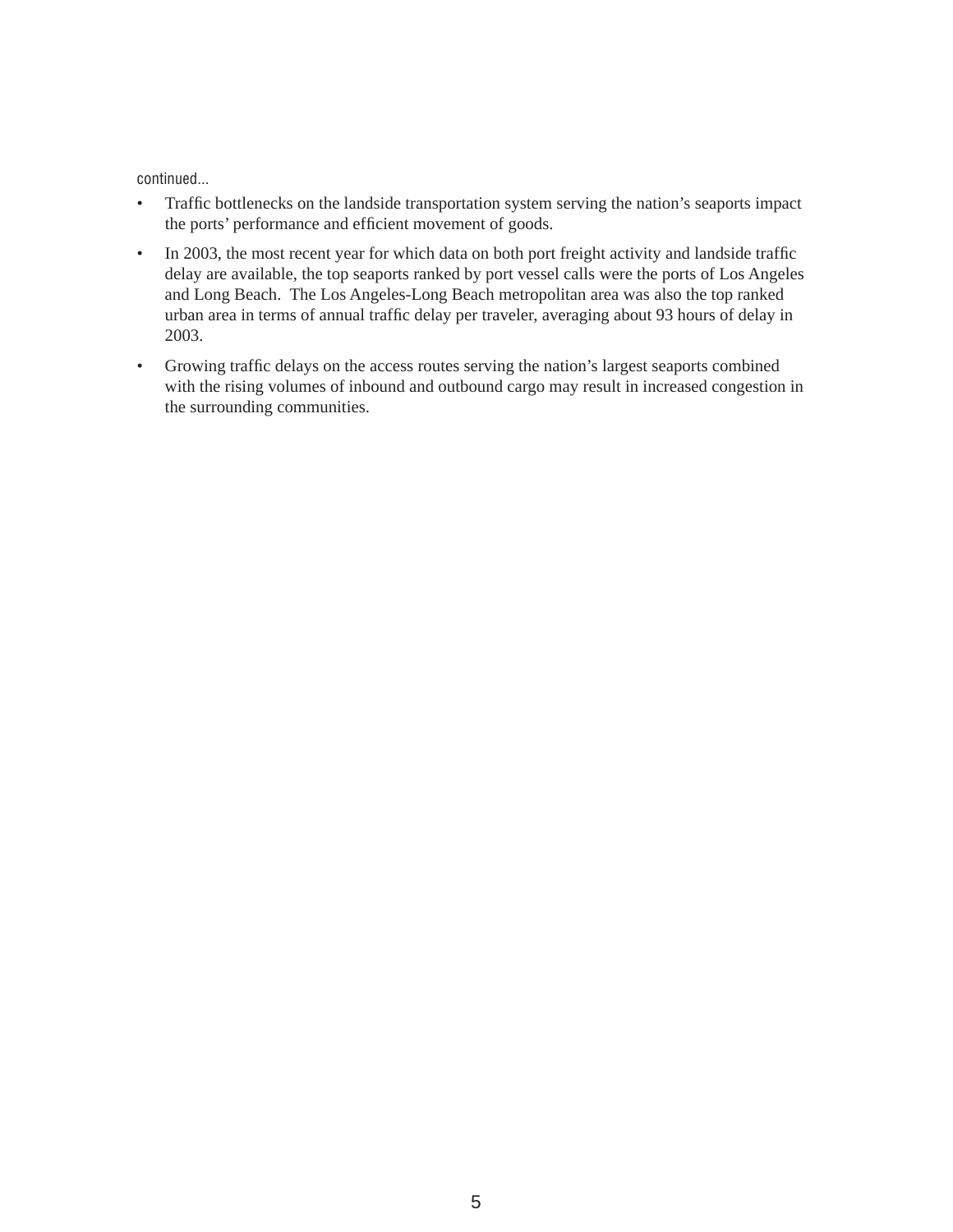continued...

- Traffic bottlenecks on the landside transportation system serving the nation's seaports impact the ports' performance and efficient movement of goods.
- In 2003, the most recent year for which data on both port freight activity and landside traffic delay are available, the top seaports ranked by port vessel calls were the ports of Los Angeles and Long Beach. The Los Angeles-Long Beach metropolitan area was also the top ranked urban area in terms of annual traffic delay per traveler, averaging about 93 hours of delay in 2003.
- Growing traffic delays on the access routes serving the nation's largest seaports combined with the rising volumes of inbound and outbound cargo may result in increased congestion in the surrounding communities.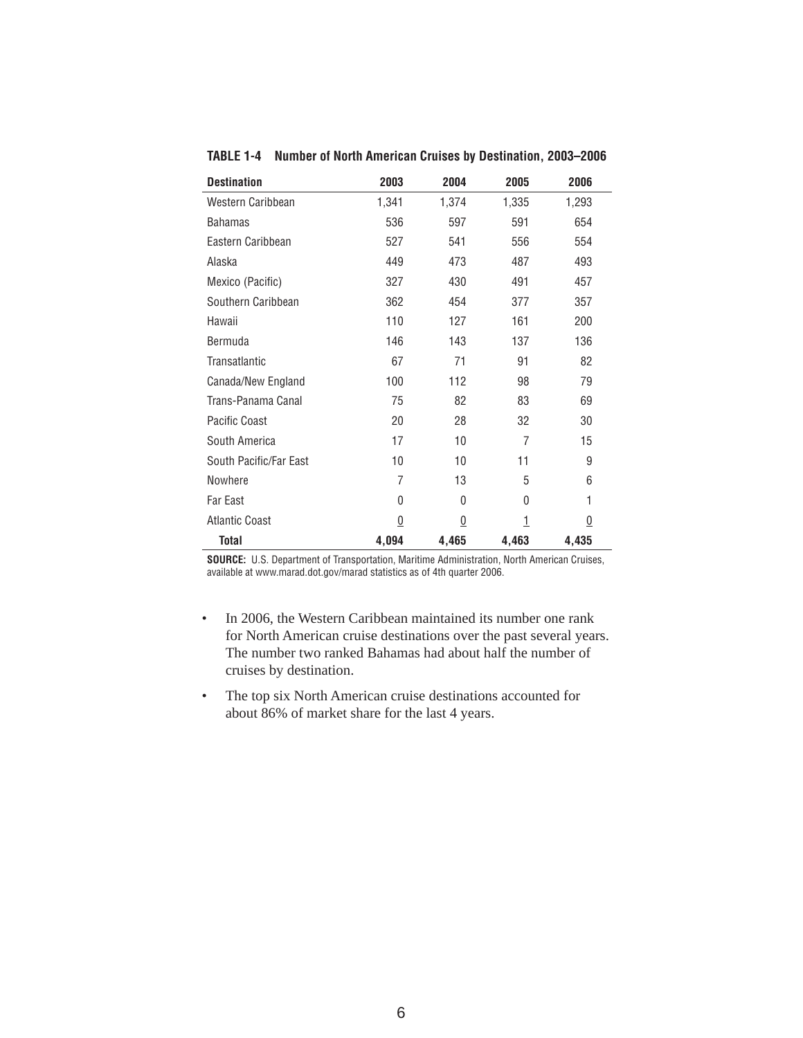**TABLE 1-4 Number of North American Cruises by Destination, 2003–2006**

| Destination | 2003 | 2004 | 2005 | 2006 |
|---|---|---|---|---|
| Western Caribbean | 1,341 | 1,374 | 1,335 | 1,293 |
| Bahamas | 536 | 597 | 591 | 654 |
| Eastern Caribbean | 527 | 541 | 556 | 554 |
| Alaska | 449 | 473 | 487 | 493 |
| Mexico (Pacific) | 327 | 430 | 491 | 457 |
| Southern Caribbean | 362 | 454 | 377 | 357 |
| Hawaii | 110 | 127 | 161 | 200 |
| Bermuda | 146 | 143 | 137 | 136 |
| Transatlantic | 67 | 71 | 91 | 82 |
| Canada/New England | 100 | 112 | 98 | 79 |
| Trans-Panama Canal | 75 | 82 | 83 | 69 |
| Pacific Coast | 20 | 28 | 32 | 30 |
| South America | 17 | 10 | 7 | 15 |
| South Pacific/Far East | 10 | 10 | 11 | 9 |
| Nowhere | 7 | 13 | 5 | 6 |
| Far East | 0 | 0 | 0 | 1 |
| Atlantic Coast | 0 | 0 | 1 | 0 |
| **Total** | **4,094** | **4,465** | **4,463** | **4,435** |

**SOURCE:** U.S. Department of Transportation, Maritime Administration, North American Cruises, available at www.marad.dot.gov/marad statistics as of 4th quarter 2006.

- In 2006, the Western Caribbean maintained its number one rank for North American cruise destinations over the past several years. The number two ranked Bahamas had about half the number of cruises by destination.
- The top six North American cruise destinations accounted for about 86% of market share for the last 4 years.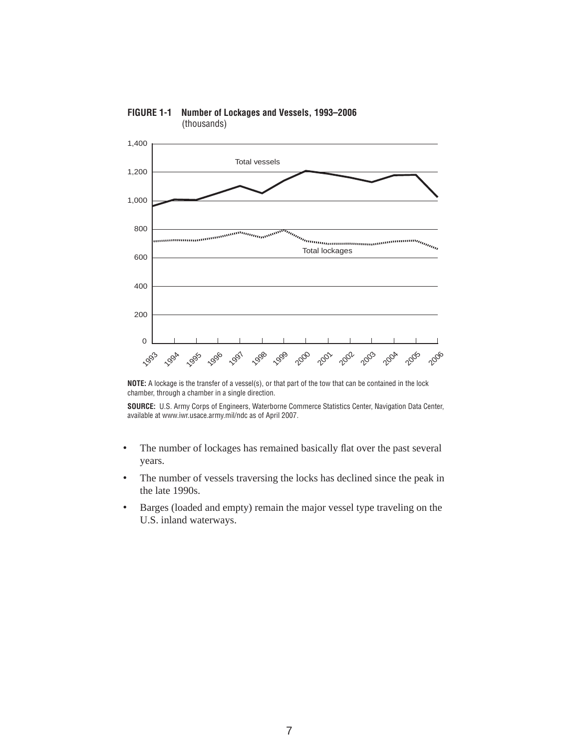**FIGURE 1-1 Number of Lockages and Vessels, 1993–2006**
(thousands)

1,400
1,200
1,000
800
600
400
200
0

Total vessels

Total lockages

1993
1994
1995
1996
1997
1998
1999
2000
2001
2002
2003
2004
2005
2006

**NOTE:** A lockage is the transfer of a vessel(s), or that part of the tow that can be contained in the lock chamber, through a chamber in a single direction.

**SOURCE:** U.S. Army Corps of Engineers, Waterborne Commerce Statistics Center, Navigation Data Center, available at www.iwr.usace.army.mil/ndc as of April 2007.

- The number of lockages has remained basically flat over the past several years.
- The number of vessels traversing the locks has declined since the peak in the late 1990s.
- Barges (loaded and empty) remain the major vessel type traveling on the U.S. inland waterways.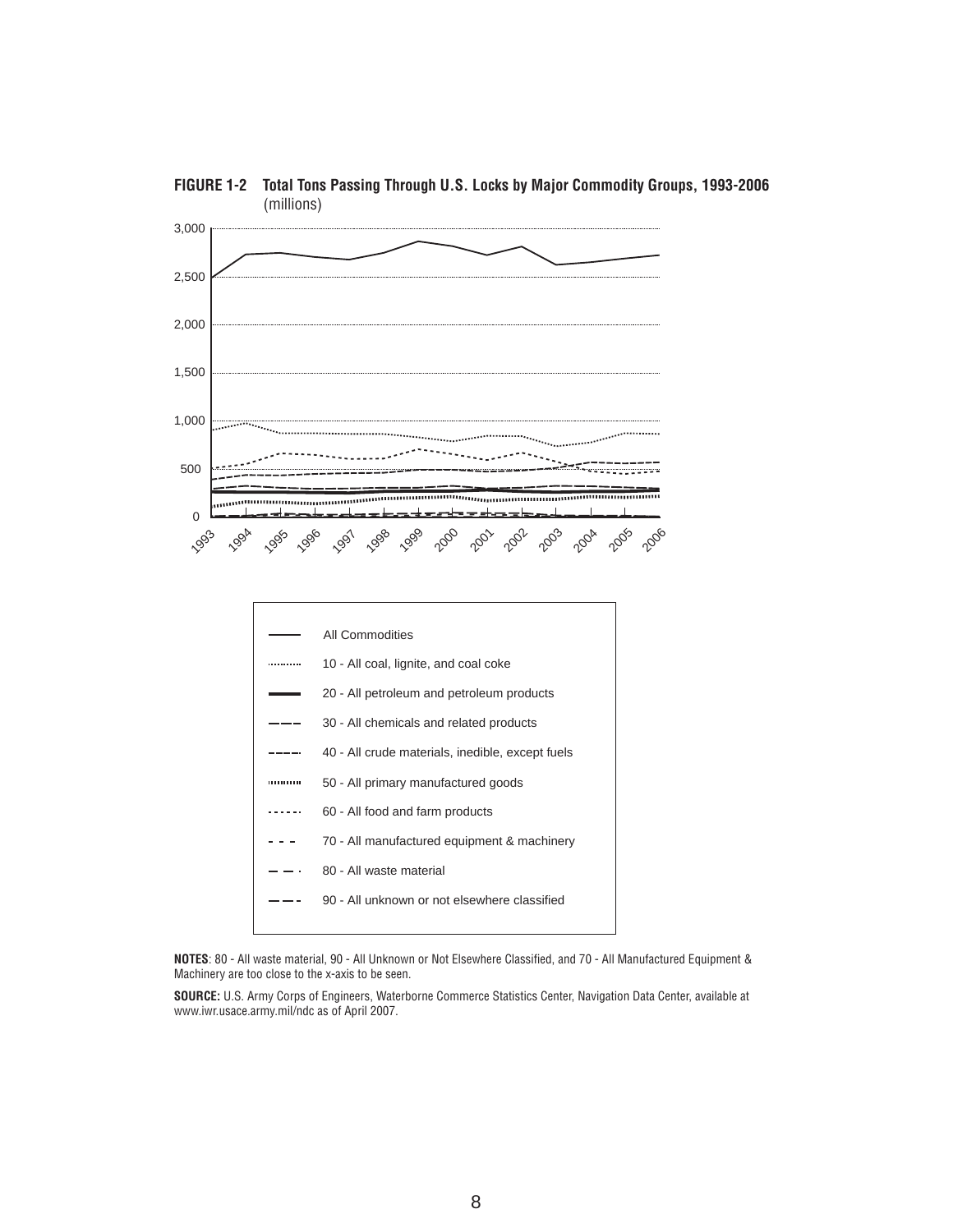**FIGURE 1-2 Total Tons Passing Through U.S. Locks by Major Commodity Groups, 1993-2006**
(millions)

3,000
2,500
2,000
1,500
1,000
500
0

1993 1994 1995 1996 1997 1998 1999 2000 2001 2002 2003 2004 2005 2006

All Commodities
10 - All coal, lignite, and coal coke
20 - All petroleum and petroleum products
30 - All chemicals and related products
40 - All crude materials, inedible, except fuels
50 - All primary manufactured goods
60 - All food and farm products
70 - All manufactured equipment & machinery
80 - All waste material
90 - All unknown or not elsewhere classified

**NOTES**: 80 - All waste material, 90 - All Unknown or Not Elsewhere Classified, and 70 - All Manufactured Equipment & Machinery are too close to the x-axis to be seen.

**SOURCE:** U.S. Army Corps of Engineers, Waterborne Commerce Statistics Center, Navigation Data Center, available at www.iwr.usace.army.mil/ndc as of April 2007.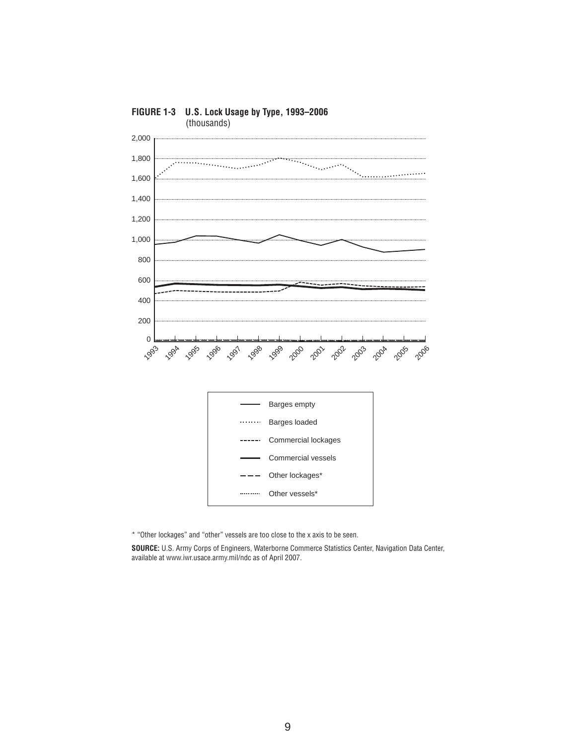**FIGURE 1-3 U.S. Lock Usage by Type, 1993–2006**
(thousands)

2,000
1,800
1,600
1,400
1,200
1,000
800
600
400
200
0

1993 1994 1995 1996 1997 1998 1999 2000 2001 2002 2003 2004 2005 2006

Barges empty
Barges loaded
Commercial lockages
Commercial vessels
Other lockages*
Other vessels*

* "Other lockages" and "other" vessels are too close to the x axis to be seen.

**SOURCE:** U.S. Army Corps of Engineers, Waterborne Commerce Statistics Center, Navigation Data Center, available at www.iwr.usace.army.mil/ndc as of April 2007.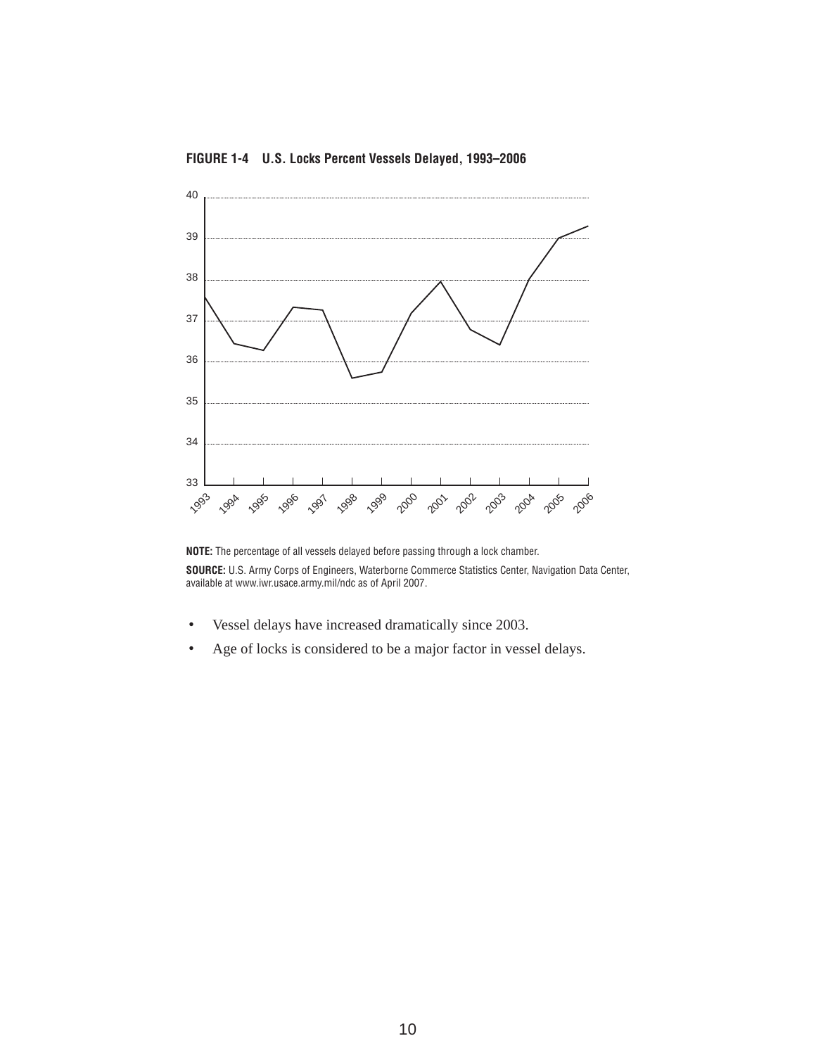**FIGURE 1-4 U.S. Locks Percent Vessels Delayed, 1993–2006**

40
39
38
37
36
35
34
33

1993 1994 1995 1996 1997 1998 1999 2000 2001 2002 2003 2004 2005 2006

**NOTE:** The percentage of all vessels delayed before passing through a lock chamber.

**SOURCE:** U.S. Army Corps of Engineers, Waterborne Commerce Statistics Center, Navigation Data Center, available at www.iwr.usace.army.mil/ndc as of April 2007.

- Vessel delays have increased dramatically since 2003.
- Age of locks is considered to be a major factor in vessel delays.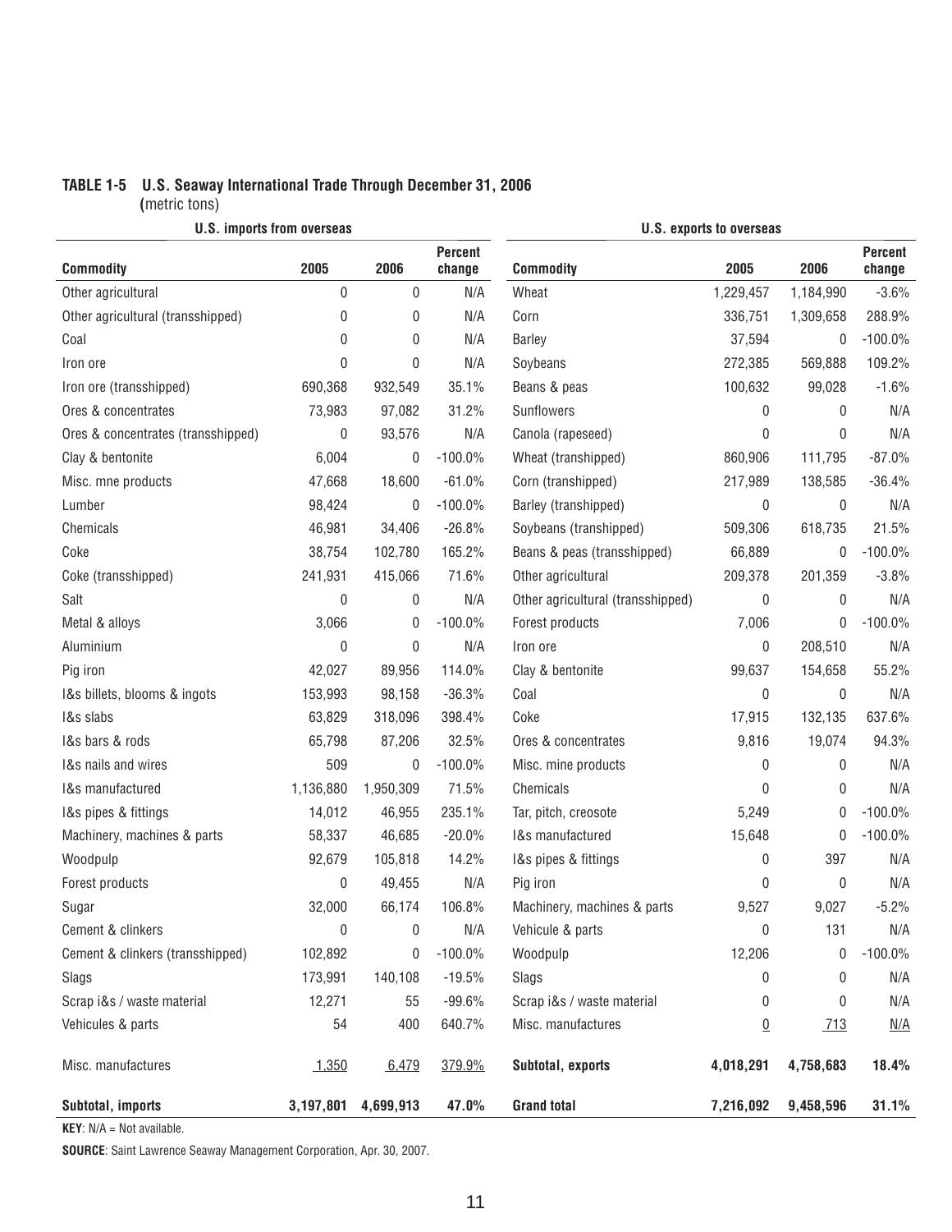**TABLE 1-5 U.S. Seaway International Trade Through December 31, 2006**
**(**metric tons)

| U.S. imports from overseas | | | | U.S. exports to overseas | | | |
|---|---|---|---|---|---|---|---|
| **Commodity** | **2005** | **2006** | **Percent change** | **Commodity** | **2005** | **2006** | **Percent change** |
| Other agricultural | 0 | 0 | N/A | Wheat | 1,229,457 | 1,184,990 | -3.6% |
| Other agricultural (transshipped) | 0 | 0 | N/A | Corn | 336,751 | 1,309,658 | 288.9% |
| Coal | 0 | 0 | N/A | Barley | 37,594 | 0 | -100.0% |
| Iron ore | 0 | 0 | N/A | Soybeans | 272,385 | 569,888 | 109.2% |
| Iron ore (transshipped) | 690,368 | 932,549 | 35.1% | Beans & peas | 100,632 | 99,028 | -1.6% |
| Ores & concentrates | 73,983 | 97,082 | 31.2% | Sunflowers | 0 | 0 | N/A |
| Ores & concentrates (transshipped) | 0 | 93,576 | N/A | Canola (rapeseed) | 0 | 0 | N/A |
| Clay & bentonite | 6,004 | 0 | -100.0% | Wheat (transhipped) | 860,906 | 111,795 | -87.0% |
| Misc. mne products | 47,668 | 18,600 | -61.0% | Corn (transhipped) | 217,989 | 138,585 | -36.4% |
| Lumber | 98,424 | 0 | -100.0% | Barley (transhipped) | 0 | 0 | N/A |
| Chemicals | 46,981 | 34,406 | -26.8% | Soybeans (transhipped) | 509,306 | 618,735 | 21.5% |
| Coke | 38,754 | 102,780 | 165.2% | Beans & peas (transshipped) | 66,889 | 0 | -100.0% |
| Coke (transshipped) | 241,931 | 415,066 | 71.6% | Other agricultural | 209,378 | 201,359 | -3.8% |
| Salt | 0 | 0 | N/A | Other agricultural (transshipped) | 0 | 0 | N/A |
| Metal & alloys | 3,066 | 0 | -100.0% | Forest products | 7,006 | 0 | -100.0% |
| Aluminium | 0 | 0 | N/A | Iron ore | 0 | 208,510 | N/A |
| Pig iron | 42,027 | 89,956 | 114.0% | Clay & bentonite | 99,637 | 154,658 | 55.2% |
| I&s billets, blooms & ingots | 153,993 | 98,158 | -36.3% | Coal | 0 | 0 | N/A |
| I&s slabs | 63,829 | 318,096 | 398.4% | Coke | 17,915 | 132,135 | 637.6% |
| I&s bars & rods | 65,798 | 87,206 | 32.5% | Ores & concentrates | 9,816 | 19,074 | 94.3% |
| I&s nails and wires | 509 | 0 | -100.0% | Misc. mine products | 0 | 0 | N/A |
| I&s manufactured | 1,136,880 | 1,950,309 | 71.5% | Chemicals | 0 | 0 | N/A |
| I&s pipes & fittings | 14,012 | 46,955 | 235.1% | Tar, pitch, creosote | 5,249 | 0 | -100.0% |
| Machinery, machines & parts | 58,337 | 46,685 | -20.0% | I&s manufactured | 15,648 | 0 | -100.0% |
| Woodpulp | 92,679 | 105,818 | 14.2% | I&s pipes & fittings | 0 | 397 | N/A |
| Forest products | 0 | 49,455 | N/A | Pig iron | 0 | 0 | N/A |
| Sugar | 32,000 | 66,174 | 106.8% | Machinery, machines & parts | 9,527 | 9,027 | -5.2% |
| Cement & clinkers | 0 | 0 | N/A | Vehicule & parts | 0 | 131 | N/A |
| Cement & clinkers (transshipped) | 102,892 | 0 | -100.0% | Woodpulp | 12,206 | 0 | -100.0% |
| Slags | 173,991 | 140,108 | -19.5% | Slags | 0 | 0 | N/A |
| Scrap i&s / waste material | 12,271 | 55 | -99.6% | Scrap i&s / waste material | 0 | 0 | N/A |
| Vehicules & parts | 54 | 400 | 640.7% | Misc. manufactures | 0 | 713 | N/A |
| Misc. manufactures | 1,350 | 6,479 | 379.9% | **Subtotal, exports** | **4,018,291** | **4,758,683** | **18.4%** |
| **Subtotal, imports** | **3,197,801** | **4,699,913** | **47.0%** | **Grand total** | **7,216,092** | **9,458,596** | **31.1%** |

**KEY**: N/A = Not available.

**SOURCE**: Saint Lawrence Seaway Management Corporation, Apr. 30, 2007.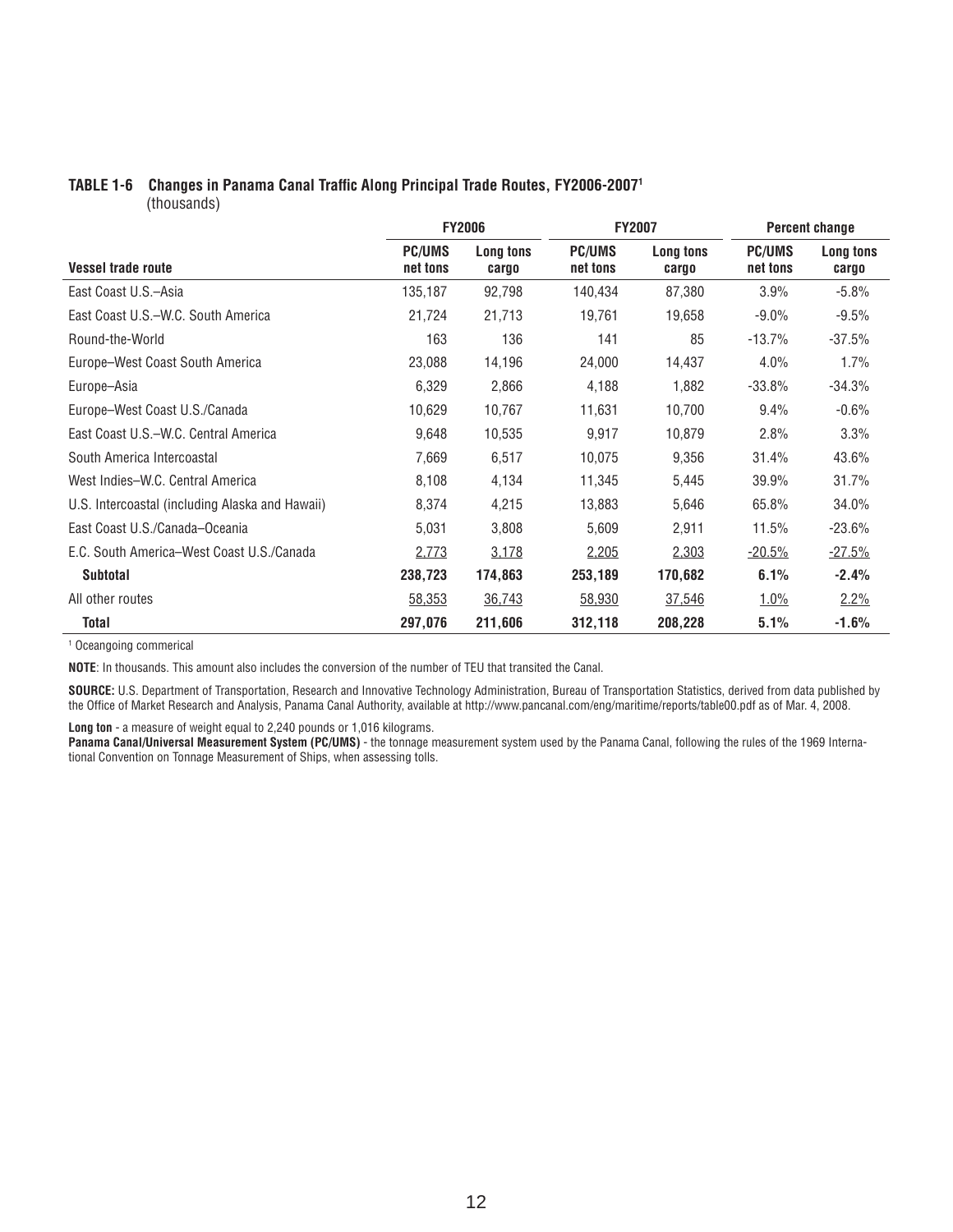**TABLE 1-6 Changes in Panama Canal Traffic Along Principal Trade Routes, FY2006-2007[1]**
(thousands)

| | FY2006 | | FY2007 | | Percent change | |
|---|---|---|---|---|---|---|
| Vessel trade route | PC/UMS net tons | Long tons cargo | PC/UMS net tons | Long tons cargo | PC/UMS net tons | Long tons cargo |
| East Coast U.S.–Asia | 135,187 | 92,798 | 140,434 | 87,380 | 3.9% | -5.8% |
| East Coast U.S.–W.C. South America | 21,724 | 21,713 | 19,761 | 19,658 | -9.0% | -9.5% |
| Round-the-World | 163 | 136 | 141 | 85 | -13.7% | -37.5% |
| Europe–West Coast South America | 23,088 | 14,196 | 24,000 | 14,437 | 4.0% | 1.7% |
| Europe–Asia | 6,329 | 2,866 | 4,188 | 1,882 | -33.8% | -34.3% |
| Europe–West Coast U.S./Canada | 10,629 | 10,767 | 11,631 | 10,700 | 9.4% | -0.6% |
| East Coast U.S.–W.C. Central America | 9,648 | 10,535 | 9,917 | 10,879 | 2.8% | 3.3% |
| South America Intercoastal | 7,669 | 6,517 | 10,075 | 9,356 | 31.4% | 43.6% |
| West Indies–W.C. Central America | 8,108 | 4,134 | 11,345 | 5,445 | 39.9% | 31.7% |
| U.S. Intercoastal (including Alaska and Hawaii) | 8,374 | 4,215 | 13,883 | 5,646 | 65.8% | 34.0% |
| East Coast U.S./Canada–Oceania | 5,031 | 3,808 | 5,609 | 2,911 | 11.5% | -23.6% |
| E.C. South America–West Coast U.S./Canada | 2,773 | 3,178 | 2,205 | 2,303 | -20.5% | -27.5% |
| **Subtotal** | **238,723** | **174,863** | **253,189** | **170,682** | **6.1%** | **-2.4%** |
| All other routes | 58,353 | 36,743 | 58,930 | 37,546 | 1.0% | 2.2% |
| **Total** | **297,076** | **211,606** | **312,118** | **208,228** | **5.1%** | **-1.6%** |

[1] Oceangoing commerical

**NOTE**: In thousands. This amount also includes the conversion of the number of TEU that transited the Canal.

**SOURCE:** U.S. Department of Transportation, Research and Innovative Technology Administration, Bureau of Transportation Statistics, derived from data published by the Office of Market Research and Analysis, Panama Canal Authority, available at http://www.pancanal.com/eng/maritime/reports/table00.pdf as of Mar. 4, 2008.

**Long ton** - a measure of weight equal to 2,240 pounds or 1,016 kilograms.
**Panama Canal/Universal Measurement System (PC/UMS)** - the tonnage measurement system used by the Panama Canal, following the rules of the 1969 International Convention on Tonnage Measurement of Ships, when assessing tolls.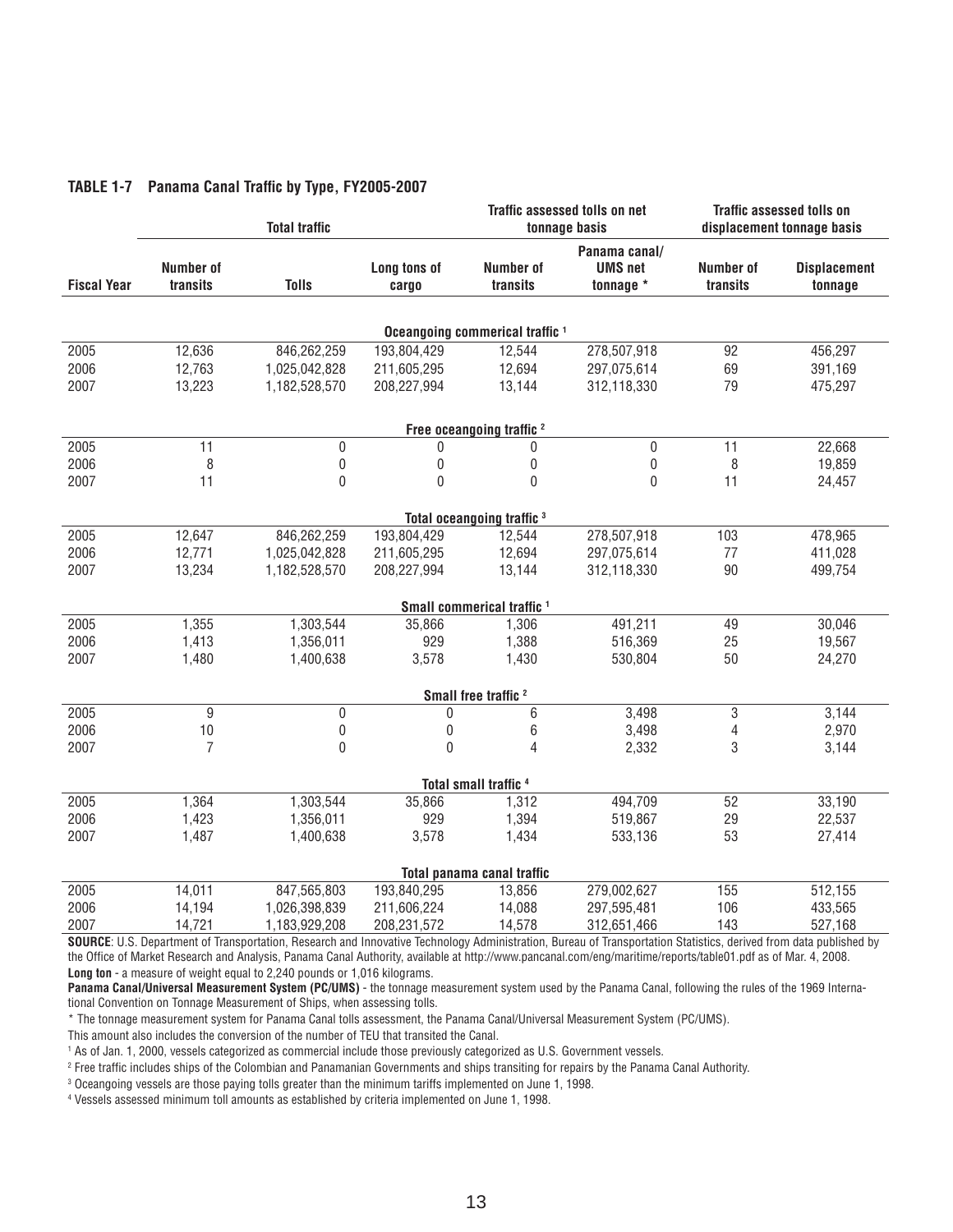**TABLE 1-7 Panama Canal Traffic by Type, FY2005-2007**

| | Total traffic | | | Traffic assessed tolls on net tonnage basis | | Traffic assessed tolls on displacement tonnage basis | |
|---|---|---|---|---|---|---|---|
| Fiscal Year | Number of transits | Tolls | Long tons of cargo | Number of transits | Panama canal/ UMS net tonnage * | Number of transits | Displacement tonnage |
| **Oceangoing commerical traffic [1]** | | | | | | | |
| 2005 | 12,636 | 846,262,259 | 193,804,429 | 12,544 | 278,507,918 | 92 | 456,297 |
| 2006 | 12,763 | 1,025,042,828 | 211,605,295 | 12,694 | 297,075,614 | 69 | 391,169 |
| 2007 | 13,223 | 1,182,528,570 | 208,227,994 | 13,144 | 312,118,330 | 79 | 475,297 |
| **Free oceangoing traffic [2]** | | | | | | | |
| 2005 | 11 | 0 | 0 | 0 | 0 | 11 | 22,668 |
| 2006 | 8 | 0 | 0 | 0 | 0 | 8 | 19,859 |
| 2007 | 11 | 0 | 0 | 0 | 0 | 11 | 24,457 |
| **Total oceangoing traffic [3]** | | | | | | | |
| 2005 | 12,647 | 846,262,259 | 193,804,429 | 12,544 | 278,507,918 | 103 | 478,965 |
| 2006 | 12,771 | 1,025,042,828 | 211,605,295 | 12,694 | 297,075,614 | 77 | 411,028 |
| 2007 | 13,234 | 1,182,528,570 | 208,227,994 | 13,144 | 312,118,330 | 90 | 499,754 |
| **Small commerical traffic [1]** | | | | | | | |
| 2005 | 1,355 | 1,303,544 | 35,866 | 1,306 | 491,211 | 49 | 30,046 |
| 2006 | 1,413 | 1,356,011 | 929 | 1,388 | 516,369 | 25 | 19,567 |
| 2007 | 1,480 | 1,400,638 | 3,578 | 1,430 | 530,804 | 50 | 24,270 |
| **Small free traffic [2]** | | | | | | | |
| 2005 | 9 | 0 | 0 | 6 | 3,498 | 3 | 3,144 |
| 2006 | 10 | 0 | 0 | 6 | 3,498 | 4 | 2,970 |
| 2007 | 7 | 0 | 0 | 4 | 2,332 | 3 | 3,144 |
| **Total small traffic [4]** | | | | | | | |
| 2005 | 1,364 | 1,303,544 | 35,866 | 1,312 | 494,709 | 52 | 33,190 |
| 2006 | 1,423 | 1,356,011 | 929 | 1,394 | 519,867 | 29 | 22,537 |
| 2007 | 1,487 | 1,400,638 | 3,578 | 1,434 | 533,136 | 53 | 27,414 |
| **Total panama canal traffic** | | | | | | | |
| 2005 | 14,011 | 847,565,803 | 193,840,295 | 13,856 | 279,002,627 | 155 | 512,155 |
| 2006 | 14,194 | 1,026,398,839 | 211,606,224 | 14,088 | 297,595,481 | 106 | 433,565 |
| 2007 | 14,721 | 1,183,929,208 | 208,231,572 | 14,578 | 312,651,466 | 143 | 527,168 |

**SOURCE**: U.S. Department of Transportation, Research and Innovative Technology Administration, Bureau of Transportation Statistics, derived from data published by the Office of Market Research and Analysis, Panama Canal Authority, available at http://www.pancanal.com/eng/maritime/reports/table01.pdf as of Mar. 4, 2008.

**Long ton** - a measure of weight equal to 2,240 pounds or 1,016 kilograms.

**Panama Canal/Universal Measurement System (PC/UMS)** - the tonnage measurement system used by the Panama Canal, following the rules of the 1969 International Convention on Tonnage Measurement of Ships, when assessing tolls.

* The tonnage measurement system for Panama Canal tolls assessment, the Panama Canal/Universal Measurement System (PC/UMS).

This amount also includes the conversion of the number of TEU that transited the Canal.

[1] As of Jan. 1, 2000, vessels categorized as commercial include those previously categorized as U.S. Government vessels.

[2] Free traffic includes ships of the Colombian and Panamanian Governments and ships transiting for repairs by the Panama Canal Authority.

[3] Oceangoing vessels are those paying tolls greater than the minimum tariffs implemented on June 1, 1998.

[4] Vessels assessed minimum toll amounts as established by criteria implemented on June 1, 1998.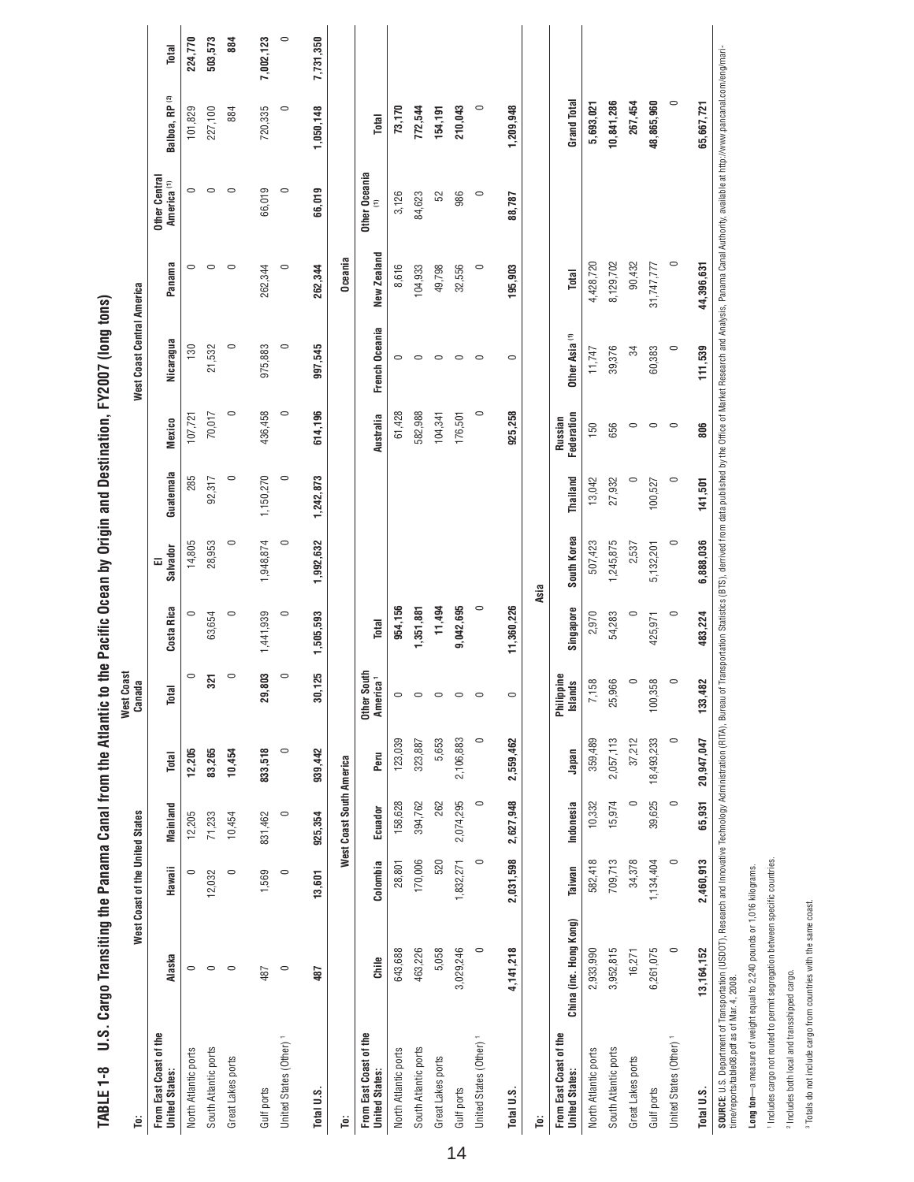# TABLE 1-8 U.S. Cargo Transiting the Panama Canal from the Atlantic to the Pacific Ocean by Origin and Destination, FY2007 (long tons)

| To: | West Coast of the United States | | | | West Coast Canada | West Coast Central America | | | | | | | | |
|---|---|---|---|---|---|---|---|---|---|---|---|---|---|---|
| From East Coast of the United States: | Alaska | Hawaii | Mainland | Total | Total | Costa Rica | El Salvador | Guatemala | Mexico | Nicaragua | Panama | Other Central America [1] | Balboa, RP [2] | Total |
| North Atlantic ports | 0 | 0 | 12,205 | **12,205** | 0 | 0 | 14,805 | 285 | 107,721 | 130 | 0 | 0 | 101,829 | **224,770** |
| South Atlantic ports | 0 | 12,032 | 71,233 | **83,265** | **321** | 63,654 | 28,953 | 92,317 | 70,017 | 21,532 | 0 | 0 | 227,100 | **503,573** |
| Great Lakes ports | 0 | 0 | 10,454 | **10,454** | 0 | 0 | 0 | 0 | 0 | 0 | 0 | 0 | 884 | **884** |
| Gulf ports | 487 | 1,569 | 831,462 | **833,518** | **29,803** | 1,441,939 | 1,948,874 | 1,150,270 | 436,458 | 975,883 | 262,344 | 66,019 | 720,335 | **7,002,123** |
| United States (Other) [1] | 0 | 0 | 0 | 0 | 0 | 0 | 0 | 0 | 0 | 0 | 0 | 0 | 0 | 0 |
| **Total U.S.** | **487** | **13,601** | **925,354** | **939,442** | **30,125** | **1,505,593** | **1,992,632** | **1,242,873** | **614,196** | **997,545** | **262,344** | **66,019** | **1,050,148** | **7,731,350** |

| To: | West Coast South America | | | | | | Oceania | | | | |
|---|---|---|---|---|---|---|---|---|---|---|---|
| From East Coast of the United States: | Chile | Colombia | Ecuador | Peru | Other South America [1] | Total | Australia | French Oceania | New Zealand | Other Oceania [1] | Total |
| North Atlantic ports | 643,688 | 28,801 | 158,628 | 123,039 | 0 | **954,156** | 61,428 | 0 | 8,616 | 3,126 | **73,170** |
| South Atlantic ports | 463,226 | 170,006 | 394,762 | 323,887 | 0 | **1,351,881** | 582,988 | 0 | 104,933 | 84,623 | **772,544** |
| Great Lakes ports | 5,058 | 520 | 262 | 5,653 | 0 | **11,494** | 104,341 | 0 | 49,798 | 52 | **154,191** |
| Gulf ports | 3,029,246 | 1,832,271 | 2,074,295 | 2,106,883 | 0 | **9,042,695** | 176,501 | 0 | 32,556 | 986 | **210,043** |
| United States (Other) [1] | 0 | 0 | 0 | 0 | 0 | 0 | 0 | 0 | 0 | 0 | 0 |
| **Total U.S.** | **4,141,218** | **2,031,598** | **2,627,948** | **2,559,462** | 0 | **11,360,226** | **925,258** | 0 | **195,903** | **88,787** | **1,209,948** |

| To: | Asia | | | | | | | | | | | |
|---|---|---|---|---|---|---|---|---|---|---|---|---|
| From East Coast of the United States: | China (inc. Hong Kong) | Taiwan | Indonesia | Japan | Philippine Islands | Singapore | South Korea | Thailand | Russian Federation | Other Asia [1] | Total | Grand Total |
| North Atlantic ports | 2,933,990 | 582,418 | 10,332 | 359,489 | 7,158 | 2,970 | 507,423 | 13,042 | 150 | 11,747 | 4,428,720 | **5,693,021** |
| South Atlantic ports | 3,952,815 | 709,713 | 15,974 | 2,057,113 | 25,966 | 54,283 | 1,245,875 | 27,932 | 656 | 39,376 | 8,129,702 | **10,841,286** |
| Great Lakes ports | 16,271 | 34,378 | 0 | 37,212 | 0 | 0 | 2,537 | 0 | 0 | 34 | 90,432 | **267,454** |
| Gulf ports | 6,261,075 | 1,134,404 | 39,625 | 18,493,233 | 100,358 | 425,971 | 5,132,201 | 100,527 | 0 | 60,383 | 31,747,777 | **48,865,960** |
| United States (Other) [1] | 0 | 0 | 0 | 0 | 0 | 0 | 0 | 0 | 0 | 0 | 0 | 0 |
| **Total U.S.** | **13,164,152** | **2,460,913** | **65,931** | **20,947,047** | **133,482** | **483,224** | **6,888,036** | **141,501** | **806** | **111,539** | **44,396,631** | **65,667,721** |

**SOURCE**: U.S. Department of Transportation (USDOT), Research and Innovative Technology Administration (RITA), Bureau of Transportation Statistics (BTS), derived from data published by the Office of Market Research and Analysis, Panama Canal Authority, available at http://www.pancanal.com/eng/maritime/reports/table08.pdf as of Mar. 4, 2008.

**Long ton**—a measure of weight equal to 2,240 pounds or 1,016 kilograms.

[1] Includes cargo not routed to permit segregation between specific countries.

[2] Includes both local and transshipped cargo.

[3] Totals do not include cargo from countries with the same coast.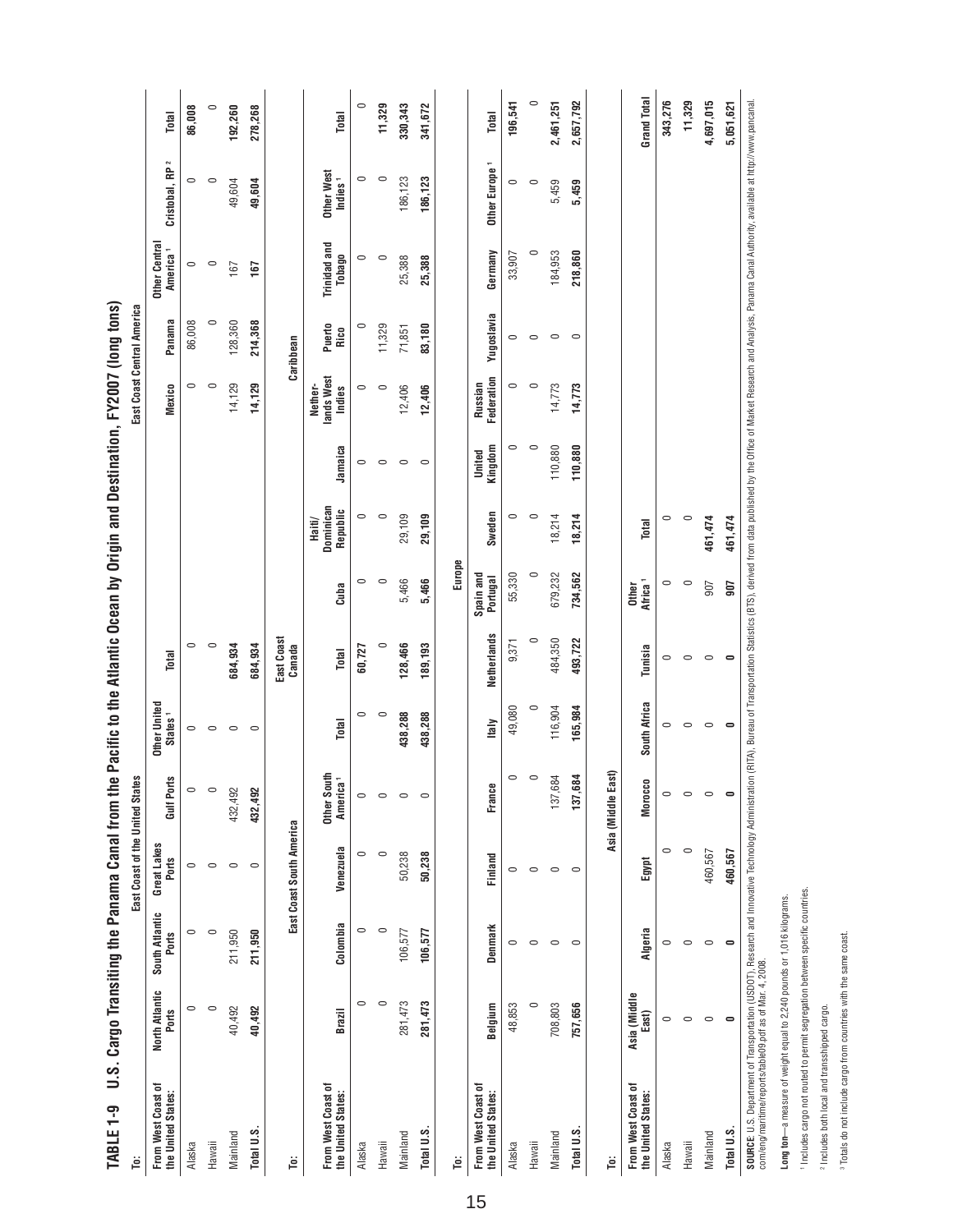# TABLE 1-9 U.S. Cargo Transiting the Panama Canal from the Pacific to the Atlantic Ocean by Origin and Destination, FY2007 (long tons)

| To: | East Coast of the United States | | | | | | East Coast Central America | | | | |
|---|---|---|---|---|---|---|---|---|---|---|---|
| From West Coast of the United States: | North Atlantic Ports | South Atlantic Ports | Great Lakes Ports | Gulf Ports | Other United States[1] | Total | Mexico | Panama | Other Central America[1] | Cristobal, RP[2] | Total |
| Alaska | 0 | 0 | 0 | 0 | 0 | 0 | 0 | 86,008 | 0 | 0 | **86,008** |
| Hawaii | 0 | 0 | 0 | 0 | 0 | 0 | 0 | 0 | 0 | 0 | 0 |
| Mainland | 40,492 | 211,950 | 0 | 432,492 | 0 | **684,934** | 14,129 | 128,360 | 167 | 49,604 | **192,260** |
| **Total U.S.** | **40,492** | **211,950** | 0 | **432,492** | 0 | **684,934** | **14,129** | **214,368** | **167** | **49,604** | **278,268** |

| To: | East Coast South America | | | | | East Coast Canada | Caribbean | | | | | | | |
|---|---|---|---|---|---|---|---|---|---|---|---|---|---|---|
| From West Coast of the United States: | Brazil | Colombia | Venezuela | Other South America[1] | Total | Total | Cuba | Haiti/ Dominican Republic | Jamaica | Netherlands West Indies | Puerto Rico | Trinidad and Tobago | Other West Indies[1] | Total |
| Alaska | 0 | 0 | 0 | 0 | 0 | **60,727** | 0 | 0 | 0 | 0 | 0 | 0 | 0 | 0 |
| Hawaii | 0 | 0 | 0 | 0 | 0 | 0 | 0 | 0 | 0 | 0 | 11,329 | 0 | 0 | **11,329** |
| Mainland | 281,473 | 106,577 | 50,238 | 0 | **438,288** | **128,466** | 5,466 | 29,109 | 0 | 12,406 | 71,851 | 25,388 | 186,123 | **330,343** |
| **Total U.S.** | **281,473** | **106,577** | **50,238** | 0 | **438,288** | **189,193** | **5,466** | **29,109** | 0 | **12,406** | **83,180** | **25,388** | **186,123** | **341,672** |

| To: | Europe | | | | | | | | | | | | | |
|---|---|---|---|---|---|---|---|---|---|---|---|---|---|---|
| From West Coast of the United States: | Belgium | Denmark | Finland | France | Italy | Netherlands | Spain and Portugal | Sweden | United Kingdom | Russian Federation | Yugoslavia | Germany | Other Europe[1] | Total |
| Alaska | 48,853 | 0 | 0 | 0 | 49,080 | 9,371 | 55,330 | 0 | 0 | 0 | 0 | 33,907 | 0 | **196,541** |
| Hawaii | 0 | 0 | 0 | 0 | 0 | 0 | 0 | 0 | 0 | 0 | 0 | 0 | 0 | 0 |
| Mainland | 708,803 | 0 | 0 | 137,684 | 116,904 | 484,350 | 679,232 | 18,214 | 110,880 | 14,773 | 0 | 184,953 | 5,459 | **2,461,251** |
| **Total U.S.** | **757,656** | 0 | 0 | **137,684** | **165,984** | **493,722** | **734,562** | **18,214** | **110,880** | **14,773** | 0 | **218,860** | **5,459** | **2,657,792** |

| To: | Asia (Middle East) | Asia (Middle East) | | | | | | | |
|---|---|---|---|---|---|---|---|---|---|
| From West Coast of the United States: | Asia (Middle East) | Algeria | Egypt | Morocco | South Africa | Tunisia | Other Africa[1] | Total | Grand Total |
| Alaska | 0 | 0 | 0 | 0 | 0 | 0 | 0 | 0 | **343,276** |
| Hawaii | 0 | 0 | 0 | 0 | 0 | 0 | 0 | 0 | **11,329** |
| Mainland | 0 | 0 | 460,567 | 0 | 0 | 0 | 907 | **461,474** | **4,697,015** |
| **Total U.S.** | **0** | **0** | **460,567** | **0** | **0** | **0** | **907** | **461,474** | **5,051,621** |

**SOURCE:** U.S. Department of Transportation (USDOT), Research and Innovative Technology Administration (RITA), Bureau of Transportation Statistics (BTS), derived from data published by the Office of Market Research and Analysis, Panama Canal Authority, available at http://www.pancanal.com/eng/maritime/reports/table09.pdf as of Mar. 4, 2008.

**Long ton**—a measure of weight equal to 2,240 pounds or 1,016 kilograms.

[1] Includes cargo not routed to permit segregation between specific countries.

[2] Includes both local and transshipped cargo.

[3] Totals do not include cargo from countries with the same coast.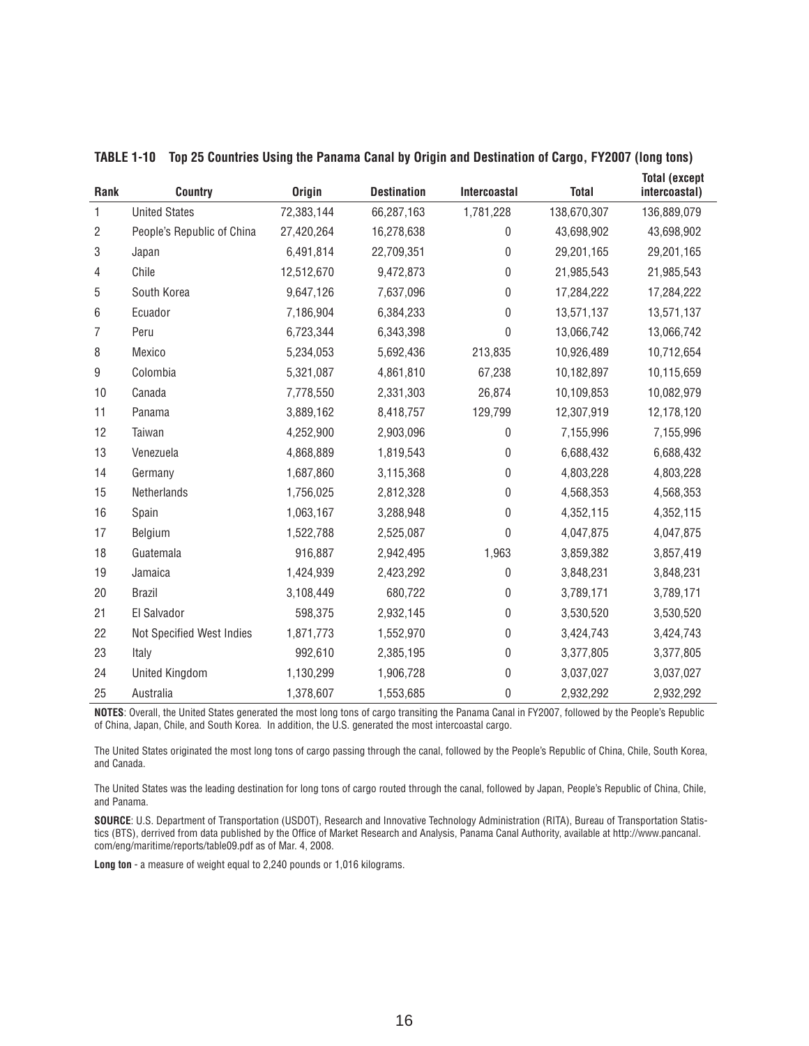**TABLE 1-10 Top 25 Countries Using the Panama Canal by Origin and Destination of Cargo, FY2007 (long tons)**

| Rank | Country | Origin | Destination | Intercoastal | Total | Total (except intercoastal) |
|---|---|---|---|---|---|---|
| 1 | United States | 72,383,144 | 66,287,163 | 1,781,228 | 138,670,307 | 136,889,079 |
| 2 | People's Republic of China | 27,420,264 | 16,278,638 | 0 | 43,698,902 | 43,698,902 |
| 3 | Japan | 6,491,814 | 22,709,351 | 0 | 29,201,165 | 29,201,165 |
| 4 | Chile | 12,512,670 | 9,472,873 | 0 | 21,985,543 | 21,985,543 |
| 5 | South Korea | 9,647,126 | 7,637,096 | 0 | 17,284,222 | 17,284,222 |
| 6 | Ecuador | 7,186,904 | 6,384,233 | 0 | 13,571,137 | 13,571,137 |
| 7 | Peru | 6,723,344 | 6,343,398 | 0 | 13,066,742 | 13,066,742 |
| 8 | Mexico | 5,234,053 | 5,692,436 | 213,835 | 10,926,489 | 10,712,654 |
| 9 | Colombia | 5,321,087 | 4,861,810 | 67,238 | 10,182,897 | 10,115,659 |
| 10 | Canada | 7,778,550 | 2,331,303 | 26,874 | 10,109,853 | 10,082,979 |
| 11 | Panama | 3,889,162 | 8,418,757 | 129,799 | 12,307,919 | 12,178,120 |
| 12 | Taiwan | 4,252,900 | 2,903,096 | 0 | 7,155,996 | 7,155,996 |
| 13 | Venezuela | 4,868,889 | 1,819,543 | 0 | 6,688,432 | 6,688,432 |
| 14 | Germany | 1,687,860 | 3,115,368 | 0 | 4,803,228 | 4,803,228 |
| 15 | Netherlands | 1,756,025 | 2,812,328 | 0 | 4,568,353 | 4,568,353 |
| 16 | Spain | 1,063,167 | 3,288,948 | 0 | 4,352,115 | 4,352,115 |
| 17 | Belgium | 1,522,788 | 2,525,087 | 0 | 4,047,875 | 4,047,875 |
| 18 | Guatemala | 916,887 | 2,942,495 | 1,963 | 3,859,382 | 3,857,419 |
| 19 | Jamaica | 1,424,939 | 2,423,292 | 0 | 3,848,231 | 3,848,231 |
| 20 | Brazil | 3,108,449 | 680,722 | 0 | 3,789,171 | 3,789,171 |
| 21 | El Salvador | 598,375 | 2,932,145 | 0 | 3,530,520 | 3,530,520 |
| 22 | Not Specified West Indies | 1,871,773 | 1,552,970 | 0 | 3,424,743 | 3,424,743 |
| 23 | Italy | 992,610 | 2,385,195 | 0 | 3,377,805 | 3,377,805 |
| 24 | United Kingdom | 1,130,299 | 1,906,728 | 0 | 3,037,027 | 3,037,027 |
| 25 | Australia | 1,378,607 | 1,553,685 | 0 | 2,932,292 | 2,932,292 |

**NOTES**: Overall, the United States generated the most long tons of cargo transiting the Panama Canal in FY2007, followed by the People's Republic of China, Japan, Chile, and South Korea. In addition, the U.S. generated the most intercoastal cargo.

The United States originated the most long tons of cargo passing through the canal, followed by the People's Republic of China, Chile, South Korea, and Canada.

The United States was the leading destination for long tons of cargo routed through the canal, followed by Japan, People's Republic of China, Chile, and Panama.

**SOURCE**: U.S. Department of Transportation (USDOT), Research and Innovative Technology Administration (RITA), Bureau of Transportation Statistics (BTS), derrived from data published by the Office of Market Research and Analysis, Panama Canal Authority, available at http://www.pancanal.com/eng/maritime/reports/table09.pdf as of Mar. 4, 2008.

**Long ton** - a measure of weight equal to 2,240 pounds or 1,016 kilograms.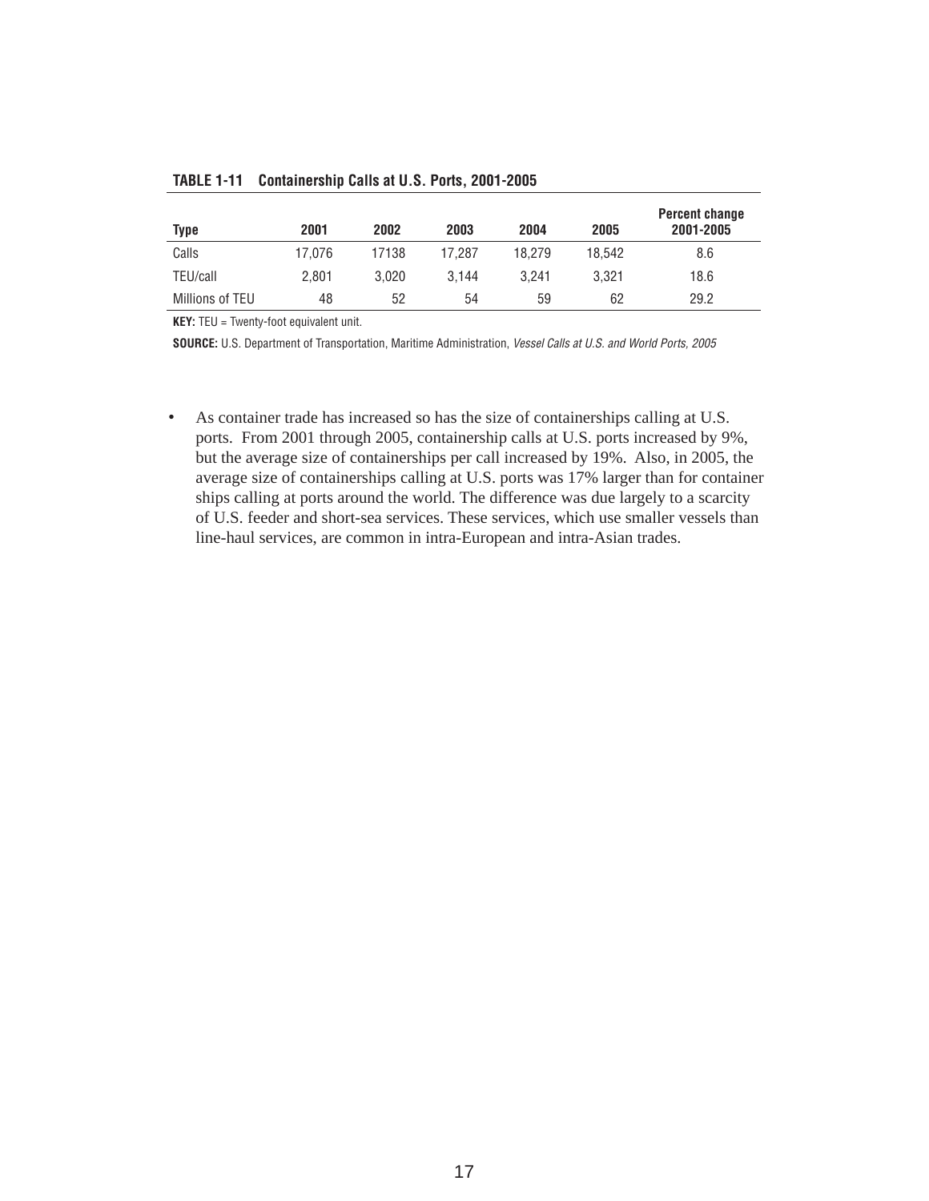**TABLE 1-11 Containership Calls at U.S. Ports, 2001-2005**

| Type | 2001 | 2002 | 2003 | 2004 | 2005 | Percent change 2001-2005 |
|---|---|---|---|---|---|---|
| Calls | 17,076 | 17138 | 17,287 | 18,279 | 18,542 | 8.6 |
| TEU/call | 2,801 | 3,020 | 3,144 | 3,241 | 3,321 | 18.6 |
| Millions of TEU | 48 | 52 | 54 | 59 | 62 | 29.2 |

**KEY:** TEU = Twenty-foot equivalent unit.

**SOURCE:** U.S. Department of Transportation, Maritime Administration, *Vessel Calls at U.S. and World Ports, 2005*

- As container trade has increased so has the size of containerships calling at U.S. ports. From 2001 through 2005, containership calls at U.S. ports increased by 9%, but the average size of containerships per call increased by 19%. Also, in 2005, the average size of containerships calling at U.S. ports was 17% larger than for container ships calling at ports around the world. The difference was due largely to a scarcity of U.S. feeder and short-sea services. These services, which use smaller vessels than line-haul services, are common in intra-European and intra-Asian trades.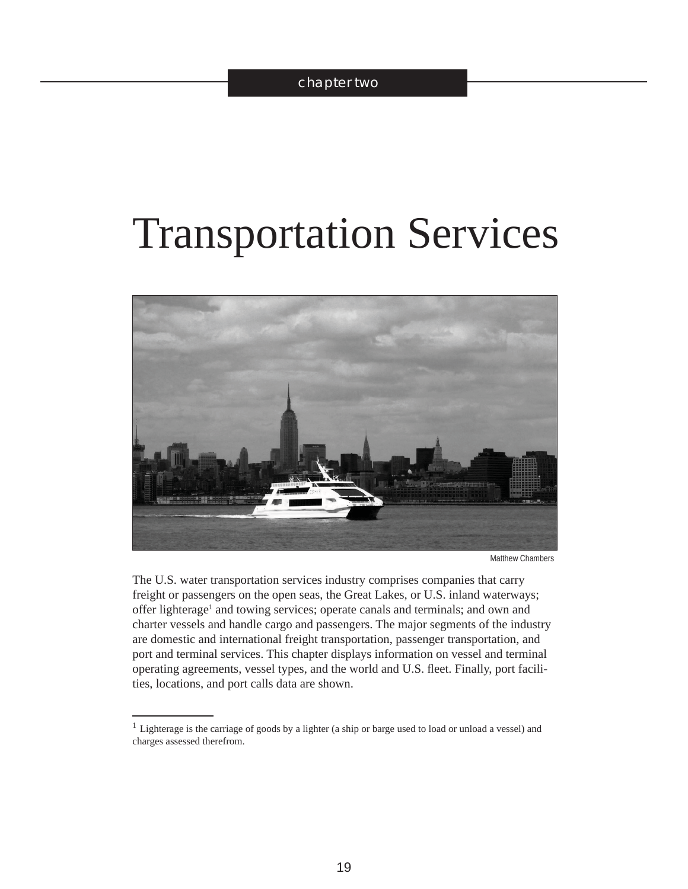chapter two

# Transportation Services

Matthew Chambers

The U.S. water transportation services industry comprises companies that carry freight or passengers on the open seas, the Great Lakes, or U.S. inland waterways; offer lighterage[1] and towing services; operate canals and terminals; and own and charter vessels and handle cargo and passengers. The major segments of the industry are domestic and international freight transportation, passenger transportation, and port and terminal services. This chapter displays information on vessel and terminal operating agreements, vessel types, and the world and U.S. fleet. Finally, port facilities, locations, and port calls data are shown.

---

[1] Lighterage is the carriage of goods by a lighter (a ship or barge used to load or unload a vessel) and charges assessed therefrom.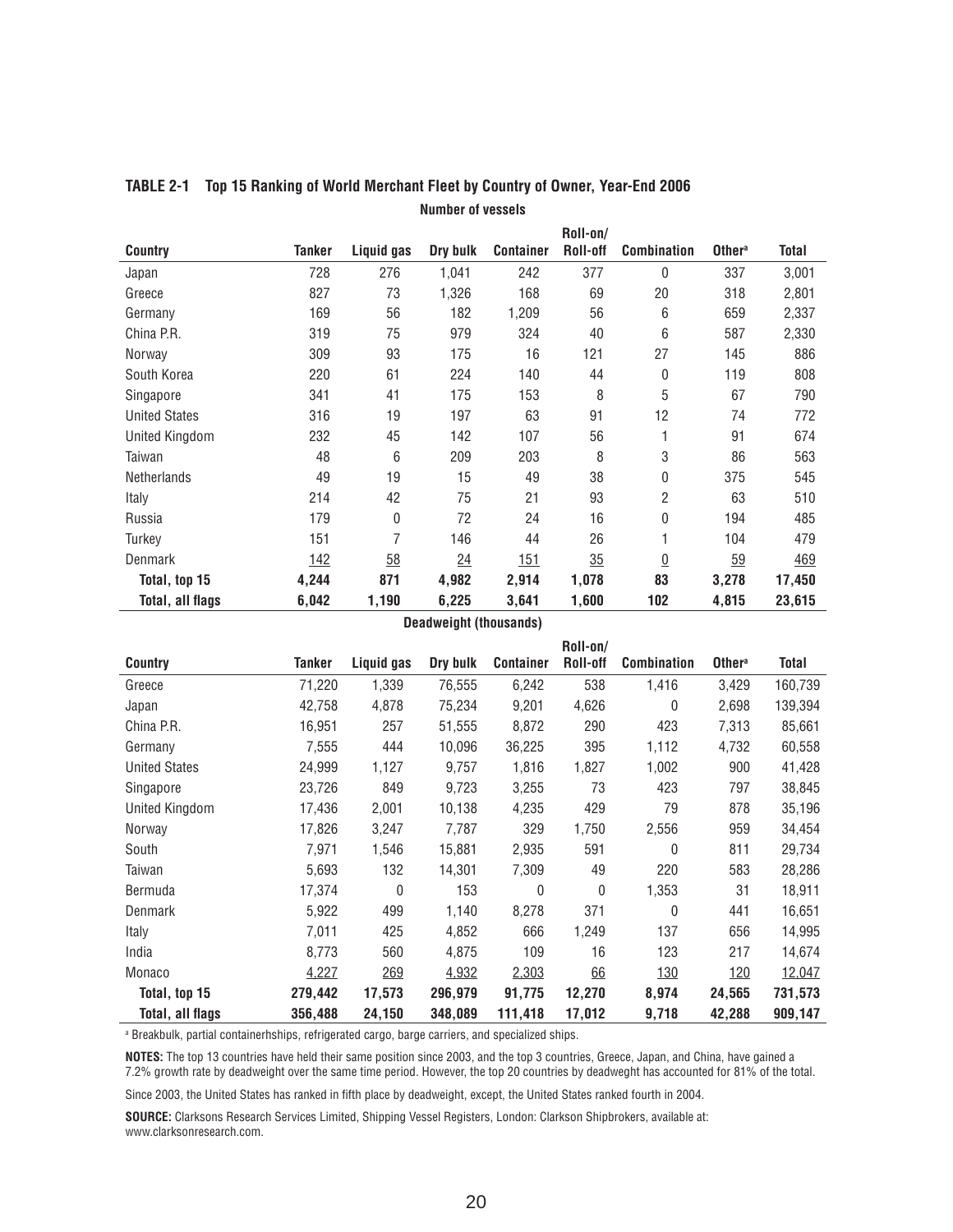**TABLE 2-1 Top 15 Ranking of World Merchant Fleet by Country of Owner, Year-End 2006**

**Number of vessels**

| Country | Tanker | Liquid gas | Dry bulk | Container | Roll-on/ Roll-off | Combination | Other[a] | Total |
|---|---|---|---|---|---|---|---|---|
| Japan | 728 | 276 | 1,041 | 242 | 377 | 0 | 337 | 3,001 |
| Greece | 827 | 73 | 1,326 | 168 | 69 | 20 | 318 | 2,801 |
| Germany | 169 | 56 | 182 | 1,209 | 56 | 6 | 659 | 2,337 |
| China P.R. | 319 | 75 | 979 | 324 | 40 | 6 | 587 | 2,330 |
| Norway | 309 | 93 | 175 | 16 | 121 | 27 | 145 | 886 |
| South Korea | 220 | 61 | 224 | 140 | 44 | 0 | 119 | 808 |
| Singapore | 341 | 41 | 175 | 153 | 8 | 5 | 67 | 790 |
| United States | 316 | 19 | 197 | 63 | 91 | 12 | 74 | 772 |
| United Kingdom | 232 | 45 | 142 | 107 | 56 | 1 | 91 | 674 |
| Taiwan | 48 | 6 | 209 | 203 | 8 | 3 | 86 | 563 |
| Netherlands | 49 | 19 | 15 | 49 | 38 | 0 | 375 | 545 |
| Italy | 214 | 42 | 75 | 21 | 93 | 2 | 63 | 510 |
| Russia | 179 | 0 | 72 | 24 | 16 | 0 | 194 | 485 |
| Turkey | 151 | 7 | 146 | 44 | 26 | 1 | 104 | 479 |
| Denmark | 142 | 58 | 24 | 151 | 35 | 0 | 59 | 469 |
| **Total, top 15** | **4,244** | **871** | **4,982** | **2,914** | **1,078** | **83** | **3,278** | **17,450** |
| **Total, all flags** | **6,042** | **1,190** | **6,225** | **3,641** | **1,600** | **102** | **4,815** | **23,615** |

**Deadweight (thousands)**

| Country | Tanker | Liquid gas | Dry bulk | Container | Roll-on/ Roll-off | Combination | Other[a] | Total |
|---|---|---|---|---|---|---|---|---|
| Greece | 71,220 | 1,339 | 76,555 | 6,242 | 538 | 1,416 | 3,429 | 160,739 |
| Japan | 42,758 | 4,878 | 75,234 | 9,201 | 4,626 | 0 | 2,698 | 139,394 |
| China P.R. | 16,951 | 257 | 51,555 | 8,872 | 290 | 423 | 7,313 | 85,661 |
| Germany | 7,555 | 444 | 10,096 | 36,225 | 395 | 1,112 | 4,732 | 60,558 |
| United States | 24,999 | 1,127 | 9,757 | 1,816 | 1,827 | 1,002 | 900 | 41,428 |
| Singapore | 23,726 | 849 | 9,723 | 3,255 | 73 | 423 | 797 | 38,845 |
| United Kingdom | 17,436 | 2,001 | 10,138 | 4,235 | 429 | 79 | 878 | 35,196 |
| Norway | 17,826 | 3,247 | 7,787 | 329 | 1,750 | 2,556 | 959 | 34,454 |
| South | 7,971 | 1,546 | 15,881 | 2,935 | 591 | 0 | 811 | 29,734 |
| Taiwan | 5,693 | 132 | 14,301 | 7,309 | 49 | 220 | 583 | 28,286 |
| Bermuda | 17,374 | 0 | 153 | 0 | 0 | 1,353 | 31 | 18,911 |
| Denmark | 5,922 | 499 | 1,140 | 8,278 | 371 | 0 | 441 | 16,651 |
| Italy | 7,011 | 425 | 4,852 | 666 | 1,249 | 137 | 656 | 14,995 |
| India | 8,773 | 560 | 4,875 | 109 | 16 | 123 | 217 | 14,674 |
| Monaco | 4,227 | 269 | 4,932 | 2,303 | 66 | 130 | 120 | 12,047 |
| **Total, top 15** | **279,442** | **17,573** | **296,979** | **91,775** | **12,270** | **8,974** | **24,565** | **731,573** |
| **Total, all flags** | **356,488** | **24,150** | **348,089** | **111,418** | **17,012** | **9,718** | **42,288** | **909,147** |

[a] Breakbulk, partial containerhships, refrigerated cargo, barge carriers, and specialized ships.

**NOTES:** The top 13 countries have held their same position since 2003, and the top 3 countries, Greece, Japan, and China, have gained a 7.2% growth rate by deadweight over the same time period. However, the top 20 countries by deadweght has accounted for 81% of the total.

Since 2003, the United States has ranked in fifth place by deadweight, except, the United States ranked fourth in 2004.

**SOURCE:** Clarksons Research Services Limited, Shipping Vessel Registers, London: Clarkson Shipbrokers, available at: www.clarksonresearch.com.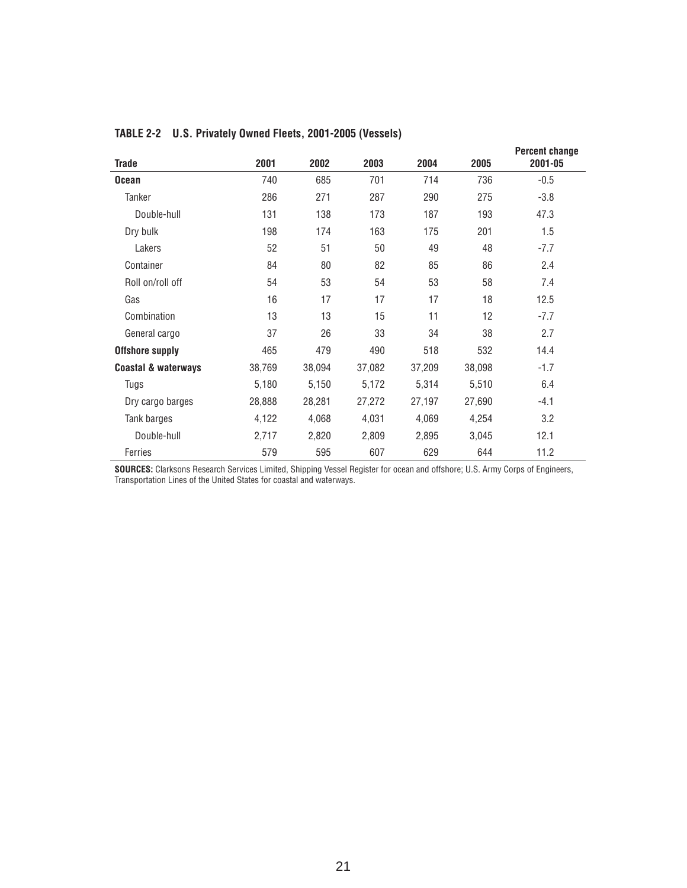**TABLE 2-2 U.S. Privately Owned Fleets, 2001-2005 (Vessels)**

| Trade | 2001 | 2002 | 2003 | 2004 | 2005 | Percent change 2001-05 |
|---|---|---|---|---|---|---|
| **Ocean** | 740 | 685 | 701 | 714 | 736 | -0.5 |
| Tanker | 286 | 271 | 287 | 290 | 275 | -3.8 |
| Double-hull | 131 | 138 | 173 | 187 | 193 | 47.3 |
| Dry bulk | 198 | 174 | 163 | 175 | 201 | 1.5 |
| Lakers | 52 | 51 | 50 | 49 | 48 | -7.7 |
| Container | 84 | 80 | 82 | 85 | 86 | 2.4 |
| Roll on/roll off | 54 | 53 | 54 | 53 | 58 | 7.4 |
| Gas | 16 | 17 | 17 | 17 | 18 | 12.5 |
| Combination | 13 | 13 | 15 | 11 | 12 | -7.7 |
| General cargo | 37 | 26 | 33 | 34 | 38 | 2.7 |
| **Offshore supply** | 465 | 479 | 490 | 518 | 532 | 14.4 |
| **Coastal & waterways** | 38,769 | 38,094 | 37,082 | 37,209 | 38,098 | -1.7 |
| Tugs | 5,180 | 5,150 | 5,172 | 5,314 | 5,510 | 6.4 |
| Dry cargo barges | 28,888 | 28,281 | 27,272 | 27,197 | 27,690 | -4.1 |
| Tank barges | 4,122 | 4,068 | 4,031 | 4,069 | 4,254 | 3.2 |
| Double-hull | 2,717 | 2,820 | 2,809 | 2,895 | 3,045 | 12.1 |
| Ferries | 579 | 595 | 607 | 629 | 644 | 11.2 |

**SOURCES:** Clarksons Research Services Limited, Shipping Vessel Register for ocean and offshore; U.S. Army Corps of Engineers, Transportation Lines of the United States for coastal and waterways.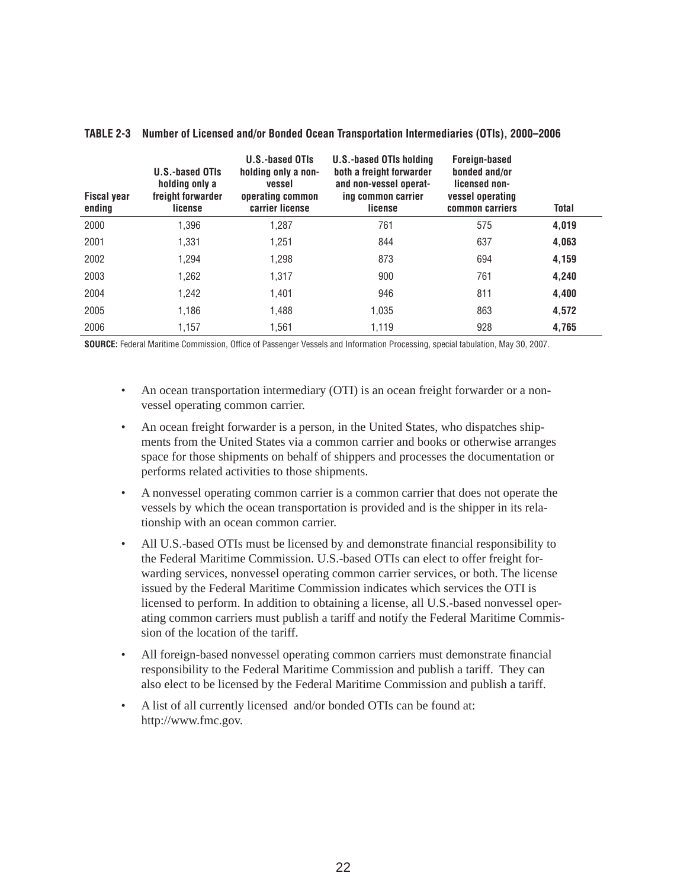**TABLE 2-3 Number of Licensed and/or Bonded Ocean Transportation Intermediaries (OTIs), 2000–2006**

| Fiscal year ending | U.S.-based OTIs holding only a freight forwarder license | U.S.-based OTIs holding only a non-vessel operating common carrier license | U.S.-based OTIs holding both a freight forwarder and non-vessel operating common carrier license | Foreign-based bonded and/or licensed non-vessel operating common carriers | Total |
|---|---|---|---|---|---|
| 2000 | 1,396 | 1,287 | 761 | 575 | **4,019** |
| 2001 | 1,331 | 1,251 | 844 | 637 | **4,063** |
| 2002 | 1,294 | 1,298 | 873 | 694 | **4,159** |
| 2003 | 1,262 | 1,317 | 900 | 761 | **4,240** |
| 2004 | 1,242 | 1,401 | 946 | 811 | **4,400** |
| 2005 | 1,186 | 1,488 | 1,035 | 863 | **4,572** |
| 2006 | 1,157 | 1,561 | 1,119 | 928 | **4,765** |

**SOURCE:** Federal Maritime Commission, Office of Passenger Vessels and Information Processing, special tabulation, May 30, 2007.

- An ocean transportation intermediary (OTI) is an ocean freight forwarder or a non-vessel operating common carrier.
- An ocean freight forwarder is a person, in the United States, who dispatches shipments from the United States via a common carrier and books or otherwise arranges space for those shipments on behalf of shippers and processes the documentation or performs related activities to those shipments.
- A nonvessel operating common carrier is a common carrier that does not operate the vessels by which the ocean transportation is provided and is the shipper in its relationship with an ocean common carrier.
- All U.S.-based OTIs must be licensed by and demonstrate financial responsibility to the Federal Maritime Commission. U.S.-based OTIs can elect to offer freight forwarding services, nonvessel operating common carrier services, or both. The license issued by the Federal Maritime Commission indicates which services the OTI is licensed to perform. In addition to obtaining a license, all U.S.-based nonvessel operating common carriers must publish a tariff and notify the Federal Maritime Commission of the location of the tariff.
- All foreign-based nonvessel operating common carriers must demonstrate financial responsibility to the Federal Maritime Commission and publish a tariff. They can also elect to be licensed by the Federal Maritime Commission and publish a tariff.
- A list of all currently licensed and/or bonded OTIs can be found at: http://www.fmc.gov.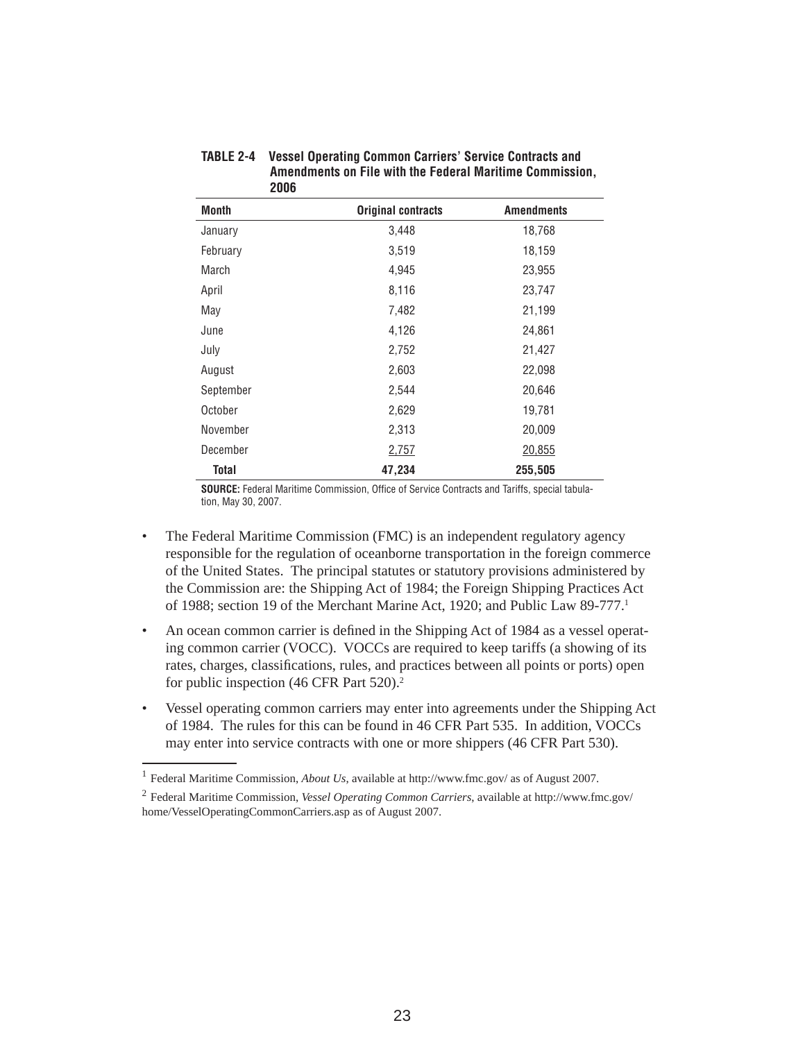**TABLE 2-4 Vessel Operating Common Carriers' Service Contracts and Amendments on File with the Federal Maritime Commission, 2006**

| Month | Original contracts | Amendments |
|---|---|---|
| January | 3,448 | 18,768 |
| February | 3,519 | 18,159 |
| March | 4,945 | 23,955 |
| April | 8,116 | 23,747 |
| May | 7,482 | 21,199 |
| June | 4,126 | 24,861 |
| July | 2,752 | 21,427 |
| August | 2,603 | 22,098 |
| September | 2,544 | 20,646 |
| October | 2,629 | 19,781 |
| November | 2,313 | 20,009 |
| December | 2,757 | 20,855 |
| **Total** | **47,234** | **255,505** |

**SOURCE:** Federal Maritime Commission, Office of Service Contracts and Tariffs, special tabulation, May 30, 2007.

- The Federal Maritime Commission (FMC) is an independent regulatory agency responsible for the regulation of oceanborne transportation in the foreign commerce of the United States. The principal statutes or statutory provisions administered by the Commission are: the Shipping Act of 1984; the Foreign Shipping Practices Act of 1988; section 19 of the Merchant Marine Act, 1920; and Public Law 89-777.[1]
- An ocean common carrier is defined in the Shipping Act of 1984 as a vessel operating common carrier (VOCC). VOCCs are required to keep tariffs (a showing of its rates, charges, classifications, rules, and practices between all points or ports) open for public inspection (46 CFR Part 520).[2]
- Vessel operating common carriers may enter into agreements under the Shipping Act of 1984. The rules for this can be found in 46 CFR Part 535. In addition, VOCCs may enter into service contracts with one or more shippers (46 CFR Part 530).

[1] Federal Maritime Commission, *About Us*, available at http://www.fmc.gov/ as of August 2007.

[2] Federal Maritime Commission, *Vessel Operating Common Carriers*, available at http://www.fmc.gov/home/VesselOperatingCommonCarriers.asp as of August 2007.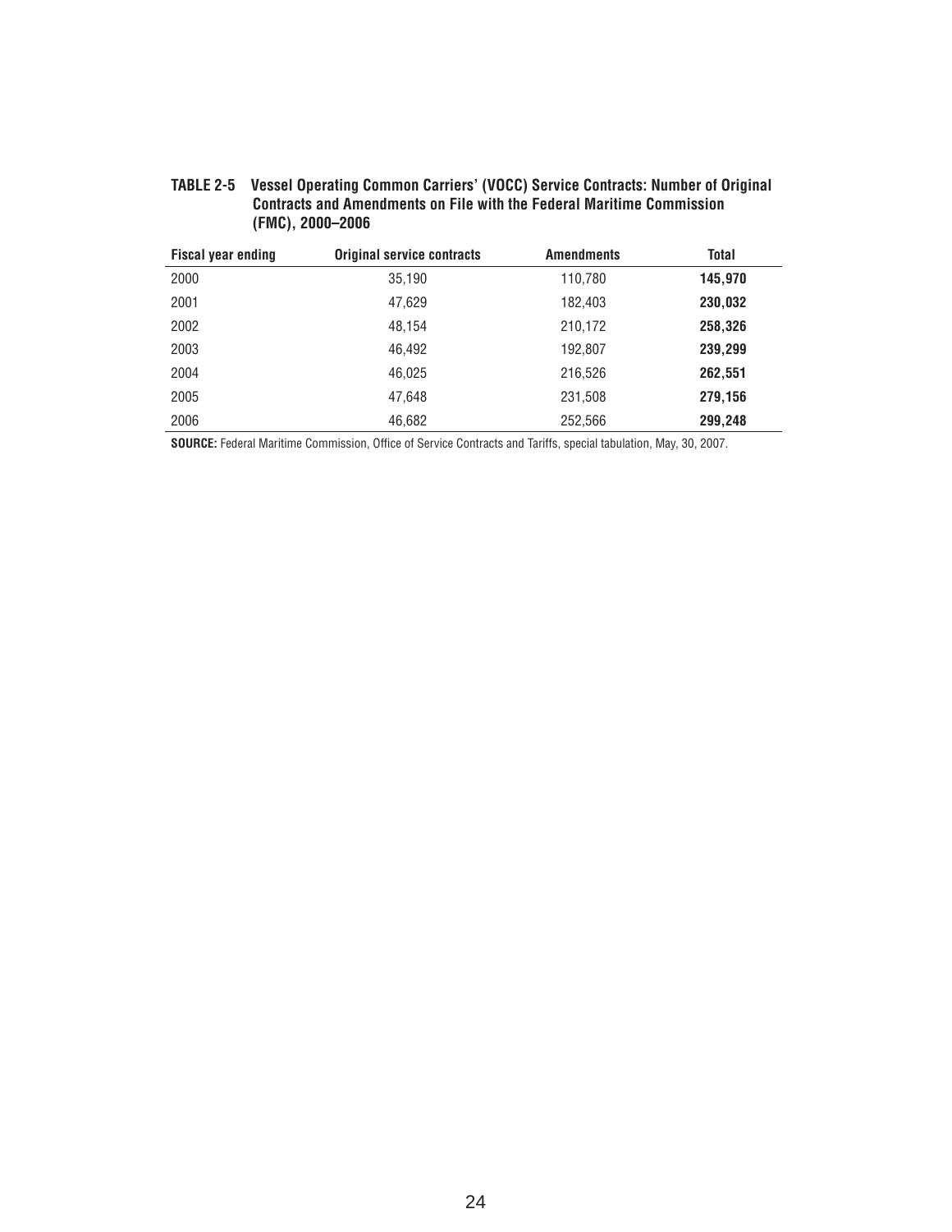**TABLE 2-5 Vessel Operating Common Carriers' (VOCC) Service Contracts: Number of Original Contracts and Amendments on File with the Federal Maritime Commission (FMC), 2000–2006**

| Fiscal year ending | Original service contracts | Amendments | Total |
|---|---|---|---|
| 2000 | 35,190 | 110,780 | **145,970** |
| 2001 | 47,629 | 182,403 | **230,032** |
| 2002 | 48,154 | 210,172 | **258,326** |
| 2003 | 46,492 | 192,807 | **239,299** |
| 2004 | 46,025 | 216,526 | **262,551** |
| 2005 | 47,648 | 231,508 | **279,156** |
| 2006 | 46,682 | 252,566 | **299,248** |

**SOURCE:** Federal Maritime Commission, Office of Service Contracts and Tariffs, special tabulation, May, 30, 2007.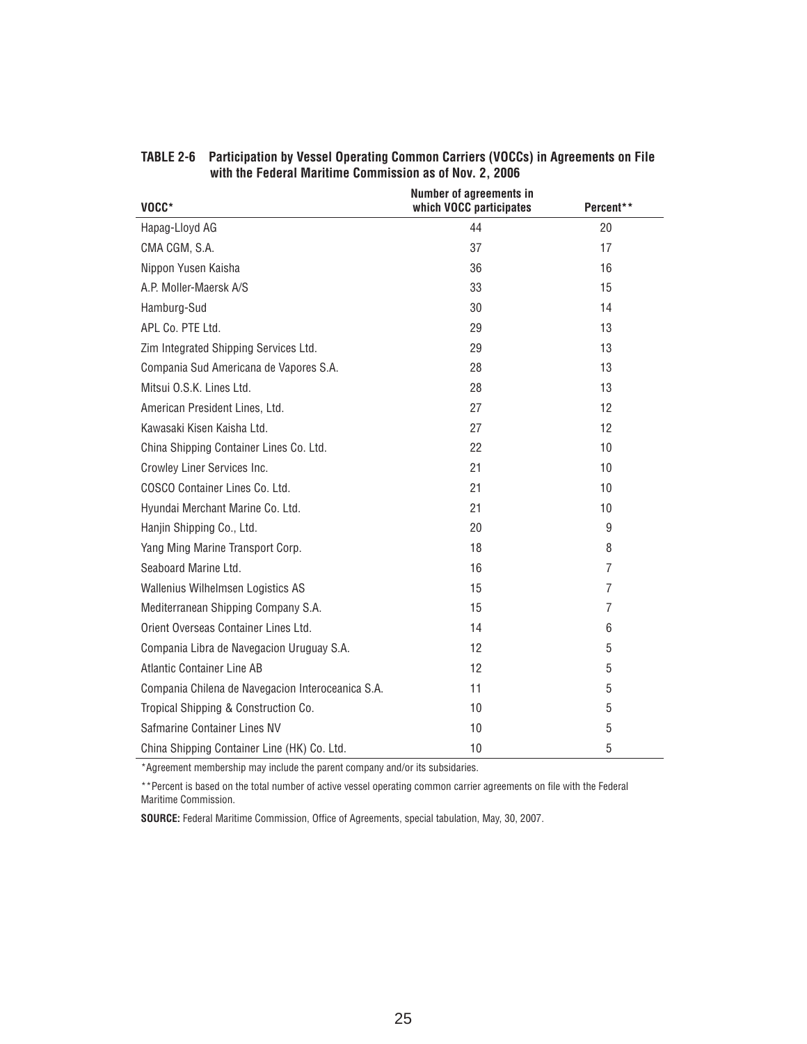**TABLE 2-6 Participation by Vessel Operating Common Carriers (VOCCs) in Agreements on File with the Federal Maritime Commission as of Nov. 2, 2006**

| VOCC* | Number of agreements in which VOCC participates | Percent** |
|---|---|---|
| Hapag-Lloyd AG | 44 | 20 |
| CMA CGM, S.A. | 37 | 17 |
| Nippon Yusen Kaisha | 36 | 16 |
| A.P. Moller-Maersk A/S | 33 | 15 |
| Hamburg-Sud | 30 | 14 |
| APL Co. PTE Ltd. | 29 | 13 |
| Zim Integrated Shipping Services Ltd. | 29 | 13 |
| Compania Sud Americana de Vapores S.A. | 28 | 13 |
| Mitsui O.S.K. Lines Ltd. | 28 | 13 |
| American President Lines, Ltd. | 27 | 12 |
| Kawasaki Kisen Kaisha Ltd. | 27 | 12 |
| China Shipping Container Lines Co. Ltd. | 22 | 10 |
| Crowley Liner Services Inc. | 21 | 10 |
| COSCO Container Lines Co. Ltd. | 21 | 10 |
| Hyundai Merchant Marine Co. Ltd. | 21 | 10 |
| Hanjin Shipping Co., Ltd. | 20 | 9 |
| Yang Ming Marine Transport Corp. | 18 | 8 |
| Seaboard Marine Ltd. | 16 | 7 |
| Wallenius Wilhelmsen Logistics AS | 15 | 7 |
| Mediterranean Shipping Company S.A. | 15 | 7 |
| Orient Overseas Container Lines Ltd. | 14 | 6 |
| Compania Libra de Navegacion Uruguay S.A. | 12 | 5 |
| Atlantic Container Line AB | 12 | 5 |
| Compania Chilena de Navegacion Interoceanica S.A. | 11 | 5 |
| Tropical Shipping & Construction Co. | 10 | 5 |
| Safmarine Container Lines NV | 10 | 5 |
| China Shipping Container Line (HK) Co. Ltd. | 10 | 5 |

*Agreement membership may include the parent company and/or its subsidaries.

**Percent is based on the total number of active vessel operating common carrier agreements on file with the Federal Maritime Commission.

**SOURCE:** Federal Maritime Commission, Office of Agreements, special tabulation, May, 30, 2007.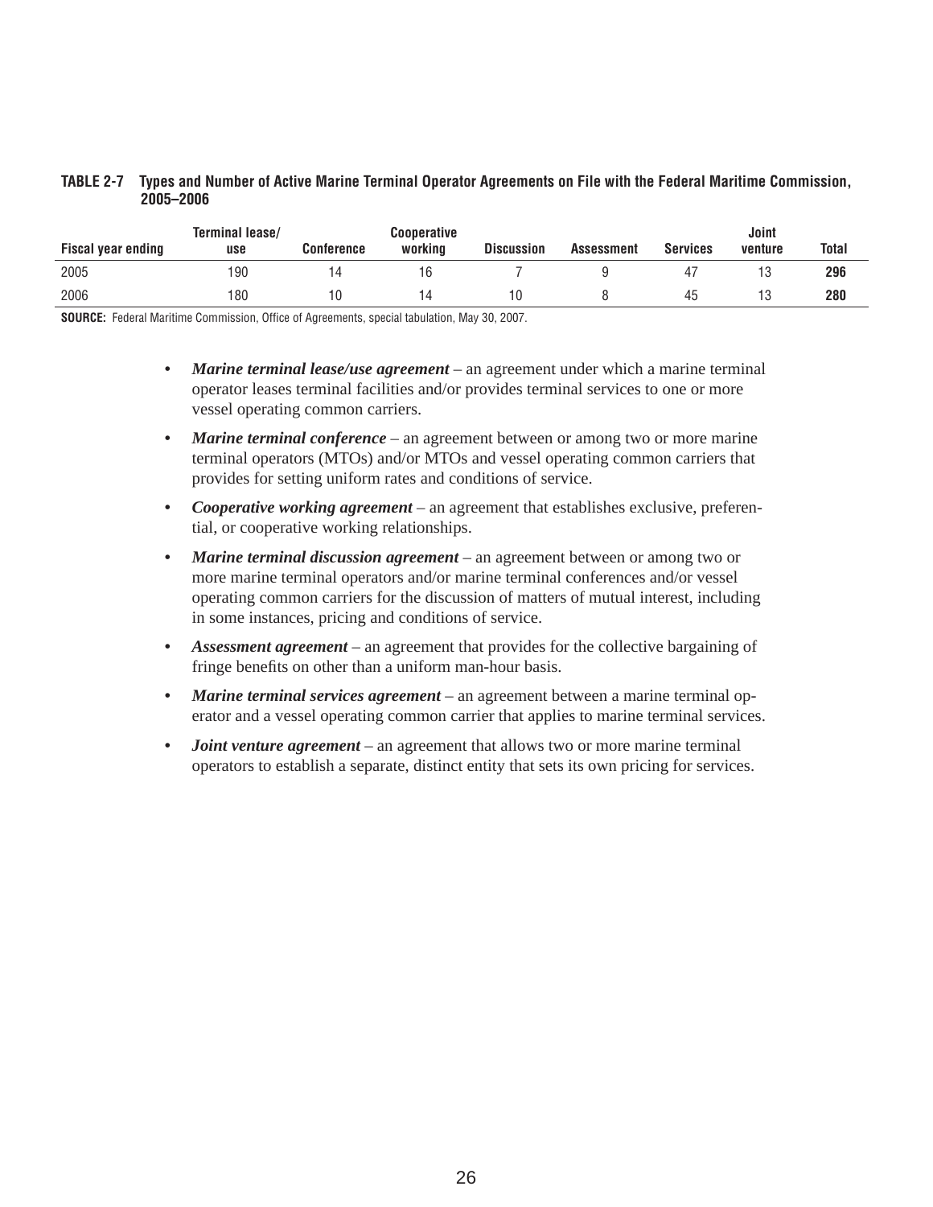**TABLE 2-7 Types and Number of Active Marine Terminal Operator Agreements on File with the Federal Maritime Commission, 2005–2006**

| Fiscal year ending | Terminal lease/ use | Conference | Cooperative working | Discussion | Assessment | Services | Joint venture | Total |
|---|---|---|---|---|---|---|---|---|
| 2005 | 190 | 14 | 16 | 7 | 9 | 47 | 13 | **296** |
| 2006 | 180 | 10 | 14 | 10 | 8 | 45 | 13 | **280** |

**SOURCE:** Federal Maritime Commission, Office of Agreements, special tabulation, May 30, 2007.

- ***Marine terminal lease/use agreement*** – an agreement under which a marine terminal operator leases terminal facilities and/or provides terminal services to one or more vessel operating common carriers.
- ***Marine terminal conference*** – an agreement between or among two or more marine terminal operators (MTOs) and/or MTOs and vessel operating common carriers that provides for setting uniform rates and conditions of service.
- ***Cooperative working agreement*** – an agreement that establishes exclusive, preferential, or cooperative working relationships.
- ***Marine terminal discussion agreement*** – an agreement between or among two or more marine terminal operators and/or marine terminal conferences and/or vessel operating common carriers for the discussion of matters of mutual interest, including in some instances, pricing and conditions of service.
- ***Assessment agreement*** – an agreement that provides for the collective bargaining of fringe benefits on other than a uniform man-hour basis.
- ***Marine terminal services agreement*** – an agreement between a marine terminal operator and a vessel operating common carrier that applies to marine terminal services.
- ***Joint venture agreement*** – an agreement that allows two or more marine terminal operators to establish a separate, distinct entity that sets its own pricing for services.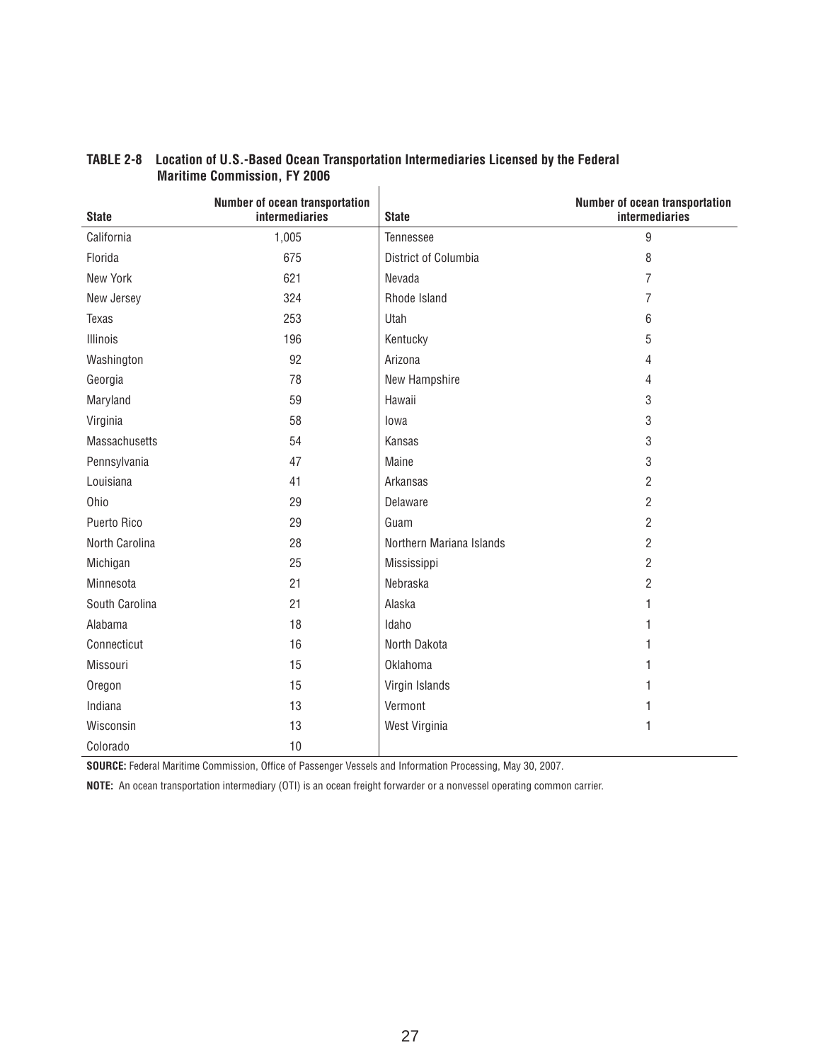**TABLE 2-8 Location of U.S.-Based Ocean Transportation Intermediaries Licensed by the Federal Maritime Commission, FY 2006**

| State | Number of ocean transportation intermediaries | State | Number of ocean transportation intermediaries |
|---|---|---|---|
| California | 1,005 | Tennessee | 9 |
| Florida | 675 | District of Columbia | 8 |
| New York | 621 | Nevada | 7 |
| New Jersey | 324 | Rhode Island | 7 |
| Texas | 253 | Utah | 6 |
| Illinois | 196 | Kentucky | 5 |
| Washington | 92 | Arizona | 4 |
| Georgia | 78 | New Hampshire | 4 |
| Maryland | 59 | Hawaii | 3 |
| Virginia | 58 | Iowa | 3 |
| Massachusetts | 54 | Kansas | 3 |
| Pennsylvania | 47 | Maine | 3 |
| Louisiana | 41 | Arkansas | 2 |
| Ohio | 29 | Delaware | 2 |
| Puerto Rico | 29 | Guam | 2 |
| North Carolina | 28 | Northern Mariana Islands | 2 |
| Michigan | 25 | Mississippi | 2 |
| Minnesota | 21 | Nebraska | 2 |
| South Carolina | 21 | Alaska | 1 |
| Alabama | 18 | Idaho | 1 |
| Connecticut | 16 | North Dakota | 1 |
| Missouri | 15 | Oklahoma | 1 |
| Oregon | 15 | Virgin Islands | 1 |
| Indiana | 13 | Vermont | 1 |
| Wisconsin | 13 | West Virginia | 1 |
| Colorado | 10 | | |

**SOURCE:** Federal Maritime Commission, Office of Passenger Vessels and Information Processing, May 30, 2007.

**NOTE:** An ocean transportation intermediary (OTI) is an ocean freight forwarder or a nonvessel operating common carrier.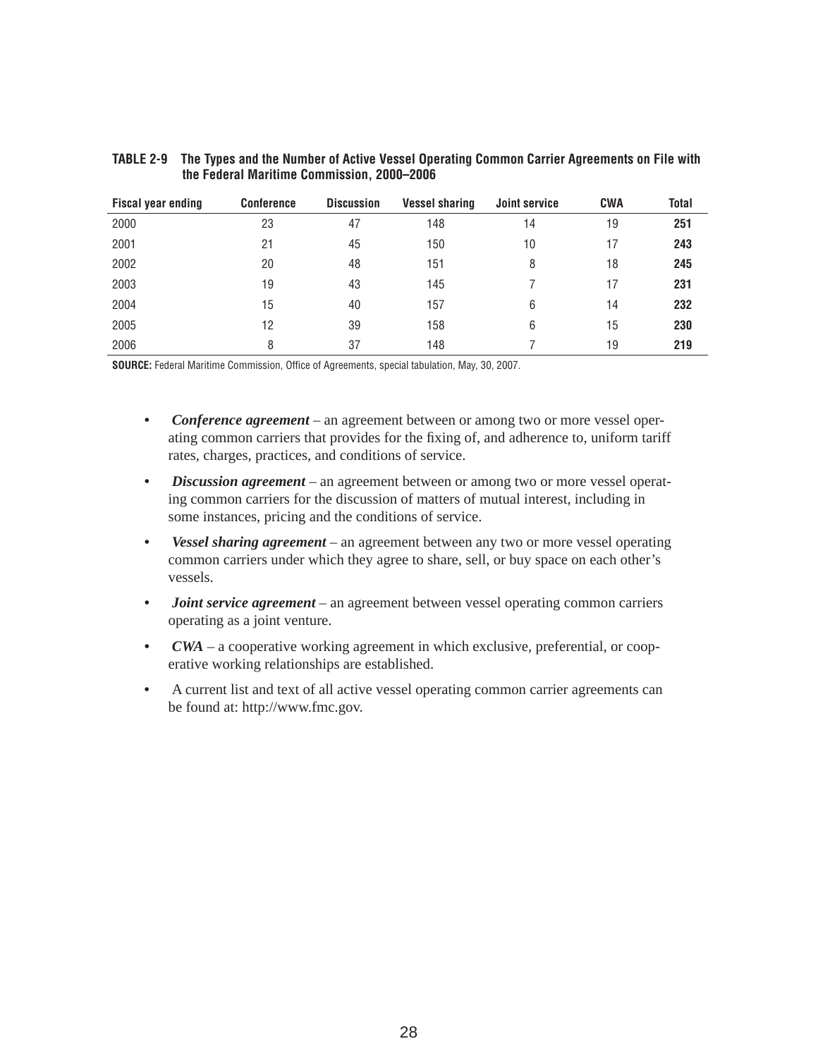**TABLE 2-9 The Types and the Number of Active Vessel Operating Common Carrier Agreements on File with the Federal Maritime Commission, 2000–2006**

| Fiscal year ending | Conference | Discussion | Vessel sharing | Joint service | CWA | Total |
|---|---|---|---|---|---|---|
| 2000 | 23 | 47 | 148 | 14 | 19 | **251** |
| 2001 | 21 | 45 | 150 | 10 | 17 | **243** |
| 2002 | 20 | 48 | 151 | 8 | 18 | **245** |
| 2003 | 19 | 43 | 145 | 7 | 17 | **231** |
| 2004 | 15 | 40 | 157 | 6 | 14 | **232** |
| 2005 | 12 | 39 | 158 | 6 | 15 | **230** |
| 2006 | 8 | 37 | 148 | 7 | 19 | **219** |

**SOURCE:** Federal Maritime Commission, Office of Agreements, special tabulation, May, 30, 2007.

- ***Conference agreement*** – an agreement between or among two or more vessel operating common carriers that provides for the fixing of, and adherence to, uniform tariff rates, charges, practices, and conditions of service.
- ***Discussion agreement*** – an agreement between or among two or more vessel operating common carriers for the discussion of matters of mutual interest, including in some instances, pricing and the conditions of service.
- ***Vessel sharing agreement*** – an agreement between any two or more vessel operating common carriers under which they agree to share, sell, or buy space on each other's vessels.
- ***Joint service agreement*** – an agreement between vessel operating common carriers operating as a joint venture.
- ***CWA*** – a cooperative working agreement in which exclusive, preferential, or cooperative working relationships are established.
- A current list and text of all active vessel operating common carrier agreements can be found at: http://www.fmc.gov.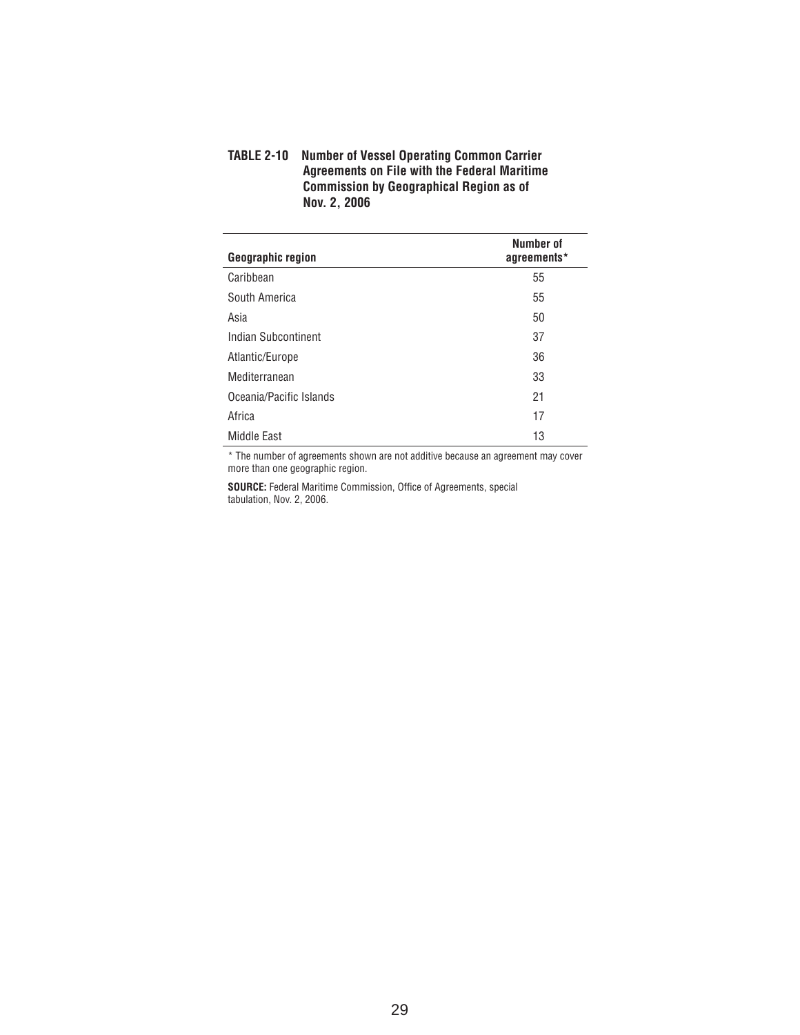**TABLE 2-10 Number of Vessel Operating Common Carrier Agreements on File with the Federal Maritime Commission by Geographical Region as of Nov. 2, 2006**

| Geographic region | Number of agreements* |
|---|---|
| Caribbean | 55 |
| South America | 55 |
| Asia | 50 |
| Indian Subcontinent | 37 |
| Atlantic/Europe | 36 |
| Mediterranean | 33 |
| Oceania/Pacific Islands | 21 |
| Africa | 17 |
| Middle East | 13 |

* The number of agreements shown are not additive because an agreement may cover more than one geographic region.

**SOURCE:** Federal Maritime Commission, Office of Agreements, special tabulation, Nov. 2, 2006.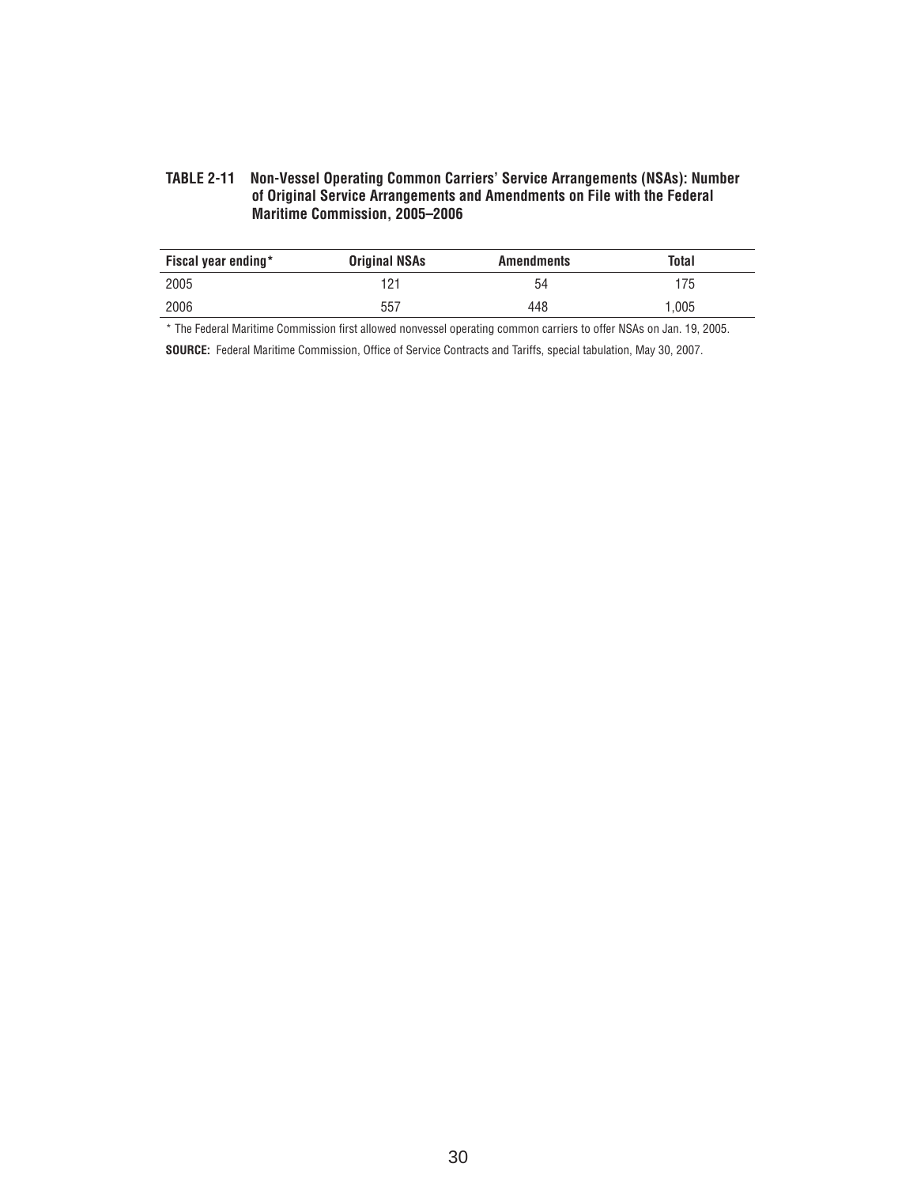**TABLE 2-11 Non-Vessel Operating Common Carriers' Service Arrangements (NSAs): Number of Original Service Arrangements and Amendments on File with the Federal Maritime Commission, 2005–2006**

| Fiscal year ending* | Original NSAs | Amendments | Total |
|---|---|---|---|
| 2005 | 121 | 54 | 175 |
| 2006 | 557 | 448 | 1,005 |

* The Federal Maritime Commission first allowed nonvessel operating common carriers to offer NSAs on Jan. 19, 2005.

**SOURCE:** Federal Maritime Commission, Office of Service Contracts and Tariffs, special tabulation, May 30, 2007.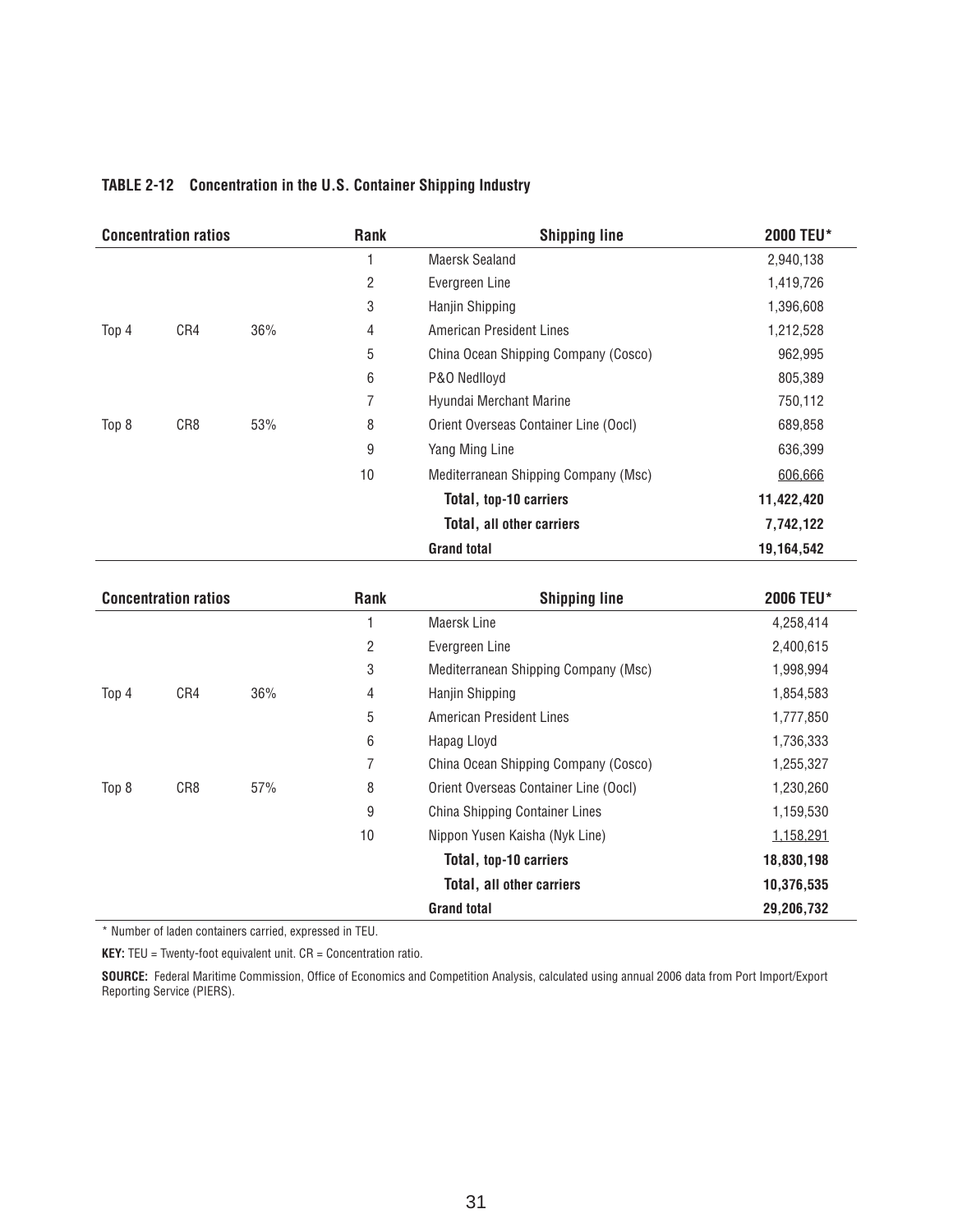**TABLE 2-12 Concentration in the U.S. Container Shipping Industry**

| Concentration ratios | | | Rank | Shipping line | 2000 TEU* |
|---|---|---|---|---|---|
| | | | 1 | Maersk Sealand | 2,940,138 |
| | | | 2 | Evergreen Line | 1,419,726 |
| | | | 3 | Hanjin Shipping | 1,396,608 |
| Top 4 | CR4 | 36% | 4 | American President Lines | 1,212,528 |
| | | | 5 | China Ocean Shipping Company (Cosco) | 962,995 |
| | | | 6 | P&O Nedlloyd | 805,389 |
| | | | 7 | Hyundai Merchant Marine | 750,112 |
| Top 8 | CR8 | 53% | 8 | Orient Overseas Container Line (Oocl) | 689,858 |
| | | | 9 | Yang Ming Line | 636,399 |
| | | | 10 | Mediterranean Shipping Company (Msc) | 606,666 |
| | | | | **Total, top-10 carriers** | **11,422,420** |
| | | | | **Total, all other carriers** | **7,742,122** |
| | | | | **Grand total** | **19,164,542** |

| Concentration ratios | | | Rank | Shipping line | 2006 TEU* |
|---|---|---|---|---|---|
| | | | 1 | Maersk Line | 4,258,414 |
| | | | 2 | Evergreen Line | 2,400,615 |
| | | | 3 | Mediterranean Shipping Company (Msc) | 1,998,994 |
| Top 4 | CR4 | 36% | 4 | Hanjin Shipping | 1,854,583 |
| | | | 5 | American President Lines | 1,777,850 |
| | | | 6 | Hapag Lloyd | 1,736,333 |
| | | | 7 | China Ocean Shipping Company (Cosco) | 1,255,327 |
| Top 8 | CR8 | 57% | 8 | Orient Overseas Container Line (Oocl) | 1,230,260 |
| | | | 9 | China Shipping Container Lines | 1,159,530 |
| | | | 10 | Nippon Yusen Kaisha (Nyk Line) | 1,158,291 |
| | | | | **Total, top-10 carriers** | **18,830,198** |
| | | | | **Total, all other carriers** | **10,376,535** |
| | | | | **Grand total** | **29,206,732** |

* Number of laden containers carried, expressed in TEU.

**KEY:** TEU = Twenty-foot equivalent unit. CR = Concentration ratio.

**SOURCE:** Federal Maritime Commission, Office of Economics and Competition Analysis, calculated using annual 2006 data from Port Import/Export Reporting Service (PIERS).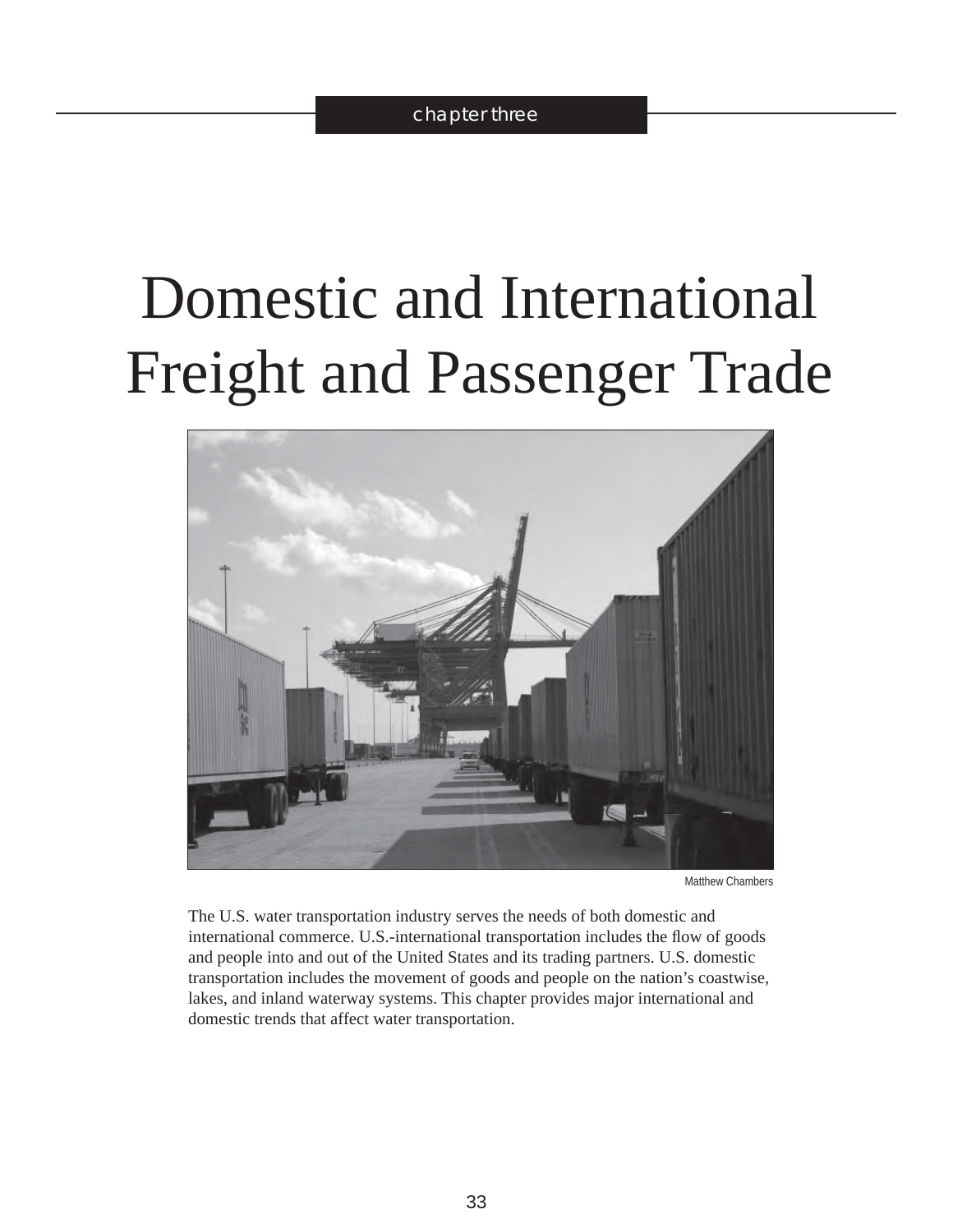chapter three

# Domestic and International Freight and Passenger Trade

Matthew Chambers

The U.S. water transportation industry serves the needs of both domestic and international commerce. U.S.-international transportation includes the flow of goods and people into and out of the United States and its trading partners. U.S. domestic transportation includes the movement of goods and people on the nation's coastwise, lakes, and inland waterway systems. This chapter provides major international and domestic trends that affect water transportation.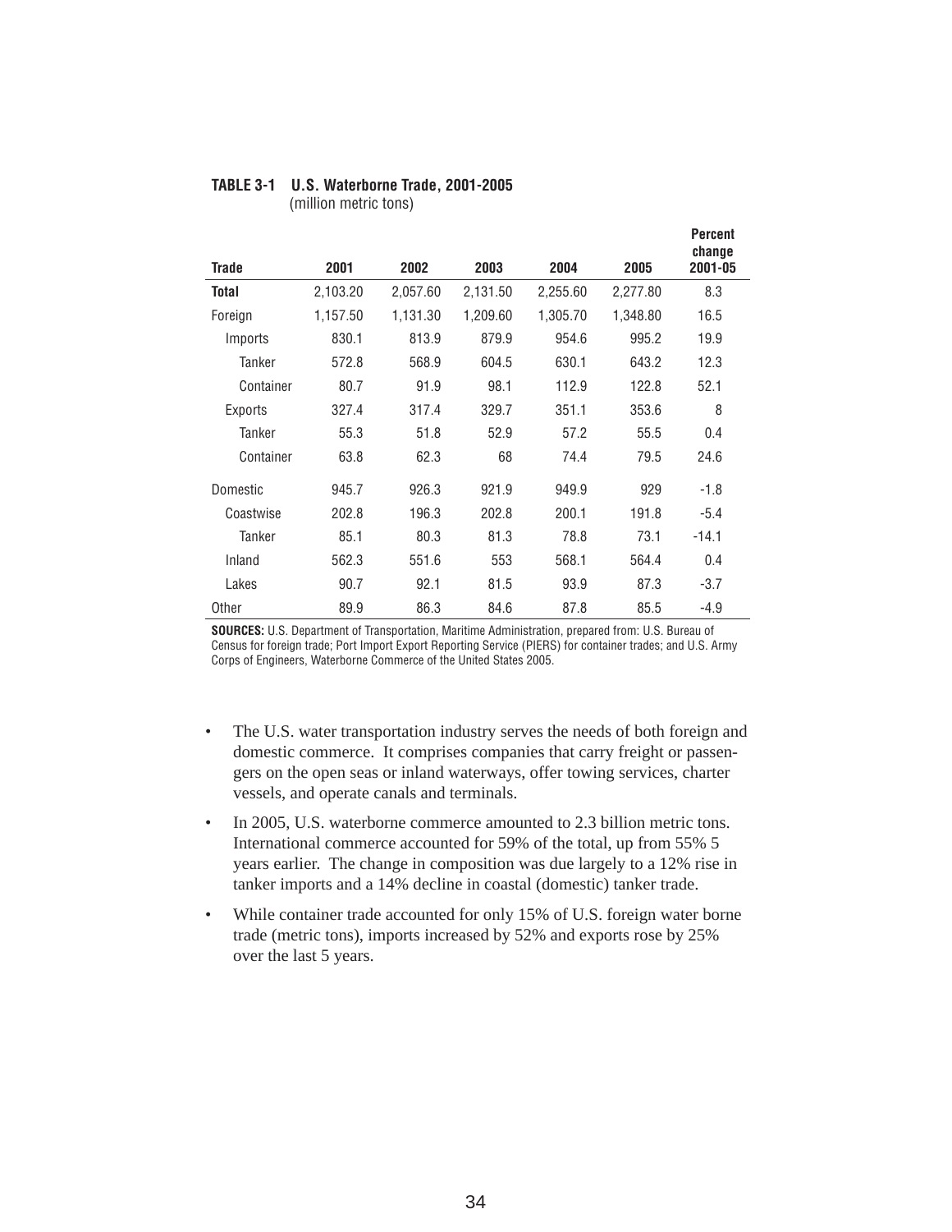**TABLE 3-1 U.S. Waterborne Trade, 2001-2005**
(million metric tons)

| Trade | 2001 | 2002 | 2003 | 2004 | 2005 | Percent change 2001-05 |
|---|---|---|---|---|---|---|
| **Total** | 2,103.20 | 2,057.60 | 2,131.50 | 2,255.60 | 2,277.80 | 8.3 |
| Foreign | 1,157.50 | 1,131.30 | 1,209.60 | 1,305.70 | 1,348.80 | 16.5 |
| Imports | 830.1 | 813.9 | 879.9 | 954.6 | 995.2 | 19.9 |
| Tanker | 572.8 | 568.9 | 604.5 | 630.1 | 643.2 | 12.3 |
| Container | 80.7 | 91.9 | 98.1 | 112.9 | 122.8 | 52.1 |
| Exports | 327.4 | 317.4 | 329.7 | 351.1 | 353.6 | 8 |
| Tanker | 55.3 | 51.8 | 52.9 | 57.2 | 55.5 | 0.4 |
| Container | 63.8 | 62.3 | 68 | 74.4 | 79.5 | 24.6 |
| Domestic | 945.7 | 926.3 | 921.9 | 949.9 | 929 | -1.8 |
| Coastwise | 202.8 | 196.3 | 202.8 | 200.1 | 191.8 | -5.4 |
| Tanker | 85.1 | 80.3 | 81.3 | 78.8 | 73.1 | -14.1 |
| Inland | 562.3 | 551.6 | 553 | 568.1 | 564.4 | 0.4 |
| Lakes | 90.7 | 92.1 | 81.5 | 93.9 | 87.3 | -3.7 |
| Other | 89.9 | 86.3 | 84.6 | 87.8 | 85.5 | -4.9 |

**SOURCES:** U.S. Department of Transportation, Maritime Administration, prepared from: U.S. Bureau of Census for foreign trade; Port Import Export Reporting Service (PIERS) for container trades; and U.S. Army Corps of Engineers, Waterborne Commerce of the United States 2005.

- The U.S. water transportation industry serves the needs of both foreign and domestic commerce. It comprises companies that carry freight or passengers on the open seas or inland waterways, offer towing services, charter vessels, and operate canals and terminals.
- In 2005, U.S. waterborne commerce amounted to 2.3 billion metric tons. International commerce accounted for 59% of the total, up from 55% 5 years earlier. The change in composition was due largely to a 12% rise in tanker imports and a 14% decline in coastal (domestic) tanker trade.
- While container trade accounted for only 15% of U.S. foreign water borne trade (metric tons), imports increased by 52% and exports rose by 25% over the last 5 years.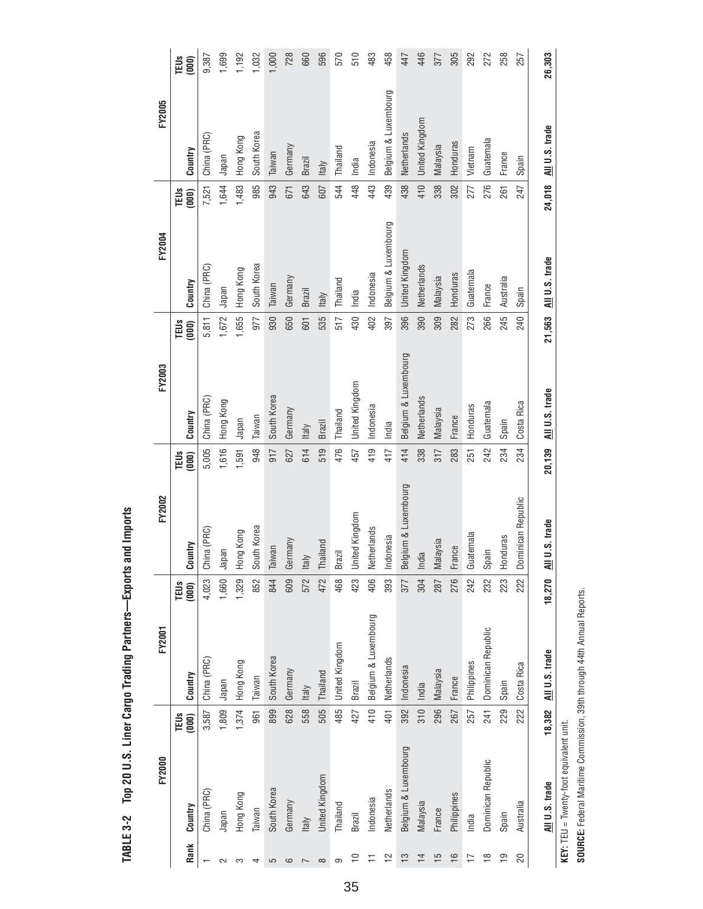**TABLE 3-2 Top 20 U.S. Liner Cargo Trading Partners—Exports and Imports**

| | FY2000 | | FY2001 | | FY2002 | | FY2003 | | FY2004 | | FY2005 | |
|---|---|---|---|---|---|---|---|---|---|---|---|---|
| Rank | Country | TEUs (000) | Country | TEUs (000) | Country | TEUs (000) | Country | TEUs (000) | Country | TEUs (000) | Country | TEUs (000) |
| 1 | China (PRC) | 3,587 | China (PRC) | 4,023 | China (PRC) | 5,005 | China (PRC) | 5,811 | China (PRC) | 7,521 | China (PRC) | 9,387 |
| 2 | Japan | 1,809 | Japan | 1,660 | Japan | 1,616 | Hong Kong | 1,672 | Japan | 1,644 | Japan | 1,699 |
| 3 | Hong Kong | 1,374 | Hong Kong | 1,329 | Hong Kong | 1,591 | Japan | 1,655 | Hong Kong | 1,483 | Hong Kong | 1,192 |
| 4 | Taiwan | 961 | Taiwan | 852 | South Korea | 948 | Taiwan | 977 | South Korea | 985 | South Korea | 1,032 |
| 5 | South Korea | 899 | South Korea | 844 | Taiwan | 917 | South Korea | 930 | Taiwan | 943 | Taiwan | 1,000 |
| 6 | Germany | 628 | Germany | 609 | Germany | 627 | Germany | 650 | Germany | 671 | Germany | 728 |
| 7 | Italy | 558 | Italy | 572 | Italy | 614 | Italy | 601 | Brazil | 643 | Brazil | 660 |
| 8 | United Kingdom | 505 | Thailand | 472 | Thailand | 519 | Brazil | 535 | Italy | 607 | Italy | 596 |
| 9 | Thailand | 485 | United Kingdom | 468 | Brazil | 476 | Thailand | 517 | Thailand | 544 | Thailand | 570 |
| 10 | Brazil | 427 | Brazil | 423 | United Kingdom | 457 | United Kingdom | 430 | India | 448 | India | 510 |
| 11 | Indonesia | 410 | Belgium & Luxembourg | 406 | Netherlands | 419 | Indonesia | 402 | Indonesia | 443 | Indonesia | 483 |
| 12 | Netherlands | 401 | Netherlands | 393 | Indonesia | 417 | India | 397 | Belgium & Luxembourg | 439 | Belgium & Luxembourg | 458 |
| 13 | Belgium & Luxembourg | 392 | Indonesia | 377 | Belgium & Luxembourg | 414 | Belgium & Luxembourg | 396 | United Kingdom | 438 | Netherlands | 447 |
| 14 | Malaysia | 310 | India | 304 | India | 338 | Netherlands | 390 | Netherlands | 410 | United Kingdom | 446 |
| 15 | France | 296 | Malaysia | 287 | Malaysia | 317 | Malaysia | 309 | Malaysia | 338 | Malaysia | 377 |
| 16 | Philippines | 267 | France | 276 | France | 283 | France | 282 | Honduras | 302 | Honduras | 305 |
| 17 | India | 257 | Philippines | 242 | Guatemala | 251 | Honduras | 273 | Guatemala | 277 | Vietnam | 292 |
| 18 | Dominican Republic | 241 | Dominican Republic | 232 | Spain | 242 | Guatemala | 266 | France | 276 | Guatemala | 272 |
| 19 | Spain | 229 | Spain | 223 | Honduras | 234 | Spain | 245 | Australia | 261 | France | 258 |
| 20 | Australia | 222 | Costa Rica | 222 | Dominican Republic | 234 | Costa Rica | 240 | Spain | 247 | Spain | 257 |
| | **All U.S. trade** | **18,382** | **All U.S. trade** | **18,270** | **All U.S. trade** | **20,139** | **All U.S. trade** | **21,563** | **All U.S. trade** | **24,018** | **All U.S. trade** | **26,303** |

**KEY:** TEU = Twenty-foot equivalent unit.

**SOURCE:** Federal Maritime Commission, 39th through 44th Annual Reports.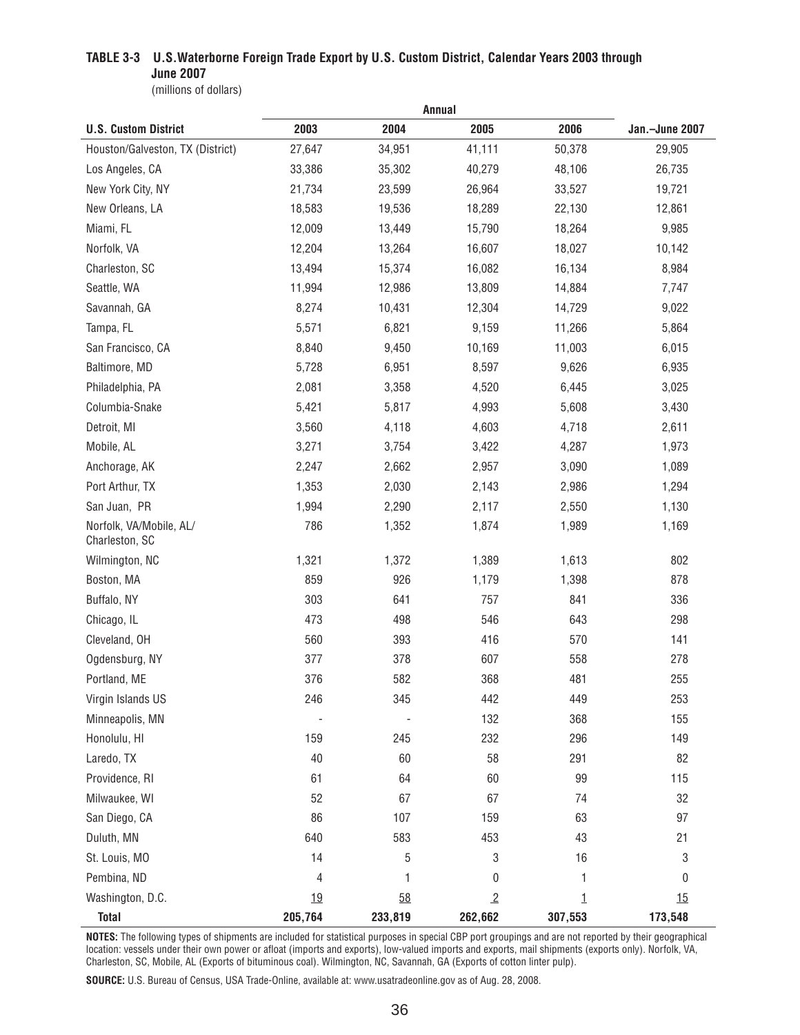**TABLE 3-3 U.S.Waterborne Foreign Trade Export by U.S. Custom District, Calendar Years 2003 through June 2007**
(millions of dollars)

| | Annual | | | | |
|---|---|---|---|---|---|
| **U.S. Custom District** | **2003** | **2004** | **2005** | **2006** | **Jan.–June 2007** |
| Houston/Galveston, TX (District) | 27,647 | 34,951 | 41,111 | 50,378 | 29,905 |
| Los Angeles, CA | 33,386 | 35,302 | 40,279 | 48,106 | 26,735 |
| New York City, NY | 21,734 | 23,599 | 26,964 | 33,527 | 19,721 |
| New Orleans, LA | 18,583 | 19,536 | 18,289 | 22,130 | 12,861 |
| Miami, FL | 12,009 | 13,449 | 15,790 | 18,264 | 9,985 |
| Norfolk, VA | 12,204 | 13,264 | 16,607 | 18,027 | 10,142 |
| Charleston, SC | 13,494 | 15,374 | 16,082 | 16,134 | 8,984 |
| Seattle, WA | 11,994 | 12,986 | 13,809 | 14,884 | 7,747 |
| Savannah, GA | 8,274 | 10,431 | 12,304 | 14,729 | 9,022 |
| Tampa, FL | 5,571 | 6,821 | 9,159 | 11,266 | 5,864 |
| San Francisco, CA | 8,840 | 9,450 | 10,169 | 11,003 | 6,015 |
| Baltimore, MD | 5,728 | 6,951 | 8,597 | 9,626 | 6,935 |
| Philadelphia, PA | 2,081 | 3,358 | 4,520 | 6,445 | 3,025 |
| Columbia-Snake | 5,421 | 5,817 | 4,993 | 5,608 | 3,430 |
| Detroit, MI | 3,560 | 4,118 | 4,603 | 4,718 | 2,611 |
| Mobile, AL | 3,271 | 3,754 | 3,422 | 4,287 | 1,973 |
| Anchorage, AK | 2,247 | 2,662 | 2,957 | 3,090 | 1,089 |
| Port Arthur, TX | 1,353 | 2,030 | 2,143 | 2,986 | 1,294 |
| San Juan, PR | 1,994 | 2,290 | 2,117 | 2,550 | 1,130 |
| Norfolk, VA/Mobile, AL/ Charleston, SC | 786 | 1,352 | 1,874 | 1,989 | 1,169 |
| Wilmington, NC | 1,321 | 1,372 | 1,389 | 1,613 | 802 |
| Boston, MA | 859 | 926 | 1,179 | 1,398 | 878 |
| Buffalo, NY | 303 | 641 | 757 | 841 | 336 |
| Chicago, IL | 473 | 498 | 546 | 643 | 298 |
| Cleveland, OH | 560 | 393 | 416 | 570 | 141 |
| Ogdensburg, NY | 377 | 378 | 607 | 558 | 278 |
| Portland, ME | 376 | 582 | 368 | 481 | 255 |
| Virgin Islands US | 246 | 345 | 442 | 449 | 253 |
| Minneapolis, MN | - | - | 132 | 368 | 155 |
| Honolulu, HI | 159 | 245 | 232 | 296 | 149 |
| Laredo, TX | 40 | 60 | 58 | 291 | 82 |
| Providence, RI | 61 | 64 | 60 | 99 | 115 |
| Milwaukee, WI | 52 | 67 | 67 | 74 | 32 |
| San Diego, CA | 86 | 107 | 159 | 63 | 97 |
| Duluth, MN | 640 | 583 | 453 | 43 | 21 |
| St. Louis, MO | 14 | 5 | 3 | 16 | 3 |
| Pembina, ND | 4 | 1 | 0 | 1 | 0 |
| Washington, D.C. | 19 | 58 | 2 | 1 | 15 |
| **Total** | **205,764** | **233,819** | **262,662** | **307,553** | **173,548** |

**NOTES:** The following types of shipments are included for statistical purposes in special CBP port groupings and are not reported by their geographical location: vessels under their own power or afloat (imports and exports), low-valued imports and exports, mail shipments (exports only). Norfolk, VA, Charleston, SC, Mobile, AL (Exports of bituminous coal). Wilmington, NC, Savannah, GA (Exports of cotton linter pulp).

**SOURCE:** U.S. Bureau of Census, USA Trade-Online, available at: www.usatradeonline.gov as of Aug. 28, 2008.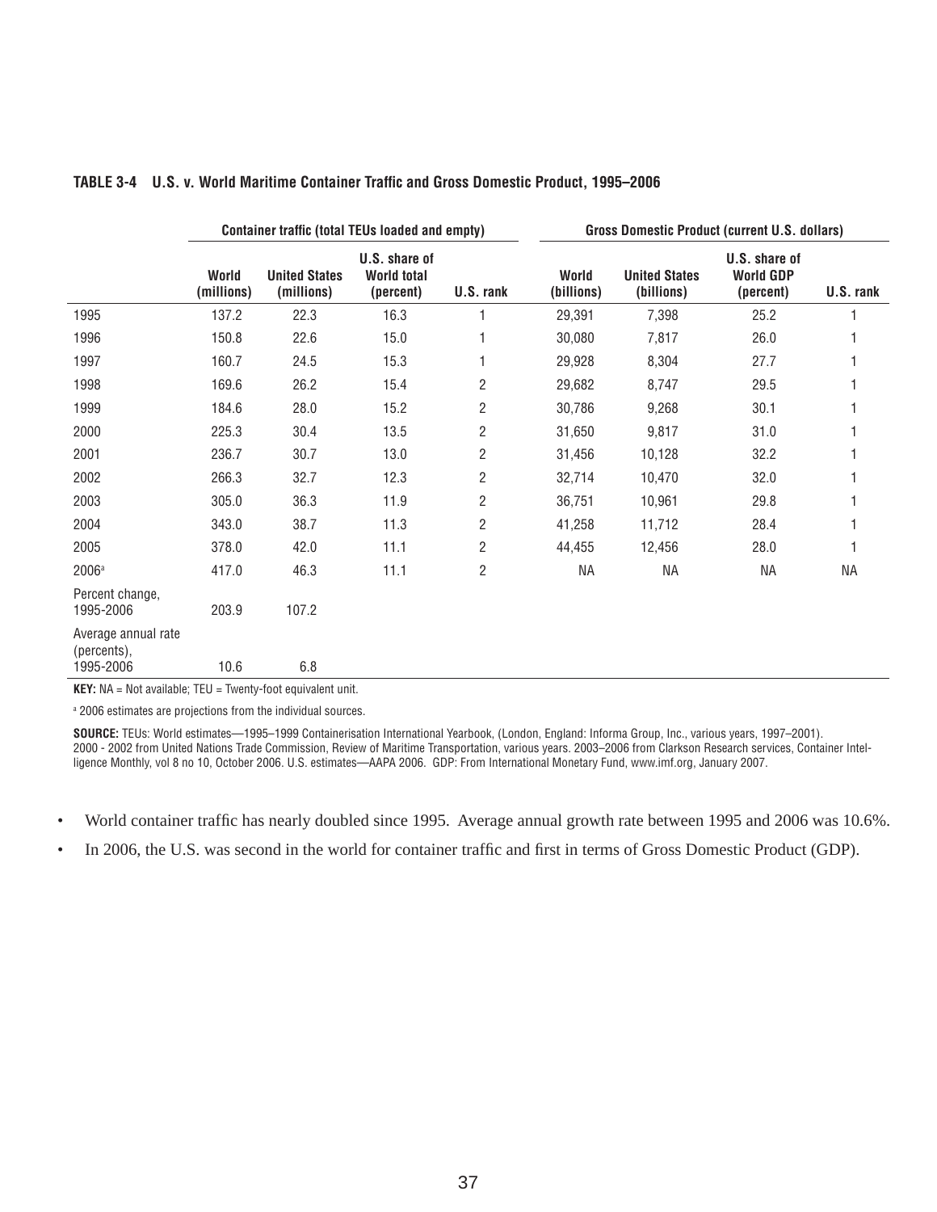**TABLE 3-4 U.S. v. World Maritime Container Traffic and Gross Domestic Product, 1995–2006**

| | Container traffic (total TEUs loaded and empty) | | | | Gross Domestic Product (current U.S. dollars) | | | |
|---|---|---|---|---|---|---|---|---|
| | World (millions) | United States (millions) | U.S. share of World total (percent) | U.S. rank | World (billions) | United States (billions) | U.S. share of World GDP (percent) | U.S. rank |
| 1995 | 137.2 | 22.3 | 16.3 | 1 | 29,391 | 7,398 | 25.2 | 1 |
| 1996 | 150.8 | 22.6 | 15.0 | 1 | 30,080 | 7,817 | 26.0 | 1 |
| 1997 | 160.7 | 24.5 | 15.3 | 1 | 29,928 | 8,304 | 27.7 | 1 |
| 1998 | 169.6 | 26.2 | 15.4 | 2 | 29,682 | 8,747 | 29.5 | 1 |
| 1999 | 184.6 | 28.0 | 15.2 | 2 | 30,786 | 9,268 | 30.1 | 1 |
| 2000 | 225.3 | 30.4 | 13.5 | 2 | 31,650 | 9,817 | 31.0 | 1 |
| 2001 | 236.7 | 30.7 | 13.0 | 2 | 31,456 | 10,128 | 32.2 | 1 |
| 2002 | 266.3 | 32.7 | 12.3 | 2 | 32,714 | 10,470 | 32.0 | 1 |
| 2003 | 305.0 | 36.3 | 11.9 | 2 | 36,751 | 10,961 | 29.8 | 1 |
| 2004 | 343.0 | 38.7 | 11.3 | 2 | 41,258 | 11,712 | 28.4 | 1 |
| 2005 | 378.0 | 42.0 | 11.1 | 2 | 44,455 | 12,456 | 28.0 | 1 |
| 2006[a] | 417.0 | 46.3 | 11.1 | 2 | NA | NA | NA | NA |
| Percent change, 1995-2006 | 203.9 | 107.2 | | | | | | |
| Average annual rate (percents), 1995-2006 | 10.6 | 6.8 | | | | | | |

**KEY:** NA = Not available; TEU = Twenty-foot equivalent unit.

[a] 2006 estimates are projections from the individual sources.

**SOURCE:** TEUs: World estimates—1995–1999 Containerisation International Yearbook, (London, England: Informa Group, Inc., various years, 1997–2001). 2000 - 2002 from United Nations Trade Commission, Review of Maritime Transportation, various years. 2003–2006 from Clarkson Research services, Container Intelligence Monthly, vol 8 no 10, October 2006. U.S. estimates—AAPA 2006. GDP: From International Monetary Fund, www.imf.org, January 2007.

- World container traffic has nearly doubled since 1995. Average annual growth rate between 1995 and 2006 was 10.6%.
- In 2006, the U.S. was second in the world for container traffic and first in terms of Gross Domestic Product (GDP).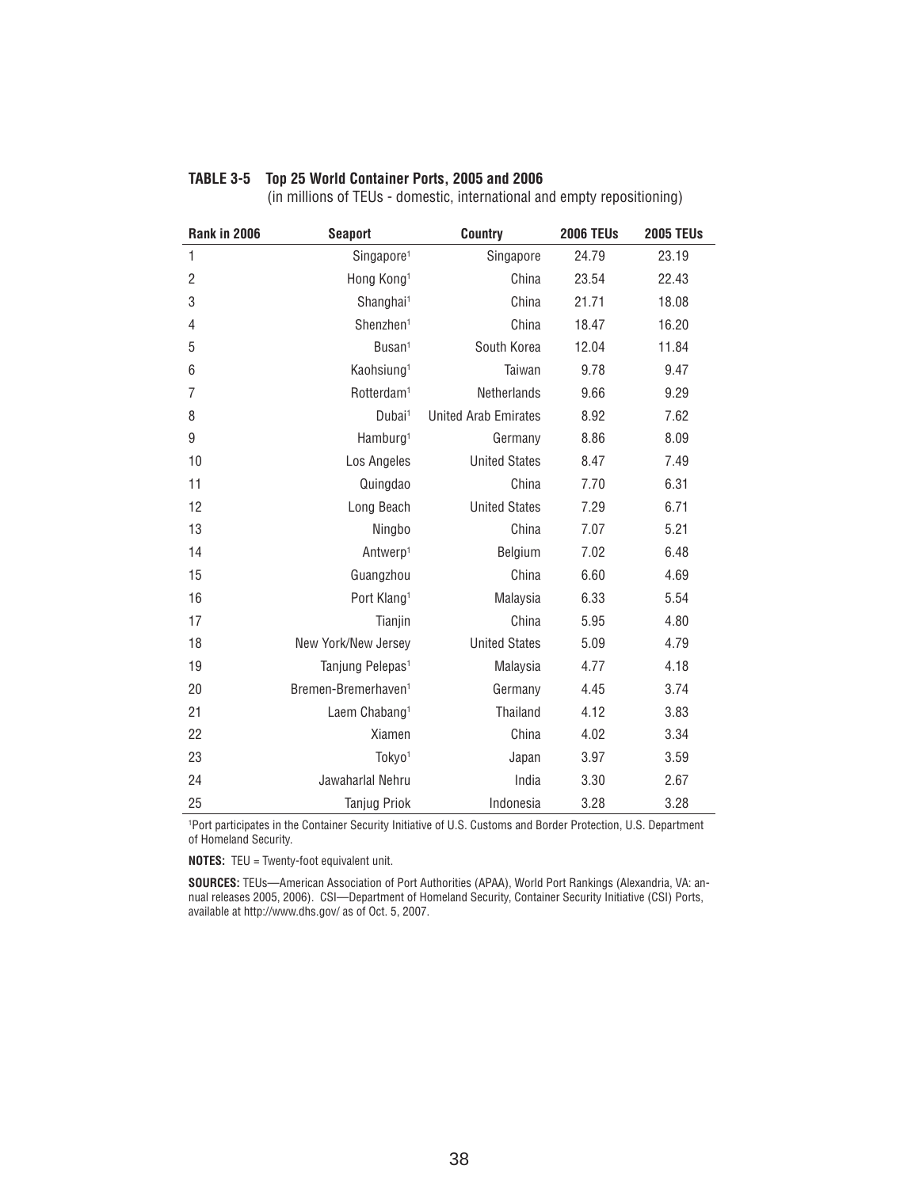**TABLE 3-5 Top 25 World Container Ports, 2005 and 2006**
(in millions of TEUs - domestic, international and empty repositioning)

| Rank in 2006 | Seaport | Country | 2006 TEUs | 2005 TEUs |
|---|---|---|---|---|
| 1 | Singapore[1] | Singapore | 24.79 | 23.19 |
| 2 | Hong Kong[1] | China | 23.54 | 22.43 |
| 3 | Shanghai[1] | China | 21.71 | 18.08 |
| 4 | Shenzhen[1] | China | 18.47 | 16.20 |
| 5 | Busan[1] | South Korea | 12.04 | 11.84 |
| 6 | Kaohsiung[1] | Taiwan | 9.78 | 9.47 |
| 7 | Rotterdam[1] | Netherlands | 9.66 | 9.29 |
| 8 | Dubai[1] | United Arab Emirates | 8.92 | 7.62 |
| 9 | Hamburg[1] | Germany | 8.86 | 8.09 |
| 10 | Los Angeles | United States | 8.47 | 7.49 |
| 11 | Quingdao | China | 7.70 | 6.31 |
| 12 | Long Beach | United States | 7.29 | 6.71 |
| 13 | Ningbo | China | 7.07 | 5.21 |
| 14 | Antwerp[1] | Belgium | 7.02 | 6.48 |
| 15 | Guangzhou | China | 6.60 | 4.69 |
| 16 | Port Klang[1] | Malaysia | 6.33 | 5.54 |
| 17 | Tianjin | China | 5.95 | 4.80 |
| 18 | New York/New Jersey | United States | 5.09 | 4.79 |
| 19 | Tanjung Pelepas[1] | Malaysia | 4.77 | 4.18 |
| 20 | Bremen-Bremerhaven[1] | Germany | 4.45 | 3.74 |
| 21 | Laem Chabang[1] | Thailand | 4.12 | 3.83 |
| 22 | Xiamen | China | 4.02 | 3.34 |
| 23 | Tokyo[1] | Japan | 3.97 | 3.59 |
| 24 | Jawaharlal Nehru | India | 3.30 | 2.67 |
| 25 | Tanjug Priok | Indonesia | 3.28 | 3.28 |

[1]Port participates in the Container Security Initiative of U.S. Customs and Border Protection, U.S. Department of Homeland Security.

**NOTES:** TEU = Twenty-foot equivalent unit.

**SOURCES:** TEUs—American Association of Port Authorities (APAA), World Port Rankings (Alexandria, VA: annual releases 2005, 2006). CSI—Department of Homeland Security, Container Security Initiative (CSI) Ports, available at http://www.dhs.gov/ as of Oct. 5, 2007.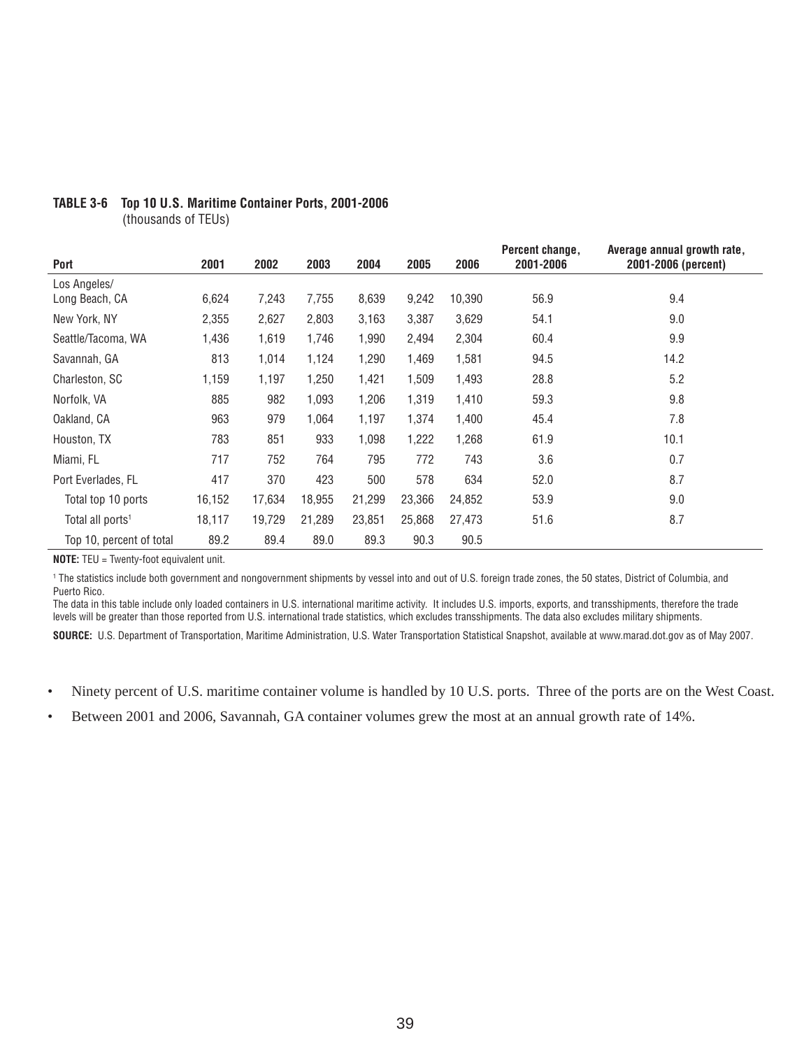**TABLE 3-6 Top 10 U.S. Maritime Container Ports, 2001-2006**
(thousands of TEUs)

| Port | 2001 | 2002 | 2003 | 2004 | 2005 | 2006 | Percent change, 2001-2006 | Average annual growth rate, 2001-2006 (percent) |
|---|---|---|---|---|---|---|---|---|
| Los Angeles/ Long Beach, CA | 6,624 | 7,243 | 7,755 | 8,639 | 9,242 | 10,390 | 56.9 | 9.4 |
| New York, NY | 2,355 | 2,627 | 2,803 | 3,163 | 3,387 | 3,629 | 54.1 | 9.0 |
| Seattle/Tacoma, WA | 1,436 | 1,619 | 1,746 | 1,990 | 2,494 | 2,304 | 60.4 | 9.9 |
| Savannah, GA | 813 | 1,014 | 1,124 | 1,290 | 1,469 | 1,581 | 94.5 | 14.2 |
| Charleston, SC | 1,159 | 1,197 | 1,250 | 1,421 | 1,509 | 1,493 | 28.8 | 5.2 |
| Norfolk, VA | 885 | 982 | 1,093 | 1,206 | 1,319 | 1,410 | 59.3 | 9.8 |
| Oakland, CA | 963 | 979 | 1,064 | 1,197 | 1,374 | 1,400 | 45.4 | 7.8 |
| Houston, TX | 783 | 851 | 933 | 1,098 | 1,222 | 1,268 | 61.9 | 10.1 |
| Miami, FL | 717 | 752 | 764 | 795 | 772 | 743 | 3.6 | 0.7 |
| Port Everlades, FL | 417 | 370 | 423 | 500 | 578 | 634 | 52.0 | 8.7 |
| Total top 10 ports | 16,152 | 17,634 | 18,955 | 21,299 | 23,366 | 24,852 | 53.9 | 9.0 |
| Total all ports[1] | 18,117 | 19,729 | 21,289 | 23,851 | 25,868 | 27,473 | 51.6 | 8.7 |
| Top 10, percent of total | 89.2 | 89.4 | 89.0 | 89.3 | 90.3 | 90.5 | | |

**NOTE:** TEU = Twenty-foot equivalent unit.

[1] The statistics include both government and nongovernment shipments by vessel into and out of U.S. foreign trade zones, the 50 states, District of Columbia, and Puerto Rico.

The data in this table include only loaded containers in U.S. international maritime activity. It includes U.S. imports, exports, and transshipments, therefore the trade levels will be greater than those reported from U.S. international trade statistics, which excludes transshipments. The data also excludes military shipments.

**SOURCE:** U.S. Department of Transportation, Maritime Administration, U.S. Water Transportation Statistical Snapshot, available at www.marad.dot.gov as of May 2007.

- Ninety percent of U.S. maritime container volume is handled by 10 U.S. ports. Three of the ports are on the West Coast.
- Between 2001 and 2006, Savannah, GA container volumes grew the most at an annual growth rate of 14%.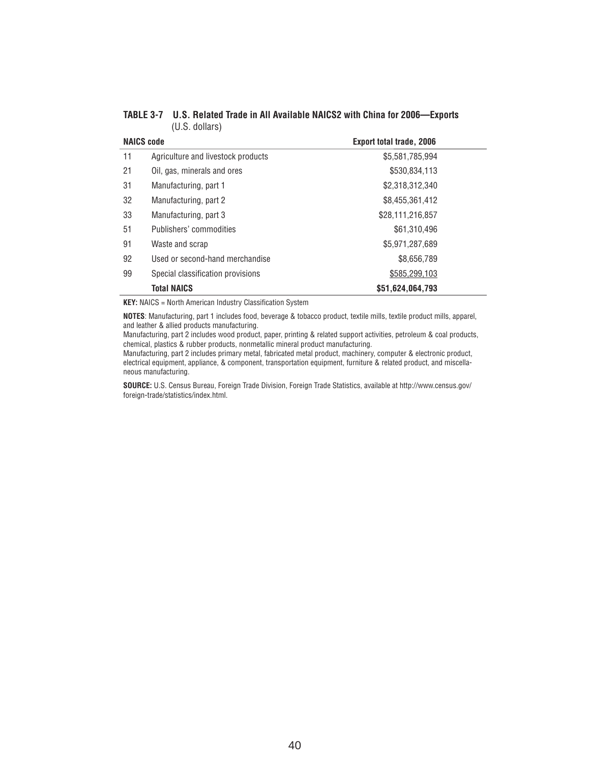**TABLE 3-7 U.S. Related Trade in All Available NAICS2 with China for 2006—Exports**
(U.S. dollars)

| NAICS code | | Export total trade, 2006 |
|---|---|---|
| 11 | Agriculture and livestock products | $5,581,785,994 |
| 21 | Oil, gas, minerals and ores | $530,834,113 |
| 31 | Manufacturing, part 1 | $2,318,312,340 |
| 32 | Manufacturing, part 2 | $8,455,361,412 |
| 33 | Manufacturing, part 3 | $28,111,216,857 |
| 51 | Publishers' commodities | $61,310,496 |
| 91 | Waste and scrap | $5,971,287,689 |
| 92 | Used or second-hand merchandise | $8,656,789 |
| 99 | Special classification provisions | $585,299,103 |
| | **Total NAICS** | **$51,624,064,793** |

**KEY:** NAICS = North American Industry Classification System

**NOTES**: Manufacturing, part 1 includes food, beverage & tobacco product, textile mills, textile product mills, apparel, and leather & allied products manufacturing.
Manufacturing, part 2 includes wood product, paper, printing & related support activities, petroleum & coal products, chemical, plastics & rubber products, nonmetallic mineral product manufacturing.
Manufacturing, part 2 includes primary metal, fabricated metal product, machinery, computer & electronic product, electrical equipment, appliance, & component, transportation equipment, furniture & related product, and miscellaneous manufacturing.

**SOURCE:** U.S. Census Bureau, Foreign Trade Division, Foreign Trade Statistics, available at http://www.census.gov/foreign-trade/statistics/index.html.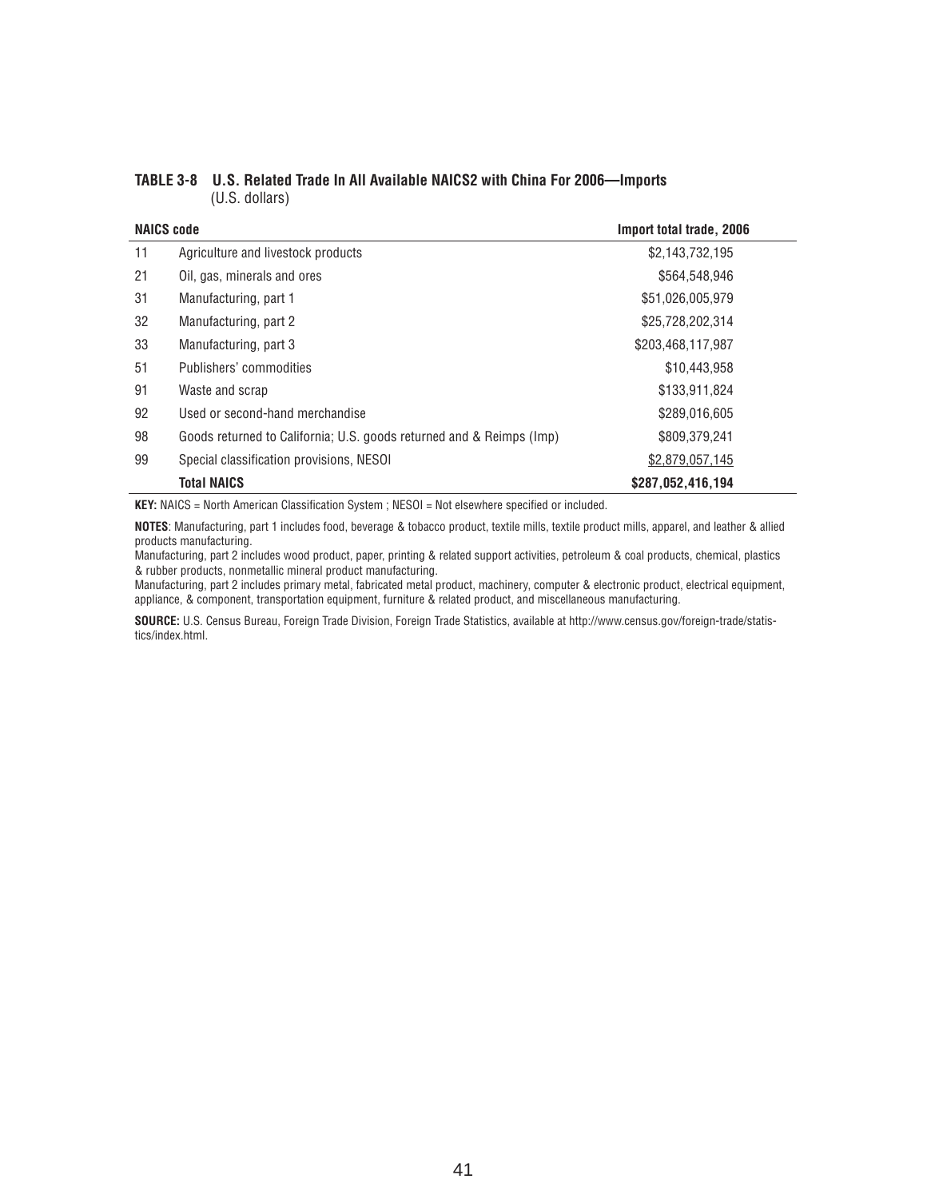**TABLE 3-8 U.S. Related Trade In All Available NAICS2 with China For 2006—Imports**
(U.S. dollars)

| NAICS code | | Import total trade, 2006 |
|---|---|---|
| 11 | Agriculture and livestock products | $2,143,732,195 |
| 21 | Oil, gas, minerals and ores | $564,548,946 |
| 31 | Manufacturing, part 1 | $51,026,005,979 |
| 32 | Manufacturing, part 2 | $25,728,202,314 |
| 33 | Manufacturing, part 3 | $203,468,117,987 |
| 51 | Publishers' commodities | $10,443,958 |
| 91 | Waste and scrap | $133,911,824 |
| 92 | Used or second-hand merchandise | $289,016,605 |
| 98 | Goods returned to California; U.S. goods returned and & Reimps (Imp) | $809,379,241 |
| 99 | Special classification provisions, NESOI | $2,879,057,145 |
| | **Total NAICS** | **$287,052,416,194** |

**KEY:** NAICS = North American Classification System ; NESOI = Not elsewhere specified or included.

**NOTES**: Manufacturing, part 1 includes food, beverage & tobacco product, textile mills, textile product mills, apparel, and leather & allied products manufacturing.
Manufacturing, part 2 includes wood product, paper, printing & related support activities, petroleum & coal products, chemical, plastics & rubber products, nonmetallic mineral product manufacturing.
Manufacturing, part 2 includes primary metal, fabricated metal product, machinery, computer & electronic product, electrical equipment, appliance, & component, transportation equipment, furniture & related product, and miscellaneous manufacturing.

**SOURCE:** U.S. Census Bureau, Foreign Trade Division, Foreign Trade Statistics, available at http://www.census.gov/foreign-trade/statistics/index.html.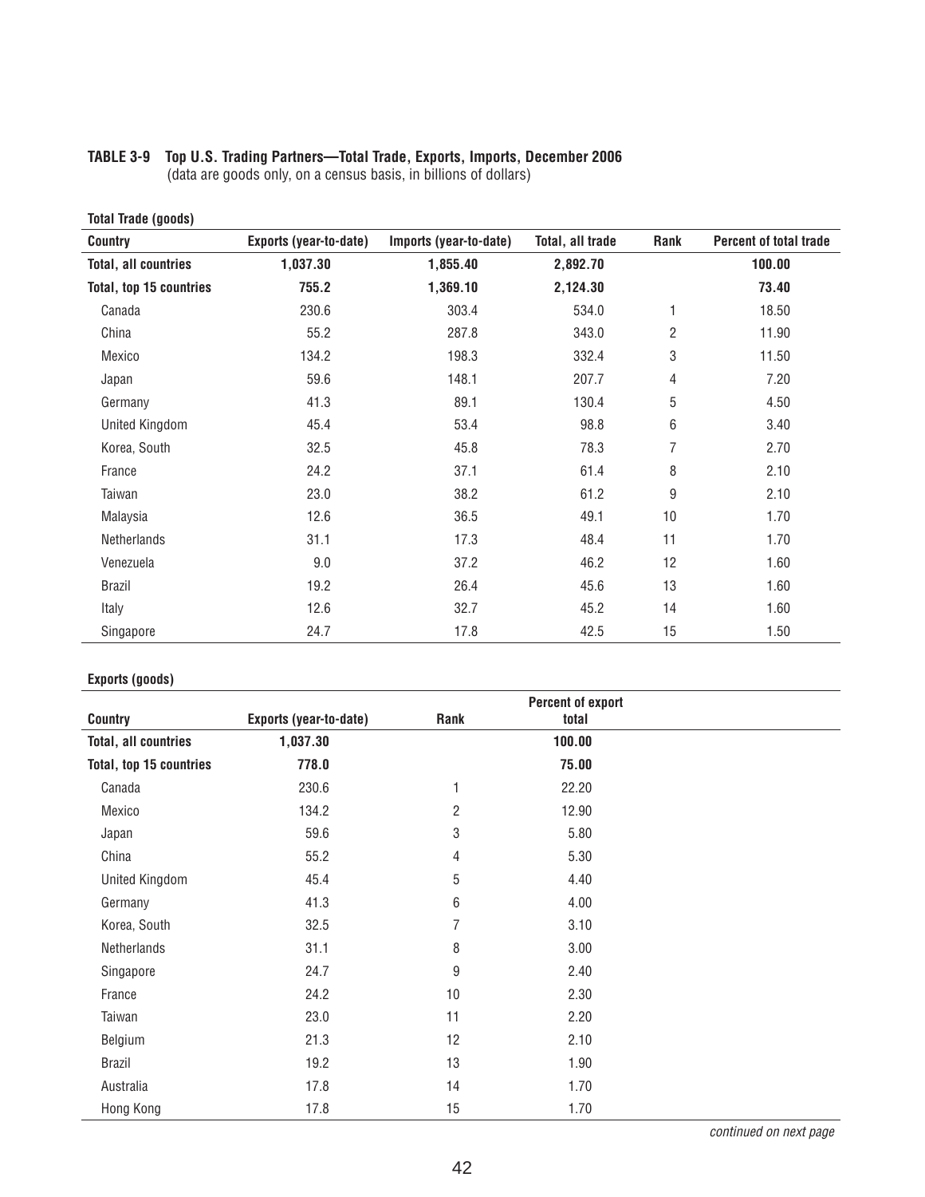**TABLE 3-9 Top U.S. Trading Partners—Total Trade, Exports, Imports, December 2006**
(data are goods only, on a census basis, in billions of dollars)

**Total Trade (goods)**

| Country | Exports (year-to-date) | Imports (year-to-date) | Total, all trade | Rank | Percent of total trade |
|---|---|---|---|---|---|
| **Total, all countries** | **1,037.30** | **1,855.40** | **2,892.70** | | **100.00** |
| **Total, top 15 countries** | **755.2** | **1,369.10** | **2,124.30** | | **73.40** |
| Canada | 230.6 | 303.4 | 534.0 | 1 | 18.50 |
| China | 55.2 | 287.8 | 343.0 | 2 | 11.90 |
| Mexico | 134.2 | 198.3 | 332.4 | 3 | 11.50 |
| Japan | 59.6 | 148.1 | 207.7 | 4 | 7.20 |
| Germany | 41.3 | 89.1 | 130.4 | 5 | 4.50 |
| United Kingdom | 45.4 | 53.4 | 98.8 | 6 | 3.40 |
| Korea, South | 32.5 | 45.8 | 78.3 | 7 | 2.70 |
| France | 24.2 | 37.1 | 61.4 | 8 | 2.10 |
| Taiwan | 23.0 | 38.2 | 61.2 | 9 | 2.10 |
| Malaysia | 12.6 | 36.5 | 49.1 | 10 | 1.70 |
| Netherlands | 31.1 | 17.3 | 48.4 | 11 | 1.70 |
| Venezuela | 9.0 | 37.2 | 46.2 | 12 | 1.60 |
| Brazil | 19.2 | 26.4 | 45.6 | 13 | 1.60 |
| Italy | 12.6 | 32.7 | 45.2 | 14 | 1.60 |
| Singapore | 24.7 | 17.8 | 42.5 | 15 | 1.50 |

**Exports (goods)**

| Country | Exports (year-to-date) | Rank | Percent of export total |
|---|---|---|---|
| **Total, all countries** | **1,037.30** | | **100.00** |
| **Total, top 15 countries** | **778.0** | | **75.00** |
| Canada | 230.6 | 1 | 22.20 |
| Mexico | 134.2 | 2 | 12.90 |
| Japan | 59.6 | 3 | 5.80 |
| China | 55.2 | 4 | 5.30 |
| United Kingdom | 45.4 | 5 | 4.40 |
| Germany | 41.3 | 6 | 4.00 |
| Korea, South | 32.5 | 7 | 3.10 |
| Netherlands | 31.1 | 8 | 3.00 |
| Singapore | 24.7 | 9 | 2.40 |
| France | 24.2 | 10 | 2.30 |
| Taiwan | 23.0 | 11 | 2.20 |
| Belgium | 21.3 | 12 | 2.10 |
| Brazil | 19.2 | 13 | 1.90 |
| Australia | 17.8 | 14 | 1.70 |
| Hong Kong | 17.8 | 15 | 1.70 |

*continued on next page*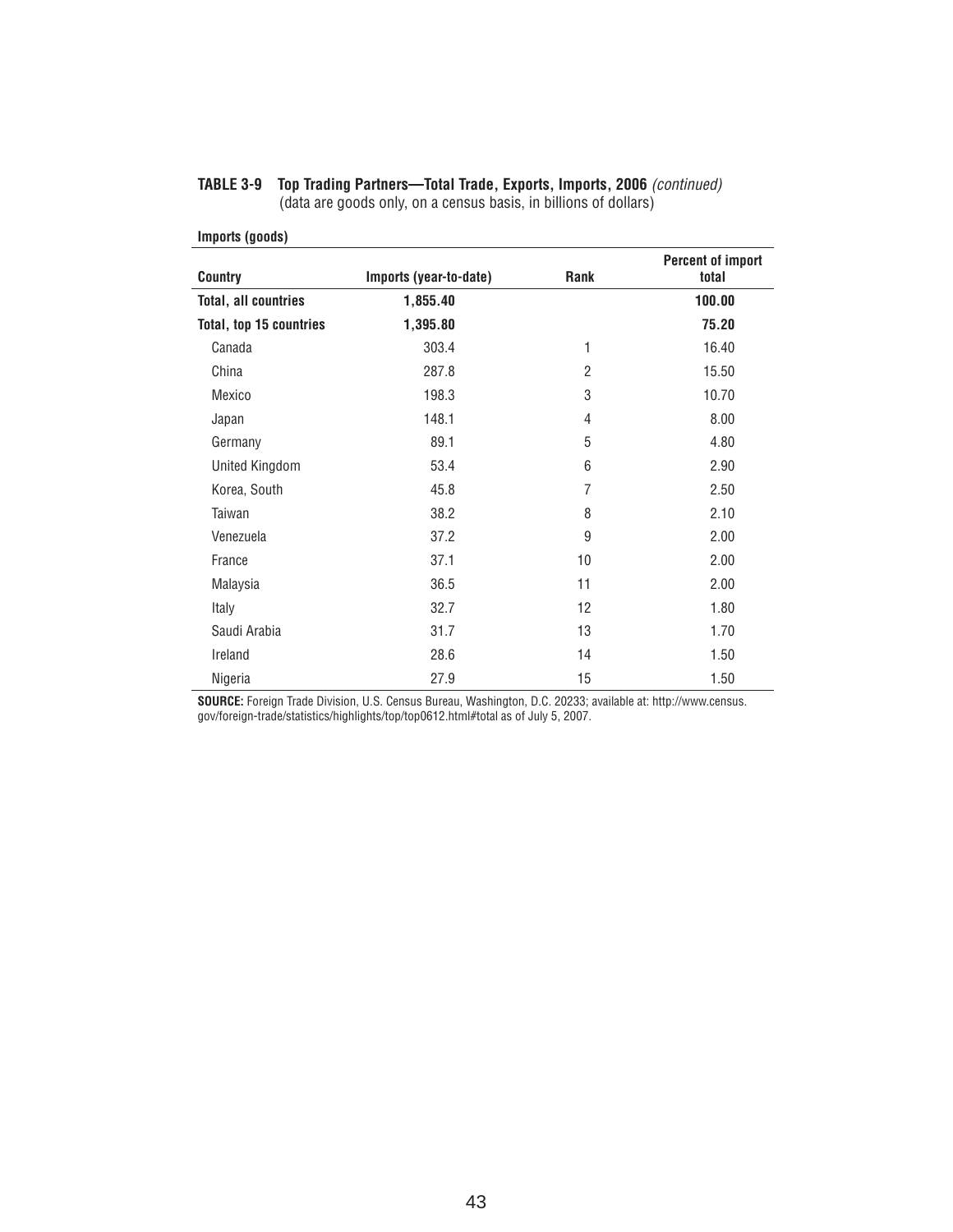**TABLE 3-9 Top Trading Partners—Total Trade, Exports, Imports, 2006** *(continued)*
(data are goods only, on a census basis, in billions of dollars)

**Imports (goods)**

| Country | Imports (year-to-date) | Rank | Percent of import total |
|---|---|---|---|
| **Total, all countries** | **1,855.40** | | **100.00** |
| **Total, top 15 countries** | **1,395.80** | | **75.20** |
| Canada | 303.4 | 1 | 16.40 |
| China | 287.8 | 2 | 15.50 |
| Mexico | 198.3 | 3 | 10.70 |
| Japan | 148.1 | 4 | 8.00 |
| Germany | 89.1 | 5 | 4.80 |
| United Kingdom | 53.4 | 6 | 2.90 |
| Korea, South | 45.8 | 7 | 2.50 |
| Taiwan | 38.2 | 8 | 2.10 |
| Venezuela | 37.2 | 9 | 2.00 |
| France | 37.1 | 10 | 2.00 |
| Malaysia | 36.5 | 11 | 2.00 |
| Italy | 32.7 | 12 | 1.80 |
| Saudi Arabia | 31.7 | 13 | 1.70 |
| Ireland | 28.6 | 14 | 1.50 |
| Nigeria | 27.9 | 15 | 1.50 |

**SOURCE:** Foreign Trade Division, U.S. Census Bureau, Washington, D.C. 20233; available at: http://www.census.gov/foreign-trade/statistics/highlights/top/top0612.html#total as of July 5, 2007.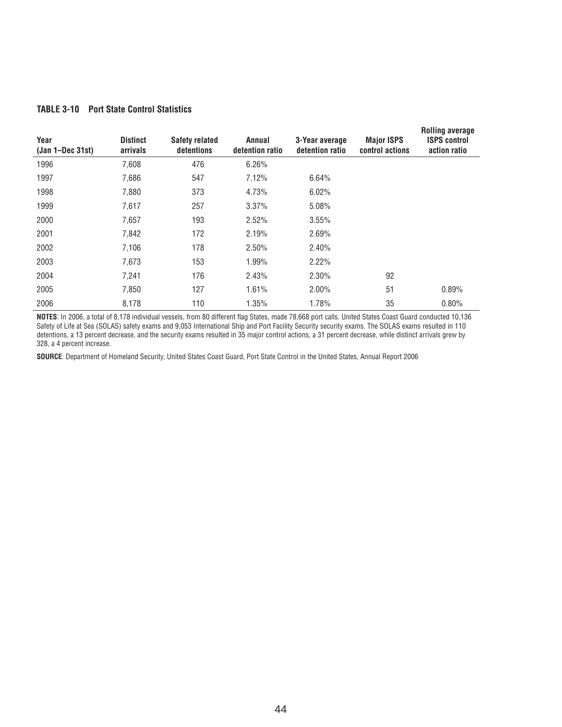**TABLE 3-10 Port State Control Statistics**

| Year (Jan 1–Dec 31st) | Distinct arrivals | Safety related detentions | Annual detention ratio | 3-Year average detention ratio | Major ISPS control actions | Rolling average ISPS control action ratio |
|---|---|---|---|---|---|---|
| 1996 | 7,608 | 476 | 6.26% | | | |
| 1997 | 7,686 | 547 | 7.12% | 6.64% | | |
| 1998 | 7,880 | 373 | 4.73% | 6.02% | | |
| 1999 | 7,617 | 257 | 3.37% | 5.08% | | |
| 2000 | 7,657 | 193 | 2.52% | 3.55% | | |
| 2001 | 7,842 | 172 | 2.19% | 2.69% | | |
| 2002 | 7,106 | 178 | 2.50% | 2.40% | | |
| 2003 | 7,673 | 153 | 1.99% | 2.22% | | |
| 2004 | 7,241 | 176 | 2.43% | 2.30% | 92 | |
| 2005 | 7,850 | 127 | 1.61% | 2.00% | 51 | 0.89% |
| 2006 | 8,178 | 110 | 1.35% | 1.78% | 35 | 0.80% |

**NOTES**: In 2006, a total of 8,178 individual vessels, from 80 different flag States, made 78,668 port calls. United States Coast Guard conducted 10,136 Safety of Life at Sea (SOLAS) safety exams and 9,053 International Ship and Port Facility Security security exams. The SOLAS exams resulted in 110 detentions, a 13 percent decrease, and the security exams resulted in 35 major control actions, a 31 percent decrease, while distinct arrivals grew by 328, a 4 percent increase.

**SOURCE**: Department of Homeland Security, United States Coast Guard, Port State Control in the United States, Annual Report 2006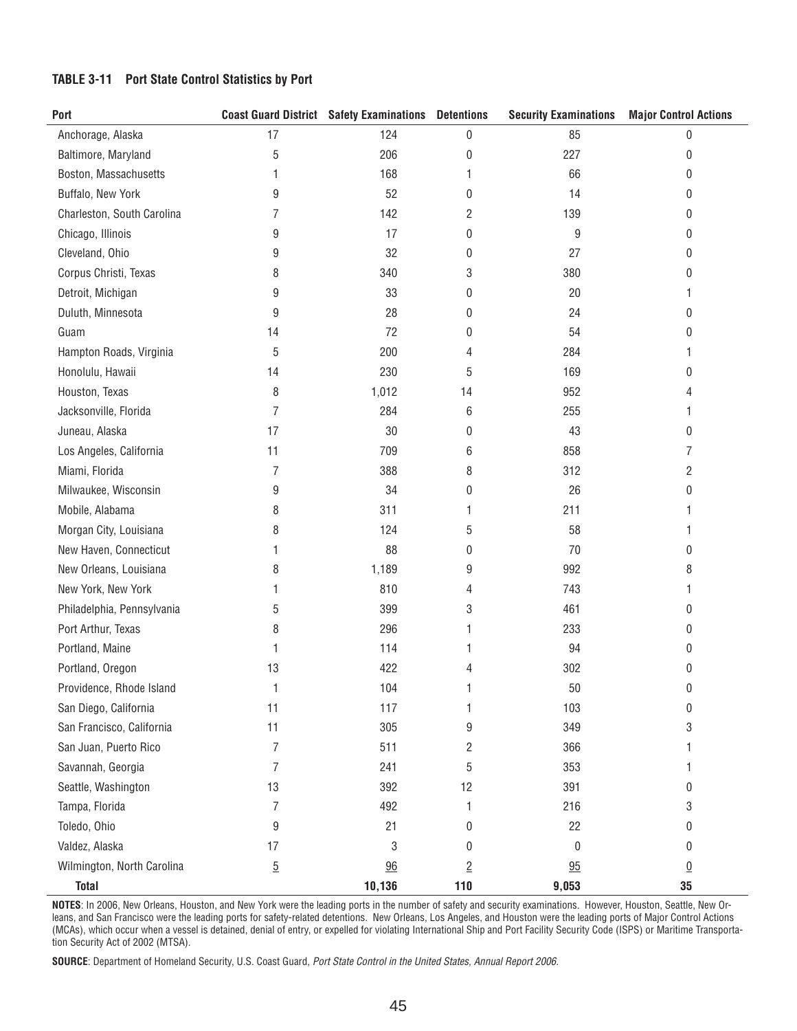**TABLE 3-11 Port State Control Statistics by Port**

| Port | Coast Guard District | Safety Examinations | Detentions | Security Examinations | Major Control Actions |
|---|---|---|---|---|---|
| Anchorage, Alaska | 17 | 124 | 0 | 85 | 0 |
| Baltimore, Maryland | 5 | 206 | 0 | 227 | 0 |
| Boston, Massachusetts | 1 | 168 | 1 | 66 | 0 |
| Buffalo, New York | 9 | 52 | 0 | 14 | 0 |
| Charleston, South Carolina | 7 | 142 | 2 | 139 | 0 |
| Chicago, Illinois | 9 | 17 | 0 | 9 | 0 |
| Cleveland, Ohio | 9 | 32 | 0 | 27 | 0 |
| Corpus Christi, Texas | 8 | 340 | 3 | 380 | 0 |
| Detroit, Michigan | 9 | 33 | 0 | 20 | 1 |
| Duluth, Minnesota | 9 | 28 | 0 | 24 | 0 |
| Guam | 14 | 72 | 0 | 54 | 0 |
| Hampton Roads, Virginia | 5 | 200 | 4 | 284 | 1 |
| Honolulu, Hawaii | 14 | 230 | 5 | 169 | 0 |
| Houston, Texas | 8 | 1,012 | 14 | 952 | 4 |
| Jacksonville, Florida | 7 | 284 | 6 | 255 | 1 |
| Juneau, Alaska | 17 | 30 | 0 | 43 | 0 |
| Los Angeles, California | 11 | 709 | 6 | 858 | 7 |
| Miami, Florida | 7 | 388 | 8 | 312 | 2 |
| Milwaukee, Wisconsin | 9 | 34 | 0 | 26 | 0 |
| Mobile, Alabama | 8 | 311 | 1 | 211 | 1 |
| Morgan City, Louisiana | 8 | 124 | 5 | 58 | 1 |
| New Haven, Connecticut | 1 | 88 | 0 | 70 | 0 |
| New Orleans, Louisiana | 8 | 1,189 | 9 | 992 | 8 |
| New York, New York | 1 | 810 | 4 | 743 | 1 |
| Philadelphia, Pennsylvania | 5 | 399 | 3 | 461 | 0 |
| Port Arthur, Texas | 8 | 296 | 1 | 233 | 0 |
| Portland, Maine | 1 | 114 | 1 | 94 | 0 |
| Portland, Oregon | 13 | 422 | 4 | 302 | 0 |
| Providence, Rhode Island | 1 | 104 | 1 | 50 | 0 |
| San Diego, California | 11 | 117 | 1 | 103 | 0 |
| San Francisco, California | 11 | 305 | 9 | 349 | 3 |
| San Juan, Puerto Rico | 7 | 511 | 2 | 366 | 1 |
| Savannah, Georgia | 7 | 241 | 5 | 353 | 1 |
| Seattle, Washington | 13 | 392 | 12 | 391 | 0 |
| Tampa, Florida | 7 | 492 | 1 | 216 | 3 |
| Toledo, Ohio | 9 | 21 | 0 | 22 | 0 |
| Valdez, Alaska | 17 | 3 | 0 | 0 | 0 |
| Wilmington, North Carolina | 5 | 96 | 2 | 95 | 0 |
| **Total** | | **10,136** | **110** | **9,053** | **35** |

**NOTES**: In 2006, New Orleans, Houston, and New York were the leading ports in the number of safety and security examinations. However, Houston, Seattle, New Orleans, and San Francisco were the leading ports for safety-related detentions. New Orleans, Los Angeles, and Houston were the leading ports of Major Control Actions (MCAs), which occur when a vessel is detained, denial of entry, or expelled for violating International Ship and Port Facility Security Code (ISPS) or Maritime Transportation Security Act of 2002 (MTSA).

**SOURCE**: Department of Homeland Security, U.S. Coast Guard, *Port State Control in the United States, Annual Report 2006.*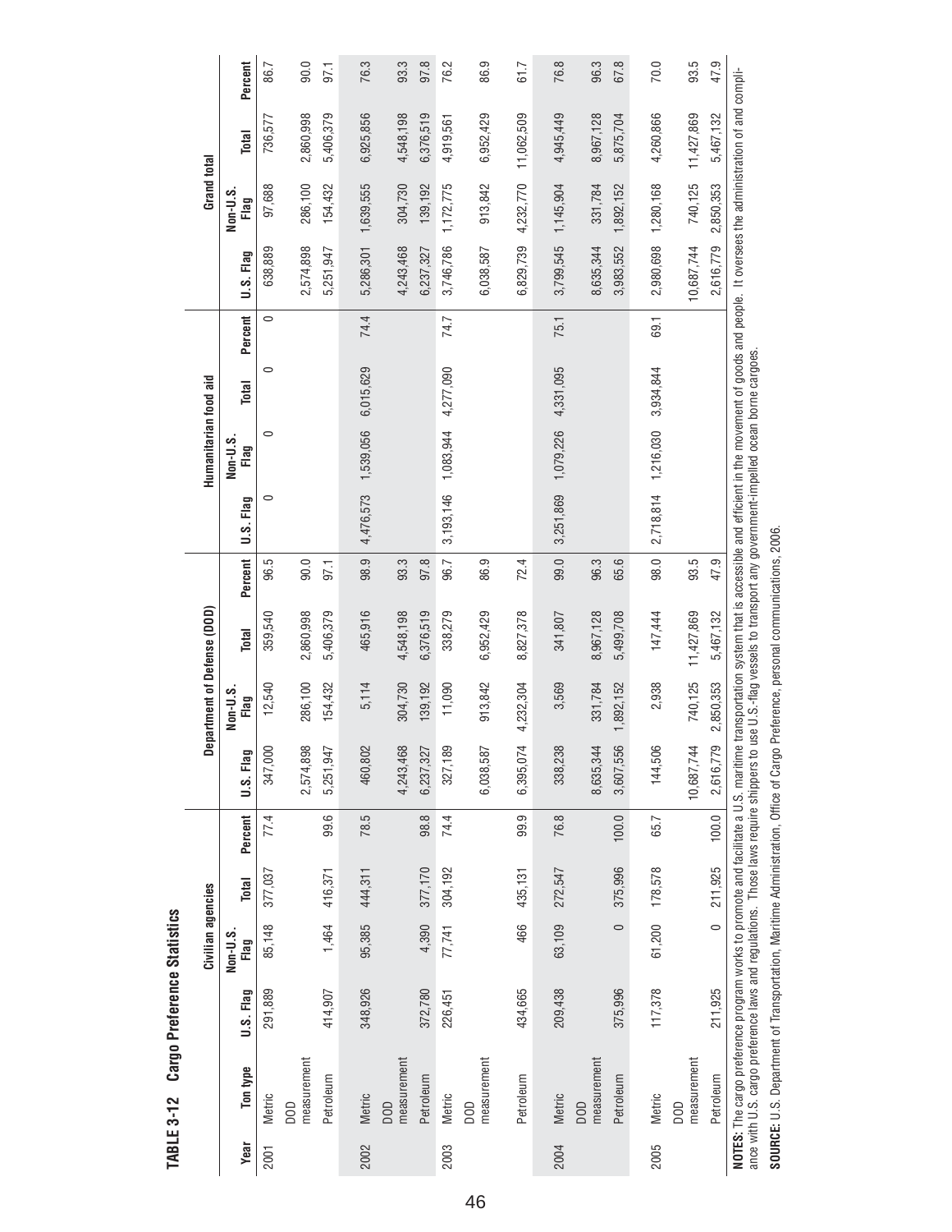**TABLE 3-12 Cargo Preference Statistics**

| Year | Ton type | Civilian agencies | | | | Department of Defense (DOD) | | | | Humanitarian food aid | | | | Grand total | | | |
|---|---|---|---|---|---|---|---|---|---|---|---|---|---|---|---|---|---|
| | | U.S. Flag | Non-U.S. Flag | Total | Percent | U.S. Flag | Non-U.S. Flag | Total | Percent | U.S. Flag | Non-U.S. Flag | Total | Percent | U.S. Flag | Non-U.S. Flag | Total | Percent |
| 2001 | Metric | 291,889 | 85,148 | 377,037 | 77.4 | 347,000 | 12,540 | 359,540 | 96.5 | 0 | 0 | 0 | 0 | 638,889 | 97,688 | 736,577 | 86.7 |
| | DOD measurement | | | | | 2,574,898 | 286,100 | 2,860,998 | 90.0 | | | | | 2,574,898 | 286,100 | 2,860,998 | 90.0 |
| | Petroleum | 414,907 | 1,464 | 416,371 | 99.6 | 5,251,947 | 154,432 | 5,406,379 | 97.1 | | | | | 5,251,947 | 154,432 | 5,406,379 | 97.1 |
| 2002 | Metric | 348,926 | 95,385 | 444,311 | 78.5 | 460,802 | 5,114 | 465,916 | 98.9 | 4,476,573 | 1,539,056 | 6,015,629 | 74.4 | 5,286,301 | 1,639,555 | 6,925,856 | 76.3 |
| | DOD measurement | | | | | 4,243,468 | 304,730 | 4,548,198 | 93.3 | | | | | 4,243,468 | 304,730 | 4,548,198 | 93.3 |
| | Petroleum | 372,780 | 4,390 | 377,170 | 98.8 | 6,237,327 | 139,192 | 6,376,519 | 97.8 | | | | | 6,237,327 | 139,192 | 6,376,519 | 97.8 |
| 2003 | Metric | 226,451 | 77,741 | 304,192 | 74.4 | 327,189 | 11,090 | 338,279 | 96.7 | 3,193,146 | 1,083,944 | 4,277,090 | 74.7 | 3,746,786 | 1,172,775 | 4,919,561 | 76.2 |
| | DOD measurement | | | | | 6,038,587 | 913,842 | 6,952,429 | 86.9 | | | | | 6,038,587 | 913,842 | 6,952,429 | 86.9 |
| | Petroleum | 434,665 | 466 | 435,131 | 99.9 | 6,395,074 | 4,232,304 | 8,827,378 | 72.4 | | | | | 6,829,739 | 4,232,770 | 11,062,509 | 61.7 |
| 2004 | Metric | 209,438 | 63,109 | 272,547 | 76.8 | 338,238 | 3,569 | 341,807 | 99.0 | 3,251,869 | 1,079,226 | 4,331,095 | 75.1 | 3,799,545 | 1,145,904 | 4,945,449 | 76.8 |
| | DOD measurement | | | | | 8,635,344 | 331,784 | 8,967,128 | 96.3 | | | | | 8,635,344 | 331,784 | 8,967,128 | 96.3 |
| | Petroleum | 375,996 | 0 | 375,996 | 100.0 | 3,607,556 | 1,892,152 | 5,499,708 | 65.6 | | | | | 3,983,552 | 1,892,152 | 5,875,704 | 67.8 |
| 2005 | Metric | 117,378 | 61,200 | 178,578 | 65.7 | 144,506 | 2,938 | 147,444 | 98.0 | 2,718,814 | 1,216,030 | 3,934,844 | 69.1 | 2,980,698 | 1,280,168 | 4,260,866 | 70.0 |
| | DOD measurement | | | | | 10,687,744 | 740,125 | 11,427,869 | 93.5 | | | | | 10,687,744 | 740,125 | 11,427,869 | 93.5 |
| | Petroleum | 211,925 | 0 | 211,925 | 100.0 | 2,616,779 | 2,850,353 | 5,467,132 | 47.9 | | | | | 2,616,779 | 2,850,353 | 5,467,132 | 47.9 |

**NOTES:** The cargo preference program works to promote and facilitate a U.S. maritime transportation system that is accessible and efficient in the movement of goods and people. It oversees the administration of and compliance with U.S. cargo preference laws and regulations. Those laws require shippers to use U.S.-flag vessels to transport any government-impelled ocean borne cargoes.

**SOURCE:** U.S. Department of Transportation, Maritime Administration, Office of Cargo Preference, personal communications, 2006.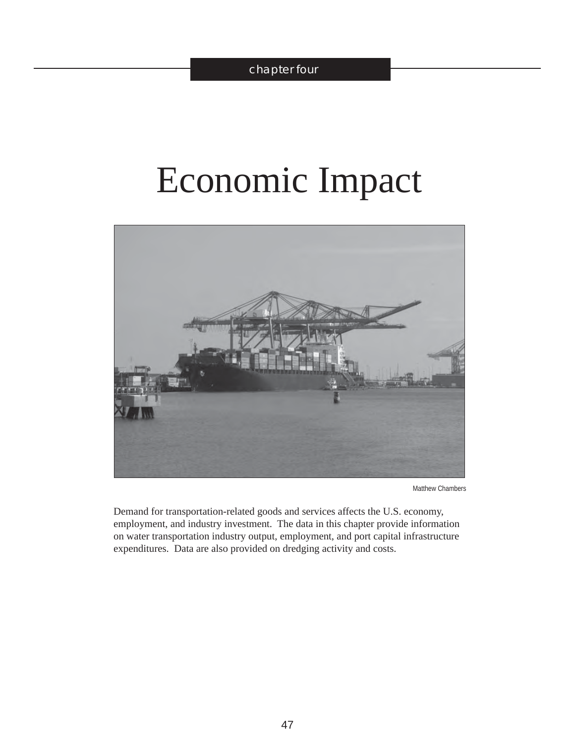chapter four

# Economic Impact

Matthew Chambers

Demand for transportation-related goods and services affects the U.S. economy, employment, and industry investment. The data in this chapter provide information on water transportation industry output, employment, and port capital infrastructure expenditures. Data are also provided on dredging activity and costs.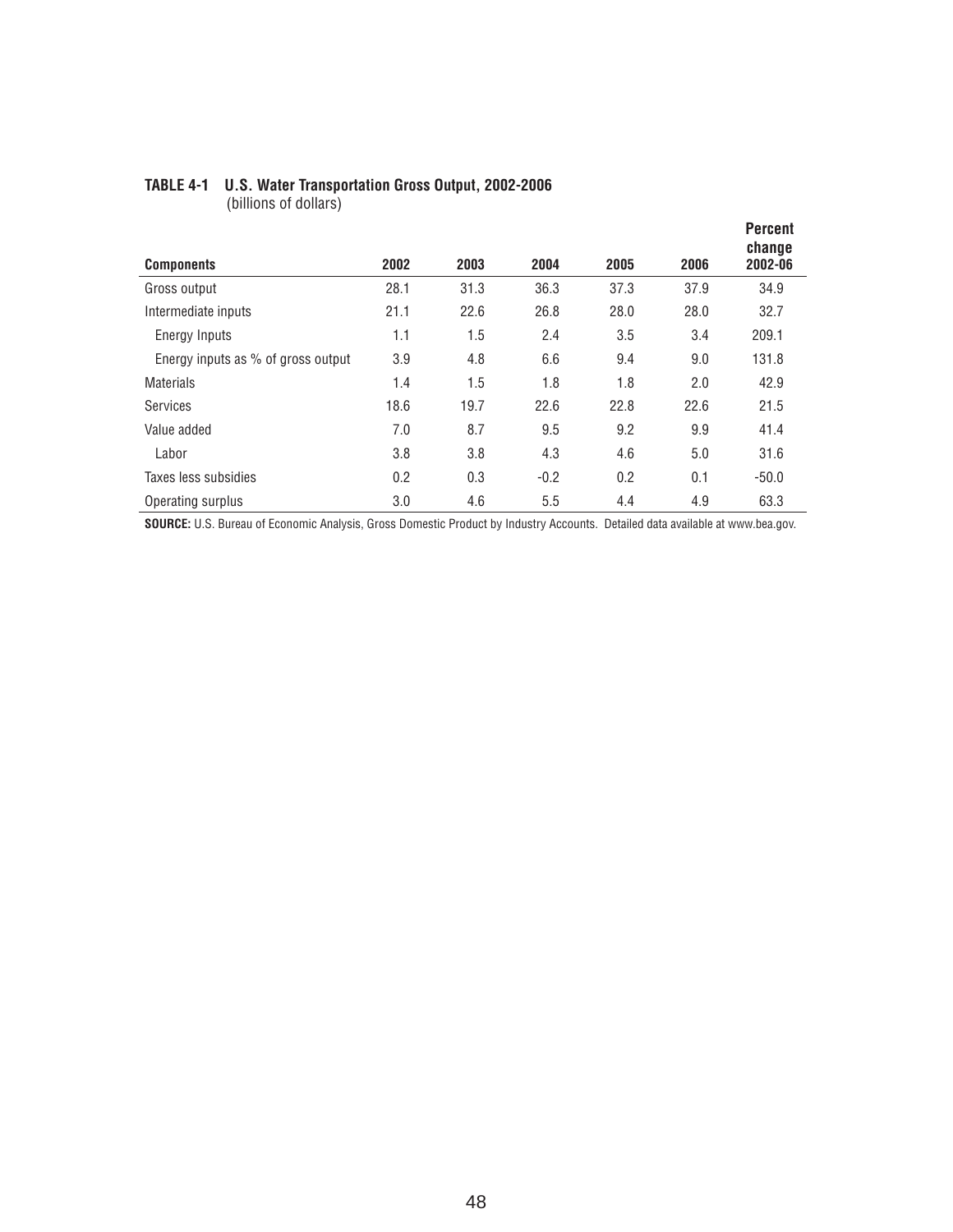**TABLE 4-1 U.S. Water Transportation Gross Output, 2002-2006**
(billions of dollars)

| Components | 2002 | 2003 | 2004 | 2005 | 2006 | Percent change 2002-06 |
|---|---|---|---|---|---|---|
| Gross output | 28.1 | 31.3 | 36.3 | 37.3 | 37.9 | 34.9 |
| Intermediate inputs | 21.1 | 22.6 | 26.8 | 28.0 | 28.0 | 32.7 |
| Energy Inputs | 1.1 | 1.5 | 2.4 | 3.5 | 3.4 | 209.1 |
| Energy inputs as % of gross output | 3.9 | 4.8 | 6.6 | 9.4 | 9.0 | 131.8 |
| Materials | 1.4 | 1.5 | 1.8 | 1.8 | 2.0 | 42.9 |
| Services | 18.6 | 19.7 | 22.6 | 22.8 | 22.6 | 21.5 |
| Value added | 7.0 | 8.7 | 9.5 | 9.2 | 9.9 | 41.4 |
| Labor | 3.8 | 3.8 | 4.3 | 4.6 | 5.0 | 31.6 |
| Taxes less subsidies | 0.2 | 0.3 | -0.2 | 0.2 | 0.1 | -50.0 |
| Operating surplus | 3.0 | 4.6 | 5.5 | 4.4 | 4.9 | 63.3 |

**SOURCE:** U.S. Bureau of Economic Analysis, Gross Domestic Product by Industry Accounts. Detailed data available at www.bea.gov.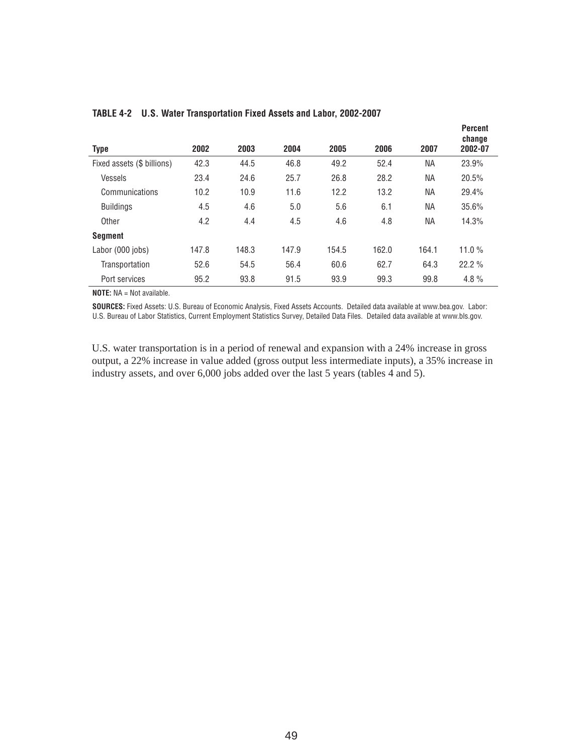**TABLE 4-2 U.S. Water Transportation Fixed Assets and Labor, 2002-2007**

| Type | 2002 | 2003 | 2004 | 2005 | 2006 | 2007 | Percent change 2002-07 |
|---|---|---|---|---|---|---|---|
| Fixed assets ($ billions) | 42.3 | 44.5 | 46.8 | 49.2 | 52.4 | NA | 23.9% |
| Vessels | 23.4 | 24.6 | 25.7 | 26.8 | 28.2 | NA | 20.5% |
| Communications | 10.2 | 10.9 | 11.6 | 12.2 | 13.2 | NA | 29.4% |
| Buildings | 4.5 | 4.6 | 5.0 | 5.6 | 6.1 | NA | 35.6% |
| Other | 4.2 | 4.4 | 4.5 | 4.6 | 4.8 | NA | 14.3% |
| **Segment** | | | | | | | |
| Labor (000 jobs) | 147.8 | 148.3 | 147.9 | 154.5 | 162.0 | 164.1 | 11.0 % |
| Transportation | 52.6 | 54.5 | 56.4 | 60.6 | 62.7 | 64.3 | 22.2 % |
| Port services | 95.2 | 93.8 | 91.5 | 93.9 | 99.3 | 99.8 | 4.8 % |

**NOTE:** NA = Not available.

**SOURCES:** Fixed Assets: U.S. Bureau of Economic Analysis, Fixed Assets Accounts. Detailed data available at www.bea.gov. Labor: U.S. Bureau of Labor Statistics, Current Employment Statistics Survey, Detailed Data Files. Detailed data available at www.bls.gov.

U.S. water transportation is in a period of renewal and expansion with a 24% increase in gross output, a 22% increase in value added (gross output less intermediate inputs), a 35% increase in industry assets, and over 6,000 jobs added over the last 5 years (tables 4 and 5).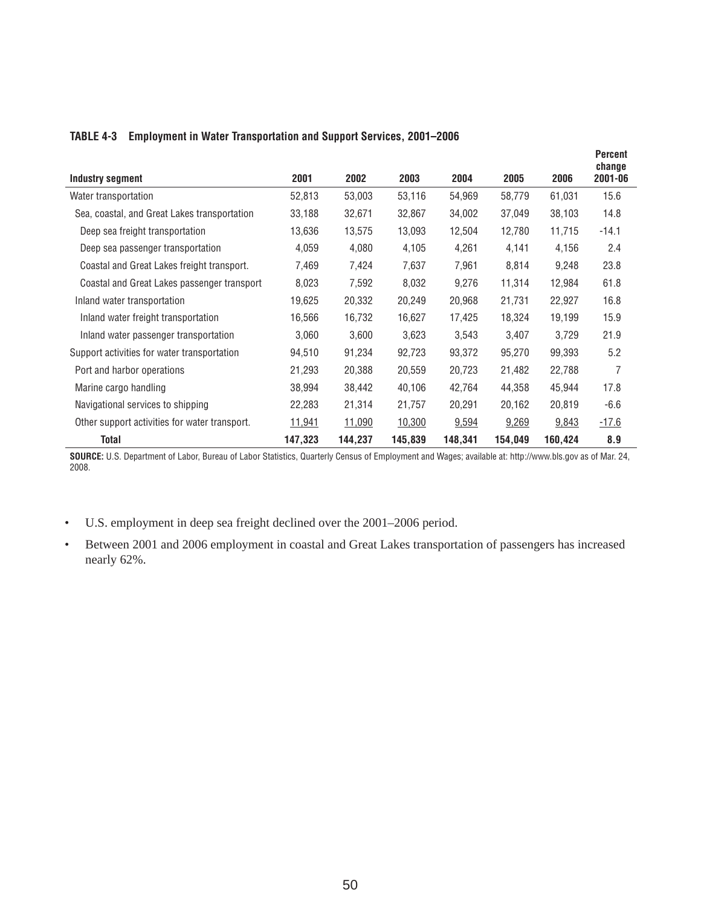**TABLE 4-3 Employment in Water Transportation and Support Services, 2001–2006**

| Industry segment | 2001 | 2002 | 2003 | 2004 | 2005 | 2006 | Percent change 2001-06 |
|---|---|---|---|---|---|---|---|
| Water transportation | 52,813 | 53,003 | 53,116 | 54,969 | 58,779 | 61,031 | 15.6 |
| Sea, coastal, and Great Lakes transportation | 33,188 | 32,671 | 32,867 | 34,002 | 37,049 | 38,103 | 14.8 |
| Deep sea freight transportation | 13,636 | 13,575 | 13,093 | 12,504 | 12,780 | 11,715 | -14.1 |
| Deep sea passenger transportation | 4,059 | 4,080 | 4,105 | 4,261 | 4,141 | 4,156 | 2.4 |
| Coastal and Great Lakes freight transport. | 7,469 | 7,424 | 7,637 | 7,961 | 8,814 | 9,248 | 23.8 |
| Coastal and Great Lakes passenger transport | 8,023 | 7,592 | 8,032 | 9,276 | 11,314 | 12,984 | 61.8 |
| Inland water transportation | 19,625 | 20,332 | 20,249 | 20,968 | 21,731 | 22,927 | 16.8 |
| Inland water freight transportation | 16,566 | 16,732 | 16,627 | 17,425 | 18,324 | 19,199 | 15.9 |
| Inland water passenger transportation | 3,060 | 3,600 | 3,623 | 3,543 | 3,407 | 3,729 | 21.9 |
| Support activities for water transportation | 94,510 | 91,234 | 92,723 | 93,372 | 95,270 | 99,393 | 5.2 |
| Port and harbor operations | 21,293 | 20,388 | 20,559 | 20,723 | 21,482 | 22,788 | 7 |
| Marine cargo handling | 38,994 | 38,442 | 40,106 | 42,764 | 44,358 | 45,944 | 17.8 |
| Navigational services to shipping | 22,283 | 21,314 | 21,757 | 20,291 | 20,162 | 20,819 | -6.6 |
| Other support activities for water transport. | 11,941 | 11,090 | 10,300 | 9,594 | 9,269 | 9,843 | -17.6 |
| **Total** | **147,323** | **144,237** | **145,839** | **148,341** | **154,049** | **160,424** | **8.9** |

**SOURCE:** U.S. Department of Labor, Bureau of Labor Statistics, Quarterly Census of Employment and Wages; available at: http://www.bls.gov as of Mar. 24, 2008.

- U.S. employment in deep sea freight declined over the 2001–2006 period.
- Between 2001 and 2006 employment in coastal and Great Lakes transportation of passengers has increased nearly 62%.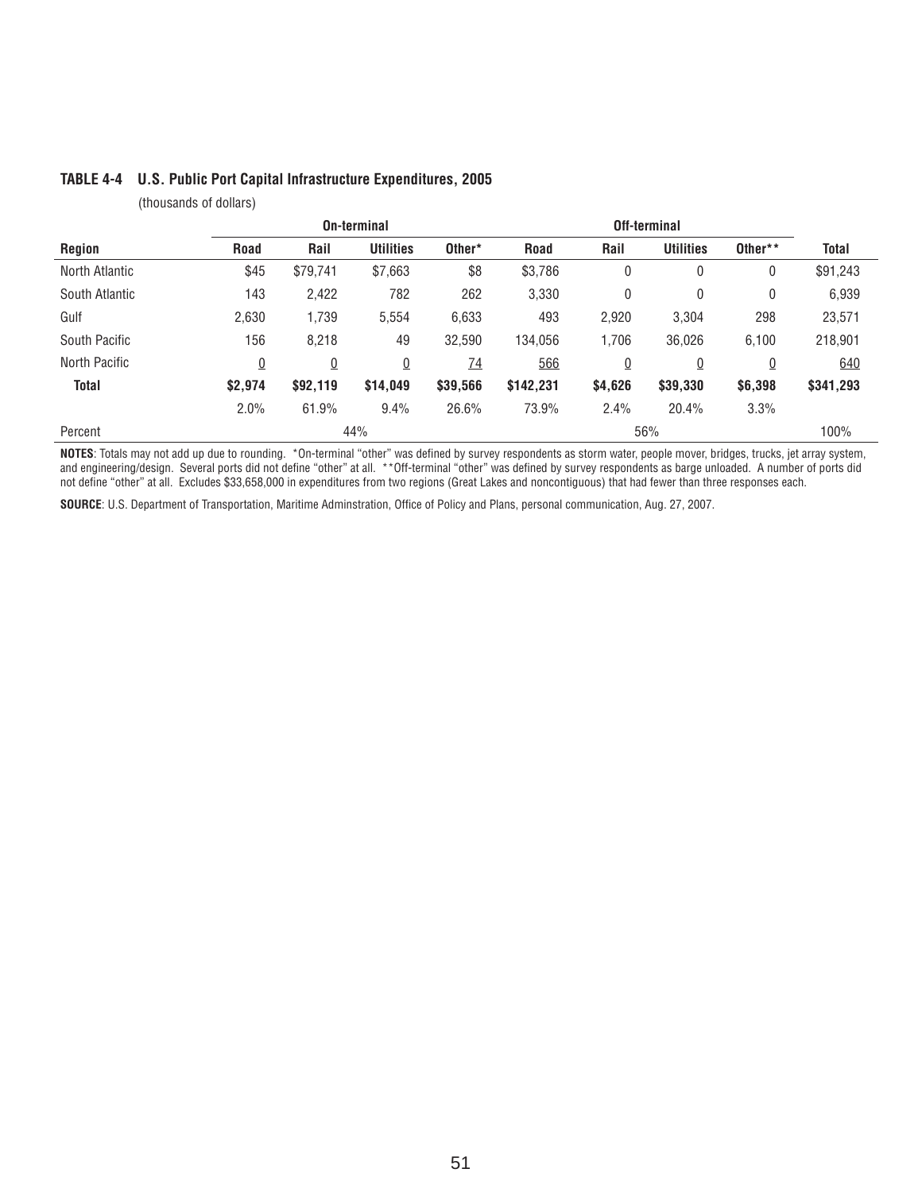**TABLE 4-4 U.S. Public Port Capital Infrastructure Expenditures, 2005**

(thousands of dollars)

| | On-terminal | | | | Off-terminal | | | | |
|---|---|---|---|---|---|---|---|---|---|
| **Region** | **Road** | **Rail** | **Utilities** | **Other*** | **Road** | **Rail** | **Utilities** | **Other**** | **Total** |
| North Atlantic | $45 | $79,741 | $7,663 | $8 | $3,786 | 0 | 0 | 0 | $91,243 |
| South Atlantic | 143 | 2,422 | 782 | 262 | 3,330 | 0 | 0 | 0 | 6,939 |
| Gulf | 2,630 | 1,739 | 5,554 | 6,633 | 493 | 2,920 | 3,304 | 298 | 23,571 |
| South Pacific | 156 | 8,218 | 49 | 32,590 | 134,056 | 1,706 | 36,026 | 6,100 | 218,901 |
| North Pacific | 0 | 0 | 0 | 74 | 566 | 0 | 0 | 0 | 640 |
| **Total** | **$2,974** | **$92,119** | **$14,049** | **$39,566** | **$142,231** | **$4,626** | **$39,330** | **$6,398** | **$341,293** |
| | 2.0% | 61.9% | 9.4% | 26.6% | 73.9% | 2.4% | 20.4% | 3.3% | |
| Percent | | 44% | | | | 56% | | | 100% |

**NOTES**: Totals may not add up due to rounding. *On-terminal "other" was defined by survey respondents as storm water, people mover, bridges, trucks, jet array system, and engineering/design. Several ports did not define "other" at all. **Off-terminal "other" was defined by survey respondents as barge unloaded. A number of ports did not define "other" at all. Excludes $33,658,000 in expenditures from two regions (Great Lakes and noncontiguous) that had fewer than three responses each.

**SOURCE**: U.S. Department of Transportation, Maritime Adminstration, Office of Policy and Plans, personal communication, Aug. 27, 2007.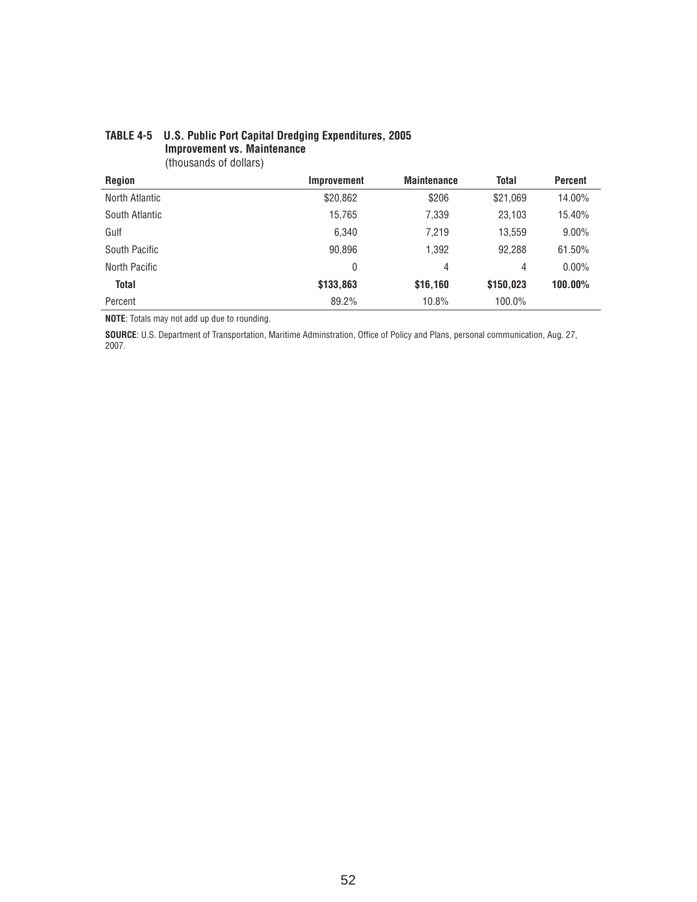**TABLE 4-5 U.S. Public Port Capital Dredging Expenditures, 2005**
**Improvement vs. Maintenance**
(thousands of dollars)

| Region | Improvement | Maintenance | Total | Percent |
|---|---|---|---|---|
| North Atlantic | $20,862 | $206 | $21,069 | 14.00% |
| South Atlantic | 15,765 | 7,339 | 23,103 | 15.40% |
| Gulf | 6,340 | 7,219 | 13,559 | 9.00% |
| South Pacific | 90,896 | 1,392 | 92,288 | 61.50% |
| North Pacific | 0 | 4 | 4 | 0.00% |
| **Total** | **$133,863** | **$16,160** | **$150,023** | **100.00%** |
| Percent | 89.2% | 10.8% | 100.0% | |

**NOTE**: Totals may not add up due to rounding.

**SOURCE**: U.S. Department of Transportation, Maritime Adminstration, Office of Policy and Plans, personal communication, Aug. 27, 2007.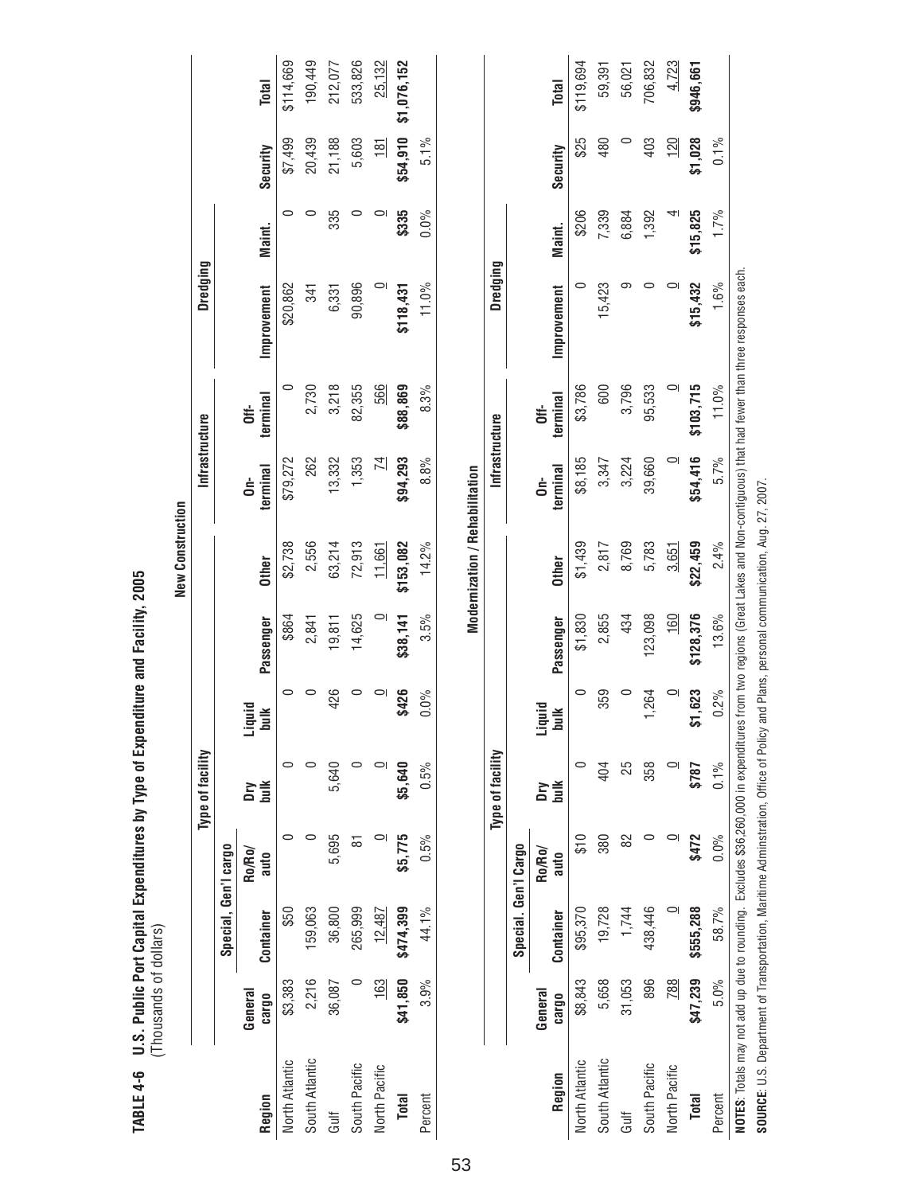**TABLE 4-6 U.S. Public Port Capital Expenditures by Type of Expenditure and Facility, 2005**
(Thousands of dollars)

**New Construction**

| | Type of facility | | | | | | | Infrastructure | | Dredging | | | |
|---|---|---|---|---|---|---|---|---|---|---|---|---|---|
| | | Special, Gen'l cargo | | | | | | | | | | | |
| Region | General cargo | Container | Ro/Ro/ auto | Dry bulk | Liquid bulk | Passenger | Other | On-terminal | Off-terminal | Improvement | Maint. | Security | Total |
| North Atlantic | $3,383 | $50 | 0 | 0 | 0 | $864 | $2,738 | $79,272 | 0 | $20,862 | 0 | $7,499 | $114,669 |
| South Atlantic | 2,216 | 159,063 | 0 | 0 | 0 | 2,841 | 2,556 | 262 | 2,730 | 341 | 0 | 20,439 | 190,449 |
| Gulf | 36,087 | 36,800 | 5,695 | 5,640 | 426 | 19,811 | 63,214 | 13,332 | 3,218 | 6,331 | 335 | 21,188 | 212,077 |
| South Pacific | 0 | 265,999 | 81 | 0 | 0 | 14,625 | 72,913 | 1,353 | 82,355 | 90,896 | 0 | 5,603 | 533,826 |
| North Pacific | 163 | 12,487 | 0 | 0 | 0 | 0 | 11,661 | 74 | 566 | 0 | 0 | 181 | 25,132 |
| **Total** | **$41,850** | **$474,399** | **$5,775** | **$5,640** | **$426** | **$38,141** | **$153,082** | **$94,293** | **$88,869** | **$118,431** | **$335** | **$54,910** | **$1,076,152** |
| Percent | 3.9% | 44.1% | 0.5% | 0.5% | 0.0% | 3.5% | 14.2% | 8.8% | 8.3% | 11.0% | 0.0% | 5.1% | |

**Modernization / Rehabilitation**

| | Type of facility | | | | | | | Infrastructure | | Dredging | | | |
|---|---|---|---|---|---|---|---|---|---|---|---|---|---|
| | | Special. Gen'l Cargo | | | | | | | | | | | |
| Region | General cargo | Container | Ro/Ro/ auto | Dry bulk | Liquid bulk | Passenger | Other | On-terminal | Off-terminal | Improvement | Maint. | Security | Total |
| North Atlantic | $8,843 | $95,370 | $10 | 0 | 0 | $1,830 | $1,439 | $8,185 | $3,786 | 0 | $206 | $25 | $119,694 |
| South Atlantic | 5,658 | 19,728 | 380 | 404 | 359 | 2,855 | 2,817 | 3,347 | 600 | 15,423 | 7,339 | 480 | 59,391 |
| Gulf | 31,053 | 1,744 | 82 | 25 | 0 | 434 | 8,769 | 3,224 | 3,796 | 9 | 6,884 | 0 | 56,021 |
| South Pacific | 896 | 438,446 | 0 | 358 | 1,264 | 123,098 | 5,783 | 39,660 | 95,533 | 0 | 1,392 | 403 | 706,832 |
| North Pacific | 788 | 0 | 0 | 0 | 0 | 160 | 3,651 | 0 | 0 | 0 | 4 | 120 | 4,723 |
| **Total** | **$47,239** | **$555,288** | **$472** | **$787** | **$1,623** | **$128,376** | **$22,459** | **$54,416** | **$103,715** | **$15,432** | **$15,825** | **$1,028** | **$946,661** |
| Percent | 5.0% | 58.7% | 0.0% | 0.1% | 0.2% | 13.6% | 2.4% | 5.7% | 11.0% | 1.6% | 1.7% | 0.1% | |

**NOTES**: Totals may not add up due to rounding. Excludes $36,260,000 in expenditures from two regions (Great Lakes and Non-contiguous) that had fewer than three responses each.

**SOURCE**: U.S. Department of Transportation, Maritime Adminstration, Office of Policy and Plans, personal communication, Aug. 27, 2007.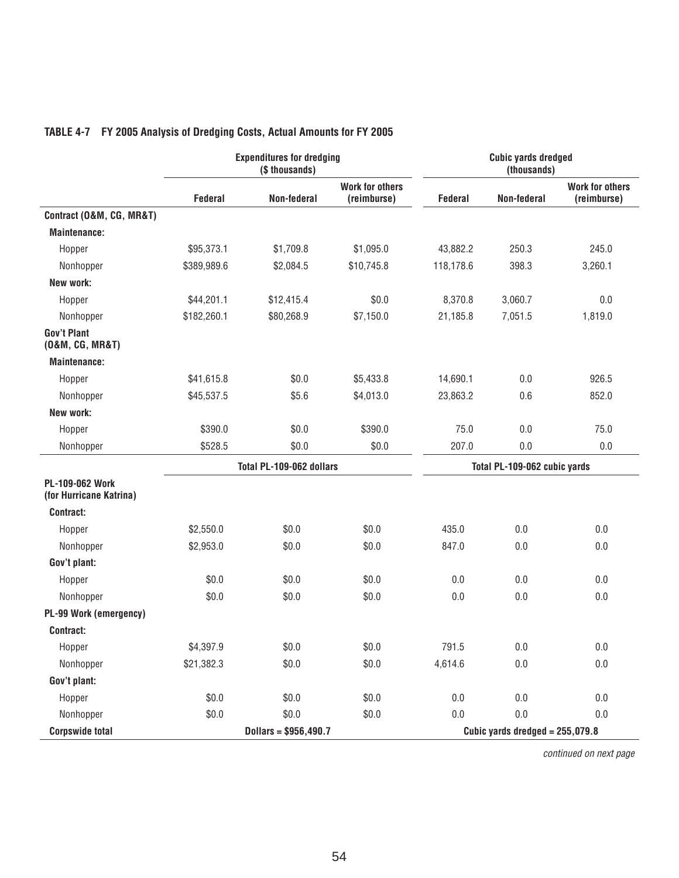**TABLE 4-7 FY 2005 Analysis of Dredging Costs, Actual Amounts for FY 2005**

| | Expenditures for dredging ($ thousands) | | | Cubic yards dredged (thousands) | | |
|---|---|---|---|---|---|---|
| | Federal | Non-federal | Work for others (reimburse) | Federal | Non-federal | Work for others (reimburse) |
| **Contract (O&M, CG, MR&T)** | | | | | | |
| **Maintenance:** | | | | | | |
| Hopper | $95,373.1 | $1,709.8 | $1,095.0 | 43,882.2 | 250.3 | 245.0 |
| Nonhopper | $389,989.6 | $2,084.5 | $10,745.8 | 118,178.6 | 398.3 | 3,260.1 |
| **New work:** | | | | | | |
| Hopper | $44,201.1 | $12,415.4 | $0.0 | 8,370.8 | 3,060.7 | 0.0 |
| Nonhopper | $182,260.1 | $80,268.9 | $7,150.0 | 21,185.8 | 7,051.5 | 1,819.0 |
| **Gov't Plant (O&M, CG, MR&T)** | | | | | | |
| **Maintenance:** | | | | | | |
| Hopper | $41,615.8 | $0.0 | $5,433.8 | 14,690.1 | 0.0 | 926.5 |
| Nonhopper | $45,537.5 | $5.6 | $4,013.0 | 23,863.2 | 0.6 | 852.0 |
| **New work:** | | | | | | |
| Hopper | $390.0 | $0.0 | $390.0 | 75.0 | 0.0 | 75.0 |
| Nonhopper | $528.5 | $0.0 | $0.0 | 207.0 | 0.0 | 0.0 |
| | **Total PL-109-062 dollars** | | | **Total PL-109-062 cubic yards** | | |
| **PL-109-062 Work (for Hurricane Katrina)** | | | | | | |
| **Contract:** | | | | | | |
| Hopper | $2,550.0 | $0.0 | $0.0 | 435.0 | 0.0 | 0.0 |
| Nonhopper | $2,953.0 | $0.0 | $0.0 | 847.0 | 0.0 | 0.0 |
| **Gov't plant:** | | | | | | |
| Hopper | $0.0 | $0.0 | $0.0 | 0.0 | 0.0 | 0.0 |
| Nonhopper | $0.0 | $0.0 | $0.0 | 0.0 | 0.0 | 0.0 |
| **PL-99 Work (emergency)** | | | | | | |
| **Contract:** | | | | | | |
| Hopper | $4,397.9 | $0.0 | $0.0 | 791.5 | 0.0 | 0.0 |
| Nonhopper | $21,382.3 | $0.0 | $0.0 | 4,614.6 | 0.0 | 0.0 |
| **Gov't plant:** | | | | | | |
| Hopper | $0.0 | $0.0 | $0.0 | 0.0 | 0.0 | 0.0 |
| Nonhopper | $0.0 | $0.0 | $0.0 | 0.0 | 0.0 | 0.0 |
| **Corpswide total** | Dollars = $956,490.7 | | | Cubic yards dredged = 255,079.8 | | |

*continued on next page*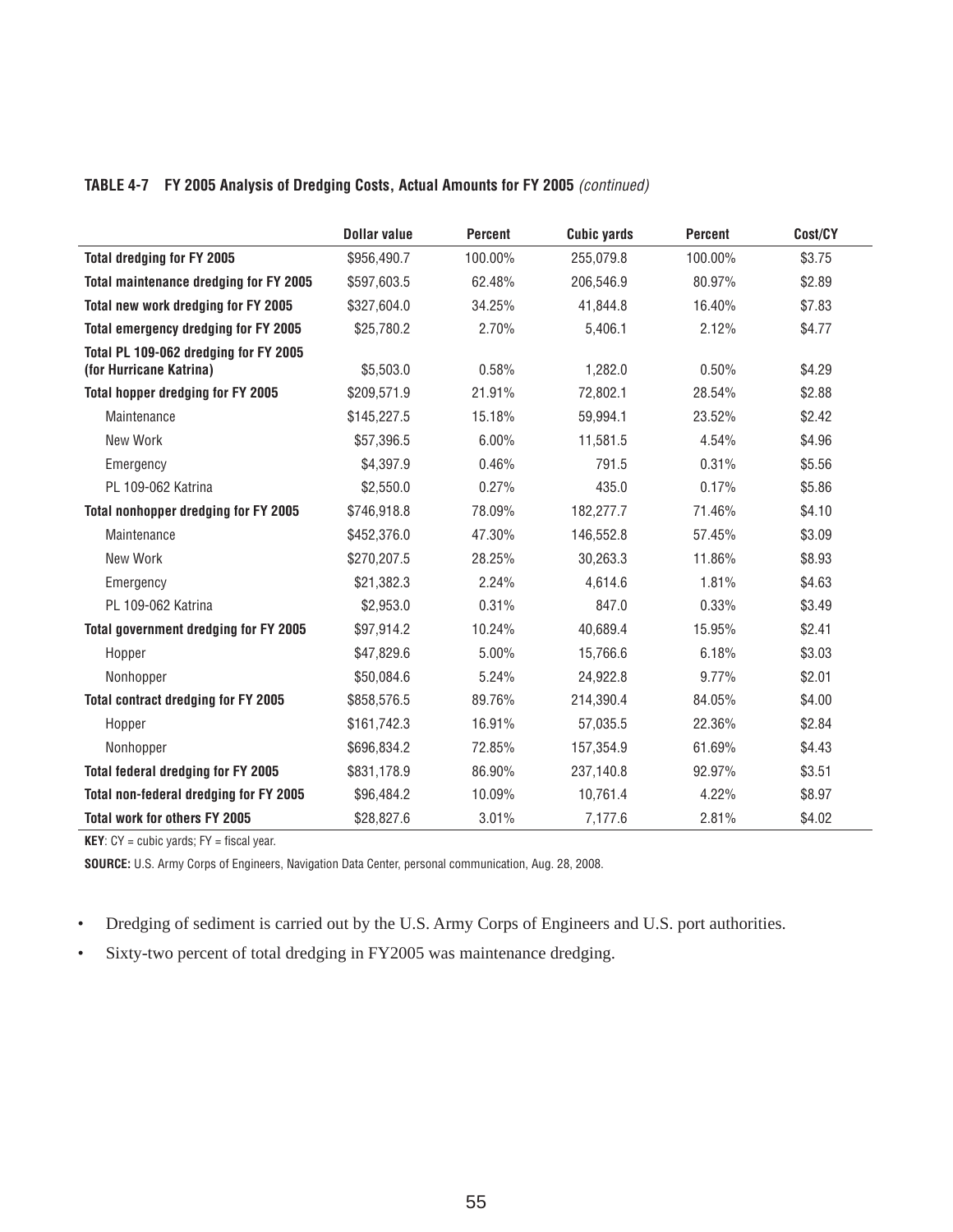**TABLE 4-7 FY 2005 Analysis of Dredging Costs, Actual Amounts for FY 2005** *(continued)*

| | Dollar value | Percent | Cubic yards | Percent | Cost/CY |
|---|---|---|---|---|---|
| **Total dredging for FY 2005** | $956,490.7 | 100.00% | 255,079.8 | 100.00% | $3.75 |
| **Total maintenance dredging for FY 2005** | $597,603.5 | 62.48% | 206,546.9 | 80.97% | $2.89 |
| **Total new work dredging for FY 2005** | $327,604.0 | 34.25% | 41,844.8 | 16.40% | $7.83 |
| **Total emergency dredging for FY 2005** | $25,780.2 | 2.70% | 5,406.1 | 2.12% | $4.77 |
| **Total PL 109-062 dredging for FY 2005 (for Hurricane Katrina)** | $5,503.0 | 0.58% | 1,282.0 | 0.50% | $4.29 |
| **Total hopper dredging for FY 2005** | $209,571.9 | 21.91% | 72,802.1 | 28.54% | $2.88 |
| Maintenance | $145,227.5 | 15.18% | 59,994.1 | 23.52% | $2.42 |
| New Work | $57,396.5 | 6.00% | 11,581.5 | 4.54% | $4.96 |
| Emergency | $4,397.9 | 0.46% | 791.5 | 0.31% | $5.56 |
| PL 109-062 Katrina | $2,550.0 | 0.27% | 435.0 | 0.17% | $5.86 |
| **Total nonhopper dredging for FY 2005** | $746,918.8 | 78.09% | 182,277.7 | 71.46% | $4.10 |
| Maintenance | $452,376.0 | 47.30% | 146,552.8 | 57.45% | $3.09 |
| New Work | $270,207.5 | 28.25% | 30,263.3 | 11.86% | $8.93 |
| Emergency | $21,382.3 | 2.24% | 4,614.6 | 1.81% | $4.63 |
| PL 109-062 Katrina | $2,953.0 | 0.31% | 847.0 | 0.33% | $3.49 |
| **Total government dredging for FY 2005** | $97,914.2 | 10.24% | 40,689.4 | 15.95% | $2.41 |
| Hopper | $47,829.6 | 5.00% | 15,766.6 | 6.18% | $3.03 |
| Nonhopper | $50,084.6 | 5.24% | 24,922.8 | 9.77% | $2.01 |
| **Total contract dredging for FY 2005** | $858,576.5 | 89.76% | 214,390.4 | 84.05% | $4.00 |
| Hopper | $161,742.3 | 16.91% | 57,035.5 | 22.36% | $2.84 |
| Nonhopper | $696,834.2 | 72.85% | 157,354.9 | 61.69% | $4.43 |
| **Total federal dredging for FY 2005** | $831,178.9 | 86.90% | 237,140.8 | 92.97% | $3.51 |
| **Total non-federal dredging for FY 2005** | $96,484.2 | 10.09% | 10,761.4 | 4.22% | $8.97 |
| **Total work for others FY 2005** | $28,827.6 | 3.01% | 7,177.6 | 2.81% | $4.02 |

**KEY**: CY = cubic yards; FY = fiscal year.

**SOURCE:** U.S. Army Corps of Engineers, Navigation Data Center, personal communication, Aug. 28, 2008.

- Dredging of sediment is carried out by the U.S. Army Corps of Engineers and U.S. port authorities.
- Sixty-two percent of total dredging in FY2005 was maintenance dredging.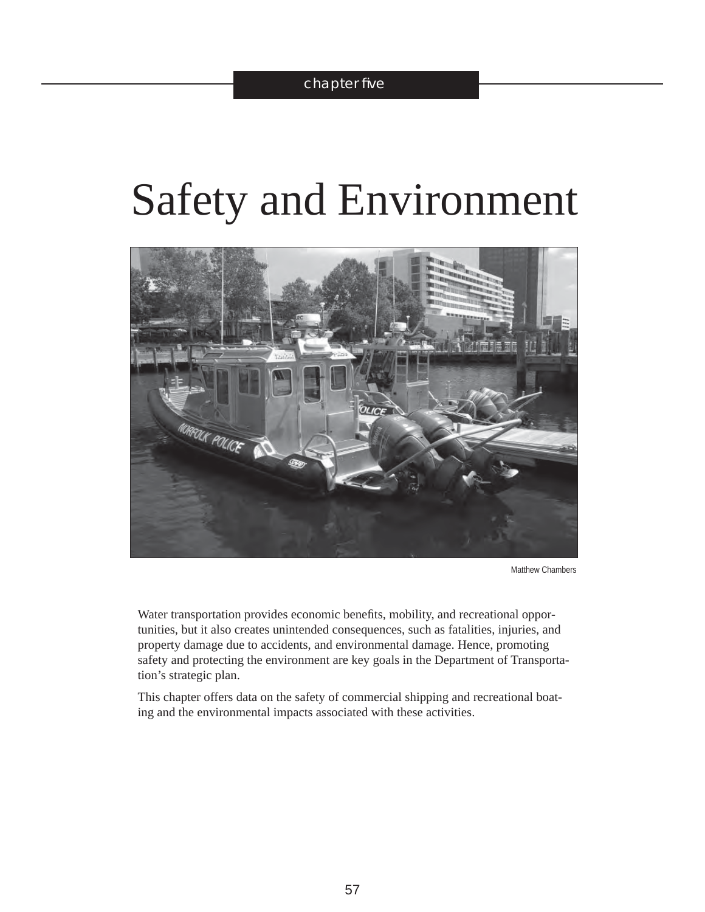chapter five

# Safety and Environment

Matthew Chambers

Water transportation provides economic benefits, mobility, and recreational opportunities, but it also creates unintended consequences, such as fatalities, injuries, and property damage due to accidents, and environmental damage. Hence, promoting safety and protecting the environment are key goals in the Department of Transportation's strategic plan.

This chapter offers data on the safety of commercial shipping and recreational boating and the environmental impacts associated with these activities.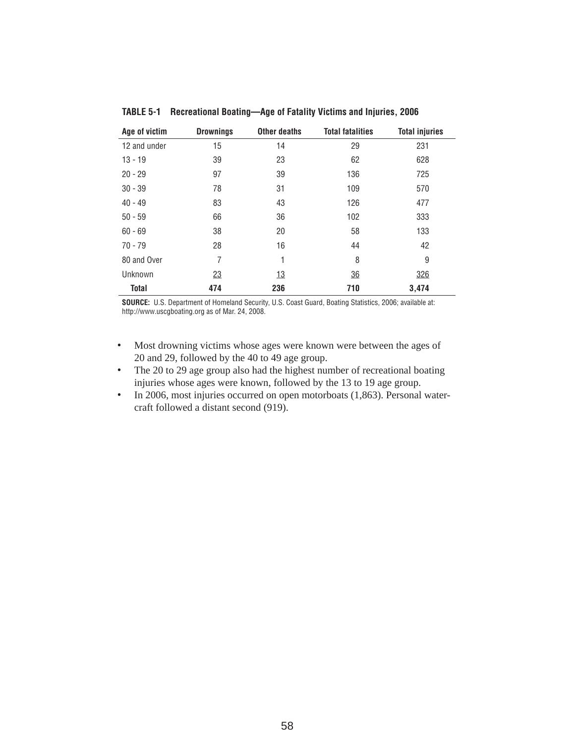**TABLE 5-1 Recreational Boating—Age of Fatality Victims and Injuries, 2006**

| Age of victim | Drownings | Other deaths | Total fatalities | Total injuries |
|---|---|---|---|---|
| 12 and under | 15 | 14 | 29 | 231 |
| 13 - 19 | 39 | 23 | 62 | 628 |
| 20 - 29 | 97 | 39 | 136 | 725 |
| 30 - 39 | 78 | 31 | 109 | 570 |
| 40 - 49 | 83 | 43 | 126 | 477 |
| 50 - 59 | 66 | 36 | 102 | 333 |
| 60 - 69 | 38 | 20 | 58 | 133 |
| 70 - 79 | 28 | 16 | 44 | 42 |
| 80 and Over | 7 | 1 | 8 | 9 |
| Unknown | 23 | 13 | 36 | 326 |
| **Total** | **474** | **236** | **710** | **3,474** |

**SOURCE:** U.S. Department of Homeland Security, U.S. Coast Guard, Boating Statistics, 2006; available at: http://www.uscgboating.org as of Mar. 24, 2008.

- Most drowning victims whose ages were known were between the ages of 20 and 29, followed by the 40 to 49 age group.
- The 20 to 29 age group also had the highest number of recreational boating injuries whose ages were known, followed by the 13 to 19 age group.
- In 2006, most injuries occurred on open motorboats (1,863). Personal watercraft followed a distant second (919).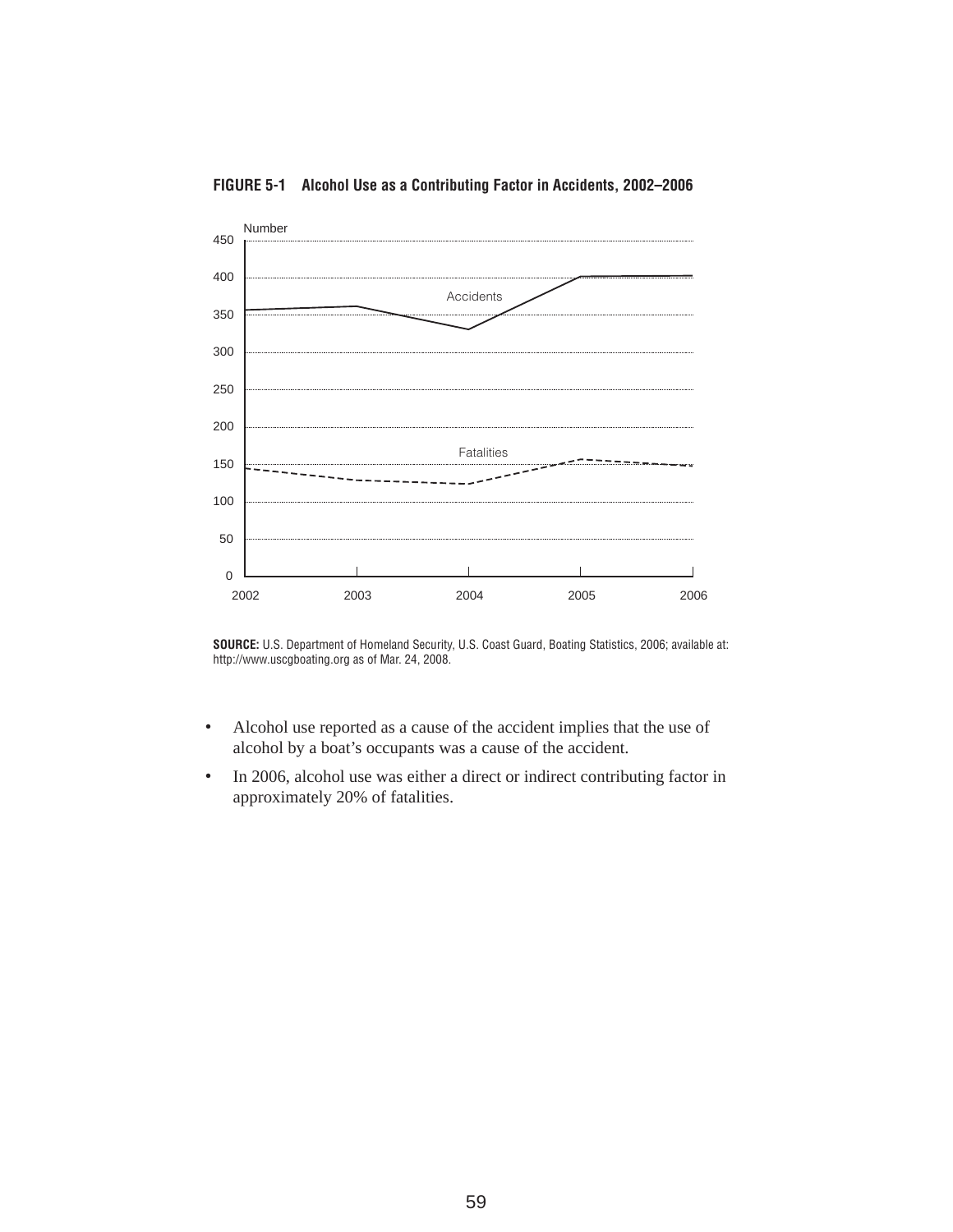**FIGURE 5-1 Alcohol Use as a Contributing Factor in Accidents, 2002–2006**

Number

450

400

350

300

250

200

150

100

50

0

Accidents

Fatalities

2002

2003

2004

2005

2006

**SOURCE:** U.S. Department of Homeland Security, U.S. Coast Guard, Boating Statistics, 2006; available at: http://www.uscgboating.org as of Mar. 24, 2008.

- Alcohol use reported as a cause of the accident implies that the use of alcohol by a boat's occupants was a cause of the accident.
- In 2006, alcohol use was either a direct or indirect contributing factor in approximately 20% of fatalities.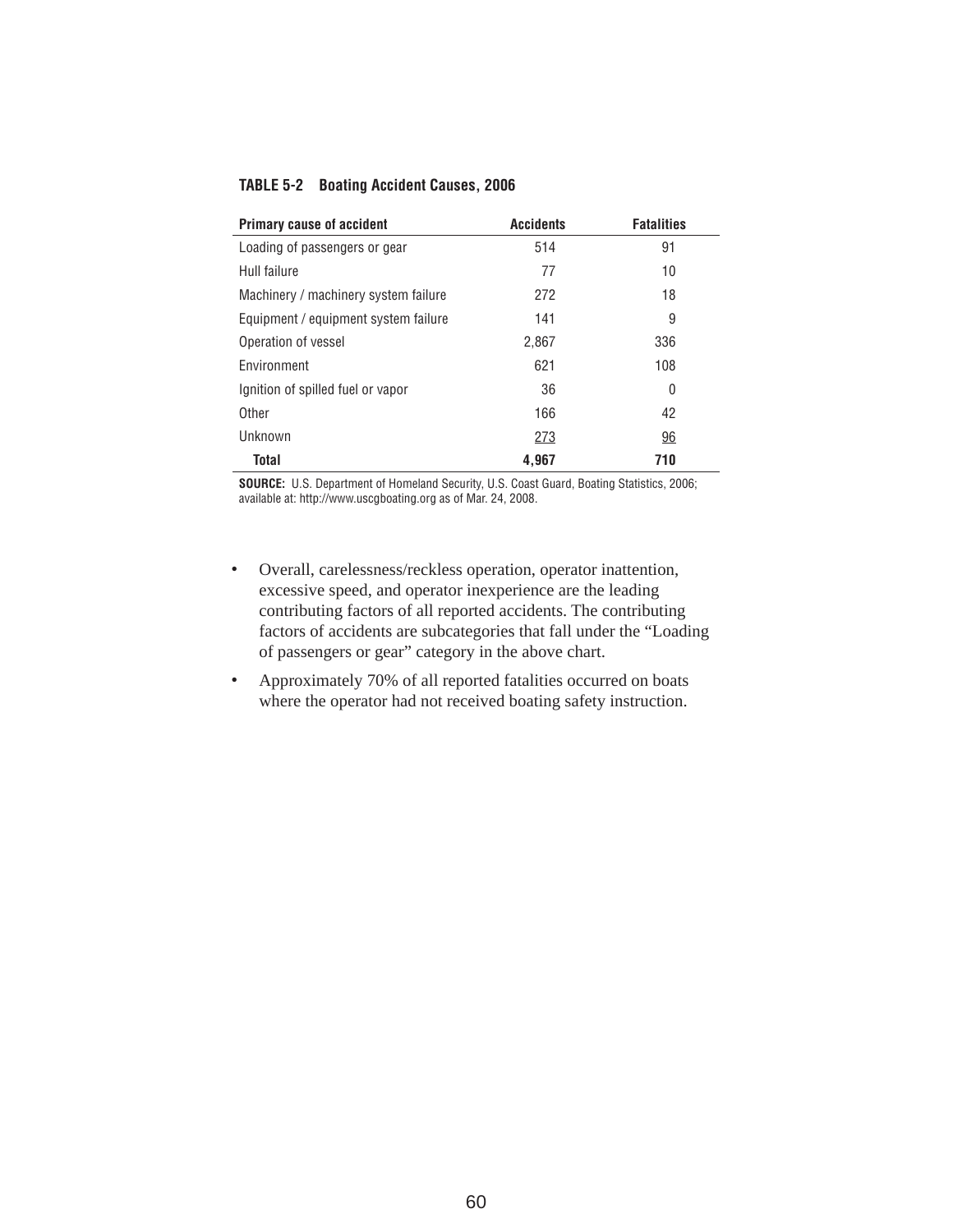**TABLE 5-2 Boating Accident Causes, 2006**

| Primary cause of accident | Accidents | Fatalities |
|---|---|---|
| Loading of passengers or gear | 514 | 91 |
| Hull failure | 77 | 10 |
| Machinery / machinery system failure | 272 | 18 |
| Equipment / equipment system failure | 141 | 9 |
| Operation of vessel | 2,867 | 336 |
| Environment | 621 | 108 |
| Ignition of spilled fuel or vapor | 36 | 0 |
| Other | 166 | 42 |
| Unknown | 273 | 96 |
| **Total** | **4,967** | **710** |

**SOURCE:** U.S. Department of Homeland Security, U.S. Coast Guard, Boating Statistics, 2006; available at: http://www.uscgboating.org as of Mar. 24, 2008.

- Overall, carelessness/reckless operation, operator inattention, excessive speed, and operator inexperience are the leading contributing factors of all reported accidents. The contributing factors of accidents are subcategories that fall under the "Loading of passengers or gear" category in the above chart.
- Approximately 70% of all reported fatalities occurred on boats where the operator had not received boating safety instruction.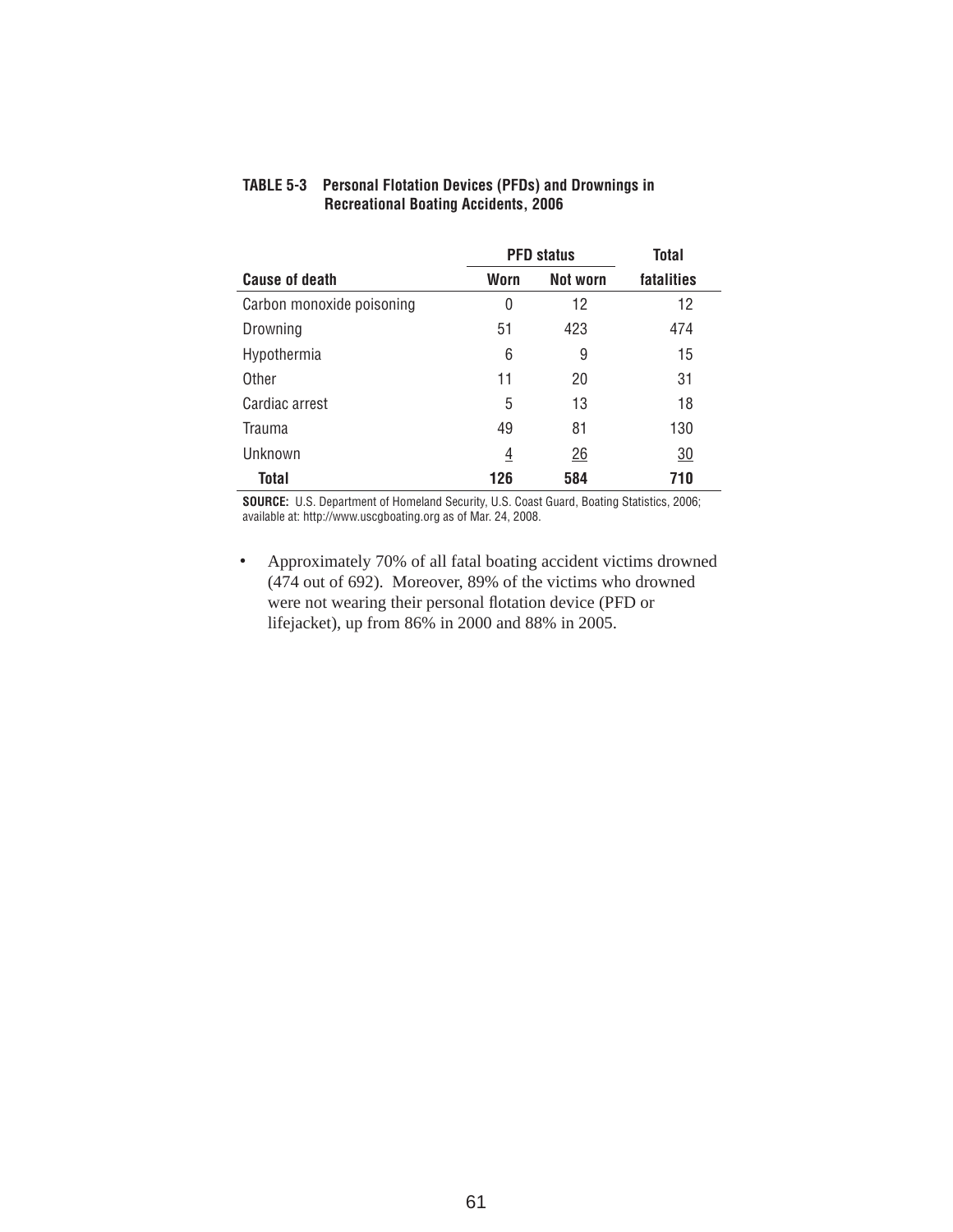**TABLE 5-3 Personal Flotation Devices (PFDs) and Drownings in Recreational Boating Accidents, 2006**

| | PFD status | | Total |
|---|---|---|---|
| **Cause of death** | **Worn** | **Not worn** | **fatalities** |
| Carbon monoxide poisoning | 0 | 12 | 12 |
| Drowning | 51 | 423 | 474 |
| Hypothermia | 6 | 9 | 15 |
| Other | 11 | 20 | 31 |
| Cardiac arrest | 5 | 13 | 18 |
| Trauma | 49 | 81 | 130 |
| Unknown | 4 | 26 | 30 |
| **Total** | **126** | **584** | **710** |

**SOURCE:** U.S. Department of Homeland Security, U.S. Coast Guard, Boating Statistics, 2006; available at: http://www.uscgboating.org as of Mar. 24, 2008.

- Approximately 70% of all fatal boating accident victims drowned (474 out of 692). Moreover, 89% of the victims who drowned were not wearing their personal flotation device (PFD or lifejacket), up from 86% in 2000 and 88% in 2005.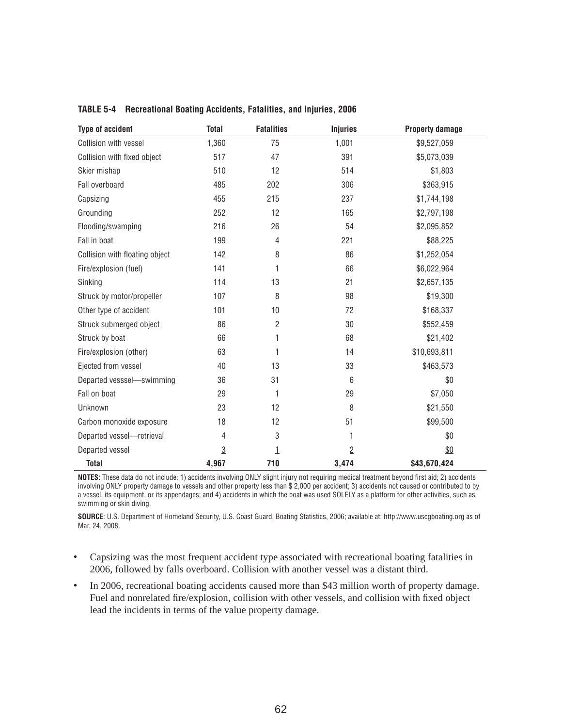**TABLE 5-4 Recreational Boating Accidents, Fatalities, and Injuries, 2006**

| Type of accident | Total | Fatalities | Injuries | Property damage |
|---|---|---|---|---|
| Collision with vessel | 1,360 | 75 | 1,001 | $9,527,059 |
| Collision with fixed object | 517 | 47 | 391 | $5,073,039 |
| Skier mishap | 510 | 12 | 514 | $1,803 |
| Fall overboard | 485 | 202 | 306 | $363,915 |
| Capsizing | 455 | 215 | 237 | $1,744,198 |
| Grounding | 252 | 12 | 165 | $2,797,198 |
| Flooding/swamping | 216 | 26 | 54 | $2,095,852 |
| Fall in boat | 199 | 4 | 221 | $88,225 |
| Collision with floating object | 142 | 8 | 86 | $1,252,054 |
| Fire/explosion (fuel) | 141 | 1 | 66 | $6,022,964 |
| Sinking | 114 | 13 | 21 | $2,657,135 |
| Struck by motor/propeller | 107 | 8 | 98 | $19,300 |
| Other type of accident | 101 | 10 | 72 | $168,337 |
| Struck submerged object | 86 | 2 | 30 | $552,459 |
| Struck by boat | 66 | 1 | 68 | $21,402 |
| Fire/explosion (other) | 63 | 1 | 14 | $10,693,811 |
| Ejected from vessel | 40 | 13 | 33 | $463,573 |
| Departed vesssel—swimming | 36 | 31 | 6 | $0 |
| Fall on boat | 29 | 1 | 29 | $7,050 |
| Unknown | 23 | 12 | 8 | $21,550 |
| Carbon monoxide exposure | 18 | 12 | 51 | $99,500 |
| Departed vessel—retrieval | 4 | 3 | 1 | $0 |
| Departed vessel | 3 | 1 | 2 | $0 |
| **Total** | **4,967** | **710** | **3,474** | **$43,670,424** |

**NOTES:** These data do not include: 1) accidents involving ONLY slight injury not requiring medical treatment beyond first aid; 2) accidents involving ONLY property damage to vessels and other property less than $ 2,000 per accident; 3) accidents not caused or contributed to by a vessel, its equipment, or its appendages; and 4) accidents in which the boat was used SOLELY as a platform for other activities, such as swimming or skin diving.

**SOURCE**: U.S. Department of Homeland Security, U.S. Coast Guard, Boating Statistics, 2006; available at: http://www.uscgboating.org as of Mar. 24, 2008.

- Capsizing was the most frequent accident type associated with recreational boating fatalities in 2006, followed by falls overboard. Collision with another vessel was a distant third.
- In 2006, recreational boating accidents caused more than $43 million worth of property damage. Fuel and nonrelated fire/explosion, collision with other vessels, and collision with fixed object lead the incidents in terms of the value property damage.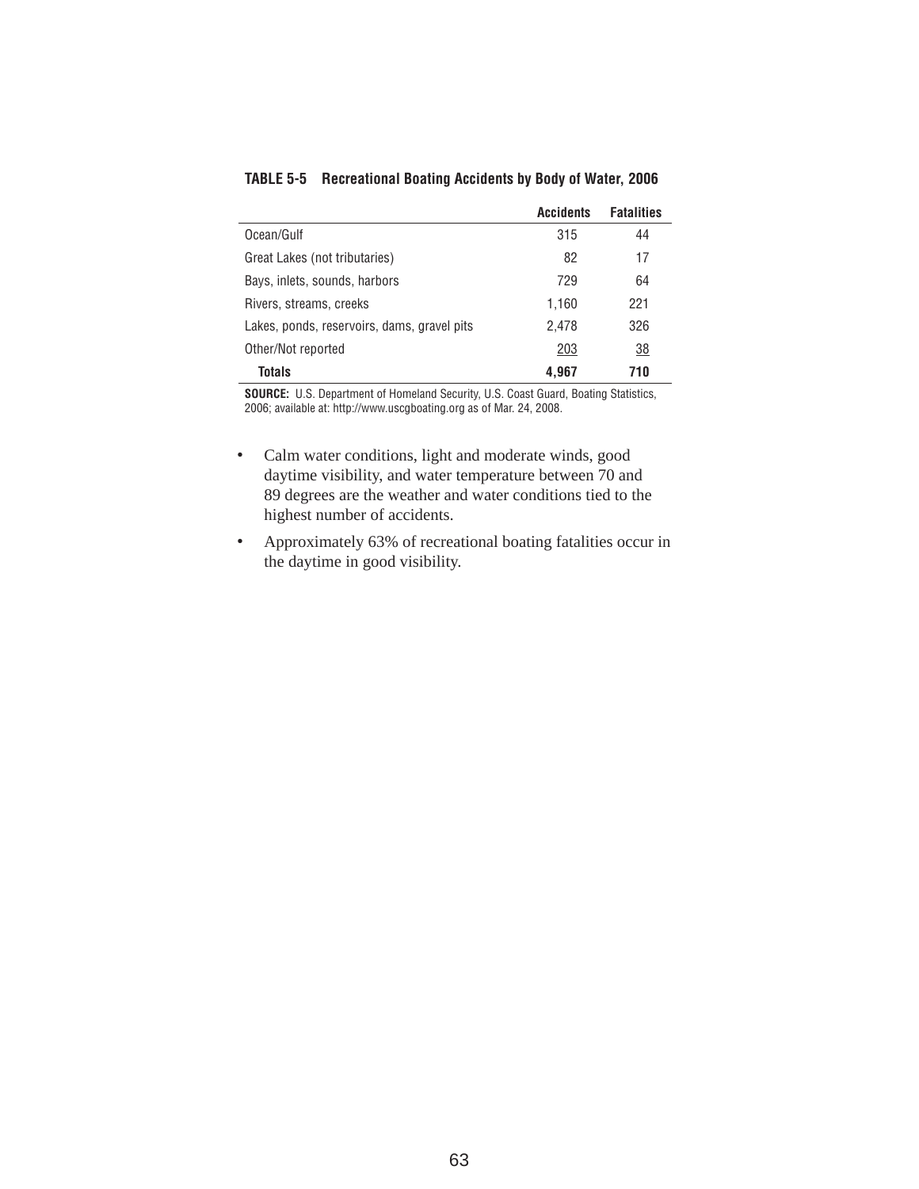**TABLE 5-5 Recreational Boating Accidents by Body of Water, 2006**

| | Accidents | Fatalities |
|---|---|---|
| Ocean/Gulf | 315 | 44 |
| Great Lakes (not tributaries) | 82 | 17 |
| Bays, inlets, sounds, harbors | 729 | 64 |
| Rivers, streams, creeks | 1,160 | 221 |
| Lakes, ponds, reservoirs, dams, gravel pits | 2,478 | 326 |
| Other/Not reported | 203 | 38 |
| **Totals** | **4,967** | **710** |

**SOURCE:** U.S. Department of Homeland Security, U.S. Coast Guard, Boating Statistics, 2006; available at: http://www.uscgboating.org as of Mar. 24, 2008.

- Calm water conditions, light and moderate winds, good daytime visibility, and water temperature between 70 and 89 degrees are the weather and water conditions tied to the highest number of accidents.
- Approximately 63% of recreational boating fatalities occur in the daytime in good visibility.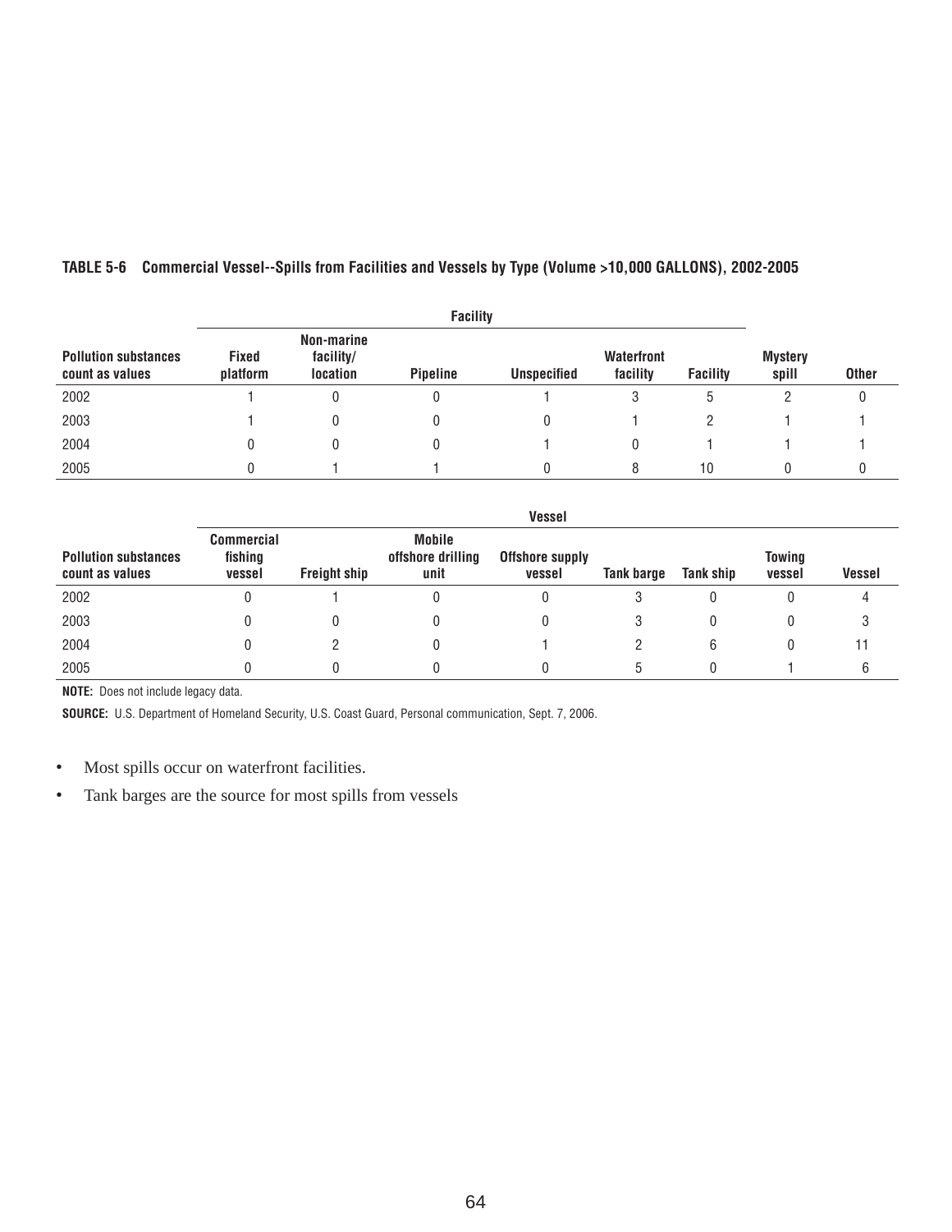**TABLE 5-6 Commercial Vessel--Spills from Facilities and Vessels by Type (Volume >10,000 GALLONS), 2002-2005**

| | Facility | | | | | | | |
|---|---|---|---|---|---|---|---|---|
| **Pollution substances count as values** | **Fixed platform** | **Non-marine facility/ location** | **Pipeline** | **Unspecified** | **Waterfront facility** | **Facility** | **Mystery spill** | **Other** |
| 2002 | 1 | 0 | 0 | 1 | 3 | 5 | 2 | 0 |
| 2003 | 1 | 0 | 0 | 0 | 1 | 2 | 1 | 1 |
| 2004 | 0 | 0 | 0 | 1 | 0 | 1 | 1 | 1 |
| 2005 | 0 | 1 | 1 | 0 | 8 | 10 | 0 | 0 |

| | Vessel | | | | | | | |
|---|---|---|---|---|---|---|---|---|
| **Pollution substances count as values** | **Commercial fishing vessel** | **Freight ship** | **Mobile offshore drilling unit** | **Offshore supply vessel** | **Tank barge** | **Tank ship** | **Towing vessel** | **Vessel** |
| 2002 | 0 | 1 | 0 | 0 | 3 | 0 | 0 | 4 |
| 2003 | 0 | 0 | 0 | 0 | 3 | 0 | 0 | 3 |
| 2004 | 0 | 2 | 0 | 1 | 2 | 6 | 0 | 11 |
| 2005 | 0 | 0 | 0 | 0 | 5 | 0 | 1 | 6 |

**NOTE:** Does not include legacy data.

**SOURCE:** U.S. Department of Homeland Security, U.S. Coast Guard, Personal communication, Sept. 7, 2006.

- Most spills occur on waterfront facilities.
- Tank barges are the source for most spills from vessels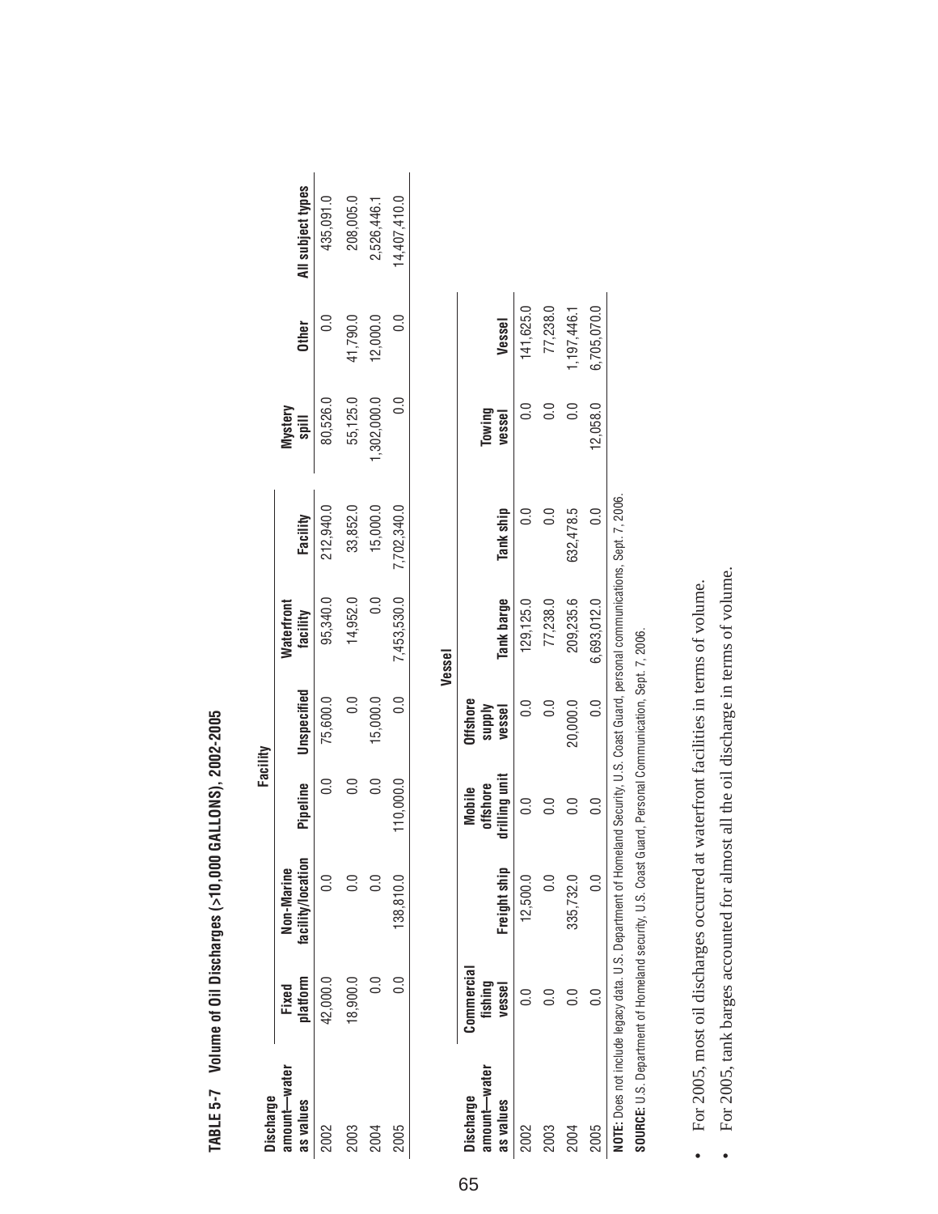**TABLE 5-7 Volume of Oil Discharges (>10,000 GALLONS), 2002-2005**

| Discharge amount—water as values | Facility | | | | | | | | |
|---|---|---|---|---|---|---|---|---|---|
| | Fixed platform | Non-Marine facility/location | Pipeline | Unspecified | Waterfront facility | Facility | Mystery spill | Other | All subject types |
| 2002 | 42,000.0 | 0.0 | 0.0 | 75,600.0 | 95,340.0 | 212,940.0 | 80,526.0 | 0.0 | 435,091.0 |
| 2003 | 18,900.0 | 0.0 | 0.0 | 0.0 | 14,952.0 | 33,852.0 | 55,125.0 | 41,790.0 | 208,005.0 |
| 2004 | 0.0 | 0.0 | 0.0 | 15,000.0 | 0.0 | 15,000.0 | 1,302,000.0 | 12,000.0 | 2,526,446.1 |
| 2005 | 0.0 | 138,810.0 | 110,000.0 | 0.0 | 7,453,530.0 | 7,702,340.0 | 0.0 | 0.0 | 14,407,410.0 |

| Discharge amount—water as values | Vessel | | | | | | | |
|---|---|---|---|---|---|---|---|---|
| | Commercial fishing vessel | Freight ship | Mobile offshore drilling unit | Offshore supply vessel | Tank barge | Tank ship | Towing vessel | Vessel |
| 2002 | 0.0 | 12,500.0 | 0.0 | 0.0 | 129,125.0 | 0.0 | 0.0 | 141,625.0 |
| 2003 | 0.0 | 0.0 | 0.0 | 0.0 | 77,238.0 | 0.0 | 0.0 | 77,238.0 |
| 2004 | 0.0 | 335,732.0 | 0.0 | 20,000.0 | 209,235.6 | 632,478.5 | 0.0 | 1,197,446.1 |
| 2005 | 0.0 | 0.0 | 0.0 | 0.0 | 6,693,012.0 | 0.0 | 12,058.0 | 6,705,070.0 |

**NOTE:** Does not include legacy data. U.S. Department of Homeland Security, U.S. Coast Guard, personal communications, Sept. 7, 2006.

**SOURCE:** U.S. Department of Homeland security, U.S. Coast Guard, Personal Communication, Sept. 7, 2006.

- For 2005, most oil discharges occurred at waterfront facilities in terms of volume.
- For 2005, tank barges accounted for almost all the oil discharge in terms of volume.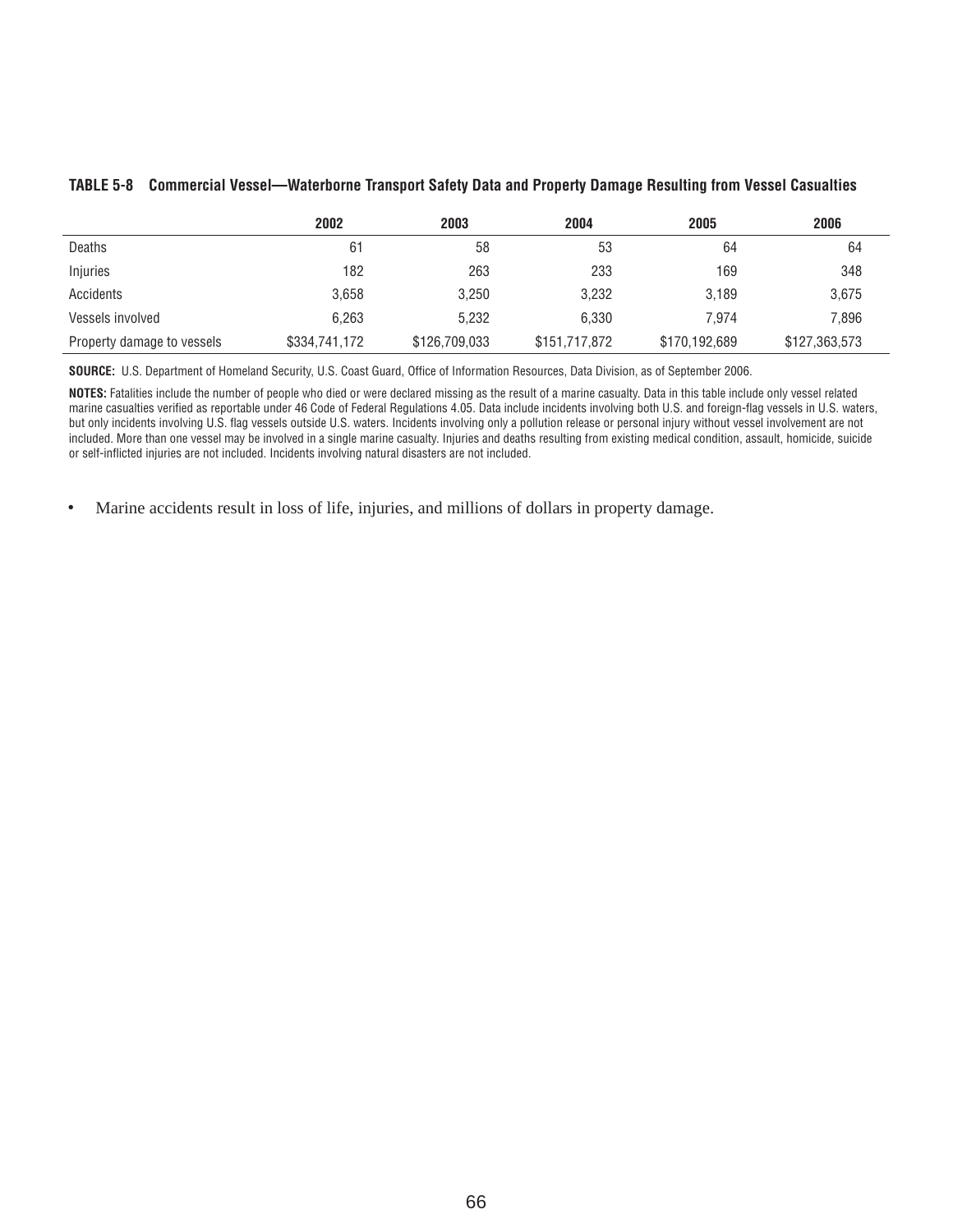**TABLE 5-8 Commercial Vessel—Waterborne Transport Safety Data and Property Damage Resulting from Vessel Casualties**

| | 2002 | 2003 | 2004 | 2005 | 2006 |
|---|---|---|---|---|---|
| Deaths | 61 | 58 | 53 | 64 | 64 |
| Injuries | 182 | 263 | 233 | 169 | 348 |
| Accidents | 3,658 | 3,250 | 3,232 | 3,189 | 3,675 |
| Vessels involved | 6,263 | 5,232 | 6,330 | 7,974 | 7,896 |
| Property damage to vessels | $334,741,172 | $126,709,033 | $151,717,872 | $170,192,689 | $127,363,573 |

**SOURCE:** U.S. Department of Homeland Security, U.S. Coast Guard, Office of Information Resources, Data Division, as of September 2006.

**NOTES:** Fatalities include the number of people who died or were declared missing as the result of a marine casualty. Data in this table include only vessel related marine casualties verified as reportable under 46 Code of Federal Regulations 4.05. Data include incidents involving both U.S. and foreign-flag vessels in U.S. waters, but only incidents involving U.S. flag vessels outside U.S. waters. Incidents involving only a pollution release or personal injury without vessel involvement are not included. More than one vessel may be involved in a single marine casualty. Injuries and deaths resulting from existing medical condition, assault, homicide, suicide or self-inflicted injuries are not included. Incidents involving natural disasters are not included.

- Marine accidents result in loss of life, injuries, and millions of dollars in property damage.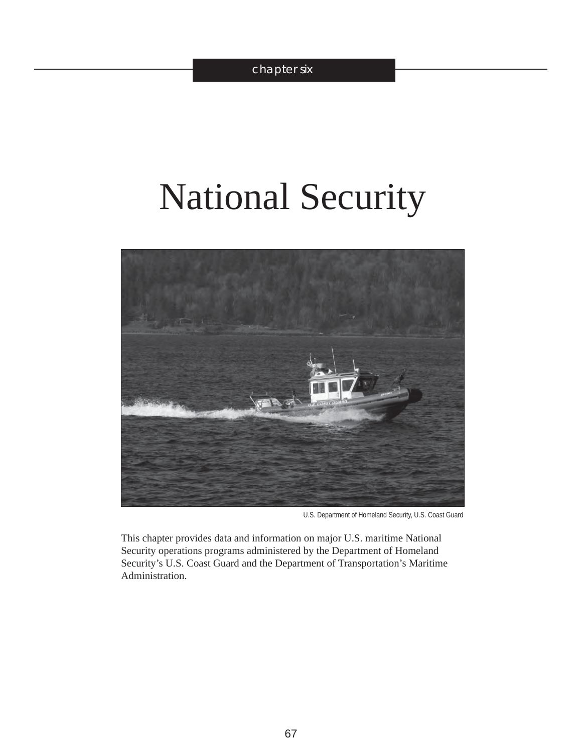chapter six

# National Security

U.S. Department of Homeland Security, U.S. Coast Guard

This chapter provides data and information on major U.S. maritime National Security operations programs administered by the Department of Homeland Security's U.S. Coast Guard and the Department of Transportation's Maritime Administration.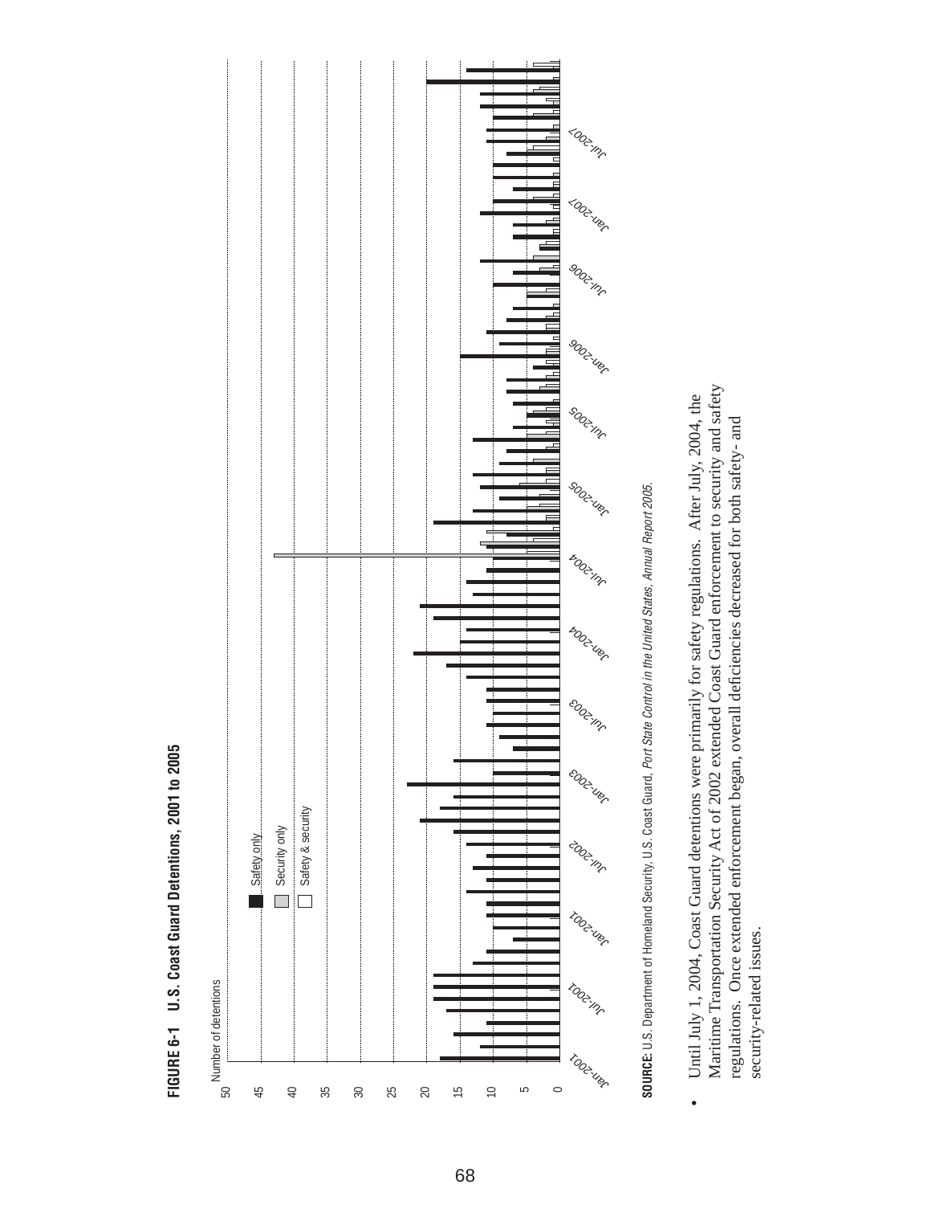**FIGURE 6-1 U.S. Coast Guard Detentions, 2001 to 2005**

Number of detentions

50
45
40
35
30
25
20
15
10
5
0

Safety only
Security only
Safety & security

Jan-2001
Jul-2001
Jan-2002
Jul-2002
Jan-2003
Jul-2003
Jan-2004
Jul-2004
Jan-2005
Jul-2005
Jan-2006
Jul-2006
Jan-2007
Jul-2007

**SOURCE:** U.S. Department of Homeland Security, U.S. Coast Guard, *Port State Control in the United States, Annual Report 2005.*

- Until July 1, 2004, Coast Guard detentions were primarily for safety regulations. After July, 2004, the Maritime Transportation Security Act of 2002 extended Coast Guard enforcement to security and safety regulations. Once extended enforcement began, overall deficiencies decreased for both safety- and security-related issues.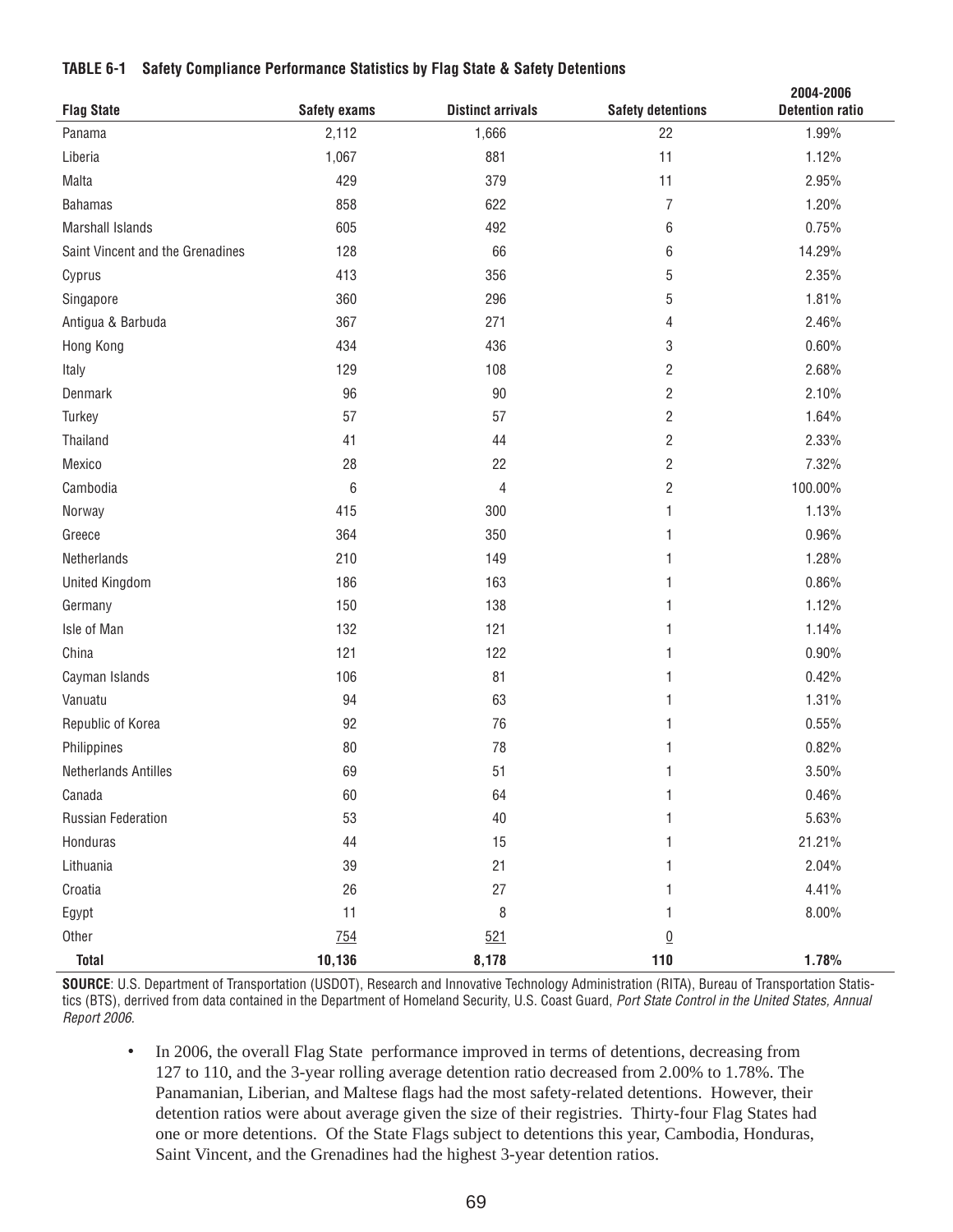**TABLE 6-1 Safety Compliance Performance Statistics by Flag State & Safety Detentions**

| Flag State | Safety exams | Distinct arrivals | Safety detentions | 2004-2006 Detention ratio |
|---|---|---|---|---|
| Panama | 2,112 | 1,666 | 22 | 1.99% |
| Liberia | 1,067 | 881 | 11 | 1.12% |
| Malta | 429 | 379 | 11 | 2.95% |
| Bahamas | 858 | 622 | 7 | 1.20% |
| Marshall Islands | 605 | 492 | 6 | 0.75% |
| Saint Vincent and the Grenadines | 128 | 66 | 6 | 14.29% |
| Cyprus | 413 | 356 | 5 | 2.35% |
| Singapore | 360 | 296 | 5 | 1.81% |
| Antigua & Barbuda | 367 | 271 | 4 | 2.46% |
| Hong Kong | 434 | 436 | 3 | 0.60% |
| Italy | 129 | 108 | 2 | 2.68% |
| Denmark | 96 | 90 | 2 | 2.10% |
| Turkey | 57 | 57 | 2 | 1.64% |
| Thailand | 41 | 44 | 2 | 2.33% |
| Mexico | 28 | 22 | 2 | 7.32% |
| Cambodia | 6 | 4 | 2 | 100.00% |
| Norway | 415 | 300 | 1 | 1.13% |
| Greece | 364 | 350 | 1 | 0.96% |
| Netherlands | 210 | 149 | 1 | 1.28% |
| United Kingdom | 186 | 163 | 1 | 0.86% |
| Germany | 150 | 138 | 1 | 1.12% |
| Isle of Man | 132 | 121 | 1 | 1.14% |
| China | 121 | 122 | 1 | 0.90% |
| Cayman Islands | 106 | 81 | 1 | 0.42% |
| Vanuatu | 94 | 63 | 1 | 1.31% |
| Republic of Korea | 92 | 76 | 1 | 0.55% |
| Philippines | 80 | 78 | 1 | 0.82% |
| Netherlands Antilles | 69 | 51 | 1 | 3.50% |
| Canada | 60 | 64 | 1 | 0.46% |
| Russian Federation | 53 | 40 | 1 | 5.63% |
| Honduras | 44 | 15 | 1 | 21.21% |
| Lithuania | 39 | 21 | 1 | 2.04% |
| Croatia | 26 | 27 | 1 | 4.41% |
| Egypt | 11 | 8 | 1 | 8.00% |
| Other | 754 | 521 | 0 | |
| **Total** | **10,136** | **8,178** | **110** | **1.78%** |

**SOURCE**: U.S. Department of Transportation (USDOT), Research and Innovative Technology Administration (RITA), Bureau of Transportation Statistics (BTS), derrived from data contained in the Department of Homeland Security, U.S. Coast Guard, *Port State Control in the United States, Annual Report 2006.*

- In 2006, the overall Flag State performance improved in terms of detentions, decreasing from 127 to 110, and the 3-year rolling average detention ratio decreased from 2.00% to 1.78%. The Panamanian, Liberian, and Maltese flags had the most safety-related detentions. However, their detention ratios were about average given the size of their registries. Thirty-four Flag States had one or more detentions. Of the State Flags subject to detentions this year, Cambodia, Honduras, Saint Vincent, and the Grenadines had the highest 3-year detention ratios.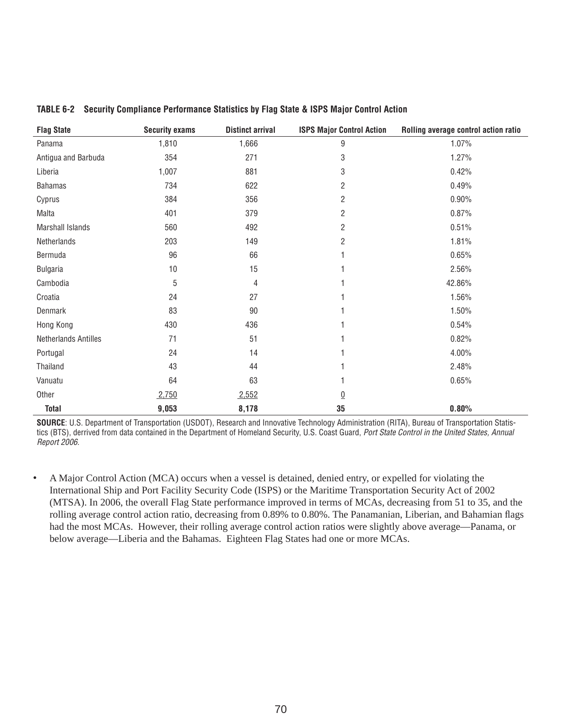**TABLE 6-2 Security Compliance Performance Statistics by Flag State & ISPS Major Control Action**

| Flag State | Security exams | Distinct arrival | ISPS Major Control Action | Rolling average control action ratio |
|---|---|---|---|---|
| Panama | 1,810 | 1,666 | 9 | 1.07% |
| Antigua and Barbuda | 354 | 271 | 3 | 1.27% |
| Liberia | 1,007 | 881 | 3 | 0.42% |
| Bahamas | 734 | 622 | 2 | 0.49% |
| Cyprus | 384 | 356 | 2 | 0.90% |
| Malta | 401 | 379 | 2 | 0.87% |
| Marshall Islands | 560 | 492 | 2 | 0.51% |
| Netherlands | 203 | 149 | 2 | 1.81% |
| Bermuda | 96 | 66 | 1 | 0.65% |
| Bulgaria | 10 | 15 | 1 | 2.56% |
| Cambodia | 5 | 4 | 1 | 42.86% |
| Croatia | 24 | 27 | 1 | 1.56% |
| Denmark | 83 | 90 | 1 | 1.50% |
| Hong Kong | 430 | 436 | 1 | 0.54% |
| Netherlands Antilles | 71 | 51 | 1 | 0.82% |
| Portugal | 24 | 14 | 1 | 4.00% |
| Thailand | 43 | 44 | 1 | 2.48% |
| Vanuatu | 64 | 63 | 1 | 0.65% |
| Other | 2,750 | 2,552 | 0 | |
| **Total** | **9,053** | **8,178** | **35** | **0.80%** |

**SOURCE**: U.S. Department of Transportation (USDOT), Research and Innovative Technology Administration (RITA), Bureau of Transportation Statistics (BTS), derrived from data contained in the Department of Homeland Security, U.S. Coast Guard, *Port State Control in the United States, Annual Report 2006*.

- A Major Control Action (MCA) occurs when a vessel is detained, denied entry, or expelled for violating the International Ship and Port Facility Security Code (ISPS) or the Maritime Transportation Security Act of 2002 (MTSA). In 2006, the overall Flag State performance improved in terms of MCAs, decreasing from 51 to 35, and the rolling average control action ratio, decreasing from 0.89% to 0.80%. The Panamanian, Liberian, and Bahamian flags had the most MCAs. However, their rolling average control action ratios were slightly above average—Panama, or below average—Liberia and the Bahamas. Eighteen Flag States had one or more MCAs.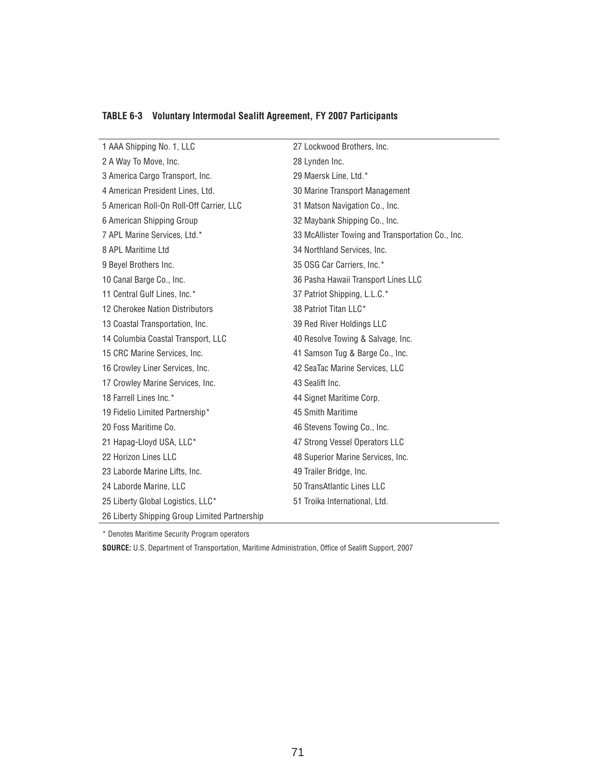**TABLE 6-3 Voluntary Intermodal Sealift Agreement, FY 2007 Participants**

| | |
|---|---|
| 1 AAA Shipping No. 1, LLC | 27 Lockwood Brothers, Inc. |
| 2 A Way To Move, Inc. | 28 Lynden Inc. |
| 3 America Cargo Transport, Inc. | 29 Maersk Line, Ltd.* |
| 4 American President Lines, Ltd. | 30 Marine Transport Management |
| 5 American Roll-On Roll-Off Carrier, LLC | 31 Matson Navigation Co., Inc. |
| 6 American Shipping Group | 32 Maybank Shipping Co., Inc. |
| 7 APL Marine Services, Ltd.* | 33 McAllister Towing and Transportation Co., Inc. |
| 8 APL Maritime Ltd | 34 Northland Services, Inc. |
| 9 Beyel Brothers Inc. | 35 OSG Car Carriers, Inc.* |
| 10 Canal Barge Co., Inc. | 36 Pasha Hawaii Transport Lines LLC |
| 11 Central Gulf Lines, Inc.* | 37 Patriot Shipping, L.L.C.* |
| 12 Cherokee Nation Distributors | 38 Patriot Titan LLC* |
| 13 Coastal Transportation, Inc. | 39 Red River Holdings LLC |
| 14 Columbia Coastal Transport, LLC | 40 Resolve Towing & Salvage, Inc. |
| 15 CRC Marine Services, Inc. | 41 Samson Tug & Barge Co., Inc. |
| 16 Crowley Liner Services, Inc. | 42 SeaTac Marine Services, LLC |
| 17 Crowley Marine Services, Inc. | 43 Sealift Inc. |
| 18 Farrell Lines Inc.* | 44 Signet Maritime Corp. |
| 19 Fidelio Limited Partnership* | 45 Smith Maritime |
| 20 Foss Maritime Co. | 46 Stevens Towing Co., Inc. |
| 21 Hapag-Lloyd USA, LLC* | 47 Strong Vessel Operators LLC |
| 22 Horizon Lines LLC | 48 Superior Marine Services, Inc. |
| 23 Laborde Marine Lifts, Inc. | 49 Trailer Bridge, Inc. |
| 24 Laborde Marine, LLC | 50 TransAtlantic Lines LLC |
| 25 Liberty Global Logistics, LLC* | 51 Troika International, Ltd. |
| 26 Liberty Shipping Group Limited Partnership | |

* Denotes Maritime Security Program operators

**SOURCE:** U.S. Department of Transportation, Maritime Administration, Office of Sealift Support, 2007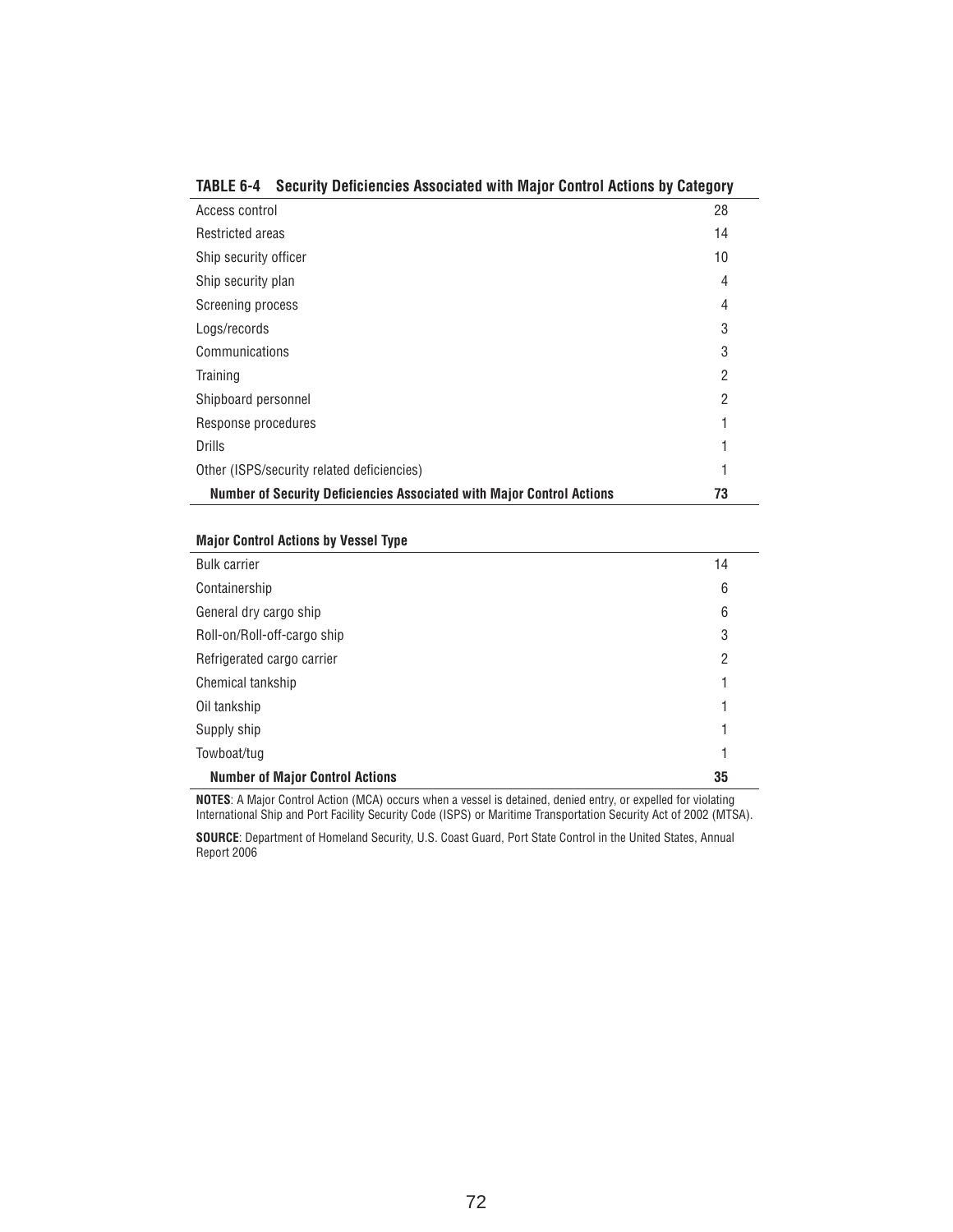**TABLE 6-4 Security Deficiencies Associated with Major Control Actions by Category**

| | |
|---|---|
| Access control | 28 |
| Restricted areas | 14 |
| Ship security officer | 10 |
| Ship security plan | 4 |
| Screening process | 4 |
| Logs/records | 3 |
| Communications | 3 |
| Training | 2 |
| Shipboard personnel | 2 |
| Response procedures | 1 |
| Drills | 1 |
| Other (ISPS/security related deficiencies) | 1 |
| **Number of Security Deficiencies Associated with Major Control Actions** | **73** |

**Major Control Actions by Vessel Type**

| | |
|---|---|
| Bulk carrier | 14 |
| Containership | 6 |
| General dry cargo ship | 6 |
| Roll-on/Roll-off-cargo ship | 3 |
| Refrigerated cargo carrier | 2 |
| Chemical tankship | 1 |
| Oil tankship | 1 |
| Supply ship | 1 |
| Towboat/tug | 1 |
| **Number of Major Control Actions** | **35** |

**NOTES**: A Major Control Action (MCA) occurs when a vessel is detained, denied entry, or expelled for violating International Ship and Port Facility Security Code (ISPS) or Maritime Transportation Security Act of 2002 (MTSA).

**SOURCE**: Department of Homeland Security, U.S. Coast Guard, Port State Control in the United States, Annual Report 2006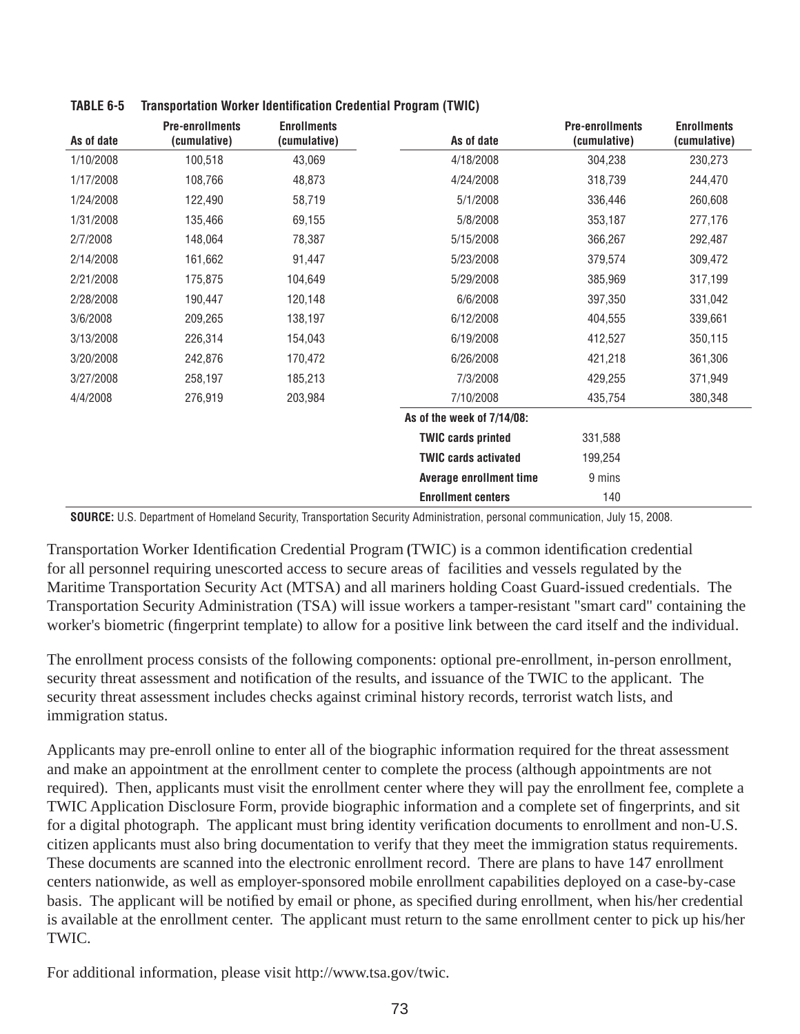**TABLE 6-5 Transportation Worker Identification Credential Program (TWIC)**

| As of date | Pre-enrollments (cumulative) | Enrollments (cumulative) | As of date | Pre-enrollments (cumulative) | Enrollments (cumulative) |
|---|---|---|---|---|---|
| 1/10/2008 | 100,518 | 43,069 | 4/18/2008 | 304,238 | 230,273 |
| 1/17/2008 | 108,766 | 48,873 | 4/24/2008 | 318,739 | 244,470 |
| 1/24/2008 | 122,490 | 58,719 | 5/1/2008 | 336,446 | 260,608 |
| 1/31/2008 | 135,466 | 69,155 | 5/8/2008 | 353,187 | 277,176 |
| 2/7/2008 | 148,064 | 78,387 | 5/15/2008 | 366,267 | 292,487 |
| 2/14/2008 | 161,662 | 91,447 | 5/23/2008 | 379,574 | 309,472 |
| 2/21/2008 | 175,875 | 104,649 | 5/29/2008 | 385,969 | 317,199 |
| 2/28/2008 | 190,447 | 120,148 | 6/6/2008 | 397,350 | 331,042 |
| 3/6/2008 | 209,265 | 138,197 | 6/12/2008 | 404,555 | 339,661 |
| 3/13/2008 | 226,314 | 154,043 | 6/19/2008 | 412,527 | 350,115 |
| 3/20/2008 | 242,876 | 170,472 | 6/26/2008 | 421,218 | 361,306 |
| 3/27/2008 | 258,197 | 185,213 | 7/3/2008 | 429,255 | 371,949 |
| 4/4/2008 | 276,919 | 203,984 | 7/10/2008 | 435,754 | 380,348 |
| | | | **As of the week of 7/14/08:** | | |
| | | | **TWIC cards printed** | 331,588 | |
| | | | **TWIC cards activated** | 199,254 | |
| | | | **Average enrollment time** | 9 mins | |
| | | | **Enrollment centers** | 140 | |

**SOURCE:** U.S. Department of Homeland Security, Transportation Security Administration, personal communication, July 15, 2008.

Transportation Worker Identification Credential Program (TWIC) is a common identification credential for all personnel requiring unescorted access to secure areas of facilities and vessels regulated by the Maritime Transportation Security Act (MTSA) and all mariners holding Coast Guard-issued credentials. The Transportation Security Administration (TSA) will issue workers a tamper-resistant "smart card" containing the worker's biometric (fingerprint template) to allow for a positive link between the card itself and the individual.

The enrollment process consists of the following components: optional pre-enrollment, in-person enrollment, security threat assessment and notification of the results, and issuance of the TWIC to the applicant. The security threat assessment includes checks against criminal history records, terrorist watch lists, and immigration status.

Applicants may pre-enroll online to enter all of the biographic information required for the threat assessment and make an appointment at the enrollment center to complete the process (although appointments are not required). Then, applicants must visit the enrollment center where they will pay the enrollment fee, complete a TWIC Application Disclosure Form, provide biographic information and a complete set of fingerprints, and sit for a digital photograph. The applicant must bring identity verification documents to enrollment and non-U.S. citizen applicants must also bring documentation to verify that they meet the immigration status requirements. These documents are scanned into the electronic enrollment record. There are plans to have 147 enrollment centers nationwide, as well as employer-sponsored mobile enrollment capabilities deployed on a case-by-case basis. The applicant will be notified by email or phone, as specified during enrollment, when his/her credential is available at the enrollment center. The applicant must return to the same enrollment center to pick up his/her TWIC.

For additional information, please visit http://www.tsa.gov/twic.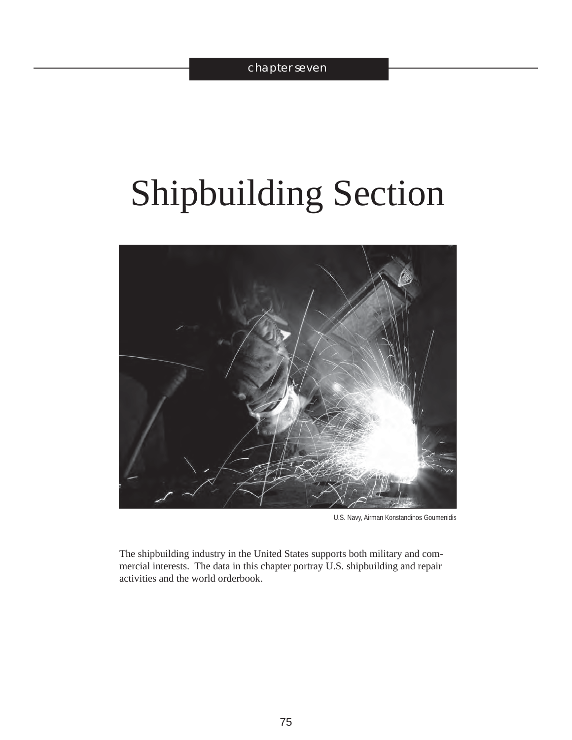chapter seven

# Shipbuilding Section

U.S. Navy, Airman Konstandinos Goumenidis

The shipbuilding industry in the United States supports both military and commercial interests. The data in this chapter portray U.S. shipbuilding and repair activities and the world orderbook.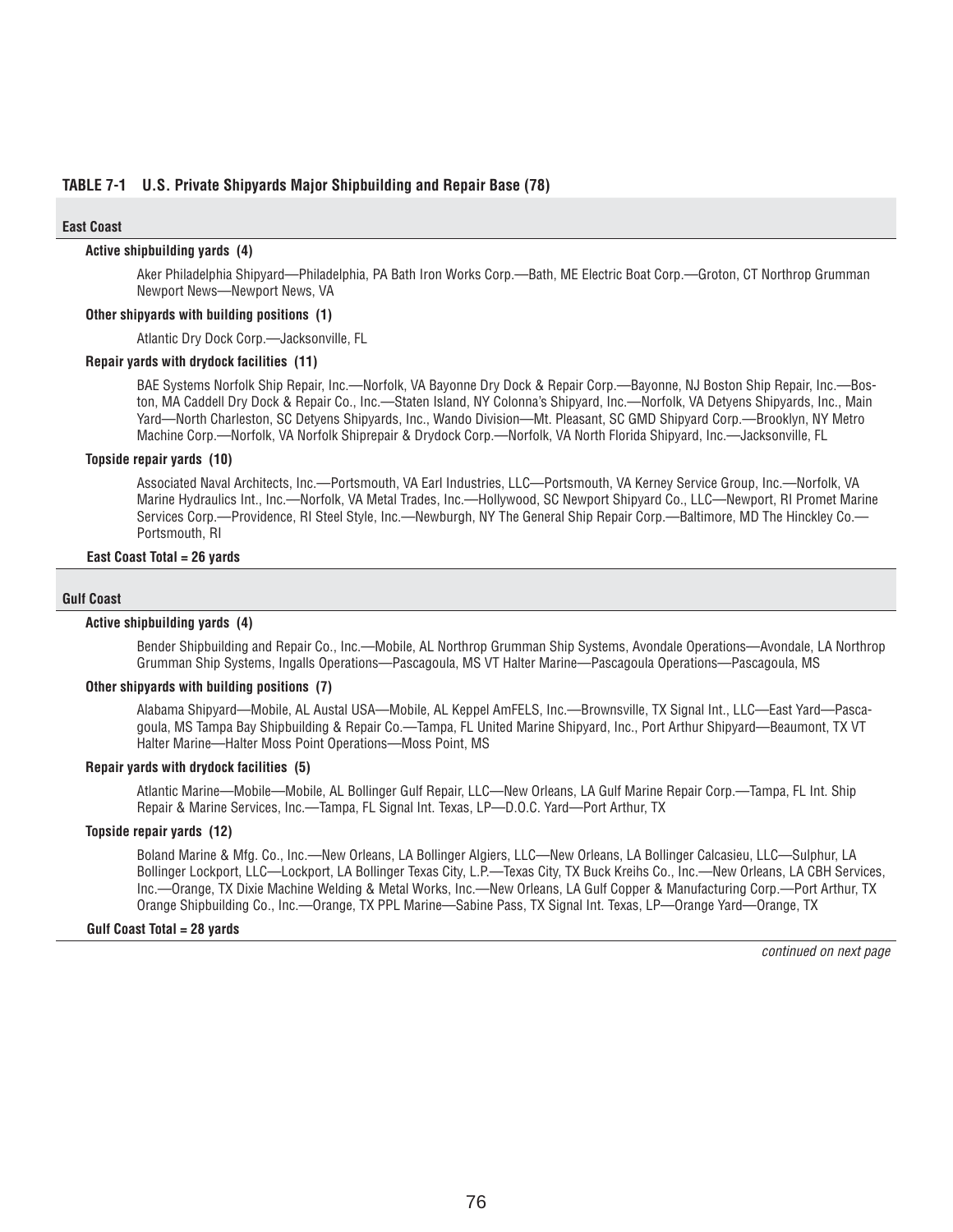**TABLE 7-1 U.S. Private Shipyards Major Shipbuilding and Repair Base (78)**

### East Coast

**Active shipbuilding yards (4)**

Aker Philadelphia Shipyard—Philadelphia, PA Bath Iron Works Corp.—Bath, ME Electric Boat Corp.—Groton, CT Northrop Grumman Newport News—Newport News, VA

**Other shipyards with building positions (1)**

Atlantic Dry Dock Corp.—Jacksonville, FL

**Repair yards with drydock facilities (11)**

BAE Systems Norfolk Ship Repair, Inc.—Norfolk, VA Bayonne Dry Dock & Repair Corp.—Bayonne, NJ Boston Ship Repair, Inc.—Boston, MA Caddell Dry Dock & Repair Co., Inc.—Staten Island, NY Colonna's Shipyard, Inc.—Norfolk, VA Detyens Shipyards, Inc., Main Yard—North Charleston, SC Detyens Shipyards, Inc., Wando Division—Mt. Pleasant, SC GMD Shipyard Corp.—Brooklyn, NY Metro Machine Corp.—Norfolk, VA Norfolk Shiprepair & Drydock Corp.—Norfolk, VA North Florida Shipyard, Inc.—Jacksonville, FL

**Topside repair yards (10)**

Associated Naval Architects, Inc.—Portsmouth, VA Earl Industries, LLC—Portsmouth, VA Kerney Service Group, Inc.—Norfolk, VA Marine Hydraulics Int., Inc.—Norfolk, VA Metal Trades, Inc.—Hollywood, SC Newport Shipyard Co., LLC—Newport, RI Promet Marine Services Corp.—Providence, RI Steel Style, Inc.—Newburgh, NY The General Ship Repair Corp.—Baltimore, MD The Hinckley Co.—Portsmouth, RI

**East Coast Total = 26 yards**

### Gulf Coast

**Active shipbuilding yards (4)**

Bender Shipbuilding and Repair Co., Inc.—Mobile, AL Northrop Grumman Ship Systems, Avondale Operations—Avondale, LA Northrop Grumman Ship Systems, Ingalls Operations—Pascagoula, MS VT Halter Marine—Pascagoula Operations—Pascagoula, MS

**Other shipyards with building positions (7)**

Alabama Shipyard—Mobile, AL Austal USA—Mobile, AL Keppel AmFELS, Inc.—Brownsville, TX Signal Int., LLC—East Yard—Pascagoula, MS Tampa Bay Shipbuilding & Repair Co.—Tampa, FL United Marine Shipyard, Inc., Port Arthur Shipyard—Beaumont, TX VT Halter Marine—Halter Moss Point Operations—Moss Point, MS

**Repair yards with drydock facilities (5)**

Atlantic Marine—Mobile—Mobile, AL Bollinger Gulf Repair, LLC—New Orleans, LA Gulf Marine Repair Corp.—Tampa, FL Int. Ship Repair & Marine Services, Inc.—Tampa, FL Signal Int. Texas, LP—D.O.C. Yard—Port Arthur, TX

**Topside repair yards (12)**

Boland Marine & Mfg. Co., Inc.—New Orleans, LA Bollinger Algiers, LLC—New Orleans, LA Bollinger Calcasieu, LLC—Sulphur, LA Bollinger Lockport, LLC—Lockport, LA Bollinger Texas City, L.P.—Texas City, TX Buck Kreihs Co., Inc.—New Orleans, LA CBH Services, Inc.—Orange, TX Dixie Machine Welding & Metal Works, Inc.—New Orleans, LA Gulf Copper & Manufacturing Corp.—Port Arthur, TX Orange Shipbuilding Co., Inc.—Orange, TX PPL Marine—Sabine Pass, TX Signal Int. Texas, LP—Orange Yard—Orange, TX

**Gulf Coast Total = 28 yards**

*continued on next page*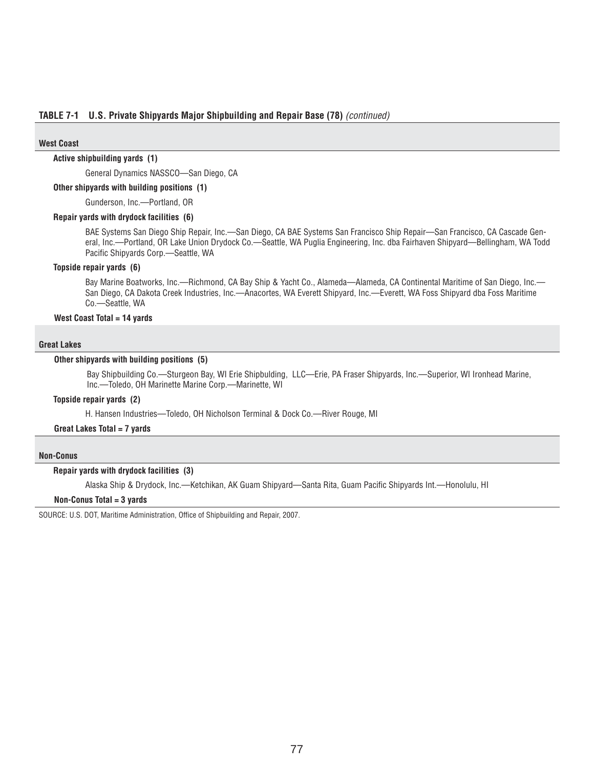**TABLE 7-1 U.S. Private Shipyards Major Shipbuilding and Repair Base (78)** *(continued)*

**West Coast**

**Active shipbuilding yards (1)**

General Dynamics NASSCO—San Diego, CA

**Other shipyards with building positions (1)**

Gunderson, Inc.—Portland, OR

**Repair yards with drydock facilities (6)**

BAE Systems San Diego Ship Repair, Inc.—San Diego, CA BAE Systems San Francisco Ship Repair—San Francisco, CA Cascade General, Inc.—Portland, OR Lake Union Drydock Co.—Seattle, WA Puglia Engineering, Inc. dba Fairhaven Shipyard—Bellingham, WA Todd Pacific Shipyards Corp.—Seattle, WA

**Topside repair yards (6)**

Bay Marine Boatworks, Inc.—Richmond, CA Bay Ship & Yacht Co., Alameda—Alameda, CA Continental Maritime of San Diego, Inc.—San Diego, CA Dakota Creek Industries, Inc.—Anacortes, WA Everett Shipyard, Inc.—Everett, WA Foss Shipyard dba Foss Maritime Co.—Seattle, WA

**West Coast Total = 14 yards**

**Great Lakes**

**Other shipyards with building positions (5)**

Bay Shipbuilding Co.—Sturgeon Bay, WI Erie Shipbulding, LLC—Erie, PA Fraser Shipyards, Inc.—Superior, WI Ironhead Marine, Inc.—Toledo, OH Marinette Marine Corp.—Marinette, WI

**Topside repair yards (2)**

H. Hansen Industries—Toledo, OH Nicholson Terminal & Dock Co.—River Rouge, MI

**Great Lakes Total = 7 yards**

**Non-Conus**

**Repair yards with drydock facilities (3)**

Alaska Ship & Drydock, Inc.—Ketchikan, AK Guam Shipyard—Santa Rita, Guam Pacific Shipyards Int.—Honolulu, HI

**Non-Conus Total = 3 yards**

SOURCE: U.S. DOT, Maritime Administration, Office of Shipbuilding and Repair, 2007.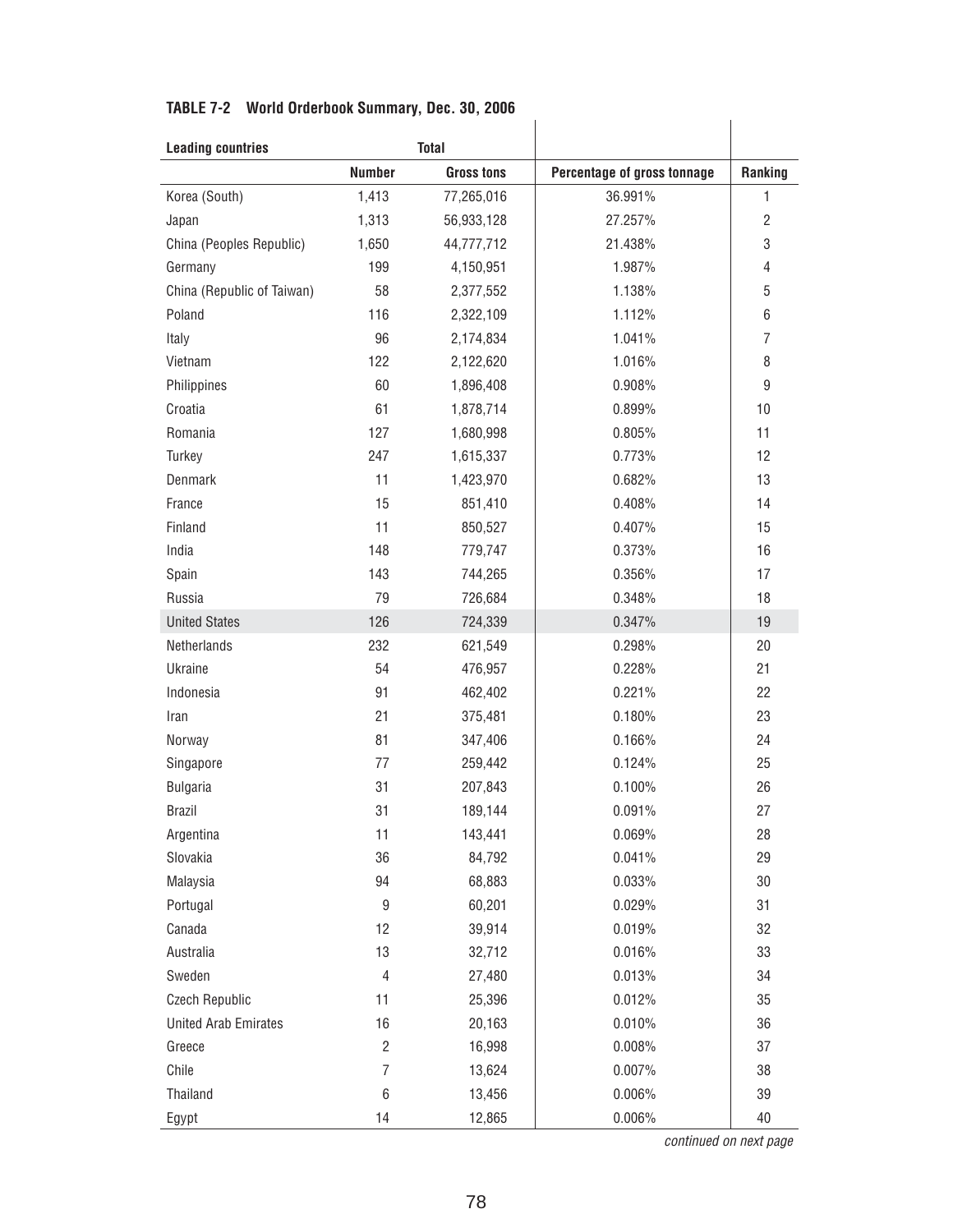**TABLE 7-2 World Orderbook Summary, Dec. 30, 2006**

| Leading countries | Total | | | |
|---|---|---|---|---|
| | Number | Gross tons | Percentage of gross tonnage | Ranking |
| Korea (South) | 1,413 | 77,265,016 | 36.991% | 1 |
| Japan | 1,313 | 56,933,128 | 27.257% | 2 |
| China (Peoples Republic) | 1,650 | 44,777,712 | 21.438% | 3 |
| Germany | 199 | 4,150,951 | 1.987% | 4 |
| China (Republic of Taiwan) | 58 | 2,377,552 | 1.138% | 5 |
| Poland | 116 | 2,322,109 | 1.112% | 6 |
| Italy | 96 | 2,174,834 | 1.041% | 7 |
| Vietnam | 122 | 2,122,620 | 1.016% | 8 |
| Philippines | 60 | 1,896,408 | 0.908% | 9 |
| Croatia | 61 | 1,878,714 | 0.899% | 10 |
| Romania | 127 | 1,680,998 | 0.805% | 11 |
| Turkey | 247 | 1,615,337 | 0.773% | 12 |
| Denmark | 11 | 1,423,970 | 0.682% | 13 |
| France | 15 | 851,410 | 0.408% | 14 |
| Finland | 11 | 850,527 | 0.407% | 15 |
| India | 148 | 779,747 | 0.373% | 16 |
| Spain | 143 | 744,265 | 0.356% | 17 |
| Russia | 79 | 726,684 | 0.348% | 18 |
| United States | 126 | 724,339 | 0.347% | 19 |
| Netherlands | 232 | 621,549 | 0.298% | 20 |
| Ukraine | 54 | 476,957 | 0.228% | 21 |
| Indonesia | 91 | 462,402 | 0.221% | 22 |
| Iran | 21 | 375,481 | 0.180% | 23 |
| Norway | 81 | 347,406 | 0.166% | 24 |
| Singapore | 77 | 259,442 | 0.124% | 25 |
| Bulgaria | 31 | 207,843 | 0.100% | 26 |
| Brazil | 31 | 189,144 | 0.091% | 27 |
| Argentina | 11 | 143,441 | 0.069% | 28 |
| Slovakia | 36 | 84,792 | 0.041% | 29 |
| Malaysia | 94 | 68,883 | 0.033% | 30 |
| Portugal | 9 | 60,201 | 0.029% | 31 |
| Canada | 12 | 39,914 | 0.019% | 32 |
| Australia | 13 | 32,712 | 0.016% | 33 |
| Sweden | 4 | 27,480 | 0.013% | 34 |
| Czech Republic | 11 | 25,396 | 0.012% | 35 |
| United Arab Emirates | 16 | 20,163 | 0.010% | 36 |
| Greece | 2 | 16,998 | 0.008% | 37 |
| Chile | 7 | 13,624 | 0.007% | 38 |
| Thailand | 6 | 13,456 | 0.006% | 39 |
| Egypt | 14 | 12,865 | 0.006% | 40 |

*continued on next page*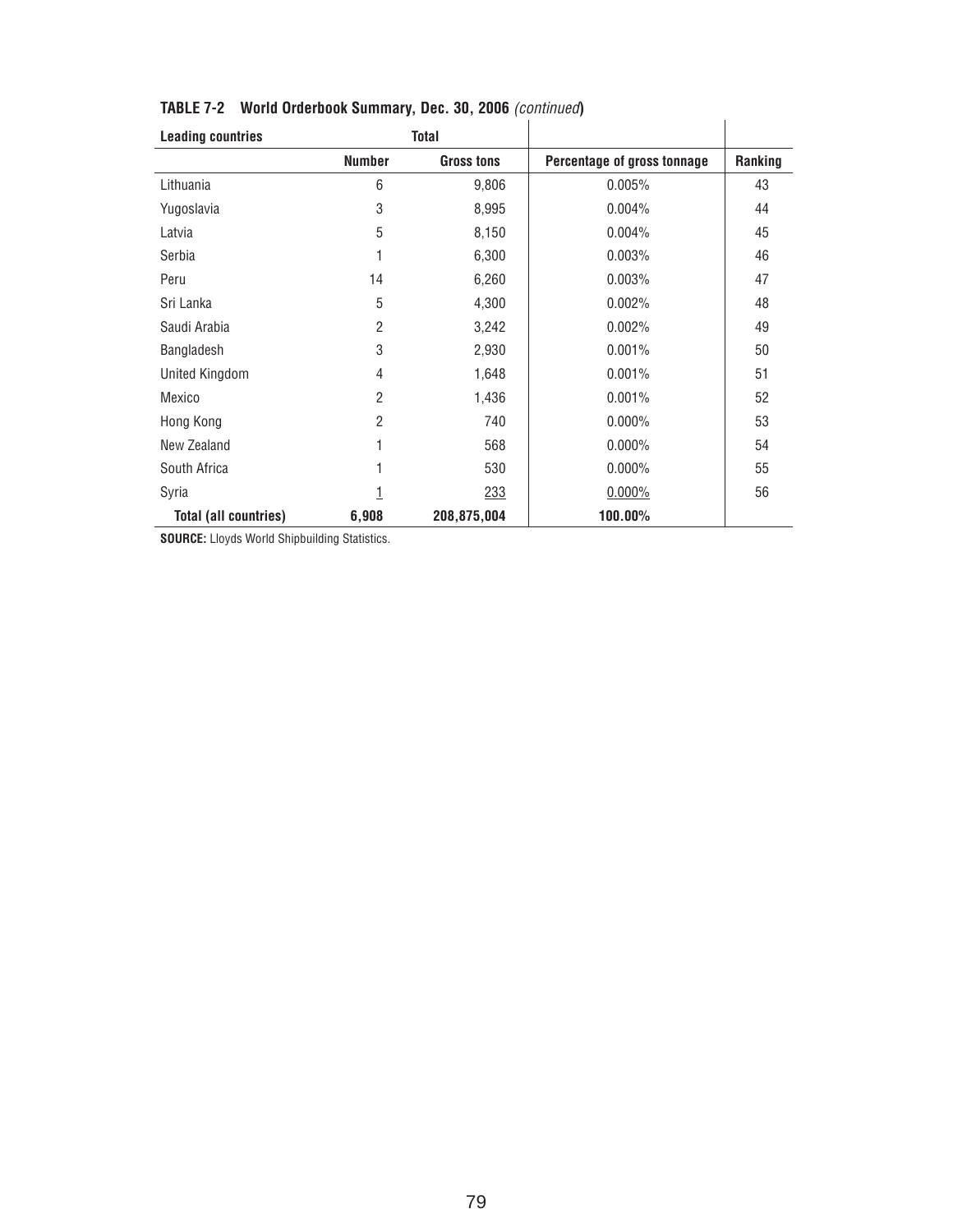**TABLE 7-2 World Orderbook Summary, Dec. 30, 2006** *(continued)*

| Leading countries | Total | | | |
|---|---|---|---|---|
| | Number | Gross tons | Percentage of gross tonnage | Ranking |
| Lithuania | 6 | 9,806 | 0.005% | 43 |
| Yugoslavia | 3 | 8,995 | 0.004% | 44 |
| Latvia | 5 | 8,150 | 0.004% | 45 |
| Serbia | 1 | 6,300 | 0.003% | 46 |
| Peru | 14 | 6,260 | 0.003% | 47 |
| Sri Lanka | 5 | 4,300 | 0.002% | 48 |
| Saudi Arabia | 2 | 3,242 | 0.002% | 49 |
| Bangladesh | 3 | 2,930 | 0.001% | 50 |
| United Kingdom | 4 | 1,648 | 0.001% | 51 |
| Mexico | 2 | 1,436 | 0.001% | 52 |
| Hong Kong | 2 | 740 | 0.000% | 53 |
| New Zealand | 1 | 568 | 0.000% | 54 |
| South Africa | 1 | 530 | 0.000% | 55 |
| Syria | 1 | 233 | 0.000% | 56 |
| **Total (all countries)** | **6,908** | **208,875,004** | **100.00%** | |

**SOURCE:** Lloyds World Shipbuilding Statistics.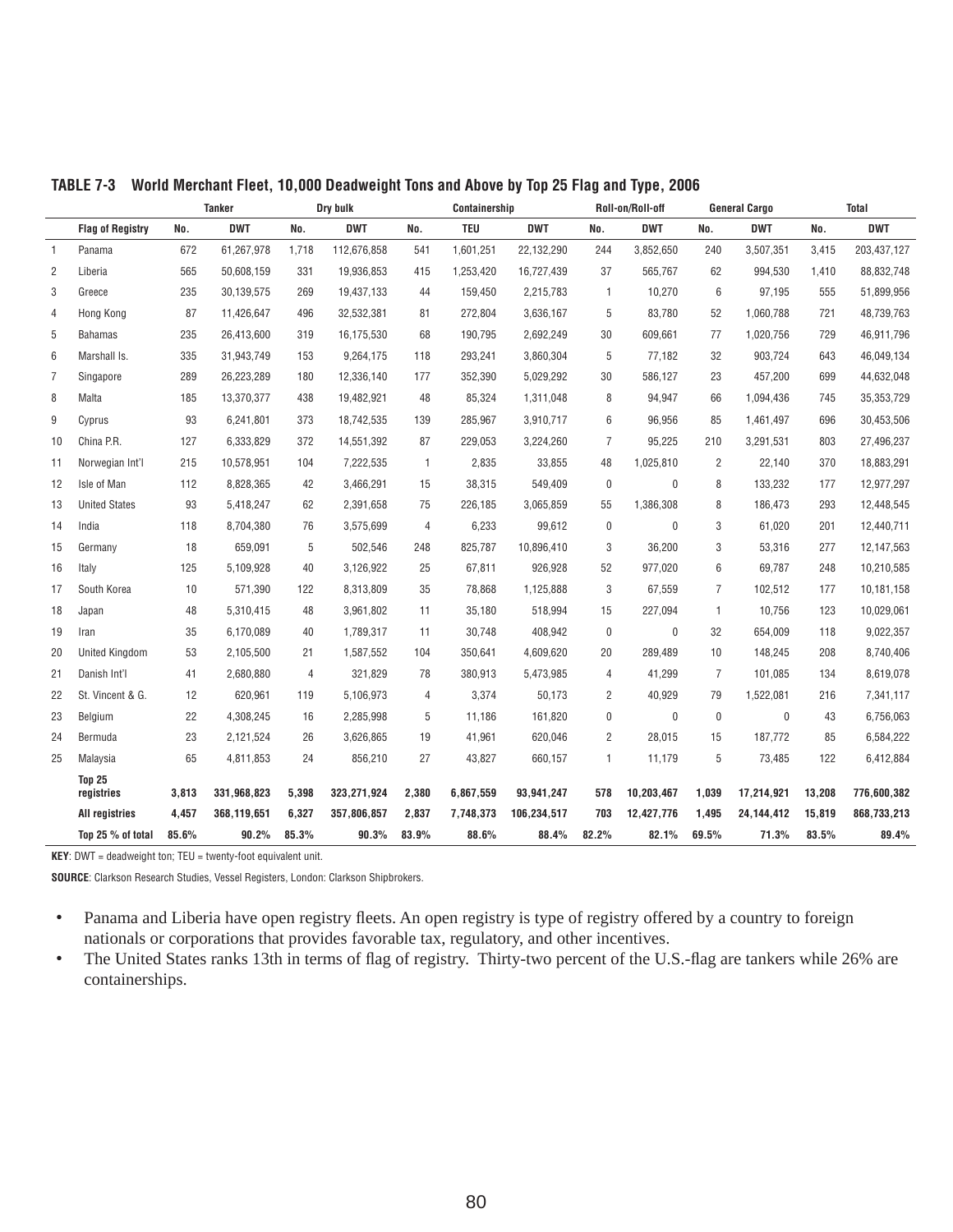**TABLE 7-3 World Merchant Fleet, 10,000 Deadweight Tons and Above by Top 25 Flag and Type, 2006**

| | | Tanker | | Dry bulk | | Containership | | | Roll-on/Roll-off | | General Cargo | | Total | |
|---|---|---|---|---|---|---|---|---|---|---|---|---|---|---|
| | **Flag of Registry** | **No.** | **DWT** | **No.** | **DWT** | **No.** | **TEU** | **DWT** | **No.** | **DWT** | **No.** | **DWT** | **No.** | **DWT** |
| 1 | Panama | 672 | 61,267,978 | 1,718 | 112,676,858 | 541 | 1,601,251 | 22,132,290 | 244 | 3,852,650 | 240 | 3,507,351 | 3,415 | 203,437,127 |
| 2 | Liberia | 565 | 50,608,159 | 331 | 19,936,853 | 415 | 1,253,420 | 16,727,439 | 37 | 565,767 | 62 | 994,530 | 1,410 | 88,832,748 |
| 3 | Greece | 235 | 30,139,575 | 269 | 19,437,133 | 44 | 159,450 | 2,215,783 | 1 | 10,270 | 6 | 97,195 | 555 | 51,899,956 |
| 4 | Hong Kong | 87 | 11,426,647 | 496 | 32,532,381 | 81 | 272,804 | 3,636,167 | 5 | 83,780 | 52 | 1,060,788 | 721 | 48,739,763 |
| 5 | Bahamas | 235 | 26,413,600 | 319 | 16,175,530 | 68 | 190,795 | 2,692,249 | 30 | 609,661 | 77 | 1,020,756 | 729 | 46,911,796 |
| 6 | Marshall Is. | 335 | 31,943,749 | 153 | 9,264,175 | 118 | 293,241 | 3,860,304 | 5 | 77,182 | 32 | 903,724 | 643 | 46,049,134 |
| 7 | Singapore | 289 | 26,223,289 | 180 | 12,336,140 | 177 | 352,390 | 5,029,292 | 30 | 586,127 | 23 | 457,200 | 699 | 44,632,048 |
| 8 | Malta | 185 | 13,370,377 | 438 | 19,482,921 | 48 | 85,324 | 1,311,048 | 8 | 94,947 | 66 | 1,094,436 | 745 | 35,353,729 |
| 9 | Cyprus | 93 | 6,241,801 | 373 | 18,742,535 | 139 | 285,967 | 3,910,717 | 6 | 96,956 | 85 | 1,461,497 | 696 | 30,453,506 |
| 10 | China P.R. | 127 | 6,333,829 | 372 | 14,551,392 | 87 | 229,053 | 3,224,260 | 7 | 95,225 | 210 | 3,291,531 | 803 | 27,496,237 |
| 11 | Norwegian Int'l | 215 | 10,578,951 | 104 | 7,222,535 | 1 | 2,835 | 33,855 | 48 | 1,025,810 | 2 | 22,140 | 370 | 18,883,291 |
| 12 | Isle of Man | 112 | 8,828,365 | 42 | 3,466,291 | 15 | 38,315 | 549,409 | 0 | 0 | 8 | 133,232 | 177 | 12,977,297 |
| 13 | United States | 93 | 5,418,247 | 62 | 2,391,658 | 75 | 226,185 | 3,065,859 | 55 | 1,386,308 | 8 | 186,473 | 293 | 12,448,545 |
| 14 | India | 118 | 8,704,380 | 76 | 3,575,699 | 4 | 6,233 | 99,612 | 0 | 0 | 3 | 61,020 | 201 | 12,440,711 |
| 15 | Germany | 18 | 659,091 | 5 | 502,546 | 248 | 825,787 | 10,896,410 | 3 | 36,200 | 3 | 53,316 | 277 | 12,147,563 |
| 16 | Italy | 125 | 5,109,928 | 40 | 3,126,922 | 25 | 67,811 | 926,928 | 52 | 977,020 | 6 | 69,787 | 248 | 10,210,585 |
| 17 | South Korea | 10 | 571,390 | 122 | 8,313,809 | 35 | 78,868 | 1,125,888 | 3 | 67,559 | 7 | 102,512 | 177 | 10,181,158 |
| 18 | Japan | 48 | 5,310,415 | 48 | 3,961,802 | 11 | 35,180 | 518,994 | 15 | 227,094 | 1 | 10,756 | 123 | 10,029,061 |
| 19 | Iran | 35 | 6,170,089 | 40 | 1,789,317 | 11 | 30,748 | 408,942 | 0 | 0 | 32 | 654,009 | 118 | 9,022,357 |
| 20 | United Kingdom | 53 | 2,105,500 | 21 | 1,587,552 | 104 | 350,641 | 4,609,620 | 20 | 289,489 | 10 | 148,245 | 208 | 8,740,406 |
| 21 | Danish Int'l | 41 | 2,680,880 | 4 | 321,829 | 78 | 380,913 | 5,473,985 | 4 | 41,299 | 7 | 101,085 | 134 | 8,619,078 |
| 22 | St. Vincent & G. | 12 | 620,961 | 119 | 5,106,973 | 4 | 3,374 | 50,173 | 2 | 40,929 | 79 | 1,522,081 | 216 | 7,341,117 |
| 23 | Belgium | 22 | 4,308,245 | 16 | 2,285,998 | 5 | 11,186 | 161,820 | 0 | 0 | 0 | 0 | 43 | 6,756,063 |
| 24 | Bermuda | 23 | 2,121,524 | 26 | 3,626,865 | 19 | 41,961 | 620,046 | 2 | 28,015 | 15 | 187,772 | 85 | 6,584,222 |
| 25 | Malaysia | 65 | 4,811,853 | 24 | 856,210 | 27 | 43,827 | 660,157 | 1 | 11,179 | 5 | 73,485 | 122 | 6,412,884 |
| | **Top 25 registries** | **3,813** | **331,968,823** | **5,398** | **323,271,924** | **2,380** | **6,867,559** | **93,941,247** | **578** | **10,203,467** | **1,039** | **17,214,921** | **13,208** | **776,600,382** |
| | **All registries** | **4,457** | **368,119,651** | **6,327** | **357,806,857** | **2,837** | **7,748,373** | **106,234,517** | **703** | **12,427,776** | **1,495** | **24,144,412** | **15,819** | **868,733,213** |
| | **Top 25 % of total** | **85.6%** | **90.2%** | **85.3%** | **90.3%** | **83.9%** | **88.6%** | **88.4%** | **82.2%** | **82.1%** | **69.5%** | **71.3%** | **83.5%** | **89.4%** |

**KEY**: DWT = deadweight ton; TEU = twenty-foot equivalent unit.

**SOURCE**: Clarkson Research Studies, Vessel Registers, London: Clarkson Shipbrokers.

- Panama and Liberia have open registry fleets. An open registry is type of registry offered by a country to foreign nationals or corporations that provides favorable tax, regulatory, and other incentives.
- The United States ranks 13th in terms of flag of registry. Thirty-two percent of the U.S.-flag are tankers while 26% are containerships.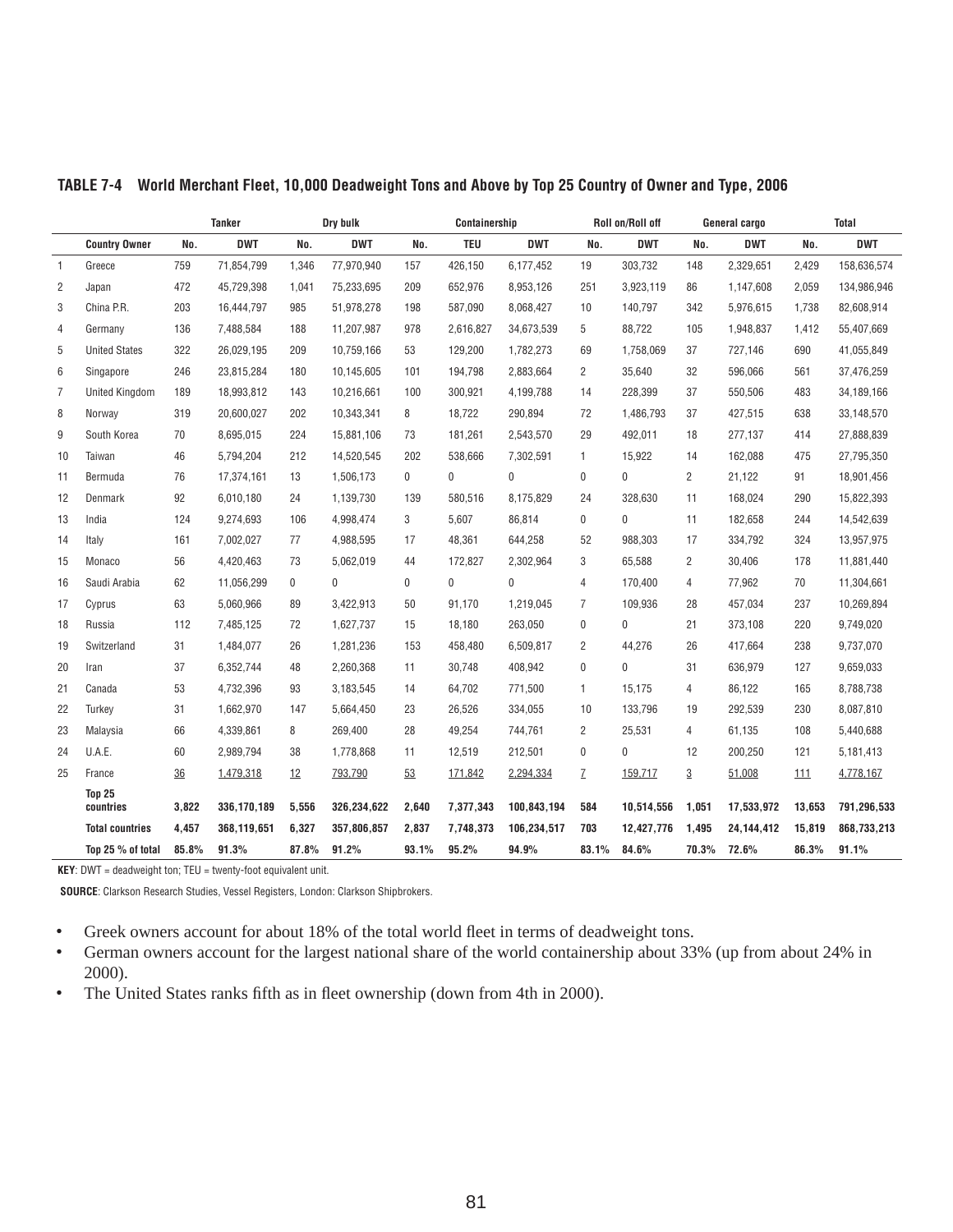**TABLE 7-4 World Merchant Fleet, 10,000 Deadweight Tons and Above by Top 25 Country of Owner and Type, 2006**

| | | Tanker | | Dry bulk | | Containership | | | Roll on/Roll off | | General cargo | | Total | |
|---|---|---|---|---|---|---|---|---|---|---|---|---|---|---|
| | **Country Owner** | **No.** | **DWT** | **No.** | **DWT** | **No.** | **TEU** | **DWT** | **No.** | **DWT** | **No.** | **DWT** | **No.** | **DWT** |
| 1 | Greece | 759 | 71,854,799 | 1,346 | 77,970,940 | 157 | 426,150 | 6,177,452 | 19 | 303,732 | 148 | 2,329,651 | 2,429 | 158,636,574 |
| 2 | Japan | 472 | 45,729,398 | 1,041 | 75,233,695 | 209 | 652,976 | 8,953,126 | 251 | 3,923,119 | 86 | 1,147,608 | 2,059 | 134,986,946 |
| 3 | China P.R. | 203 | 16,444,797 | 985 | 51,978,278 | 198 | 587,090 | 8,068,427 | 10 | 140,797 | 342 | 5,976,615 | 1,738 | 82,608,914 |
| 4 | Germany | 136 | 7,488,584 | 188 | 11,207,987 | 978 | 2,616,827 | 34,673,539 | 5 | 88,722 | 105 | 1,948,837 | 1,412 | 55,407,669 |
| 5 | United States | 322 | 26,029,195 | 209 | 10,759,166 | 53 | 129,200 | 1,782,273 | 69 | 1,758,069 | 37 | 727,146 | 690 | 41,055,849 |
| 6 | Singapore | 246 | 23,815,284 | 180 | 10,145,605 | 101 | 194,798 | 2,883,664 | 2 | 35,640 | 32 | 596,066 | 561 | 37,476,259 |
| 7 | United Kingdom | 189 | 18,993,812 | 143 | 10,216,661 | 100 | 300,921 | 4,199,788 | 14 | 228,399 | 37 | 550,506 | 483 | 34,189,166 |
| 8 | Norway | 319 | 20,600,027 | 202 | 10,343,341 | 8 | 18,722 | 290,894 | 72 | 1,486,793 | 37 | 427,515 | 638 | 33,148,570 |
| 9 | South Korea | 70 | 8,695,015 | 224 | 15,881,106 | 73 | 181,261 | 2,543,570 | 29 | 492,011 | 18 | 277,137 | 414 | 27,888,839 |
| 10 | Taiwan | 46 | 5,794,204 | 212 | 14,520,545 | 202 | 538,666 | 7,302,591 | 1 | 15,922 | 14 | 162,088 | 475 | 27,795,350 |
| 11 | Bermuda | 76 | 17,374,161 | 13 | 1,506,173 | 0 | 0 | 0 | 0 | 0 | 2 | 21,122 | 91 | 18,901,456 |
| 12 | Denmark | 92 | 6,010,180 | 24 | 1,139,730 | 139 | 580,516 | 8,175,829 | 24 | 328,630 | 11 | 168,024 | 290 | 15,822,393 |
| 13 | India | 124 | 9,274,693 | 106 | 4,998,474 | 3 | 5,607 | 86,814 | 0 | 0 | 11 | 182,658 | 244 | 14,542,639 |
| 14 | Italy | 161 | 7,002,027 | 77 | 4,988,595 | 17 | 48,361 | 644,258 | 52 | 988,303 | 17 | 334,792 | 324 | 13,957,975 |
| 15 | Monaco | 56 | 4,420,463 | 73 | 5,062,019 | 44 | 172,827 | 2,302,964 | 3 | 65,588 | 2 | 30,406 | 178 | 11,881,440 |
| 16 | Saudi Arabia | 62 | 11,056,299 | 0 | 0 | 0 | 0 | 0 | 4 | 170,400 | 4 | 77,962 | 70 | 11,304,661 |
| 17 | Cyprus | 63 | 5,060,966 | 89 | 3,422,913 | 50 | 91,170 | 1,219,045 | 7 | 109,936 | 28 | 457,034 | 237 | 10,269,894 |
| 18 | Russia | 112 | 7,485,125 | 72 | 1,627,737 | 15 | 18,180 | 263,050 | 0 | 0 | 21 | 373,108 | 220 | 9,749,020 |
| 19 | Switzerland | 31 | 1,484,077 | 26 | 1,281,236 | 153 | 458,480 | 6,509,817 | 2 | 44,276 | 26 | 417,664 | 238 | 9,737,070 |
| 20 | Iran | 37 | 6,352,744 | 48 | 2,260,368 | 11 | 30,748 | 408,942 | 0 | 0 | 31 | 636,979 | 127 | 9,659,033 |
| 21 | Canada | 53 | 4,732,396 | 93 | 3,183,545 | 14 | 64,702 | 771,500 | 1 | 15,175 | 4 | 86,122 | 165 | 8,788,738 |
| 22 | Turkey | 31 | 1,662,970 | 147 | 5,664,450 | 23 | 26,526 | 334,055 | 10 | 133,796 | 19 | 292,539 | 230 | 8,087,810 |
| 23 | Malaysia | 66 | 4,339,861 | 8 | 269,400 | 28 | 49,254 | 744,761 | 2 | 25,531 | 4 | 61,135 | 108 | 5,440,688 |
| 24 | U.A.E. | 60 | 2,989,794 | 38 | 1,778,868 | 11 | 12,519 | 212,501 | 0 | 0 | 12 | 200,250 | 121 | 5,181,413 |
| 25 | France | 36 | 1,479,318 | 12 | 793,790 | 53 | 171,842 | 2,294,334 | 7 | 159,717 | 3 | 51,008 | 111 | 4,778,167 |
| | **Top 25 countries** | **3,822** | **336,170,189** | **5,556** | **326,234,622** | **2,640** | **7,377,343** | **100,843,194** | **584** | **10,514,556** | **1,051** | **17,533,972** | **13,653** | **791,296,533** |
| | **Total countries** | **4,457** | **368,119,651** | **6,327** | **357,806,857** | **2,837** | **7,748,373** | **106,234,517** | **703** | **12,427,776** | **1,495** | **24,144,412** | **15,819** | **868,733,213** |
| | **Top 25 % of total** | **85.8%** | **91.3%** | **87.8%** | **91.2%** | **93.1%** | **95.2%** | **94.9%** | **83.1%** | **84.6%** | **70.3%** | **72.6%** | **86.3%** | **91.1%** |

**KEY**: DWT = deadweight ton; TEU = twenty-foot equivalent unit.

**SOURCE**: Clarkson Research Studies, Vessel Registers, London: Clarkson Shipbrokers.

- Greek owners account for about 18% of the total world fleet in terms of deadweight tons.
- German owners account for the largest national share of the world containership about 33% (up from about 24% in 2000).
- The United States ranks fifth as in fleet ownership (down from 4th in 2000).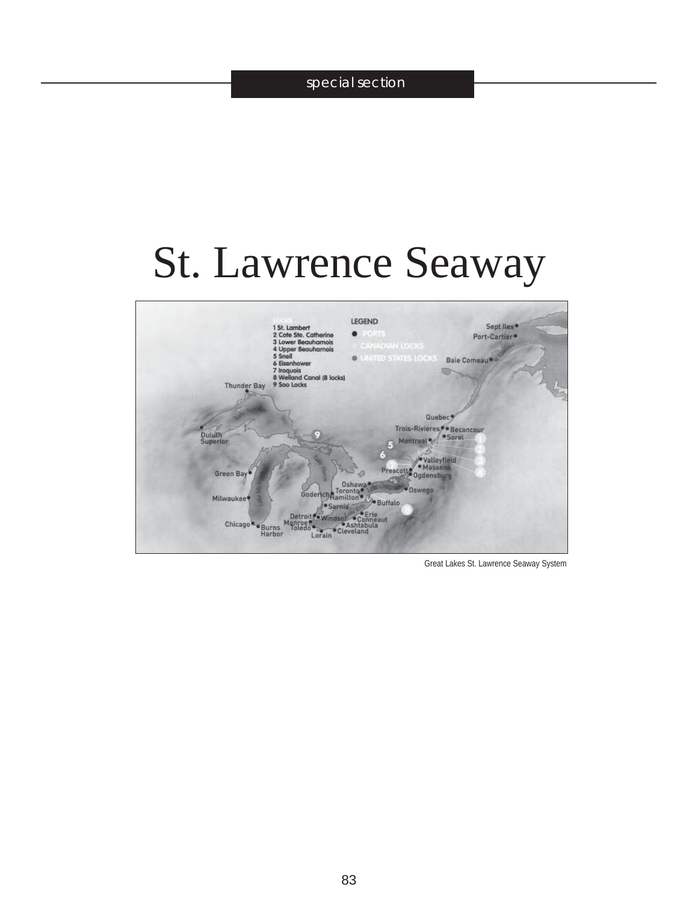special section

# St. Lawrence Seaway

LOCKS
1 St. Lambert
2 Cote Ste. Catherine
3 Lower Beauharnois
4 Upper Beauharnois
5 Snell
6 Eisenhower
7 Iroquois
8 Welland Canal (8 locks)
9 Soo Locks

LEGEND
PORTS
CANADIAN LOCKS
UNITED STATES LOCKS

Sept Iles
Port-Cartier
Baie Comeau
Quebec
Trois-Rivieres
Becancour
Sorel
Montreal
Valleyfield
Massena
Prescott
Ogdensburg
Oswego
Oshawa
Toronto
Hamilton
Buffalo
Goderich
Sarnia
Detroit
Windsor
Erie
Conneaut
Ashtabula
Cleveland
Lorain
Toledo
Monroe
Burns Harbor
Chicago
Milwaukee
Green Bay
Duluth
Superior
Thunder Bay

Great Lakes St. Lawrence Seaway System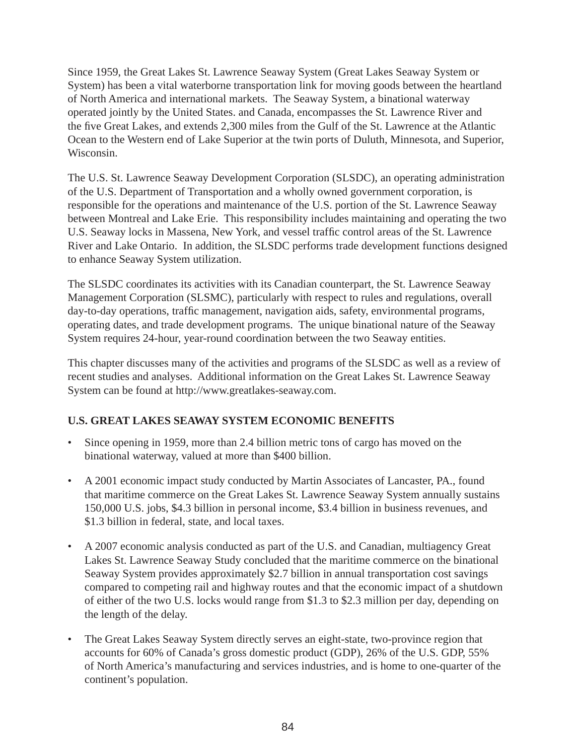Since 1959, the Great Lakes St. Lawrence Seaway System (Great Lakes Seaway System or System) has been a vital waterborne transportation link for moving goods between the heartland of North America and international markets. The Seaway System, a binational waterway operated jointly by the United States. and Canada, encompasses the St. Lawrence River and the five Great Lakes, and extends 2,300 miles from the Gulf of the St. Lawrence at the Atlantic Ocean to the Western end of Lake Superior at the twin ports of Duluth, Minnesota, and Superior, Wisconsin.

The U.S. St. Lawrence Seaway Development Corporation (SLSDC), an operating administration of the U.S. Department of Transportation and a wholly owned government corporation, is responsible for the operations and maintenance of the U.S. portion of the St. Lawrence Seaway between Montreal and Lake Erie. This responsibility includes maintaining and operating the two U.S. Seaway locks in Massena, New York, and vessel traffic control areas of the St. Lawrence River and Lake Ontario. In addition, the SLSDC performs trade development functions designed to enhance Seaway System utilization.

The SLSDC coordinates its activities with its Canadian counterpart, the St. Lawrence Seaway Management Corporation (SLSMC), particularly with respect to rules and regulations, overall day-to-day operations, traffic management, navigation aids, safety, environmental programs, operating dates, and trade development programs. The unique binational nature of the Seaway System requires 24-hour, year-round coordination between the two Seaway entities.

This chapter discusses many of the activities and programs of the SLSDC as well as a review of recent studies and analyses. Additional information on the Great Lakes St. Lawrence Seaway System can be found at http://www.greatlakes-seaway.com.

**U.S. GREAT LAKES SEAWAY SYSTEM ECONOMIC BENEFITS**

- Since opening in 1959, more than 2.4 billion metric tons of cargo has moved on the binational waterway, valued at more than $400 billion.
- A 2001 economic impact study conducted by Martin Associates of Lancaster, PA., found that maritime commerce on the Great Lakes St. Lawrence Seaway System annually sustains 150,000 U.S. jobs, $4.3 billion in personal income, $3.4 billion in business revenues, and $1.3 billion in federal, state, and local taxes.
- A 2007 economic analysis conducted as part of the U.S. and Canadian, multiagency Great Lakes St. Lawrence Seaway Study concluded that the maritime commerce on the binational Seaway System provides approximately $2.7 billion in annual transportation cost savings compared to competing rail and highway routes and that the economic impact of a shutdown of either of the two U.S. locks would range from $1.3 to $2.3 million per day, depending on the length of the delay.
- The Great Lakes Seaway System directly serves an eight-state, two-province region that accounts for 60% of Canada's gross domestic product (GDP), 26% of the U.S. GDP, 55% of North America's manufacturing and services industries, and is home to one-quarter of the continent's population.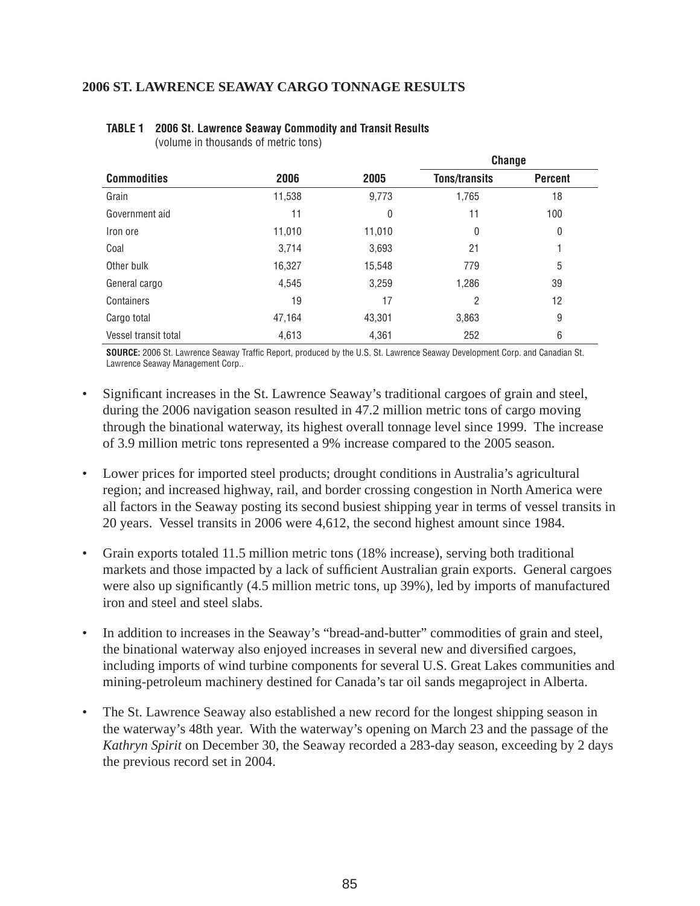## 2006 ST. LAWRENCE SEAWAY CARGO TONNAGE RESULTS

**TABLE 1 2006 St. Lawrence Seaway Commodity and Transit Results**
(volume in thousands of metric tons)

| | | | Change | |
|---|---|---|---|---|
| **Commodities** | **2006** | **2005** | **Tons/transits** | **Percent** |
| Grain | 11,538 | 9,773 | 1,765 | 18 |
| Government aid | 11 | 0 | 11 | 100 |
| Iron ore | 11,010 | 11,010 | 0 | 0 |
| Coal | 3,714 | 3,693 | 21 | 1 |
| Other bulk | 16,327 | 15,548 | 779 | 5 |
| General cargo | 4,545 | 3,259 | 1,286 | 39 |
| Containers | 19 | 17 | 2 | 12 |
| Cargo total | 47,164 | 43,301 | 3,863 | 9 |
| Vessel transit total | 4,613 | 4,361 | 252 | 6 |

**SOURCE:** 2006 St. Lawrence Seaway Traffic Report, produced by the U.S. St. Lawrence Seaway Development Corp. and Canadian St. Lawrence Seaway Management Corp..

- Significant increases in the St. Lawrence Seaway's traditional cargoes of grain and steel, during the 2006 navigation season resulted in 47.2 million metric tons of cargo moving through the binational waterway, its highest overall tonnage level since 1999. The increase of 3.9 million metric tons represented a 9% increase compared to the 2005 season.

- Lower prices for imported steel products; drought conditions in Australia's agricultural region; and increased highway, rail, and border crossing congestion in North America were all factors in the Seaway posting its second busiest shipping year in terms of vessel transits in 20 years. Vessel transits in 2006 were 4,612, the second highest amount since 1984.

- Grain exports totaled 11.5 million metric tons (18% increase), serving both traditional markets and those impacted by a lack of sufficient Australian grain exports. General cargoes were also up significantly (4.5 million metric tons, up 39%), led by imports of manufactured iron and steel and steel slabs.

- In addition to increases in the Seaway's "bread-and-butter" commodities of grain and steel, the binational waterway also enjoyed increases in several new and diversified cargoes, including imports of wind turbine components for several U.S. Great Lakes communities and mining-petroleum machinery destined for Canada's tar oil sands megaproject in Alberta.

- The St. Lawrence Seaway also established a new record for the longest shipping season in the waterway's 48th year. With the waterway's opening on March 23 and the passage of the *Kathryn Spirit* on December 30, the Seaway recorded a 283-day season, exceeding by 2 days the previous record set in 2004.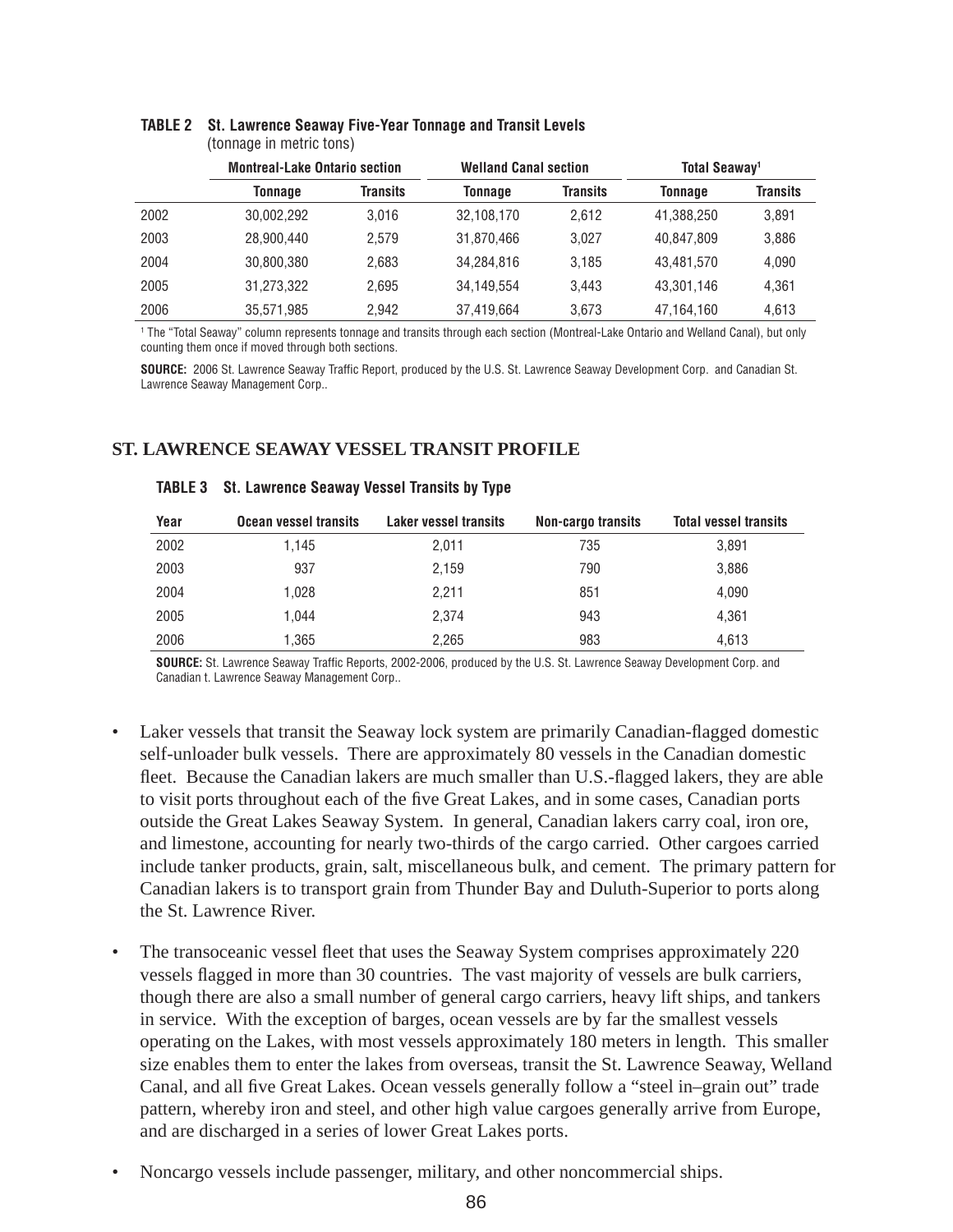**TABLE 2 St. Lawrence Seaway Five-Year Tonnage and Transit Levels**
(tonnage in metric tons)

| | Montreal-Lake Ontario section | | Welland Canal section | | Total Seaway[1] | |
|---|---|---|---|---|---|---|
| | Tonnage | Transits | Tonnage | Transits | Tonnage | Transits |
| 2002 | 30,002,292 | 3,016 | 32,108,170 | 2,612 | 41,388,250 | 3,891 |
| 2003 | 28,900,440 | 2,579 | 31,870,466 | 3,027 | 40,847,809 | 3,886 |
| 2004 | 30,800,380 | 2,683 | 34,284,816 | 3,185 | 43,481,570 | 4,090 |
| 2005 | 31,273,322 | 2,695 | 34,149,554 | 3,443 | 43,301,146 | 4,361 |
| 2006 | 35,571,985 | 2,942 | 37,419,664 | 3,673 | 47,164,160 | 4,613 |

[1] The "Total Seaway" column represents tonnage and transits through each section (Montreal-Lake Ontario and Welland Canal), but only counting them once if moved through both sections.

**SOURCE:** 2006 St. Lawrence Seaway Traffic Report, produced by the U.S. St. Lawrence Seaway Development Corp. and Canadian St. Lawrence Seaway Management Corp..

## ST. LAWRENCE SEAWAY VESSEL TRANSIT PROFILE

**TABLE 3 St. Lawrence Seaway Vessel Transits by Type**

| Year | Ocean vessel transits | Laker vessel transits | Non-cargo transits | Total vessel transits |
|---|---|---|---|---|
| 2002 | 1,145 | 2,011 | 735 | 3,891 |
| 2003 | 937 | 2,159 | 790 | 3,886 |
| 2004 | 1,028 | 2,211 | 851 | 4,090 |
| 2005 | 1,044 | 2,374 | 943 | 4,361 |
| 2006 | 1,365 | 2,265 | 983 | 4,613 |

**SOURCE:** St. Lawrence Seaway Traffic Reports, 2002-2006, produced by the U.S. St. Lawrence Seaway Development Corp. and Canadian t. Lawrence Seaway Management Corp..

- Laker vessels that transit the Seaway lock system are primarily Canadian-flagged domestic self-unloader bulk vessels. There are approximately 80 vessels in the Canadian domestic fleet. Because the Canadian lakers are much smaller than U.S.-flagged lakers, they are able to visit ports throughout each of the five Great Lakes, and in some cases, Canadian ports outside the Great Lakes Seaway System. In general, Canadian lakers carry coal, iron ore, and limestone, accounting for nearly two-thirds of the cargo carried. Other cargoes carried include tanker products, grain, salt, miscellaneous bulk, and cement. The primary pattern for Canadian lakers is to transport grain from Thunder Bay and Duluth-Superior to ports along the St. Lawrence River.

- The transoceanic vessel fleet that uses the Seaway System comprises approximately 220 vessels flagged in more than 30 countries. The vast majority of vessels are bulk carriers, though there are also a small number of general cargo carriers, heavy lift ships, and tankers in service. With the exception of barges, ocean vessels are by far the smallest vessels operating on the Lakes, with most vessels approximately 180 meters in length. This smaller size enables them to enter the lakes from overseas, transit the St. Lawrence Seaway, Welland Canal, and all five Great Lakes. Ocean vessels generally follow a "steel in–grain out" trade pattern, whereby iron and steel, and other high value cargoes generally arrive from Europe, and are discharged in a series of lower Great Lakes ports.

- Noncargo vessels include passenger, military, and other noncommercial ships.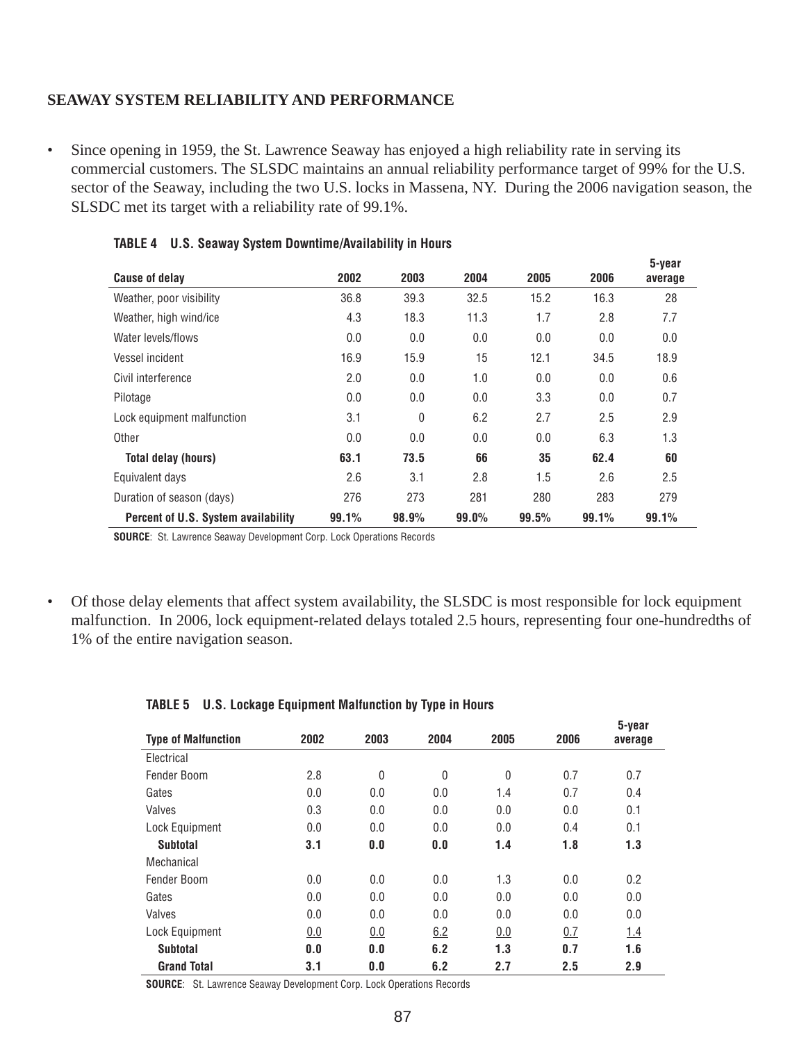## SEAWAY SYSTEM RELIABILITY AND PERFORMANCE

- Since opening in 1959, the St. Lawrence Seaway has enjoyed a high reliability rate in serving its commercial customers. The SLSDC maintains an annual reliability performance target of 99% for the U.S. sector of the Seaway, including the two U.S. locks in Massena, NY. During the 2006 navigation season, the SLSDC met its target with a reliability rate of 99.1%.

**TABLE 4 U.S. Seaway System Downtime/Availability in Hours**

| Cause of delay | 2002 | 2003 | 2004 | 2005 | 2006 | 5-year average |
|---|---|---|---|---|---|---|
| Weather, poor visibility | 36.8 | 39.3 | 32.5 | 15.2 | 16.3 | 28 |
| Weather, high wind/ice | 4.3 | 18.3 | 11.3 | 1.7 | 2.8 | 7.7 |
| Water levels/flows | 0.0 | 0.0 | 0.0 | 0.0 | 0.0 | 0.0 |
| Vessel incident | 16.9 | 15.9 | 15 | 12.1 | 34.5 | 18.9 |
| Civil interference | 2.0 | 0.0 | 1.0 | 0.0 | 0.0 | 0.6 |
| Pilotage | 0.0 | 0.0 | 0.0 | 3.3 | 0.0 | 0.7 |
| Lock equipment malfunction | 3.1 | 0 | 6.2 | 2.7 | 2.5 | 2.9 |
| Other | 0.0 | 0.0 | 0.0 | 0.0 | 6.3 | 1.3 |
| **Total delay (hours)** | **63.1** | **73.5** | **66** | **35** | **62.4** | **60** |
| Equivalent days | 2.6 | 3.1 | 2.8 | 1.5 | 2.6 | 2.5 |
| Duration of season (days) | 276 | 273 | 281 | 280 | 283 | 279 |
| **Percent of U.S. System availability** | **99.1%** | **98.9%** | **99.0%** | **99.5%** | **99.1%** | **99.1%** |

**SOURCE**: St. Lawrence Seaway Development Corp. Lock Operations Records

- Of those delay elements that affect system availability, the SLSDC is most responsible for lock equipment malfunction. In 2006, lock equipment-related delays totaled 2.5 hours, representing four one-hundredths of 1% of the entire navigation season.

**TABLE 5 U.S. Lockage Equipment Malfunction by Type in Hours**

| Type of Malfunction | 2002 | 2003 | 2004 | 2005 | 2006 | 5-year average |
|---|---|---|---|---|---|---|
| Electrical | | | | | | |
| Fender Boom | 2.8 | 0 | 0 | 0 | 0.7 | 0.7 |
| Gates | 0.0 | 0.0 | 0.0 | 1.4 | 0.7 | 0.4 |
| Valves | 0.3 | 0.0 | 0.0 | 0.0 | 0.0 | 0.1 |
| Lock Equipment | 0.0 | 0.0 | 0.0 | 0.0 | 0.4 | 0.1 |
| **Subtotal** | **3.1** | **0.0** | **0.0** | **1.4** | **1.8** | **1.3** |
| Mechanical | | | | | | |
| Fender Boom | 0.0 | 0.0 | 0.0 | 1.3 | 0.0 | 0.2 |
| Gates | 0.0 | 0.0 | 0.0 | 0.0 | 0.0 | 0.0 |
| Valves | 0.0 | 0.0 | 0.0 | 0.0 | 0.0 | 0.0 |
| Lock Equipment | 0.0 | 0.0 | 6.2 | 0.0 | 0.7 | 1.4 |
| **Subtotal** | **0.0** | **0.0** | **6.2** | **1.3** | **0.7** | **1.6** |
| **Grand Total** | **3.1** | **0.0** | **6.2** | **2.7** | **2.5** | **2.9** |

**SOURCE**: St. Lawrence Seaway Development Corp. Lock Operations Records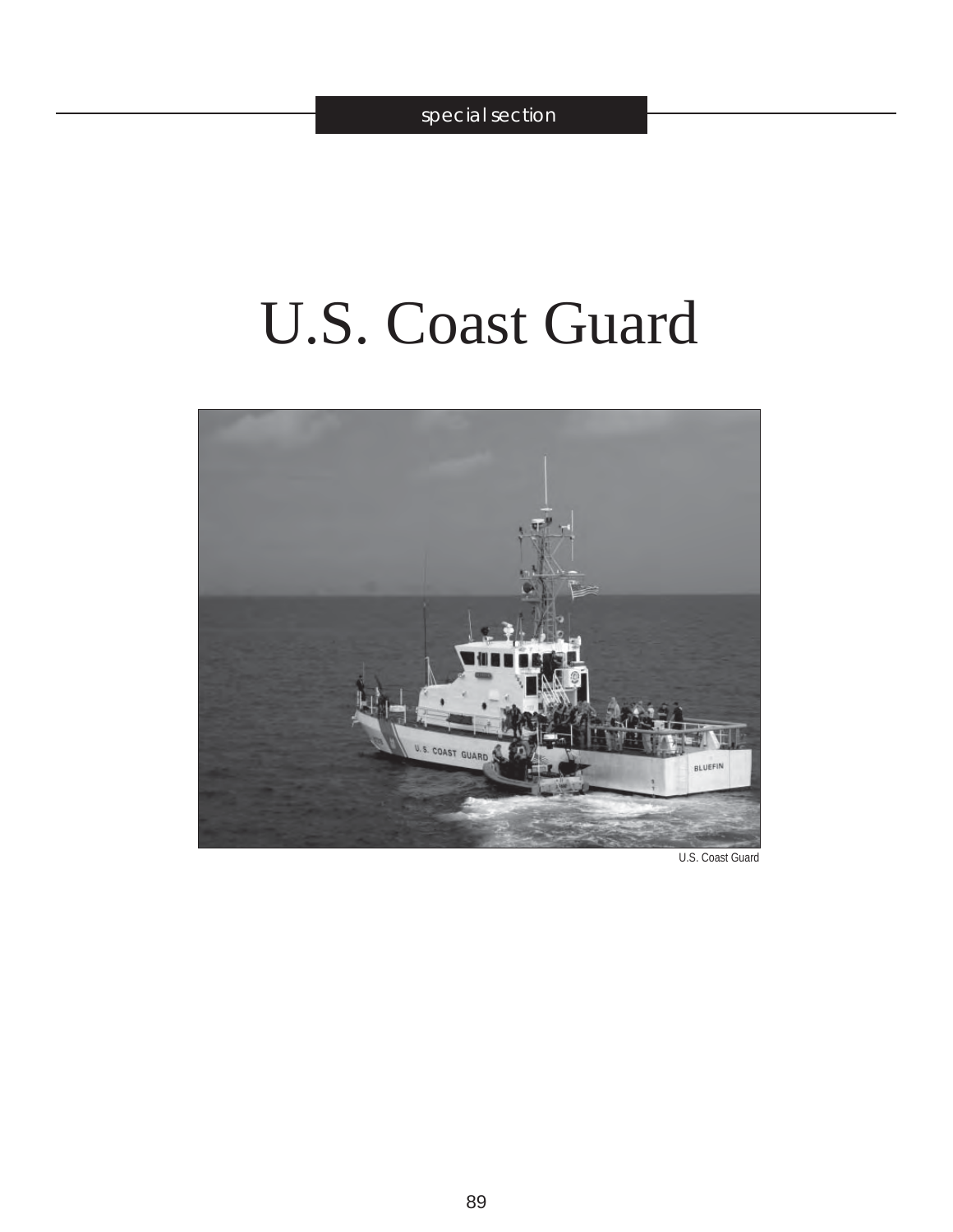special section

# U.S. Coast Guard

U.S. Coast Guard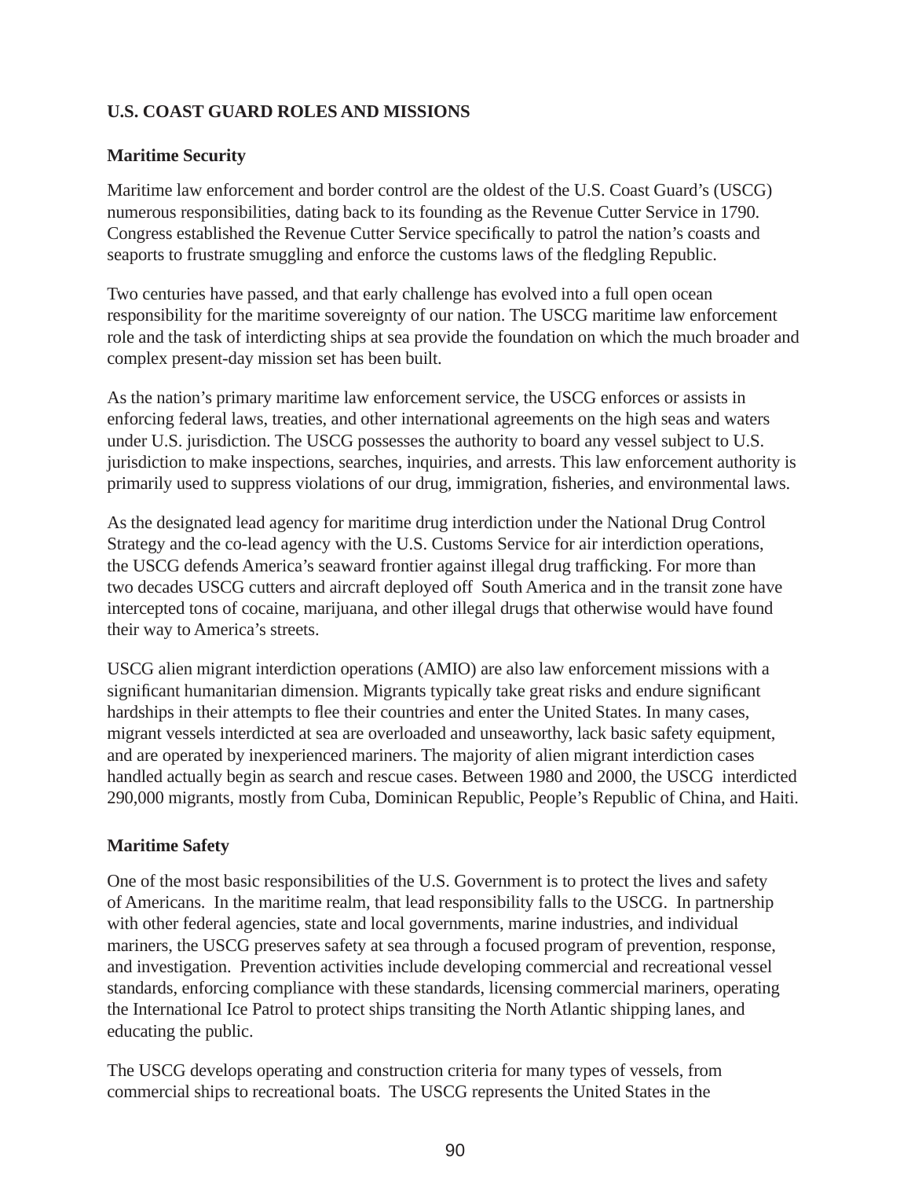## U.S. COAST GUARD ROLES AND MISSIONS

### Maritime Security

Maritime law enforcement and border control are the oldest of the U.S. Coast Guard's (USCG) numerous responsibilities, dating back to its founding as the Revenue Cutter Service in 1790. Congress established the Revenue Cutter Service specifically to patrol the nation's coasts and seaports to frustrate smuggling and enforce the customs laws of the fledgling Republic.

Two centuries have passed, and that early challenge has evolved into a full open ocean responsibility for the maritime sovereignty of our nation. The USCG maritime law enforcement role and the task of interdicting ships at sea provide the foundation on which the much broader and complex present-day mission set has been built.

As the nation's primary maritime law enforcement service, the USCG enforces or assists in enforcing federal laws, treaties, and other international agreements on the high seas and waters under U.S. jurisdiction. The USCG possesses the authority to board any vessel subject to U.S. jurisdiction to make inspections, searches, inquiries, and arrests. This law enforcement authority is primarily used to suppress violations of our drug, immigration, fisheries, and environmental laws.

As the designated lead agency for maritime drug interdiction under the National Drug Control Strategy and the co-lead agency with the U.S. Customs Service for air interdiction operations, the USCG defends America's seaward frontier against illegal drug trafficking. For more than two decades USCG cutters and aircraft deployed off South America and in the transit zone have intercepted tons of cocaine, marijuana, and other illegal drugs that otherwise would have found their way to America's streets.

USCG alien migrant interdiction operations (AMIO) are also law enforcement missions with a significant humanitarian dimension. Migrants typically take great risks and endure significant hardships in their attempts to flee their countries and enter the United States. In many cases, migrant vessels interdicted at sea are overloaded and unseaworthy, lack basic safety equipment, and are operated by inexperienced mariners. The majority of alien migrant interdiction cases handled actually begin as search and rescue cases. Between 1980 and 2000, the USCG interdicted 290,000 migrants, mostly from Cuba, Dominican Republic, People's Republic of China, and Haiti.

### Maritime Safety

One of the most basic responsibilities of the U.S. Government is to protect the lives and safety of Americans. In the maritime realm, that lead responsibility falls to the USCG. In partnership with other federal agencies, state and local governments, marine industries, and individual mariners, the USCG preserves safety at sea through a focused program of prevention, response, and investigation. Prevention activities include developing commercial and recreational vessel standards, enforcing compliance with these standards, licensing commercial mariners, operating the International Ice Patrol to protect ships transiting the North Atlantic shipping lanes, and educating the public.

The USCG develops operating and construction criteria for many types of vessels, from commercial ships to recreational boats. The USCG represents the United States in the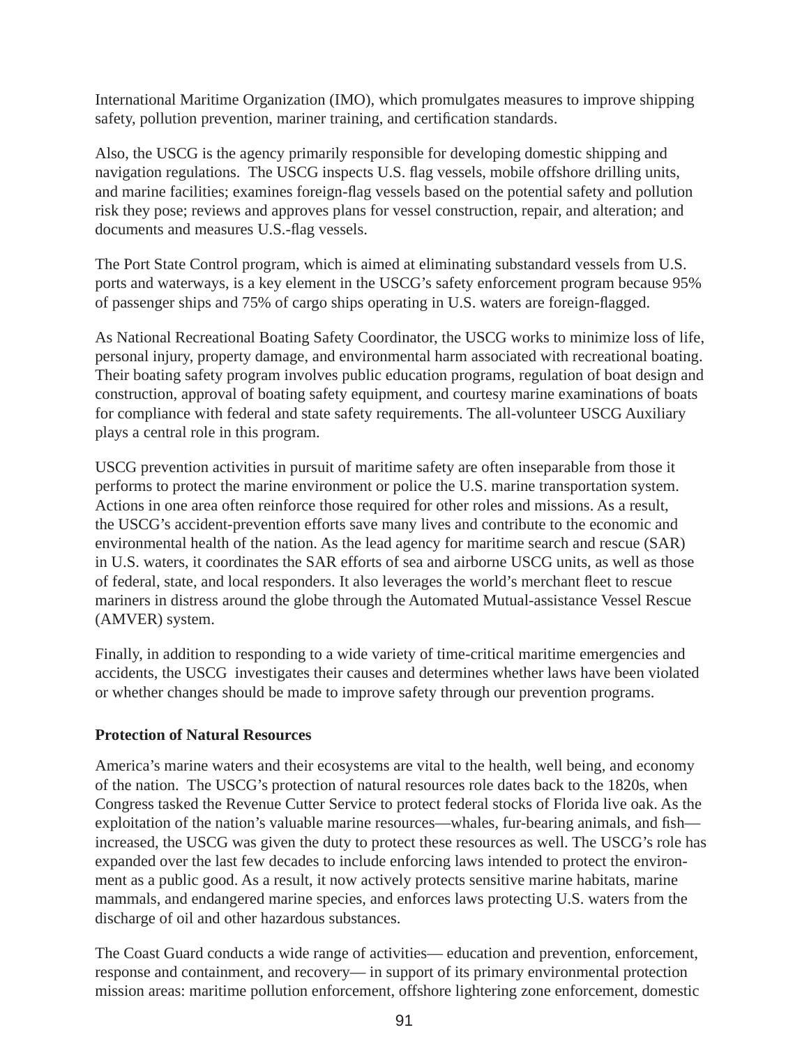International Maritime Organization (IMO), which promulgates measures to improve shipping safety, pollution prevention, mariner training, and certification standards.

Also, the USCG is the agency primarily responsible for developing domestic shipping and navigation regulations. The USCG inspects U.S. flag vessels, mobile offshore drilling units, and marine facilities; examines foreign-flag vessels based on the potential safety and pollution risk they pose; reviews and approves plans for vessel construction, repair, and alteration; and documents and measures U.S.-flag vessels.

The Port State Control program, which is aimed at eliminating substandard vessels from U.S. ports and waterways, is a key element in the USCG's safety enforcement program because 95% of passenger ships and 75% of cargo ships operating in U.S. waters are foreign-flagged.

As National Recreational Boating Safety Coordinator, the USCG works to minimize loss of life, personal injury, property damage, and environmental harm associated with recreational boating. Their boating safety program involves public education programs, regulation of boat design and construction, approval of boating safety equipment, and courtesy marine examinations of boats for compliance with federal and state safety requirements. The all-volunteer USCG Auxiliary plays a central role in this program.

USCG prevention activities in pursuit of maritime safety are often inseparable from those it performs to protect the marine environment or police the U.S. marine transportation system. Actions in one area often reinforce those required for other roles and missions. As a result, the USCG's accident-prevention efforts save many lives and contribute to the economic and environmental health of the nation. As the lead agency for maritime search and rescue (SAR) in U.S. waters, it coordinates the SAR efforts of sea and airborne USCG units, as well as those of federal, state, and local responders. It also leverages the world's merchant fleet to rescue mariners in distress around the globe through the Automated Mutual-assistance Vessel Rescue (AMVER) system.

Finally, in addition to responding to a wide variety of time-critical maritime emergencies and accidents, the USCG investigates their causes and determines whether laws have been violated or whether changes should be made to improve safety through our prevention programs.

**Protection of Natural Resources**

America's marine waters and their ecosystems are vital to the health, well being, and economy of the nation. The USCG's protection of natural resources role dates back to the 1820s, when Congress tasked the Revenue Cutter Service to protect federal stocks of Florida live oak. As the exploitation of the nation's valuable marine resources—whales, fur-bearing animals, and fish—increased, the USCG was given the duty to protect these resources as well. The USCG's role has expanded over the last few decades to include enforcing laws intended to protect the environment as a public good. As a result, it now actively protects sensitive marine habitats, marine mammals, and endangered marine species, and enforces laws protecting U.S. waters from the discharge of oil and other hazardous substances.

The Coast Guard conducts a wide range of activities— education and prevention, enforcement, response and containment, and recovery— in support of its primary environmental protection mission areas: maritime pollution enforcement, offshore lightering zone enforcement, domestic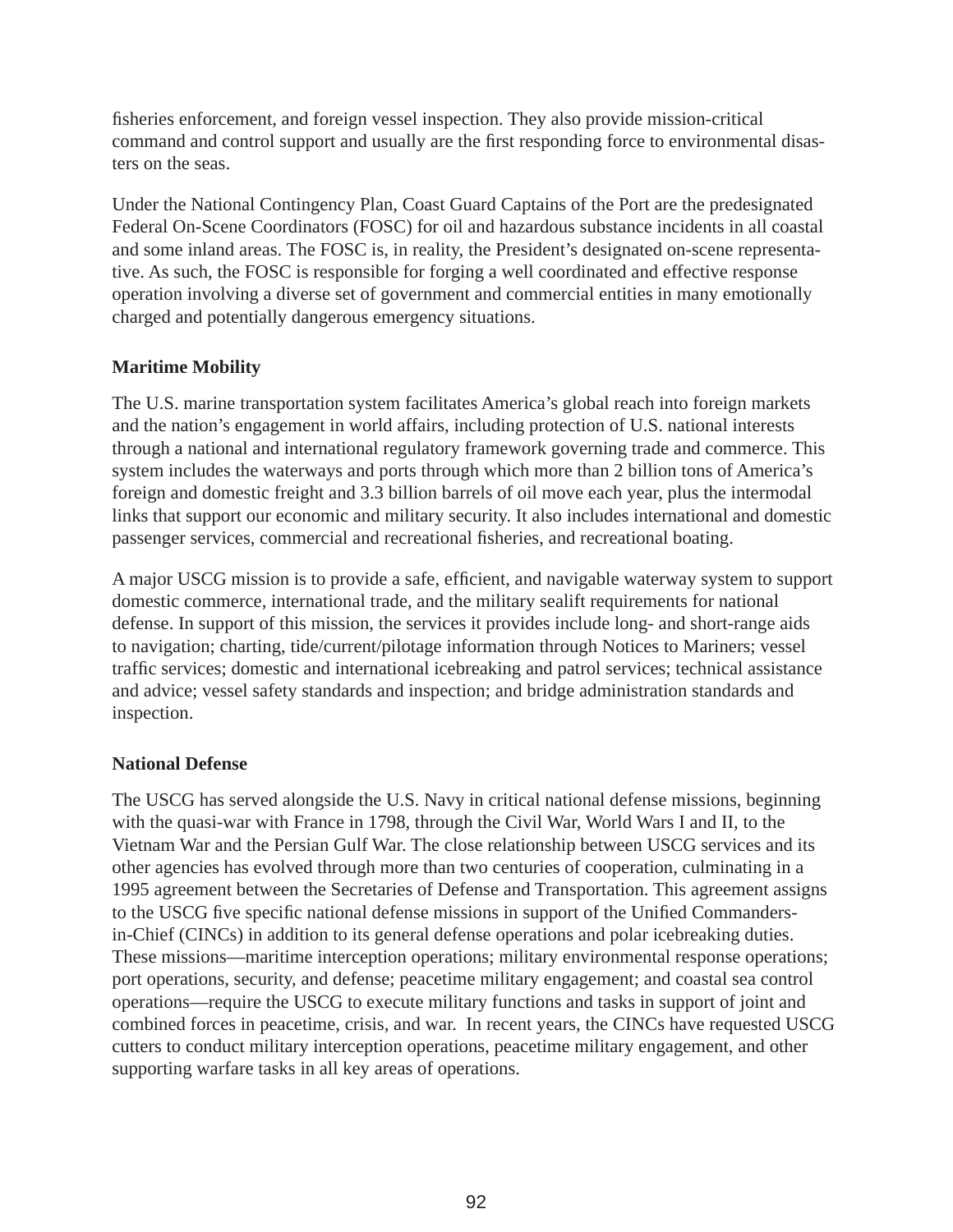fisheries enforcement, and foreign vessel inspection. They also provide mission-critical command and control support and usually are the first responding force to environmental disasters on the seas.

Under the National Contingency Plan, Coast Guard Captains of the Port are the predesignated Federal On-Scene Coordinators (FOSC) for oil and hazardous substance incidents in all coastal and some inland areas. The FOSC is, in reality, the President's designated on-scene representative. As such, the FOSC is responsible for forging a well coordinated and effective response operation involving a diverse set of government and commercial entities in many emotionally charged and potentially dangerous emergency situations.

**Maritime Mobility**

The U.S. marine transportation system facilitates America's global reach into foreign markets and the nation's engagement in world affairs, including protection of U.S. national interests through a national and international regulatory framework governing trade and commerce. This system includes the waterways and ports through which more than 2 billion tons of America's foreign and domestic freight and 3.3 billion barrels of oil move each year, plus the intermodal links that support our economic and military security. It also includes international and domestic passenger services, commercial and recreational fisheries, and recreational boating.

A major USCG mission is to provide a safe, efficient, and navigable waterway system to support domestic commerce, international trade, and the military sealift requirements for national defense. In support of this mission, the services it provides include long- and short-range aids to navigation; charting, tide/current/pilotage information through Notices to Mariners; vessel traffic services; domestic and international icebreaking and patrol services; technical assistance and advice; vessel safety standards and inspection; and bridge administration standards and inspection.

**National Defense**

The USCG has served alongside the U.S. Navy in critical national defense missions, beginning with the quasi-war with France in 1798, through the Civil War, World Wars I and II, to the Vietnam War and the Persian Gulf War. The close relationship between USCG services and its other agencies has evolved through more than two centuries of cooperation, culminating in a 1995 agreement between the Secretaries of Defense and Transportation. This agreement assigns to the USCG five specific national defense missions in support of the Unified Commanders-in-Chief (CINCs) in addition to its general defense operations and polar icebreaking duties. These missions—maritime interception operations; military environmental response operations; port operations, security, and defense; peacetime military engagement; and coastal sea control operations—require the USCG to execute military functions and tasks in support of joint and combined forces in peacetime, crisis, and war. In recent years, the CINCs have requested USCG cutters to conduct military interception operations, peacetime military engagement, and other supporting warfare tasks in all key areas of operations.